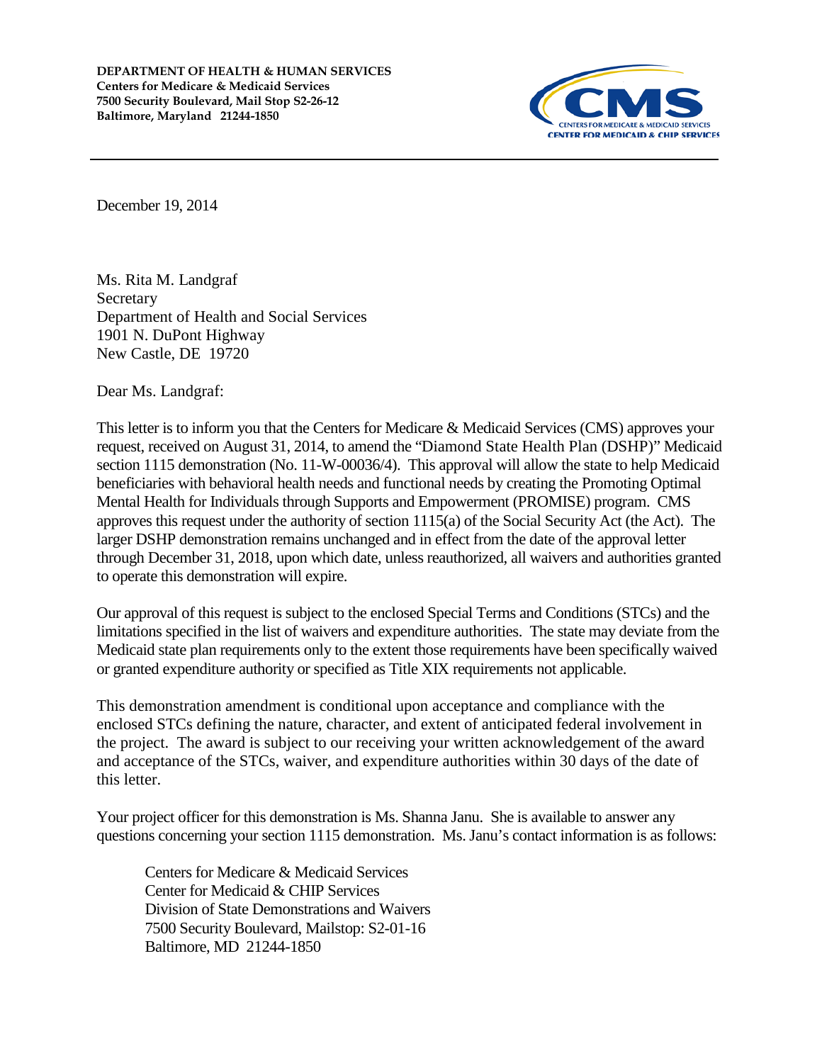**DEPARTMENT OF HEALTH & HUMAN SERVICES**
**Centers for Medicare & Medicaid Services**
**7500 Security Boulevard, Mail Stop S2-26-12**
**Baltimore, Maryland 21244-1850**

CMS
CENTERS FOR MEDICARE & MEDICAID SERVICES
CENTER FOR MEDICAID & CHIP SERVICES

---

December 19, 2014

Ms. Rita M. Landgraf
Secretary
Department of Health and Social Services
1901 N. DuPont Highway
New Castle, DE 19720

Dear Ms. Landgraf:

This letter is to inform you that the Centers for Medicare & Medicaid Services (CMS) approves your request, received on August 31, 2014, to amend the "Diamond State Health Plan (DSHP)" Medicaid section 1115 demonstration (No. 11-W-00036/4). This approval will allow the state to help Medicaid beneficiaries with behavioral health needs and functional needs by creating the Promoting Optimal Mental Health for Individuals through Supports and Empowerment (PROMISE) program. CMS approves this request under the authority of section 1115(a) of the Social Security Act (the Act). The larger DSHP demonstration remains unchanged and in effect from the date of the approval letter through December 31, 2018, upon which date, unless reauthorized, all waivers and authorities granted to operate this demonstration will expire.

Our approval of this request is subject to the enclosed Special Terms and Conditions (STCs) and the limitations specified in the list of waivers and expenditure authorities. The state may deviate from the Medicaid state plan requirements only to the extent those requirements have been specifically waived or granted expenditure authority or specified as Title XIX requirements not applicable.

This demonstration amendment is conditional upon acceptance and compliance with the enclosed STCs defining the nature, character, and extent of anticipated federal involvement in the project. The award is subject to our receiving your written acknowledgement of the award and acceptance of the STCs, waiver, and expenditure authorities within 30 days of the date of this letter.

Your project officer for this demonstration is Ms. Shanna Janu. She is available to answer any questions concerning your section 1115 demonstration. Ms. Janu's contact information is as follows:

Centers for Medicare & Medicaid Services
Center for Medicaid & CHIP Services
Division of State Demonstrations and Waivers
7500 Security Boulevard, Mailstop: S2-01-16
Baltimore, MD 21244-1850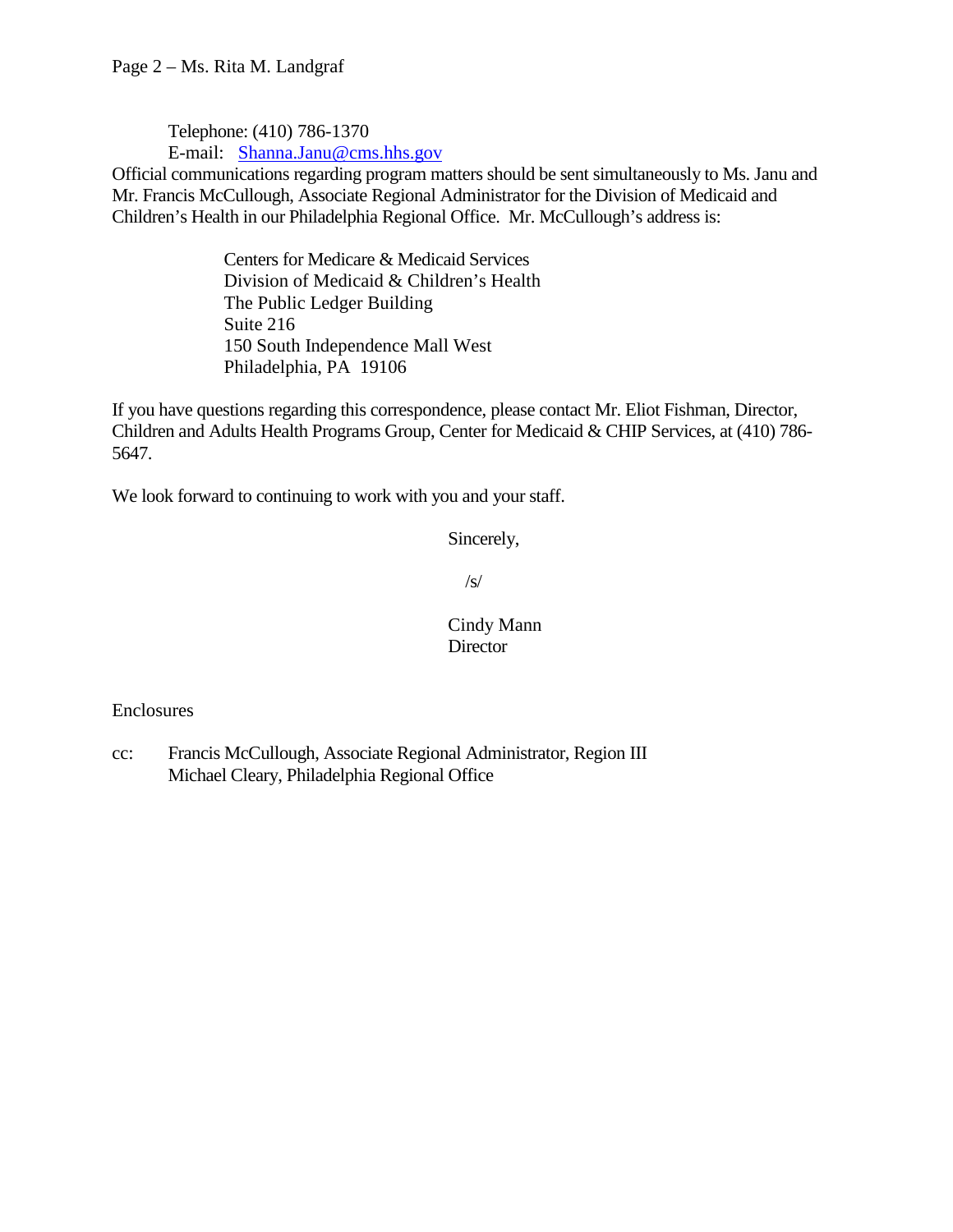Telephone: (410) 786-1370
E-mail: Shanna.Janu@cms.hhs.gov

Official communications regarding program matters should be sent simultaneously to Ms. Janu and Mr. Francis McCullough, Associate Regional Administrator for the Division of Medicaid and Children's Health in our Philadelphia Regional Office. Mr. McCullough's address is:

Centers for Medicare & Medicaid Services
Division of Medicaid & Children's Health
The Public Ledger Building
Suite 216
150 South Independence Mall West
Philadelphia, PA 19106

If you have questions regarding this correspondence, please contact Mr. Eliot Fishman, Director, Children and Adults Health Programs Group, Center for Medicaid & CHIP Services, at (410) 786-5647.

We look forward to continuing to work with you and your staff.

Sincerely,

/s/

Cindy Mann
Director

Enclosures

cc: Francis McCullough, Associate Regional Administrator, Region III
Michael Cleary, Philadelphia Regional Office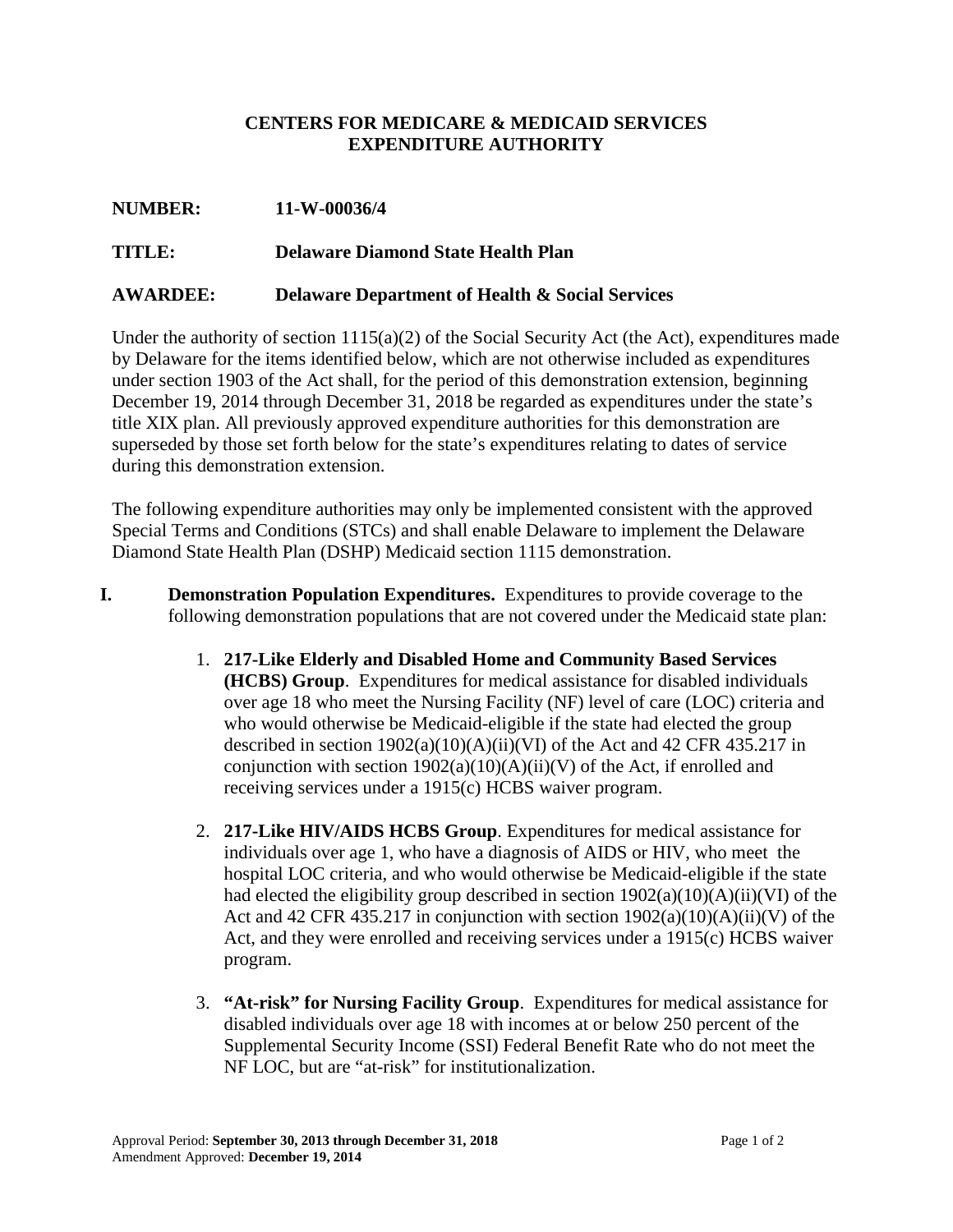**CENTERS FOR MEDICARE & MEDICAID SERVICES**
**EXPENDITURE AUTHORITY**

**NUMBER:** **11-W-00036/4**

**TITLE:** **Delaware Diamond State Health Plan**

**AWARDEE:** **Delaware Department of Health & Social Services**

Under the authority of section 1115(a)(2) of the Social Security Act (the Act), expenditures made by Delaware for the items identified below, which are not otherwise included as expenditures under section 1903 of the Act shall, for the period of this demonstration extension, beginning December 19, 2014 through December 31, 2018 be regarded as expenditures under the state's title XIX plan. All previously approved expenditure authorities for this demonstration are superseded by those set forth below for the state's expenditures relating to dates of service during this demonstration extension.

The following expenditure authorities may only be implemented consistent with the approved Special Terms and Conditions (STCs) and shall enable Delaware to implement the Delaware Diamond State Health Plan (DSHP) Medicaid section 1115 demonstration.

**I. Demonstration Population Expenditures.** Expenditures to provide coverage to the following demonstration populations that are not covered under the Medicaid state plan:

1. **217-Like Elderly and Disabled Home and Community Based Services (HCBS) Group**. Expenditures for medical assistance for disabled individuals over age 18 who meet the Nursing Facility (NF) level of care (LOC) criteria and who would otherwise be Medicaid-eligible if the state had elected the group described in section 1902(a)(10)(A)(ii)(VI) of the Act and 42 CFR 435.217 in conjunction with section 1902(a)(10)(A)(ii)(V) of the Act, if enrolled and receiving services under a 1915(c) HCBS waiver program.

2. **217-Like HIV/AIDS HCBS Group**. Expenditures for medical assistance for individuals over age 1, who have a diagnosis of AIDS or HIV, who meet the hospital LOC criteria, and who would otherwise be Medicaid-eligible if the state had elected the eligibility group described in section 1902(a)(10)(A)(ii)(VI) of the Act and 42 CFR 435.217 in conjunction with section 1902(a)(10)(A)(ii)(V) of the Act, and they were enrolled and receiving services under a 1915(c) HCBS waiver program.

3. **"At-risk" for Nursing Facility Group**. Expenditures for medical assistance for disabled individuals over age 18 with incomes at or below 250 percent of the Supplemental Security Income (SSI) Federal Benefit Rate who do not meet the NF LOC, but are "at-risk" for institutionalization.

Approval Period: **September 30, 2013 through December 31, 2018**
Amendment Approved: **December 19, 2014**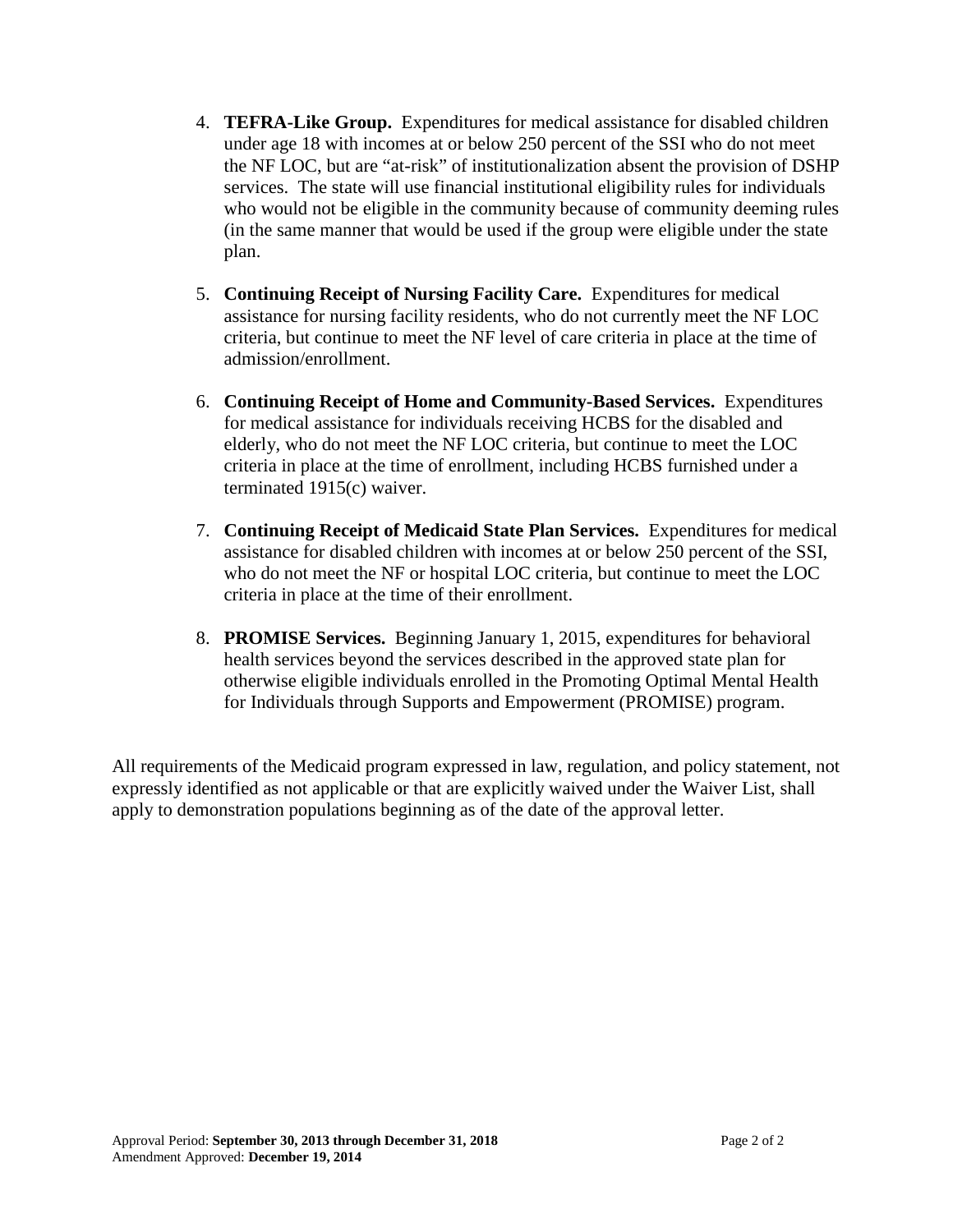4. **TEFRA-Like Group.** Expenditures for medical assistance for disabled children under age 18 with incomes at or below 250 percent of the SSI who do not meet the NF LOC, but are "at-risk" of institutionalization absent the provision of DSHP services. The state will use financial institutional eligibility rules for individuals who would not be eligible in the community because of community deeming rules (in the same manner that would be used if the group were eligible under the state plan.

5. **Continuing Receipt of Nursing Facility Care.** Expenditures for medical assistance for nursing facility residents, who do not currently meet the NF LOC criteria, but continue to meet the NF level of care criteria in place at the time of admission/enrollment.

6. **Continuing Receipt of Home and Community-Based Services.** Expenditures for medical assistance for individuals receiving HCBS for the disabled and elderly, who do not meet the NF LOC criteria, but continue to meet the LOC criteria in place at the time of enrollment, including HCBS furnished under a terminated 1915(c) waiver.

7. **Continuing Receipt of Medicaid State Plan Services.** Expenditures for medical assistance for disabled children with incomes at or below 250 percent of the SSI, who do not meet the NF or hospital LOC criteria, but continue to meet the LOC criteria in place at the time of their enrollment.

8. **PROMISE Services.** Beginning January 1, 2015, expenditures for behavioral health services beyond the services described in the approved state plan for otherwise eligible individuals enrolled in the Promoting Optimal Mental Health for Individuals through Supports and Empowerment (PROMISE) program.

All requirements of the Medicaid program expressed in law, regulation, and policy statement, not expressly identified as not applicable or that are explicitly waived under the Waiver List, shall apply to demonstration populations beginning as of the date of the approval letter.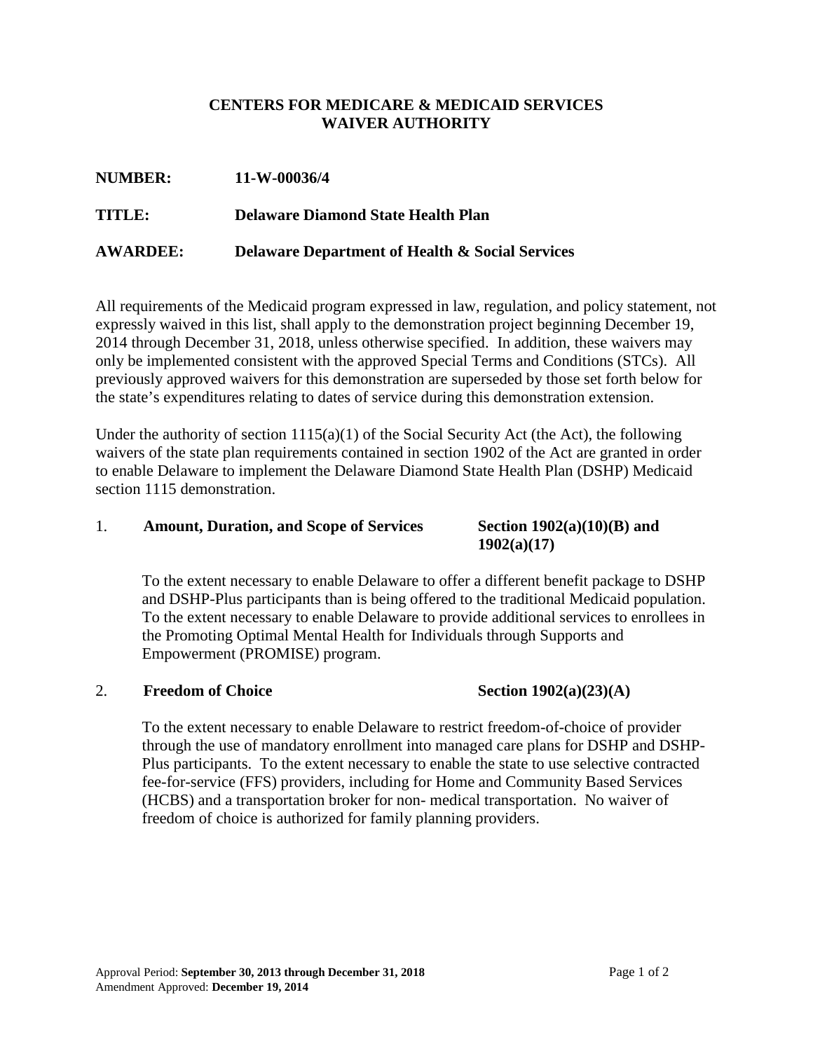**CENTERS FOR MEDICARE & MEDICAID SERVICES**
**WAIVER AUTHORITY**

**NUMBER:** **11-W-00036/4**

**TITLE:** **Delaware Diamond State Health Plan**

**AWARDEE:** **Delaware Department of Health & Social Services**

All requirements of the Medicaid program expressed in law, regulation, and policy statement, not expressly waived in this list, shall apply to the demonstration project beginning December 19, 2014 through December 31, 2018, unless otherwise specified. In addition, these waivers may only be implemented consistent with the approved Special Terms and Conditions (STCs). All previously approved waivers for this demonstration are superseded by those set forth below for the state's expenditures relating to dates of service during this demonstration extension.

Under the authority of section 1115(a)(1) of the Social Security Act (the Act), the following waivers of the state plan requirements contained in section 1902 of the Act are granted in order to enable Delaware to implement the Delaware Diamond State Health Plan (DSHP) Medicaid section 1115 demonstration.

1. **Amount, Duration, and Scope of Services** **Section 1902(a)(10)(B) and 1902(a)(17)**

   To the extent necessary to enable Delaware to offer a different benefit package to DSHP and DSHP-Plus participants than is being offered to the traditional Medicaid population. To the extent necessary to enable Delaware to provide additional services to enrollees in the Promoting Optimal Mental Health for Individuals through Supports and Empowerment (PROMISE) program.

2. **Freedom of Choice** **Section 1902(a)(23)(A)**

   To the extent necessary to enable Delaware to restrict freedom-of-choice of provider through the use of mandatory enrollment into managed care plans for DSHP and DSHP-Plus participants. To the extent necessary to enable the state to use selective contracted fee-for-service (FFS) providers, including for Home and Community Based Services (HCBS) and a transportation broker for non- medical transportation. No waiver of freedom of choice is authorized for family planning providers.

Approval Period: **September 30, 2013 through December 31, 2018**
Amendment Approved: **December 19, 2014**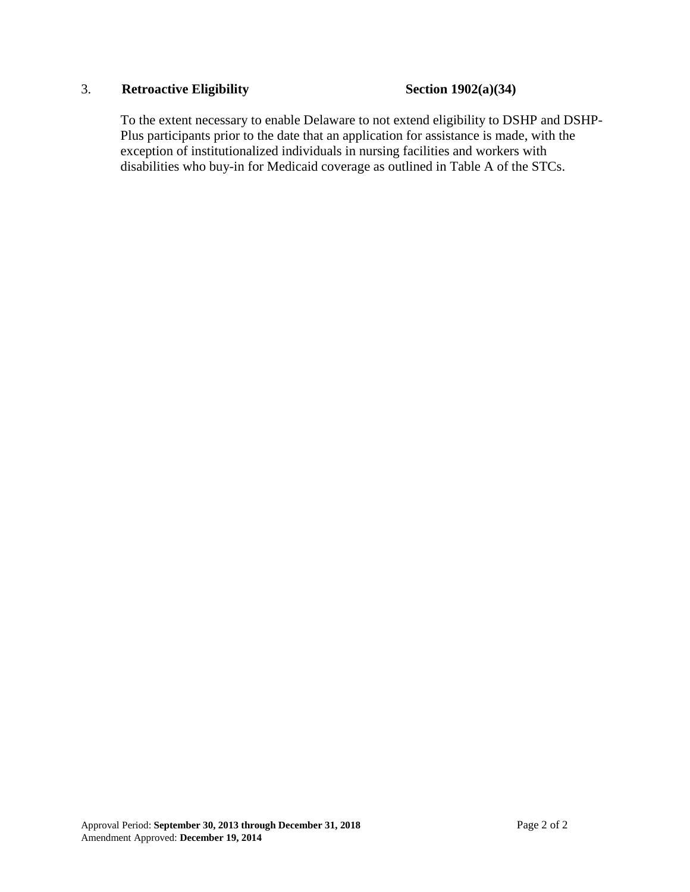3. **Retroactive Eligibility** **Section 1902(a)(34)**

To the extent necessary to enable Delaware to not extend eligibility to DSHP and DSHP-Plus participants prior to the date that an application for assistance is made, with the exception of institutionalized individuals in nursing facilities and workers with disabilities who buy-in for Medicaid coverage as outlined in Table A of the STCs.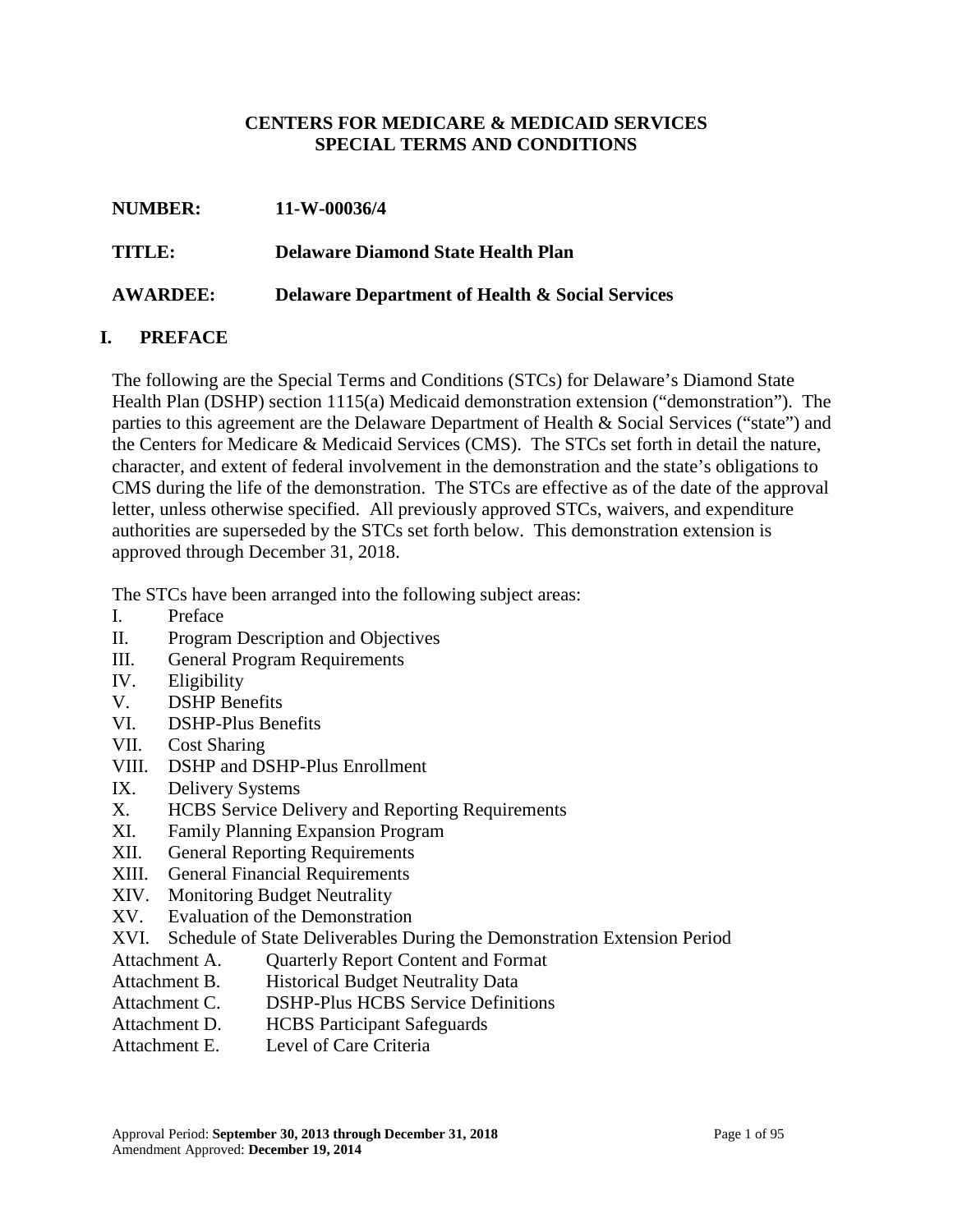**CENTERS FOR MEDICARE & MEDICAID SERVICES**
**SPECIAL TERMS AND CONDITIONS**

**NUMBER:** **11-W-00036/4**

**TITLE:** **Delaware Diamond State Health Plan**

**AWARDEE:** **Delaware Department of Health & Social Services**

## I. PREFACE

The following are the Special Terms and Conditions (STCs) for Delaware's Diamond State Health Plan (DSHP) section 1115(a) Medicaid demonstration extension ("demonstration"). The parties to this agreement are the Delaware Department of Health & Social Services ("state") and the Centers for Medicare & Medicaid Services (CMS). The STCs set forth in detail the nature, character, and extent of federal involvement in the demonstration and the state's obligations to CMS during the life of the demonstration. The STCs are effective as of the date of the approval letter, unless otherwise specified. All previously approved STCs, waivers, and expenditure authorities are superseded by the STCs set forth below. This demonstration extension is approved through December 31, 2018.

The STCs have been arranged into the following subject areas:

- I. Preface
- II. Program Description and Objectives
- III. General Program Requirements
- IV. Eligibility
- V. DSHP Benefits
- VI. DSHP-Plus Benefits
- VII. Cost Sharing
- VIII. DSHP and DSHP-Plus Enrollment
- IX. Delivery Systems
- X. HCBS Service Delivery and Reporting Requirements
- XI. Family Planning Expansion Program
- XII. General Reporting Requirements
- XIII. General Financial Requirements
- XIV. Monitoring Budget Neutrality
- XV. Evaluation of the Demonstration
- XVI. Schedule of State Deliverables During the Demonstration Extension Period
- Attachment A. Quarterly Report Content and Format
- Attachment B. Historical Budget Neutrality Data
- Attachment C. DSHP-Plus HCBS Service Definitions
- Attachment D. HCBS Participant Safeguards
- Attachment E. Level of Care Criteria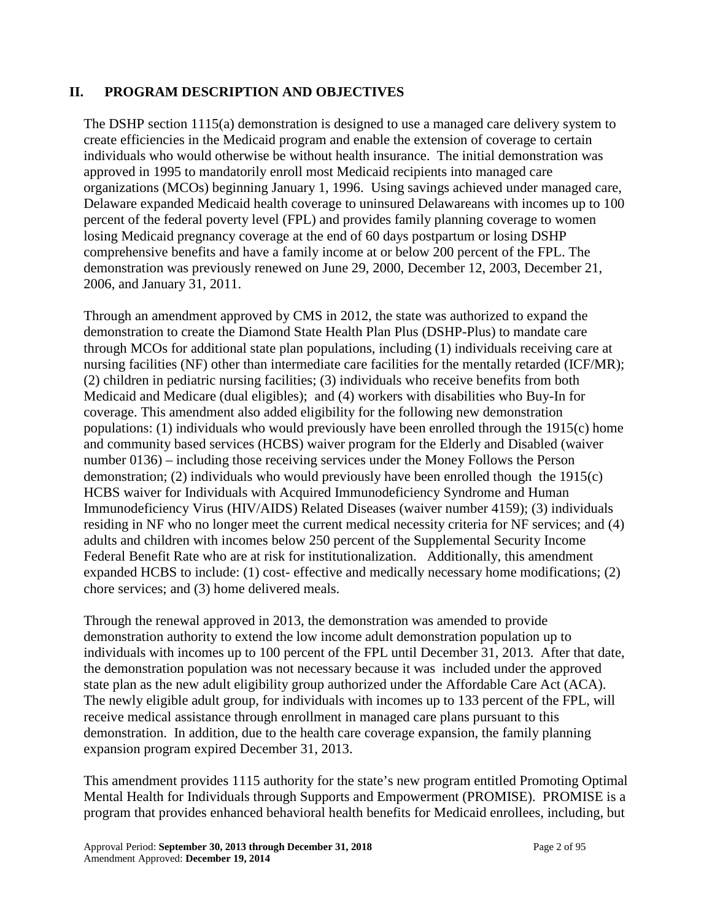## II. PROGRAM DESCRIPTION AND OBJECTIVES

The DSHP section 1115(a) demonstration is designed to use a managed care delivery system to create efficiencies in the Medicaid program and enable the extension of coverage to certain individuals who would otherwise be without health insurance. The initial demonstration was approved in 1995 to mandatorily enroll most Medicaid recipients into managed care organizations (MCOs) beginning January 1, 1996. Using savings achieved under managed care, Delaware expanded Medicaid health coverage to uninsured Delawareans with incomes up to 100 percent of the federal poverty level (FPL) and provides family planning coverage to women losing Medicaid pregnancy coverage at the end of 60 days postpartum or losing DSHP comprehensive benefits and have a family income at or below 200 percent of the FPL. The demonstration was previously renewed on June 29, 2000, December 12, 2003, December 21, 2006, and January 31, 2011.

Through an amendment approved by CMS in 2012, the state was authorized to expand the demonstration to create the Diamond State Health Plan Plus (DSHP-Plus) to mandate care through MCOs for additional state plan populations, including (1) individuals receiving care at nursing facilities (NF) other than intermediate care facilities for the mentally retarded (ICF/MR); (2) children in pediatric nursing facilities; (3) individuals who receive benefits from both Medicaid and Medicare (dual eligibles); and (4) workers with disabilities who Buy-In for coverage. This amendment also added eligibility for the following new demonstration populations: (1) individuals who would previously have been enrolled through the 1915(c) home and community based services (HCBS) waiver program for the Elderly and Disabled (waiver number 0136) – including those receiving services under the Money Follows the Person demonstration; (2) individuals who would previously have been enrolled though the 1915(c) HCBS waiver for Individuals with Acquired Immunodeficiency Syndrome and Human Immunodeficiency Virus (HIV/AIDS) Related Diseases (waiver number 4159); (3) individuals residing in NF who no longer meet the current medical necessity criteria for NF services; and (4) adults and children with incomes below 250 percent of the Supplemental Security Income Federal Benefit Rate who are at risk for institutionalization. Additionally, this amendment expanded HCBS to include: (1) cost- effective and medically necessary home modifications; (2) chore services; and (3) home delivered meals.

Through the renewal approved in 2013, the demonstration was amended to provide demonstration authority to extend the low income adult demonstration population up to individuals with incomes up to 100 percent of the FPL until December 31, 2013. After that date, the demonstration population was not necessary because it was included under the approved state plan as the new adult eligibility group authorized under the Affordable Care Act (ACA). The newly eligible adult group, for individuals with incomes up to 133 percent of the FPL, will receive medical assistance through enrollment in managed care plans pursuant to this demonstration. In addition, due to the health care coverage expansion, the family planning expansion program expired December 31, 2013.

This amendment provides 1115 authority for the state's new program entitled Promoting Optimal Mental Health for Individuals through Supports and Empowerment (PROMISE). PROMISE is a program that provides enhanced behavioral health benefits for Medicaid enrollees, including, but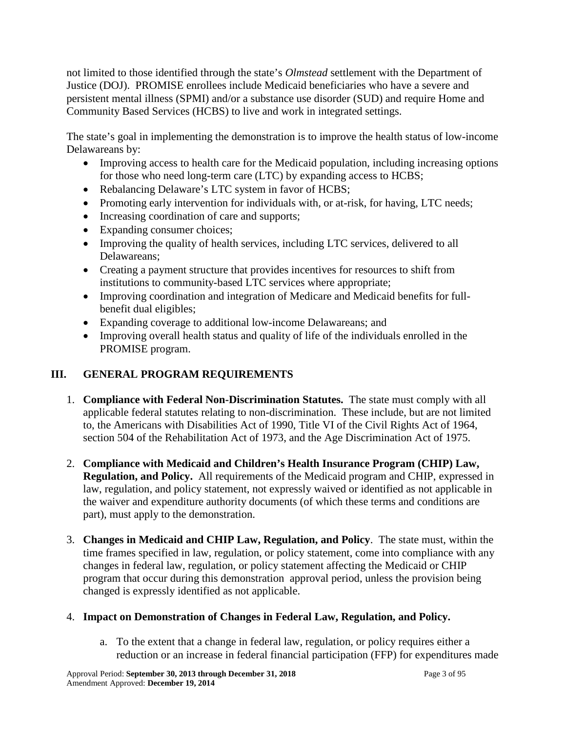not limited to those identified through the state's *Olmstead* settlement with the Department of Justice (DOJ). PROMISE enrollees include Medicaid beneficiaries who have a severe and persistent mental illness (SPMI) and/or a substance use disorder (SUD) and require Home and Community Based Services (HCBS) to live and work in integrated settings.

The state's goal in implementing the demonstration is to improve the health status of low-income Delawareans by:

- Improving access to health care for the Medicaid population, including increasing options for those who need long-term care (LTC) by expanding access to HCBS;
- Rebalancing Delaware's LTC system in favor of HCBS;
- Promoting early intervention for individuals with, or at-risk, for having, LTC needs;
- Increasing coordination of care and supports;
- Expanding consumer choices;
- Improving the quality of health services, including LTC services, delivered to all Delawareans;
- Creating a payment structure that provides incentives for resources to shift from institutions to community-based LTC services where appropriate;
- Improving coordination and integration of Medicare and Medicaid benefits for full-benefit dual eligibles;
- Expanding coverage to additional low-income Delawareans; and
- Improving overall health status and quality of life of the individuals enrolled in the PROMISE program.

## III. GENERAL PROGRAM REQUIREMENTS

1. **Compliance with Federal Non-Discrimination Statutes.** The state must comply with all applicable federal statutes relating to non-discrimination. These include, but are not limited to, the Americans with Disabilities Act of 1990, Title VI of the Civil Rights Act of 1964, section 504 of the Rehabilitation Act of 1973, and the Age Discrimination Act of 1975.

2. **Compliance with Medicaid and Children's Health Insurance Program (CHIP) Law, Regulation, and Policy.** All requirements of the Medicaid program and CHIP, expressed in law, regulation, and policy statement, not expressly waived or identified as not applicable in the waiver and expenditure authority documents (of which these terms and conditions are part), must apply to the demonstration.

3. **Changes in Medicaid and CHIP Law, Regulation, and Policy**. The state must, within the time frames specified in law, regulation, or policy statement, come into compliance with any changes in federal law, regulation, or policy statement affecting the Medicaid or CHIP program that occur during this demonstration approval period, unless the provision being changed is expressly identified as not applicable.

4. **Impact on Demonstration of Changes in Federal Law, Regulation, and Policy.**

   a. To the extent that a change in federal law, regulation, or policy requires either a reduction or an increase in federal financial participation (FFP) for expenditures made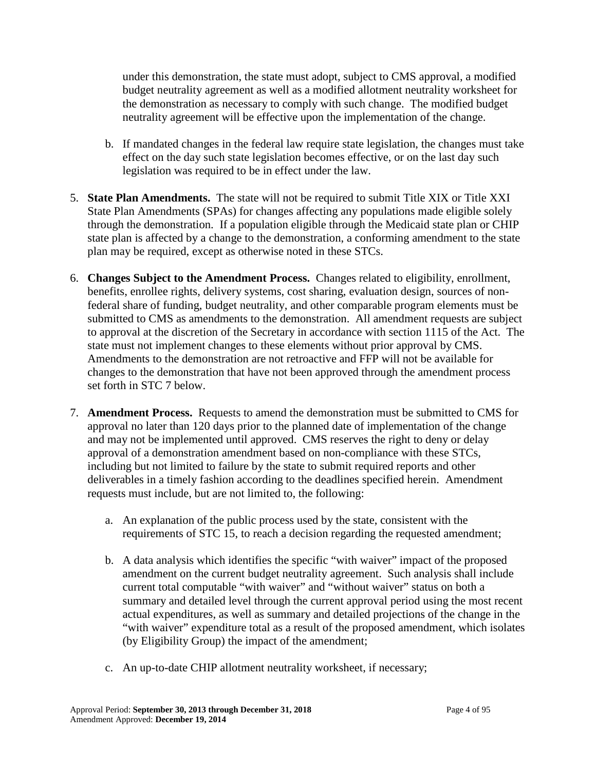under this demonstration, the state must adopt, subject to CMS approval, a modified budget neutrality agreement as well as a modified allotment neutrality worksheet for the demonstration as necessary to comply with such change. The modified budget neutrality agreement will be effective upon the implementation of the change.

   b. If mandated changes in the federal law require state legislation, the changes must take effect on the day such state legislation becomes effective, or on the last day such legislation was required to be in effect under the law.

5. **State Plan Amendments.** The state will not be required to submit Title XIX or Title XXI State Plan Amendments (SPAs) for changes affecting any populations made eligible solely through the demonstration. If a population eligible through the Medicaid state plan or CHIP state plan is affected by a change to the demonstration, a conforming amendment to the state plan may be required, except as otherwise noted in these STCs.

6. **Changes Subject to the Amendment Process.** Changes related to eligibility, enrollment, benefits, enrollee rights, delivery systems, cost sharing, evaluation design, sources of non-federal share of funding, budget neutrality, and other comparable program elements must be submitted to CMS as amendments to the demonstration. All amendment requests are subject to approval at the discretion of the Secretary in accordance with section 1115 of the Act. The state must not implement changes to these elements without prior approval by CMS. Amendments to the demonstration are not retroactive and FFP will not be available for changes to the demonstration that have not been approved through the amendment process set forth in STC 7 below.

7. **Amendment Process.** Requests to amend the demonstration must be submitted to CMS for approval no later than 120 days prior to the planned date of implementation of the change and may not be implemented until approved. CMS reserves the right to deny or delay approval of a demonstration amendment based on non-compliance with these STCs, including but not limited to failure by the state to submit required reports and other deliverables in a timely fashion according to the deadlines specified herein. Amendment requests must include, but are not limited to, the following:

   a. An explanation of the public process used by the state, consistent with the requirements of STC 15, to reach a decision regarding the requested amendment;

   b. A data analysis which identifies the specific "with waiver" impact of the proposed amendment on the current budget neutrality agreement. Such analysis shall include current total computable "with waiver" and "without waiver" status on both a summary and detailed level through the current approval period using the most recent actual expenditures, as well as summary and detailed projections of the change in the "with waiver" expenditure total as a result of the proposed amendment, which isolates (by Eligibility Group) the impact of the amendment;

   c. An up-to-date CHIP allotment neutrality worksheet, if necessary;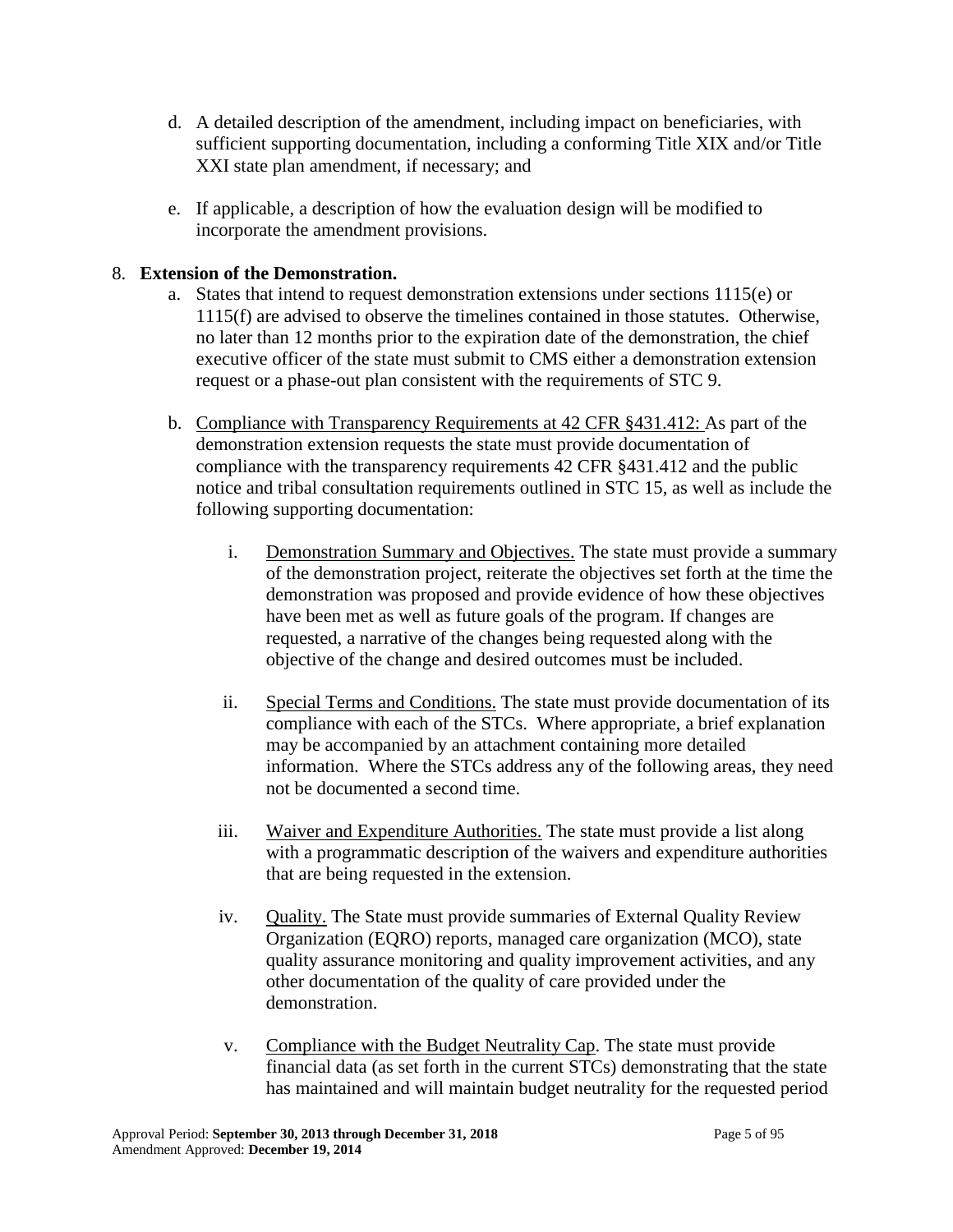d. A detailed description of the amendment, including impact on beneficiaries, with sufficient supporting documentation, including a conforming Title XIX and/or Title XXI state plan amendment, if necessary; and

e. If applicable, a description of how the evaluation design will be modified to incorporate the amendment provisions.

8. **Extension of the Demonstration.**

a. States that intend to request demonstration extensions under sections 1115(e) or 1115(f) are advised to observe the timelines contained in those statutes. Otherwise, no later than 12 months prior to the expiration date of the demonstration, the chief executive officer of the state must submit to CMS either a demonstration extension request or a phase-out plan consistent with the requirements of STC 9.

b. Compliance with Transparency Requirements at 42 CFR §431.412: As part of the demonstration extension requests the state must provide documentation of compliance with the transparency requirements 42 CFR §431.412 and the public notice and tribal consultation requirements outlined in STC 15, as well as include the following supporting documentation:

   i. Demonstration Summary and Objectives. The state must provide a summary of the demonstration project, reiterate the objectives set forth at the time the demonstration was proposed and provide evidence of how these objectives have been met as well as future goals of the program. If changes are requested, a narrative of the changes being requested along with the objective of the change and desired outcomes must be included.

   ii. Special Terms and Conditions. The state must provide documentation of its compliance with each of the STCs. Where appropriate, a brief explanation may be accompanied by an attachment containing more detailed information. Where the STCs address any of the following areas, they need not be documented a second time.

   iii. Waiver and Expenditure Authorities. The state must provide a list along with a programmatic description of the waivers and expenditure authorities that are being requested in the extension.

   iv. Quality. The State must provide summaries of External Quality Review Organization (EQRO) reports, managed care organization (MCO), state quality assurance monitoring and quality improvement activities, and any other documentation of the quality of care provided under the demonstration.

   v. Compliance with the Budget Neutrality Cap. The state must provide financial data (as set forth in the current STCs) demonstrating that the state has maintained and will maintain budget neutrality for the requested period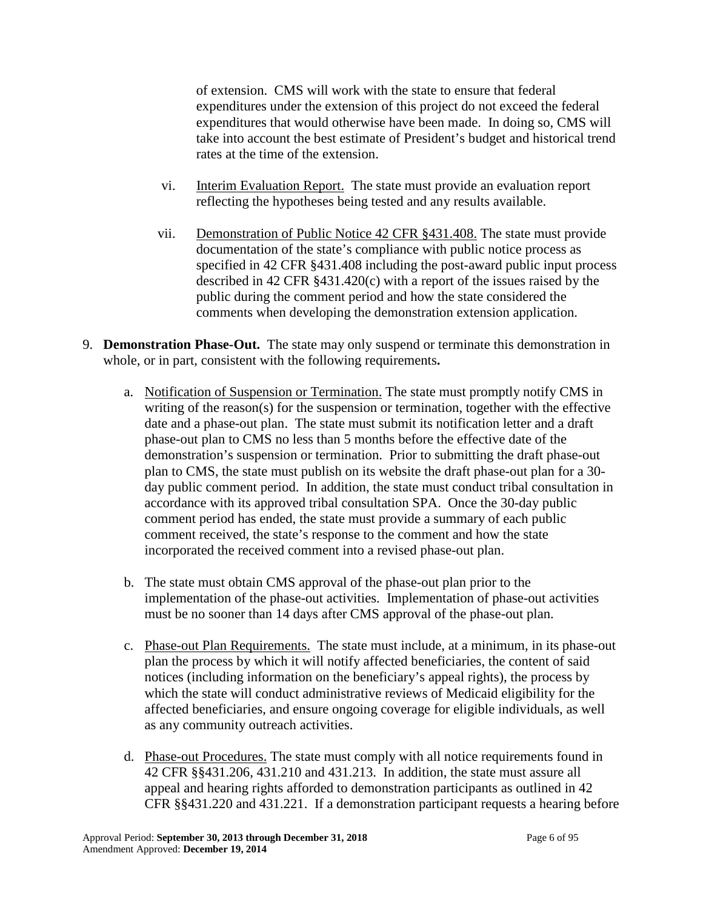of extension. CMS will work with the state to ensure that federal expenditures under the extension of this project do not exceed the federal expenditures that would otherwise have been made. In doing so, CMS will take into account the best estimate of President's budget and historical trend rates at the time of the extension.

vi. Interim Evaluation Report. The state must provide an evaluation report reflecting the hypotheses being tested and any results available.

vii. Demonstration of Public Notice 42 CFR §431.408. The state must provide documentation of the state's compliance with public notice process as specified in 42 CFR §431.408 including the post-award public input process described in 42 CFR §431.420(c) with a report of the issues raised by the public during the comment period and how the state considered the comments when developing the demonstration extension application.

9. **Demonstration Phase-Out.** The state may only suspend or terminate this demonstration in whole, or in part, consistent with the following requirements**.**

   a. Notification of Suspension or Termination. The state must promptly notify CMS in writing of the reason(s) for the suspension or termination, together with the effective date and a phase-out plan. The state must submit its notification letter and a draft phase-out plan to CMS no less than 5 months before the effective date of the demonstration's suspension or termination. Prior to submitting the draft phase-out plan to CMS, the state must publish on its website the draft phase-out plan for a 30-day public comment period. In addition, the state must conduct tribal consultation in accordance with its approved tribal consultation SPA. Once the 30-day public comment period has ended, the state must provide a summary of each public comment received, the state's response to the comment and how the state incorporated the received comment into a revised phase-out plan.

   b. The state must obtain CMS approval of the phase-out plan prior to the implementation of the phase-out activities. Implementation of phase-out activities must be no sooner than 14 days after CMS approval of the phase-out plan.

   c. Phase-out Plan Requirements. The state must include, at a minimum, in its phase-out plan the process by which it will notify affected beneficiaries, the content of said notices (including information on the beneficiary's appeal rights), the process by which the state will conduct administrative reviews of Medicaid eligibility for the affected beneficiaries, and ensure ongoing coverage for eligible individuals, as well as any community outreach activities.

   d. Phase-out Procedures. The state must comply with all notice requirements found in 42 CFR §§431.206, 431.210 and 431.213. In addition, the state must assure all appeal and hearing rights afforded to demonstration participants as outlined in 42 CFR §§431.220 and 431.221. If a demonstration participant requests a hearing before

Approval Period: **September 30, 2013 through December 31, 2018**
Amendment Approved: **December 19, 2014**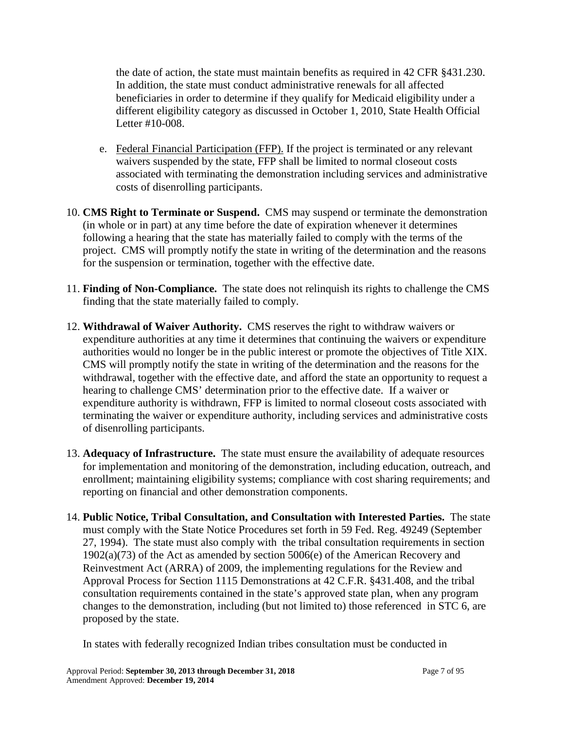the date of action, the state must maintain benefits as required in 42 CFR §431.230. In addition, the state must conduct administrative renewals for all affected beneficiaries in order to determine if they qualify for Medicaid eligibility under a different eligibility category as discussed in October 1, 2010, State Health Official Letter #10-008.

e. Federal Financial Participation (FFP). If the project is terminated or any relevant waivers suspended by the state, FFP shall be limited to normal closeout costs associated with terminating the demonstration including services and administrative costs of disenrolling participants.

10. **CMS Right to Terminate or Suspend.** CMS may suspend or terminate the demonstration (in whole or in part) at any time before the date of expiration whenever it determines following a hearing that the state has materially failed to comply with the terms of the project. CMS will promptly notify the state in writing of the determination and the reasons for the suspension or termination, together with the effective date.

11. **Finding of Non-Compliance.** The state does not relinquish its rights to challenge the CMS finding that the state materially failed to comply.

12. **Withdrawal of Waiver Authority.** CMS reserves the right to withdraw waivers or expenditure authorities at any time it determines that continuing the waivers or expenditure authorities would no longer be in the public interest or promote the objectives of Title XIX. CMS will promptly notify the state in writing of the determination and the reasons for the withdrawal, together with the effective date, and afford the state an opportunity to request a hearing to challenge CMS' determination prior to the effective date. If a waiver or expenditure authority is withdrawn, FFP is limited to normal closeout costs associated with terminating the waiver or expenditure authority, including services and administrative costs of disenrolling participants.

13. **Adequacy of Infrastructure.** The state must ensure the availability of adequate resources for implementation and monitoring of the demonstration, including education, outreach, and enrollment; maintaining eligibility systems; compliance with cost sharing requirements; and reporting on financial and other demonstration components.

14. **Public Notice, Tribal Consultation, and Consultation with Interested Parties.** The state must comply with the State Notice Procedures set forth in 59 Fed. Reg. 49249 (September 27, 1994). The state must also comply with the tribal consultation requirements in section 1902(a)(73) of the Act as amended by section 5006(e) of the American Recovery and Reinvestment Act (ARRA) of 2009, the implementing regulations for the Review and Approval Process for Section 1115 Demonstrations at 42 C.F.R. §431.408, and the tribal consultation requirements contained in the state's approved state plan, when any program changes to the demonstration, including (but not limited to) those referenced in STC 6, are proposed by the state.

    In states with federally recognized Indian tribes consultation must be conducted in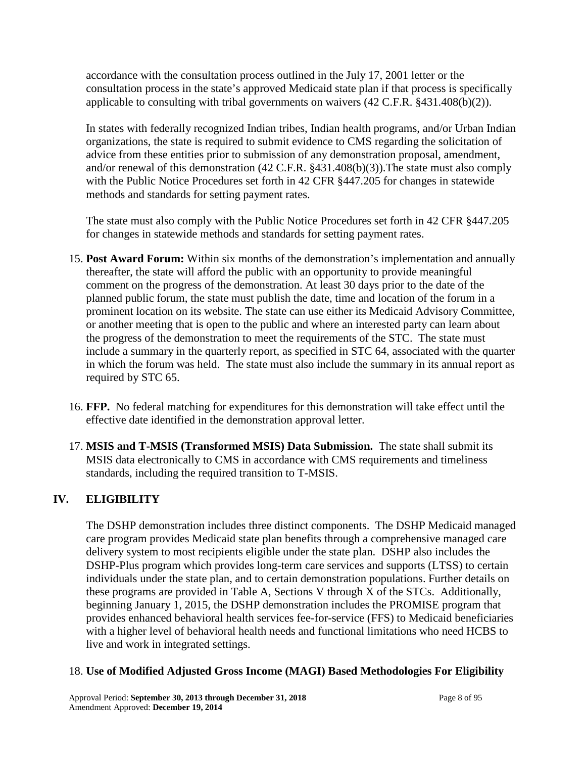accordance with the consultation process outlined in the July 17, 2001 letter or the consultation process in the state's approved Medicaid state plan if that process is specifically applicable to consulting with tribal governments on waivers (42 C.F.R. §431.408(b)(2)).

In states with federally recognized Indian tribes, Indian health programs, and/or Urban Indian organizations, the state is required to submit evidence to CMS regarding the solicitation of advice from these entities prior to submission of any demonstration proposal, amendment, and/or renewal of this demonstration (42 C.F.R. §431.408(b)(3)).The state must also comply with the Public Notice Procedures set forth in 42 CFR §447.205 for changes in statewide methods and standards for setting payment rates.

The state must also comply with the Public Notice Procedures set forth in 42 CFR §447.205 for changes in statewide methods and standards for setting payment rates.

15. **Post Award Forum:** Within six months of the demonstration's implementation and annually thereafter, the state will afford the public with an opportunity to provide meaningful comment on the progress of the demonstration. At least 30 days prior to the date of the planned public forum, the state must publish the date, time and location of the forum in a prominent location on its website. The state can use either its Medicaid Advisory Committee, or another meeting that is open to the public and where an interested party can learn about the progress of the demonstration to meet the requirements of the STC. The state must include a summary in the quarterly report, as specified in STC 64, associated with the quarter in which the forum was held. The state must also include the summary in its annual report as required by STC 65.

16. **FFP.** No federal matching for expenditures for this demonstration will take effect until the effective date identified in the demonstration approval letter.

17. **MSIS and T-MSIS (Transformed MSIS) Data Submission.** The state shall submit its MSIS data electronically to CMS in accordance with CMS requirements and timeliness standards, including the required transition to T-MSIS.

## IV. ELIGIBILITY

The DSHP demonstration includes three distinct components. The DSHP Medicaid managed care program provides Medicaid state plan benefits through a comprehensive managed care delivery system to most recipients eligible under the state plan. DSHP also includes the DSHP-Plus program which provides long-term care services and supports (LTSS) to certain individuals under the state plan, and to certain demonstration populations. Further details on these programs are provided in Table A, Sections V through X of the STCs. Additionally, beginning January 1, 2015, the DSHP demonstration includes the PROMISE program that provides enhanced behavioral health services fee-for-service (FFS) to Medicaid beneficiaries with a higher level of behavioral health needs and functional limitations who need HCBS to live and work in integrated settings.

18. **Use of Modified Adjusted Gross Income (MAGI) Based Methodologies For Eligibility**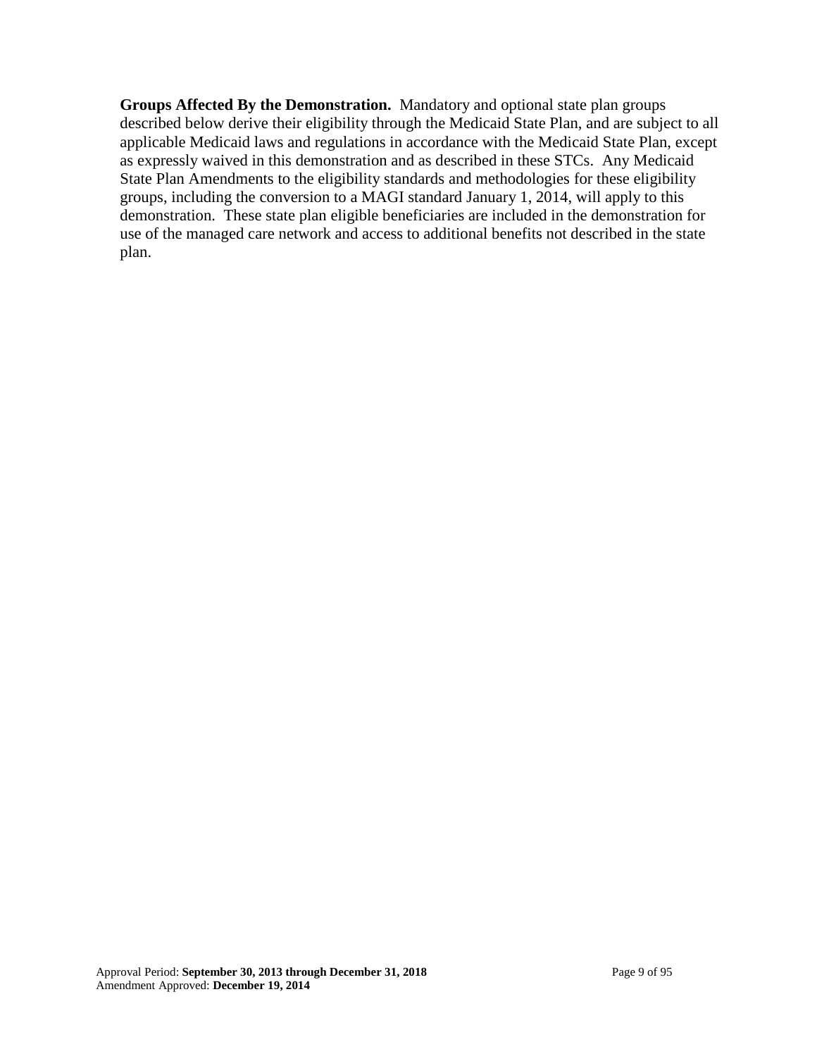**Groups Affected By the Demonstration.** Mandatory and optional state plan groups described below derive their eligibility through the Medicaid State Plan, and are subject to all applicable Medicaid laws and regulations in accordance with the Medicaid State Plan, except as expressly waived in this demonstration and as described in these STCs. Any Medicaid State Plan Amendments to the eligibility standards and methodologies for these eligibility groups, including the conversion to a MAGI standard January 1, 2014, will apply to this demonstration. These state plan eligible beneficiaries are included in the demonstration for use of the managed care network and access to additional benefits not described in the state plan.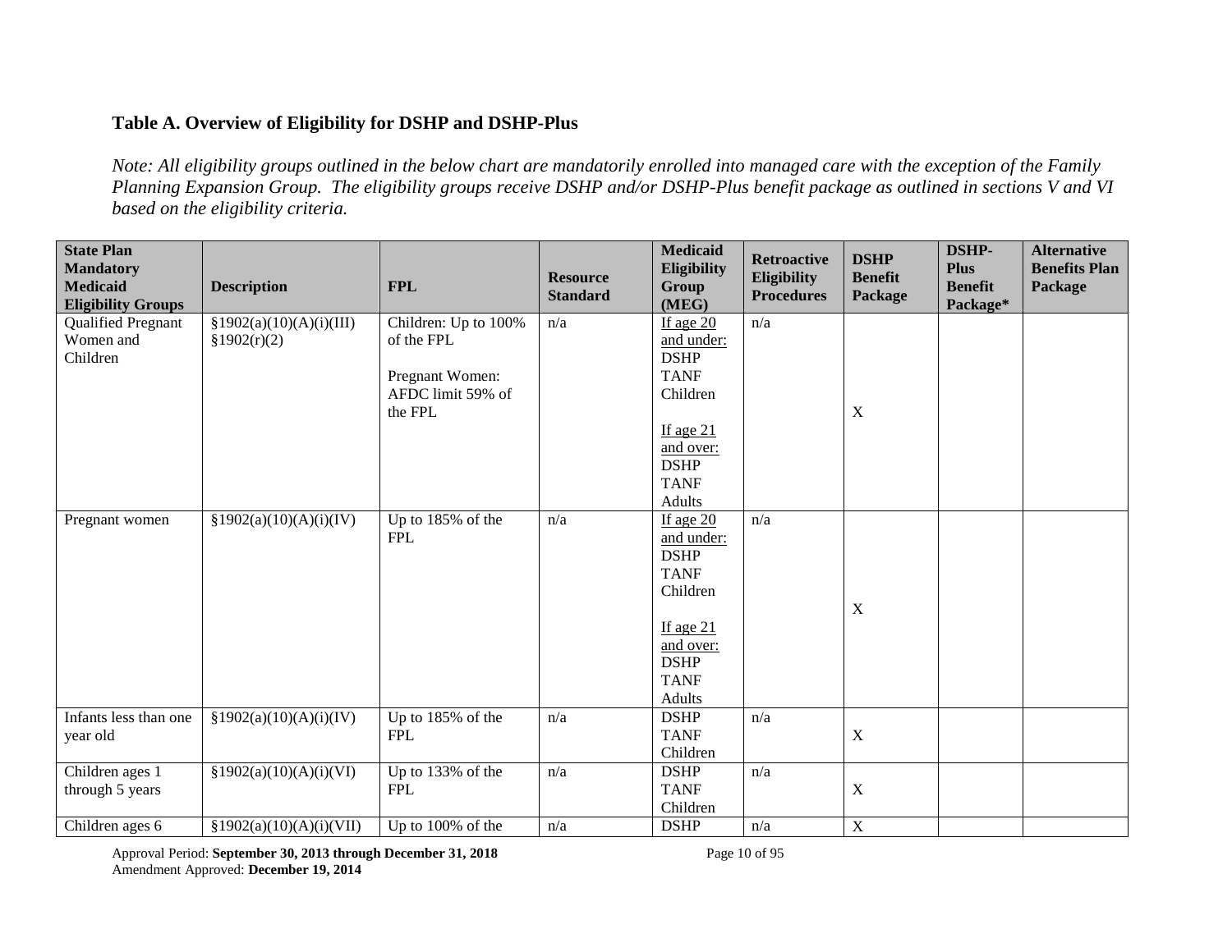### Table A. Overview of Eligibility for DSHP and DSHP-Plus

*Note: All eligibility groups outlined in the below chart are mandatorily enrolled into managed care with the exception of the Family Planning Expansion Group. The eligibility groups receive DSHP and/or DSHP-Plus benefit package as outlined in sections V and VI based on the eligibility criteria.*

| State Plan Mandatory Medicaid Eligibility Groups | Description | FPL | Resource Standard | Medicaid Eligibility Group (MEG) | Retroactive Eligibility Procedures | DSHP Benefit Package | DSHP-Plus Benefit Package* | Alternative Benefits Plan Package |
|---|---|---|---|---|---|---|---|---|
| Qualified Pregnant Women and Children | §1902(a)(10)(A)(i)(III) §1902(r)(2) | Children: Up to 100% of the FPL<br><br>Pregnant Women: AFDC limit 59% of the FPL | n/a | If age 20 and under: DSHP TANF Children<br><br>If age 21 and over: DSHP TANF Adults | n/a | X | | |
| Pregnant women | §1902(a)(10)(A)(i)(IV) | Up to 185% of the FPL | n/a | If age 20 and under: DSHP TANF Children<br><br>If age 21 and over: DSHP TANF Adults | n/a | X | | |
| Infants less than one year old | §1902(a)(10)(A)(i)(IV) | Up to 185% of the FPL | n/a | DSHP TANF Children | n/a | X | | |
| Children ages 1 through 5 years | §1902(a)(10)(A)(i)(VI) | Up to 133% of the FPL | n/a | DSHP TANF Children | n/a | X | | |
| Children ages 6 | §1902(a)(10)(A)(i)(VII) | Up to 100% of the | n/a | DSHP | n/a | X | | |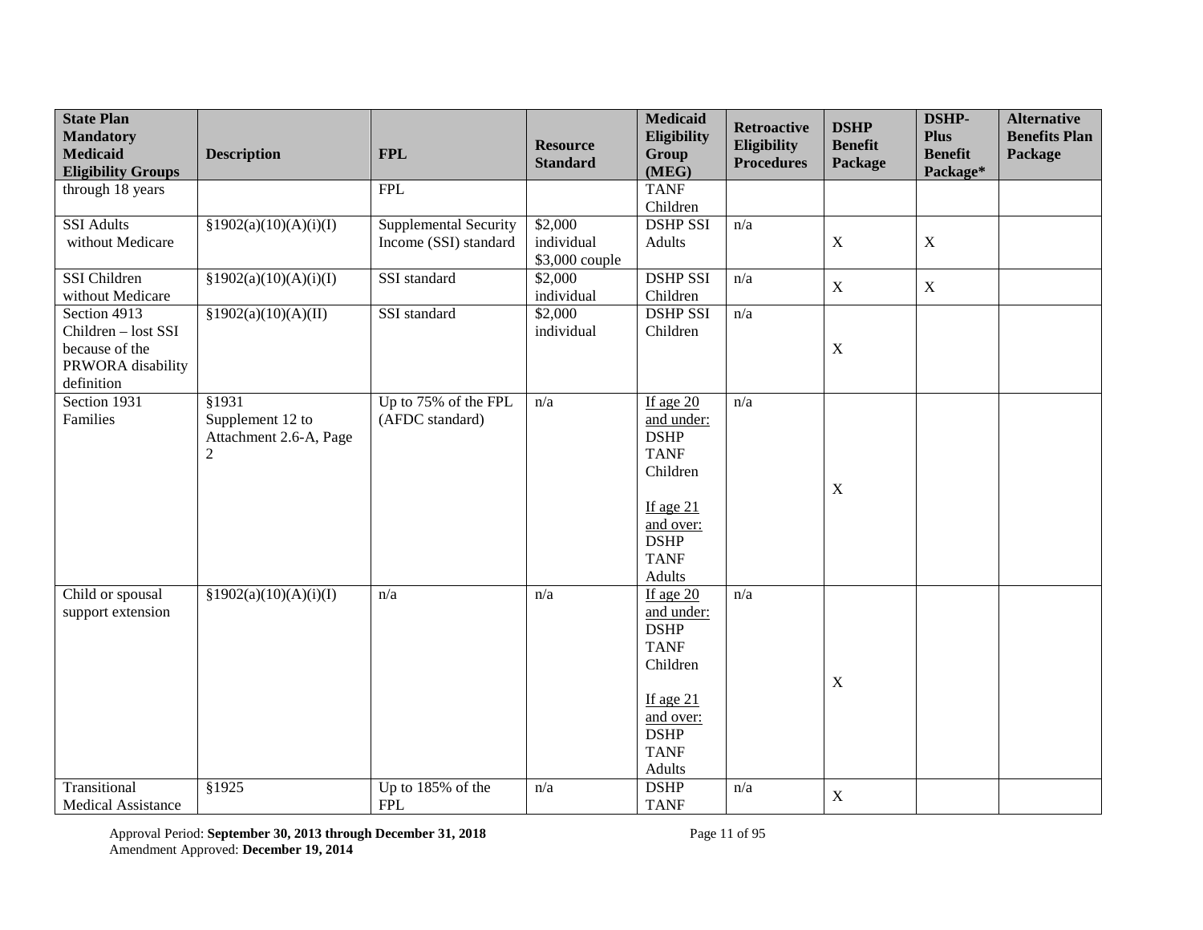| State Plan Mandatory Medicaid Eligibility Groups | Description | FPL | Resource Standard | Medicaid Eligibility Group (MEG) | Retroactive Eligibility Procedures | DSHP Benefit Package | DSHP-Plus Benefit Package* | Alternative Benefits Plan Package |
|---|---|---|---|---|---|---|---|---|
| through 18 years | | FPL | | TANF Children | | | | |
| SSI Adults without Medicare | §1902(a)(10)(A)(i)(I) | Supplemental Security Income (SSI) standard | $2,000 individual $3,000 couple | DSHP SSI Adults | n/a | X | X | |
| SSI Children without Medicare | §1902(a)(10)(A)(i)(I) | SSI standard | $2,000 individual | DSHP SSI Children | n/a | X | X | |
| Section 4913 Children – lost SSI because of the PRWORA disability definition | §1902(a)(10)(A)(II) | SSI standard | $2,000 individual | DSHP SSI Children | n/a | X | | |
| Section 1931 Families | §1931 Supplement 12 to Attachment 2.6-A, Page 2 | Up to 75% of the FPL (AFDC standard) | n/a | If age 20 and under: DSHP TANF Children<br><br>If age 21 and over: DSHP TANF Adults | n/a | X | | |
| Child or spousal support extension | §1902(a)(10)(A)(i)(I) | n/a | n/a | If age 20 and under: DSHP TANF Children<br><br>If age 21 and over: DSHP TANF Adults | n/a | X | | |
| Transitional Medical Assistance | §1925 | Up to 185% of the FPL | n/a | DSHP TANF | n/a | X | | |

Approval Period: **September 30, 2013 through December 31, 2018**
Amendment Approved: **December 19, 2014**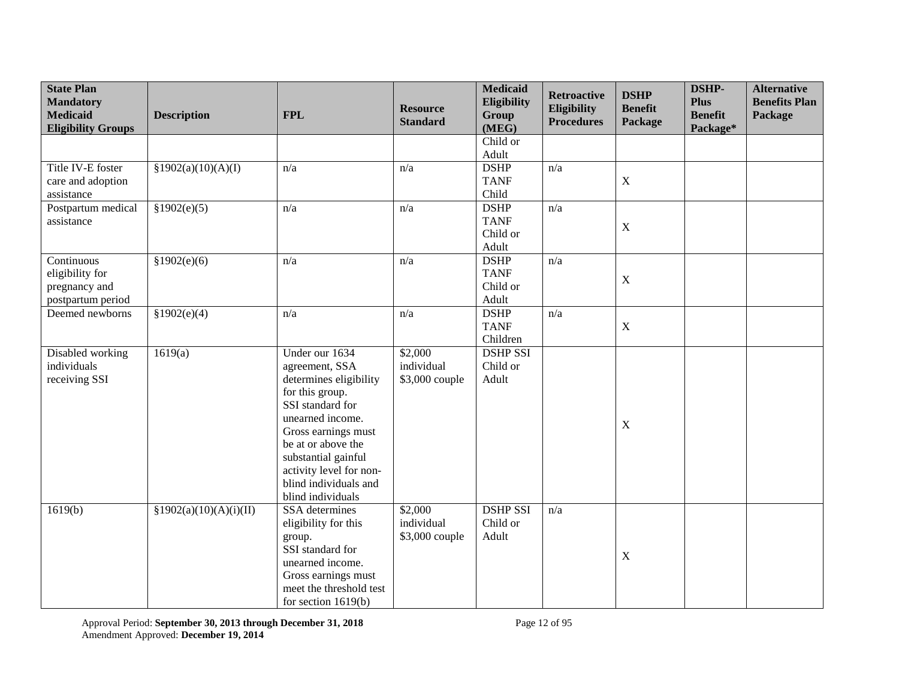| State Plan Mandatory Medicaid Eligibility Groups | Description | FPL | Resource Standard | Medicaid Eligibility Group (MEG) | Retroactive Eligibility Procedures | DSHP Benefit Package | DSHP-Plus Benefit Package* | Alternative Benefits Plan Package |
|---|---|---|---|---|---|---|---|---|
| | | | | Child or Adult | | | | |
| Title IV-E foster care and adoption assistance | §1902(a)(10)(A)(I) | n/a | n/a | DSHP TANF Child | n/a | X | | |
| Postpartum medical assistance | §1902(e)(5) | n/a | n/a | DSHP TANF Child or Adult | n/a | X | | |
| Continuous eligibility for pregnancy and postpartum period | §1902(e)(6) | n/a | n/a | DSHP TANF Child or Adult | n/a | X | | |
| Deemed newborns | §1902(e)(4) | n/a | n/a | DSHP TANF Children | n/a | X | | |
| Disabled working individuals receiving SSI | 1619(a) | Under our 1634 agreement, SSA determines eligibility for this group. SSI standard for unearned income. Gross earnings must be at or above the substantial gainful activity level for non-blind individuals and blind individuals | \$2,000 individual \$3,000 couple | DSHP SSI Child or Adult | | X | | |
| 1619(b) | §1902(a)(10)(A)(i)(II) | SSA determines eligibility for this group. SSI standard for unearned income. Gross earnings must meet the threshold test for section 1619(b) | \$2,000 individual \$3,000 couple | DSHP SSI Child or Adult | n/a | X | | |

Approval Period: **September 30, 2013 through December 31, 2018**
Amendment Approved: **December 19, 2014**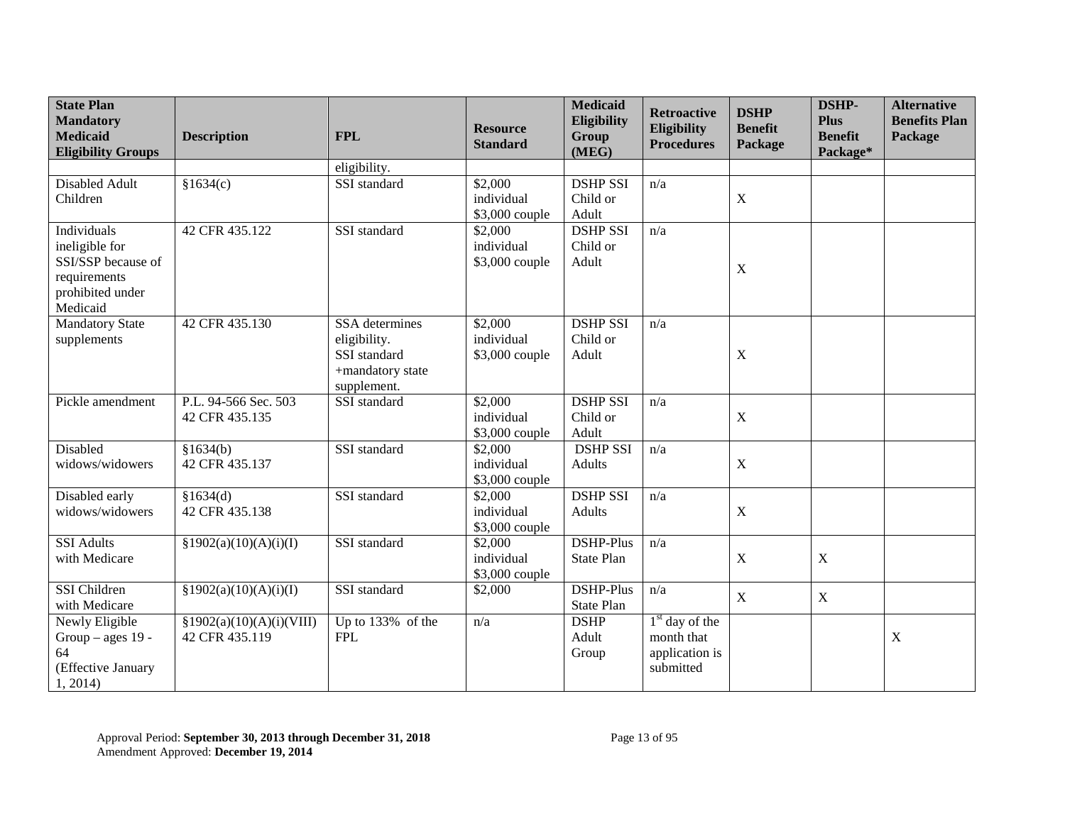| State Plan Mandatory Medicaid Eligibility Groups | Description | FPL | Resource Standard | Medicaid Eligibility Group (MEG) | Retroactive Eligibility Procedures | DSHP Benefit Package | DSHP-Plus Benefit Package* | Alternative Benefits Plan Package |
|---|---|---|---|---|---|---|---|---|
| | | eligibility. | | | | | | |
| Disabled Adult Children | §1634(c) | SSI standard | $2,000 individual $3,000 couple | DSHP SSI Child or Adult | n/a | X | | |
| Individuals ineligible for SSI/SSP because of requirements prohibited under Medicaid | 42 CFR 435.122 | SSI standard | $2,000 individual $3,000 couple | DSHP SSI Child or Adult | n/a | X | | |
| Mandatory State supplements | 42 CFR 435.130 | SSA determines eligibility. SSI standard +mandatory state supplement. | $2,000 individual $3,000 couple | DSHP SSI Child or Adult | n/a | X | | |
| Pickle amendment | P.L. 94-566 Sec. 503 42 CFR 435.135 | SSI standard | $2,000 individual $3,000 couple | DSHP SSI Child or Adult | n/a | X | | |
| Disabled widows/widowers | §1634(b) 42 CFR 435.137 | SSI standard | $2,000 individual $3,000 couple | DSHP SSI Adults | n/a | X | | |
| Disabled early widows/widowers | §1634(d) 42 CFR 435.138 | SSI standard | $2,000 individual $3,000 couple | DSHP SSI Adults | n/a | X | | |
| SSI Adults with Medicare | §1902(a)(10)(A)(i)(I) | SSI standard | $2,000 individual $3,000 couple | DSHP-Plus State Plan | n/a | X | X | |
| SSI Children with Medicare | §1902(a)(10)(A)(i)(I) | SSI standard | $2,000 | DSHP-Plus State Plan | n/a | X | X | |
| Newly Eligible Group – ages 19 - 64 (Effective January 1, 2014) | §1902(a)(10)(A)(i)(VIII) 42 CFR 435.119 | Up to 133% of the FPL | n/a | DSHP Adult Group | 1st day of the month that application is submitted | | | X |

Approval Period: **September 30, 2013 through December 31, 2018**
Amendment Approved: **December 19, 2014**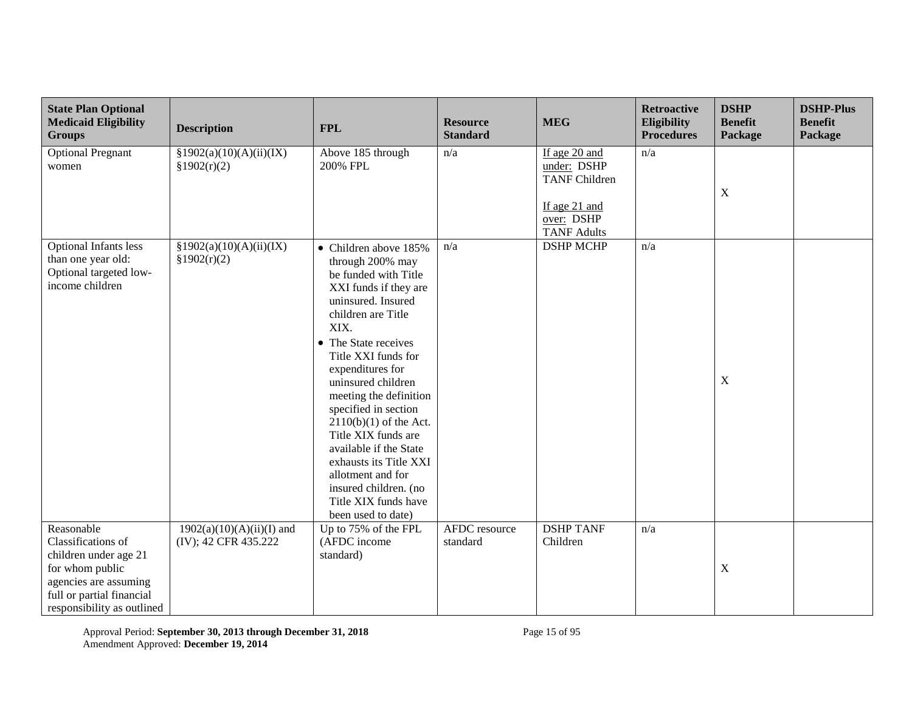| State Plan Optional Medicaid Eligibility Groups | Description | FPL | Resource Standard | MEG | Retroactive Eligibility Procedures | DSHP Benefit Package | DSHP-Plus Benefit Package |
|---|---|---|---|---|---|---|---|
| Optional Pregnant women | §1902(a)(10)(A)(ii)(IX) §1902(r)(2) | Above 185 through 200% FPL | n/a | If age 20 and under: DSHP TANF Children<br><br>If age 21 and over: DSHP TANF Adults | n/a | X | |
| Optional Infants less than one year old: Optional targeted low-income children | §1902(a)(10)(A)(ii)(IX) §1902(r)(2) | • Children above 185% through 200% may be funded with Title XXI funds if they are uninsured. Insured children are Title XIX.<br>• The State receives Title XXI funds for expenditures for uninsured children meeting the definition specified in section 2110(b)(1) of the Act. Title XIX funds are available if the State exhausts its Title XXI allotment and for insured children. (no Title XIX funds have been used to date) | n/a | DSHP MCHP | n/a | X | |
| Reasonable Classifications of children under age 21 for whom public agencies are assuming full or partial financial responsibility as outlined | 1902(a)(10)(A)(ii)(I) and (IV); 42 CFR 435.222 | Up to 75% of the FPL (AFDC income standard) | AFDC resource standard | DSHP TANF Children | n/a | X | |

Approval Period: **September 30, 2013 through December 31, 2018**
Amendment Approved: **December 19, 2014**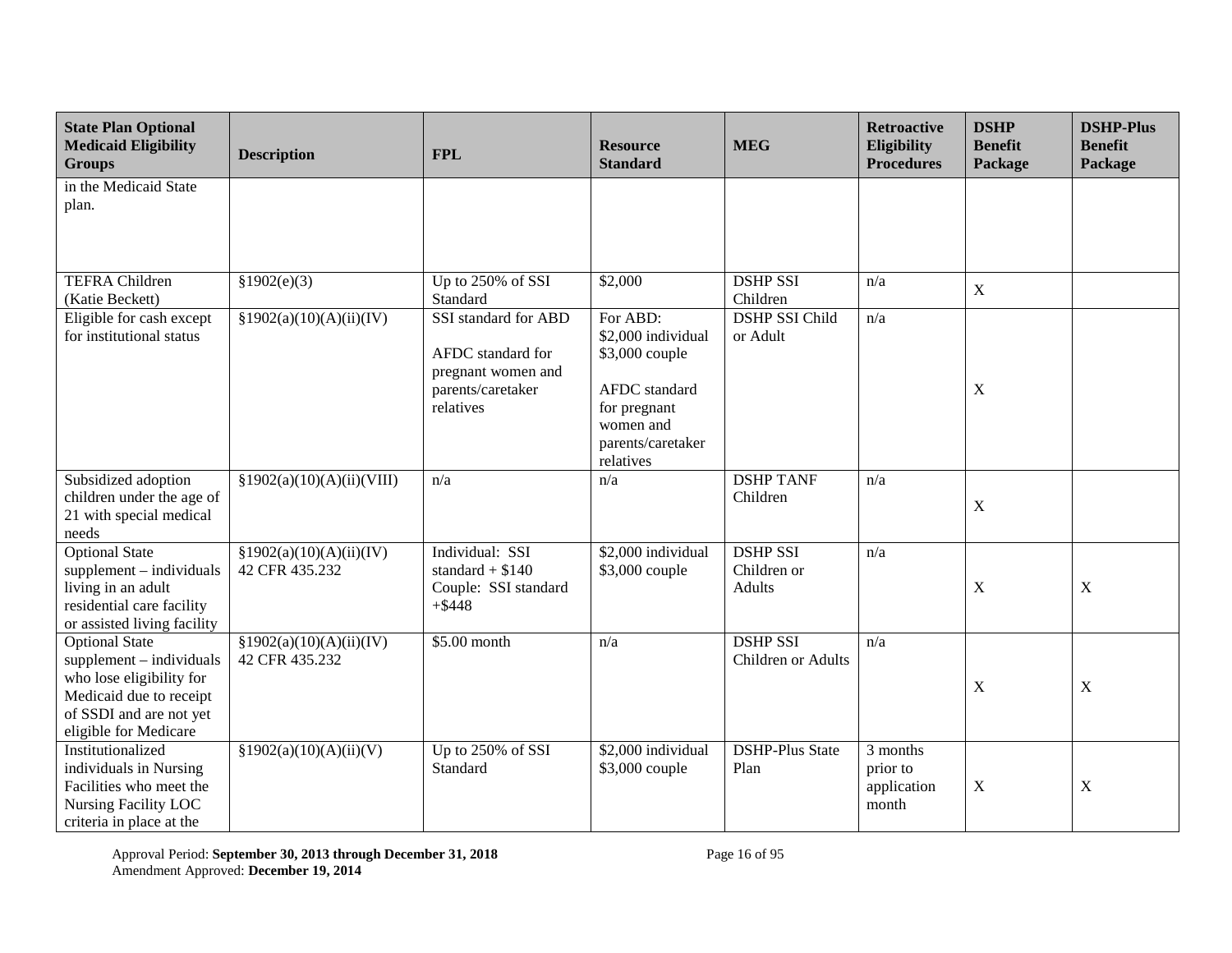| State Plan Optional Medicaid Eligibility Groups | Description | FPL | Resource Standard | MEG | Retroactive Eligibility Procedures | DSHP Benefit Package | DSHP-Plus Benefit Package |
|---|---|---|---|---|---|---|---|
| in the Medicaid State plan. | | | | | | | |
| TEFRA Children (Katie Beckett) | §1902(e)(3) | Up to 250% of SSI Standard | $2,000 | DSHP SSI Children | n/a | X | |
| Eligible for cash except for institutional status | §1902(a)(10)(A)(ii)(IV) | SSI standard for ABD<br><br>AFDC standard for pregnant women and parents/caretaker relatives | For ABD: $2,000 individual $3,000 couple<br><br>AFDC standard for pregnant women and parents/caretaker relatives | DSHP SSI Child or Adult | n/a | X | |
| Subsidized adoption children under the age of 21 with special medical needs | §1902(a)(10)(A)(ii)(VIII) | n/a | n/a | DSHP TANF Children | n/a | X | |
| Optional State supplement – individuals living in an adult residential care facility or assisted living facility | §1902(a)(10)(A)(ii)(IV) 42 CFR 435.232 | Individual: SSI standard + $140 Couple: SSI standard +$448 | $2,000 individual $3,000 couple | DSHP SSI Children or Adults | n/a | X | X |
| Optional State supplement – individuals who lose eligibility for Medicaid due to receipt of SSDI and are not yet eligible for Medicare | §1902(a)(10)(A)(ii)(IV) 42 CFR 435.232 | $5.00 month | n/a | DSHP SSI Children or Adults | n/a | X | X |
| Institutionalized individuals in Nursing Facilities who meet the Nursing Facility LOC criteria in place at the | §1902(a)(10)(A)(ii)(V) | Up to 250% of SSI Standard | $2,000 individual $3,000 couple | DSHP-Plus State Plan | 3 months prior to application month | X | X |

Approval Period: **September 30, 2013 through December 31, 2018**
Amendment Approved: **December 19, 2014**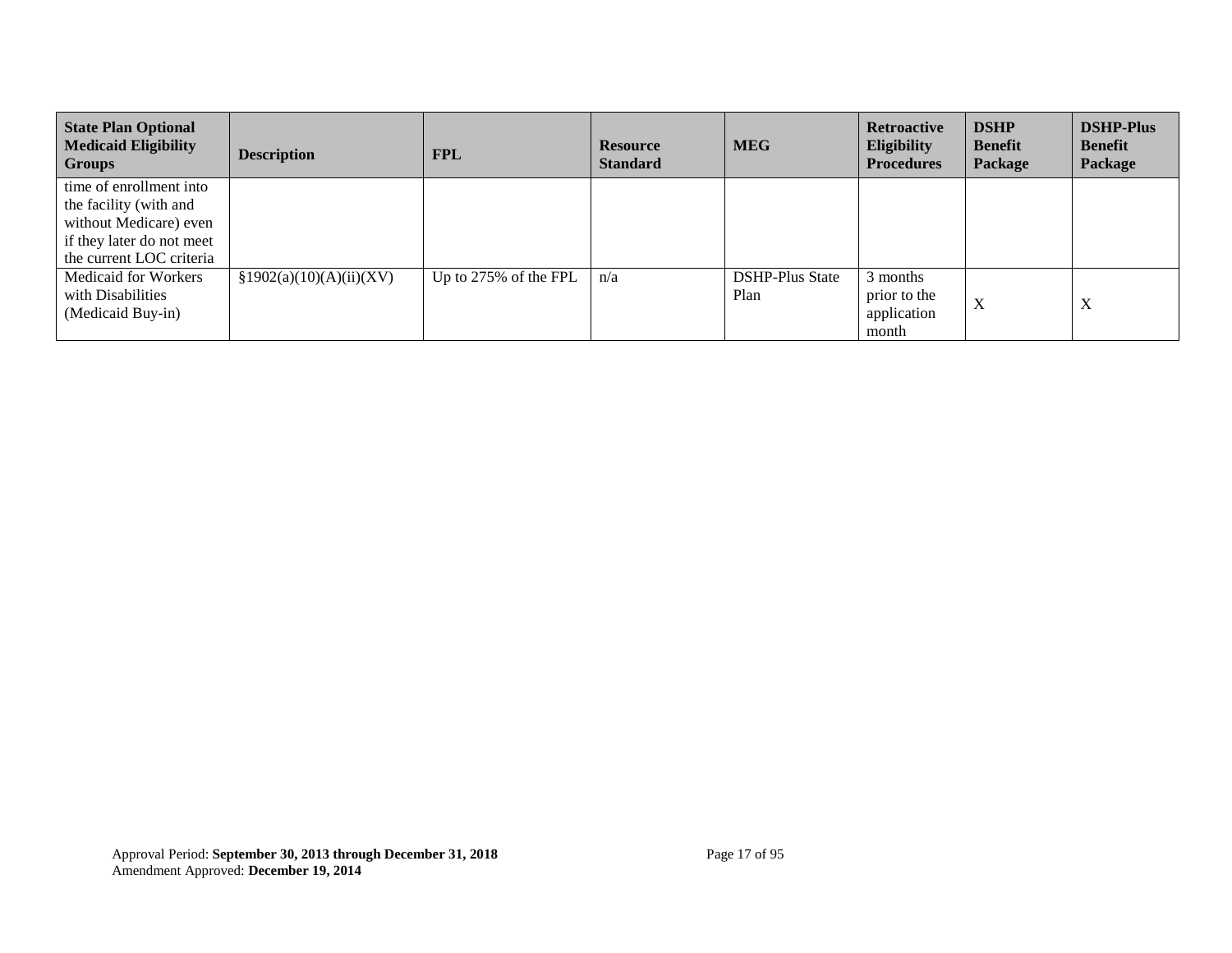| State Plan Optional Medicaid Eligibility Groups | Description | FPL | Resource Standard | MEG | Retroactive Eligibility Procedures | DSHP Benefit Package | DSHP-Plus Benefit Package |
|---|---|---|---|---|---|---|---|
| time of enrollment into the facility (with and without Medicare) even if they later do not meet the current LOC criteria | | | | | | | |
| Medicaid for Workers with Disabilities (Medicaid Buy-in) | §1902(a)(10)(A)(ii)(XV) | Up to 275% of the FPL | n/a | DSHP-Plus State Plan | 3 months prior to the application month | X | X |

Approval Period: **September 30, 2013 through December 31, 2018**
Amendment Approved: **December 19, 2014**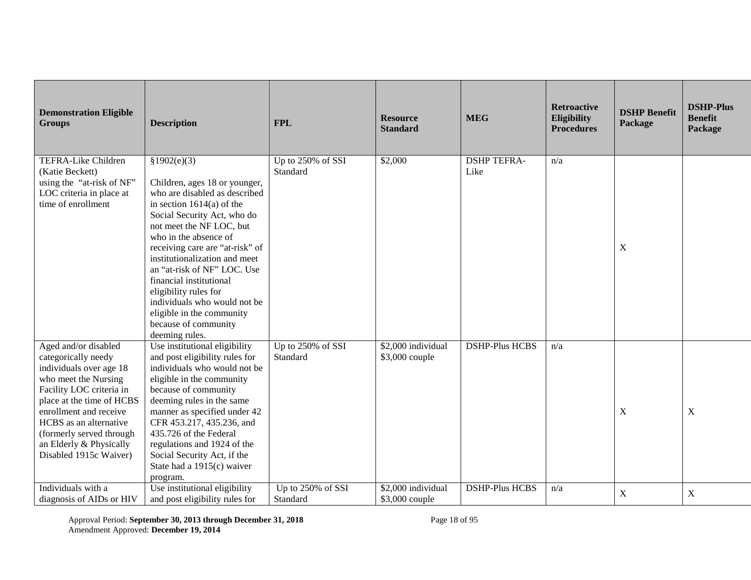| Demonstration Eligible Groups | Description | FPL | Resource Standard | MEG | Retroactive Eligibility Procedures | DSHP Benefit Package | DSHP-Plus Benefit Package |
|---|---|---|---|---|---|---|---|
| TEFRA-Like Children (Katie Beckett) using the "at-risk of NF" LOC criteria in place at time of enrollment | §1902(e)(3)<br><br>Children, ages 18 or younger, who are disabled as described in section 1614(a) of the Social Security Act, who do not meet the NF LOC, but who in the absence of receiving care are "at-risk" of institutionalization and meet an "at-risk of NF" LOC. Use financial institutional eligibility rules for individuals who would not be eligible in the community because of community deeming rules. | Up to 250% of SSI Standard | $2,000 | DSHP TEFRA-Like | n/a | X | |
| Aged and/or disabled categorically needy individuals over age 18 who meet the Nursing Facility LOC criteria in place at the time of HCBS enrollment and receive HCBS as an alternative (formerly served through an Elderly & Physically Disabled 1915c Waiver) | Use institutional eligibility and post eligibility rules for individuals who would not be eligible in the community because of community deeming rules in the same manner as specified under 42 CFR 453.217, 435.236, and 435.726 of the Federal regulations and 1924 of the Social Security Act, if the State had a 1915(c) waiver program. | Up to 250% of SSI Standard | $2,000 individual<br>$3,000 couple | DSHP-Plus HCBS | n/a | X | X |
| Individuals with a diagnosis of AIDs or HIV | Use institutional eligibility and post eligibility rules for | Up to 250% of SSI Standard | $2,000 individual<br>$3,000 couple | DSHP-Plus HCBS | n/a | X | X |

Approval Period: **September 30, 2013 through December 31, 2018**
Amendment Approved: **December 19, 2014**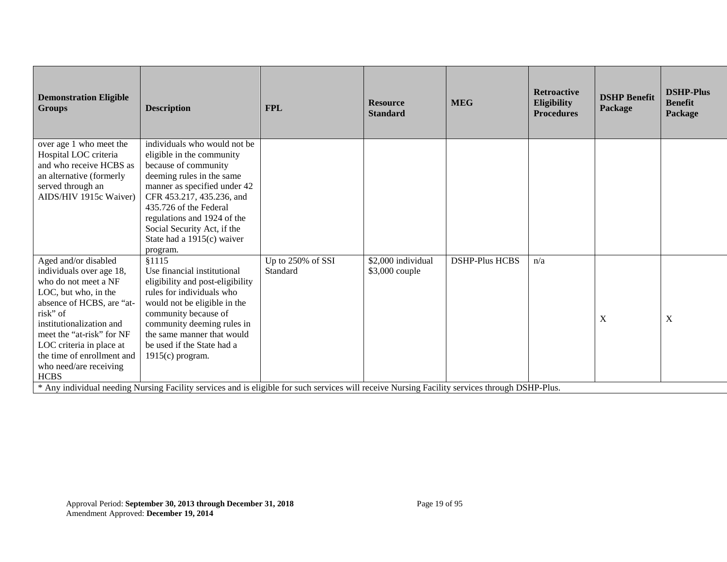| Demonstration Eligible Groups | Description | FPL | Resource Standard | MEG | Retroactive Eligibility Procedures | DSHP Benefit Package | DSHP-Plus Benefit Package |
|---|---|---|---|---|---|---|---|
| over age 1 who meet the Hospital LOC criteria and who receive HCBS as an alternative (formerly served through an AIDS/HIV 1915c Waiver) | individuals who would not be eligible in the community because of community deeming rules in the same manner as specified under 42 CFR 453.217, 435.236, and 435.726 of the Federal regulations and 1924 of the Social Security Act, if the State had a 1915(c) waiver program. | | | | | | |
| Aged and/or disabled individuals over age 18, who do not meet a NF LOC, but who, in the absence of HCBS, are "at-risk" of institutionalization and meet the "at-risk" for NF LOC criteria in place at the time of enrollment and who need/are receiving HCBS | §1115<br>Use financial institutional eligibility and post-eligibility rules for individuals who would not be eligible in the community because of community deeming rules in the same manner that would be used if the State had a 1915(c) program. | Up to 250% of SSI Standard | $2,000 individual<br>$3,000 couple | DSHP-Plus HCBS | n/a | X | X |

* Any individual needing Nursing Facility services and is eligible for such services will receive Nursing Facility services through DSHP-Plus.

Approval Period: **September 30, 2013 through December 31, 2018**
Amendment Approved: **December 19, 2014**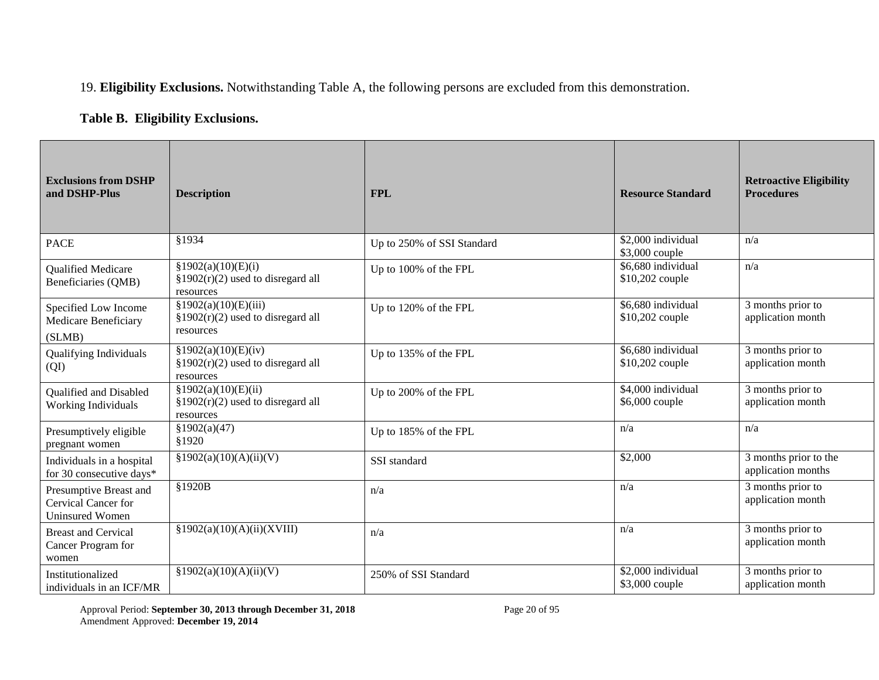19. **Eligibility Exclusions.** Notwithstanding Table A, the following persons are excluded from this demonstration.

**Table B. Eligibility Exclusions.**

| Exclusions from DSHP and DSHP-Plus | Description | FPL | Resource Standard | Retroactive Eligibility Procedures |
|---|---|---|---|---|
| PACE | §1934 | Up to 250% of SSI Standard | $2,000 individual<br>$3,000 couple | n/a |
| Qualified Medicare Beneficiaries (QMB) | §1902(a)(10)(E)(i)<br>§1902(r)(2) used to disregard all resources | Up to 100% of the FPL | $6,680 individual<br>$10,202 couple | n/a |
| Specified Low Income Medicare Beneficiary (SLMB) | §1902(a)(10)(E)(iii)<br>§1902(r)(2) used to disregard all resources | Up to 120% of the FPL | $6,680 individual<br>$10,202 couple | 3 months prior to application month |
| Qualifying Individuals (QI) | §1902(a)(10)(E)(iv)<br>§1902(r)(2) used to disregard all resources | Up to 135% of the FPL | $6,680 individual<br>$10,202 couple | 3 months prior to application month |
| Qualified and Disabled Working Individuals | §1902(a)(10)(E)(ii)<br>§1902(r)(2) used to disregard all resources | Up to 200% of the FPL | $4,000 individual<br>$6,000 couple | 3 months prior to application month |
| Presumptively eligible pregnant women | §1902(a)(47)<br>§1920 | Up to 185% of the FPL | n/a | n/a |
| Individuals in a hospital for 30 consecutive days* | §1902(a)(10)(A)(ii)(V) | SSI standard | $2,000 | 3 months prior to the application months |
| Presumptive Breast and Cervical Cancer for Uninsured Women | §1920B | n/a | n/a | 3 months prior to application month |
| Breast and Cervical Cancer Program for women | §1902(a)(10)(A)(ii)(XVIII) | n/a | n/a | 3 months prior to application month |
| Institutionalized individuals in an ICF/MR | §1902(a)(10)(A)(ii)(V) | 250% of SSI Standard | $2,000 individual<br>$3,000 couple | 3 months prior to application month |

Approval Period: **September 30, 2013 through December 31, 2018**
Amendment Approved: **December 19, 2014**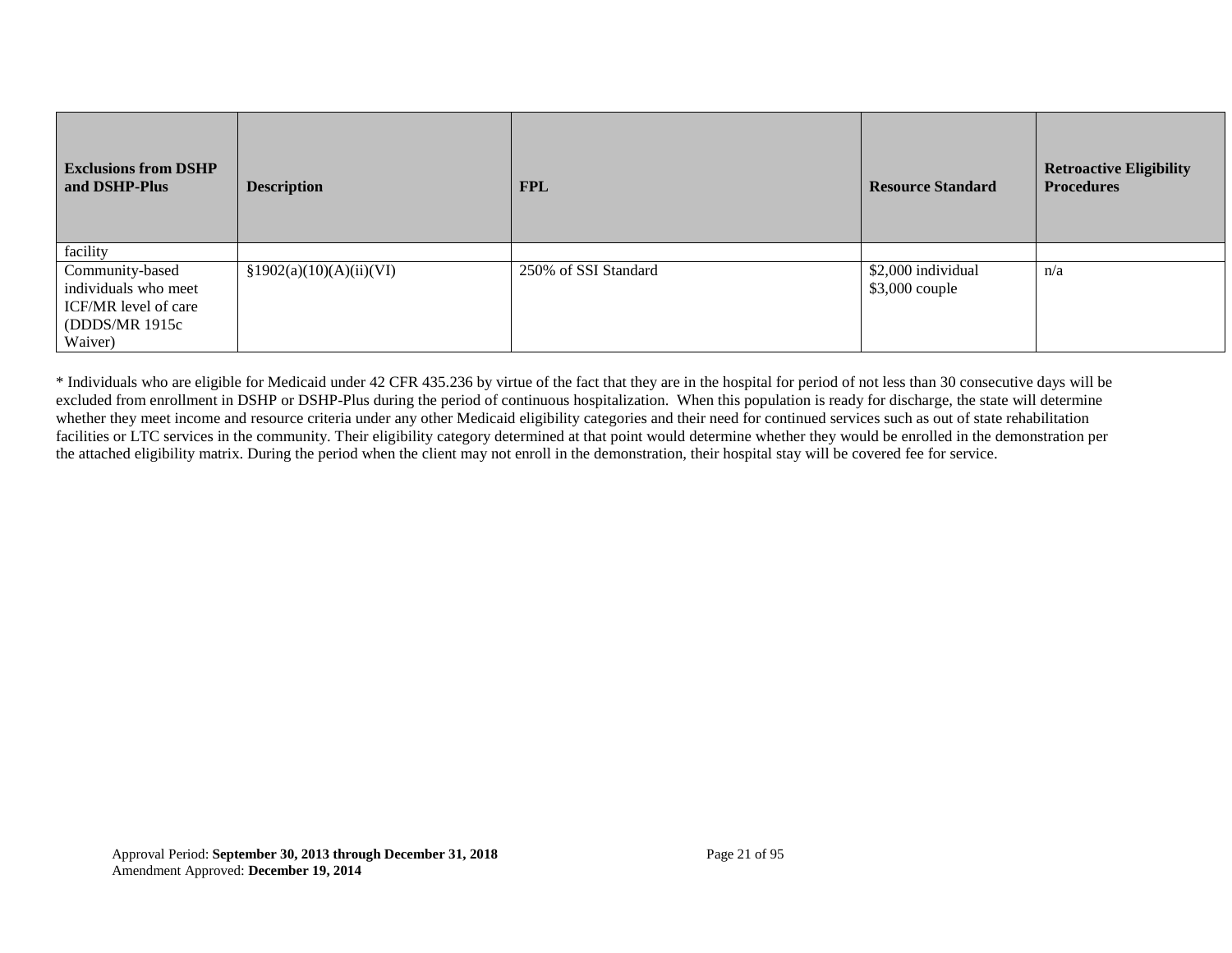| Exclusions from DSHP and DSHP-Plus | Description | FPL | Resource Standard | Retroactive Eligibility Procedures |
|---|---|---|---|---|
| facility | | | | |
| Community-based individuals who meet ICF/MR level of care (DDDS/MR 1915c Waiver) | §1902(a)(10)(A)(ii)(VI) | 250% of SSI Standard | $2,000 individual<br>$3,000 couple | n/a |

* Individuals who are eligible for Medicaid under 42 CFR 435.236 by virtue of the fact that they are in the hospital for period of not less than 30 consecutive days will be excluded from enrollment in DSHP or DSHP-Plus during the period of continuous hospitalization. When this population is ready for discharge, the state will determine whether they meet income and resource criteria under any other Medicaid eligibility categories and their need for continued services such as out of state rehabilitation facilities or LTC services in the community. Their eligibility category determined at that point would determine whether they would be enrolled in the demonstration per the attached eligibility matrix. During the period when the client may not enroll in the demonstration, their hospital stay will be covered fee for service.

Approval Period: **September 30, 2013 through December 31, 2018**
Amendment Approved: **December 19, 2014**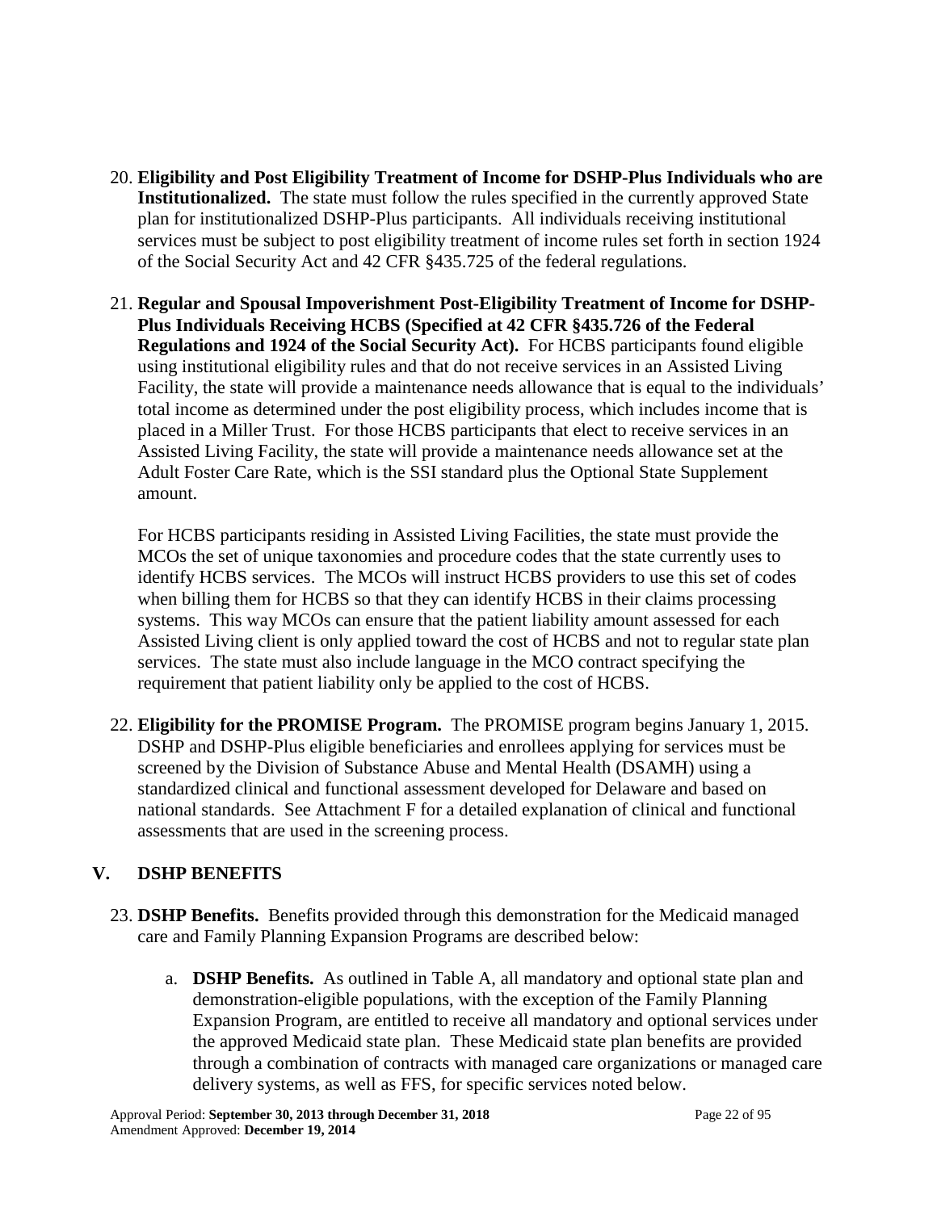20. **Eligibility and Post Eligibility Treatment of Income for DSHP-Plus Individuals who are Institutionalized.** The state must follow the rules specified in the currently approved State plan for institutionalized DSHP-Plus participants. All individuals receiving institutional services must be subject to post eligibility treatment of income rules set forth in section 1924 of the Social Security Act and 42 CFR §435.725 of the federal regulations.

21. **Regular and Spousal Impoverishment Post-Eligibility Treatment of Income for DSHP-Plus Individuals Receiving HCBS (Specified at 42 CFR §435.726 of the Federal Regulations and 1924 of the Social Security Act).** For HCBS participants found eligible using institutional eligibility rules and that do not receive services in an Assisted Living Facility, the state will provide a maintenance needs allowance that is equal to the individuals' total income as determined under the post eligibility process, which includes income that is placed in a Miller Trust. For those HCBS participants that elect to receive services in an Assisted Living Facility, the state will provide a maintenance needs allowance set at the Adult Foster Care Rate, which is the SSI standard plus the Optional State Supplement amount.

    For HCBS participants residing in Assisted Living Facilities, the state must provide the MCOs the set of unique taxonomies and procedure codes that the state currently uses to identify HCBS services. The MCOs will instruct HCBS providers to use this set of codes when billing them for HCBS so that they can identify HCBS in their claims processing systems. This way MCOs can ensure that the patient liability amount assessed for each Assisted Living client is only applied toward the cost of HCBS and not to regular state plan services. The state must also include language in the MCO contract specifying the requirement that patient liability only be applied to the cost of HCBS.

22. **Eligibility for the PROMISE Program.** The PROMISE program begins January 1, 2015. DSHP and DSHP-Plus eligible beneficiaries and enrollees applying for services must be screened by the Division of Substance Abuse and Mental Health (DSAMH) using a standardized clinical and functional assessment developed for Delaware and based on national standards. See Attachment F for a detailed explanation of clinical and functional assessments that are used in the screening process.

## V. DSHP BENEFITS

23. **DSHP Benefits.** Benefits provided through this demonstration for the Medicaid managed care and Family Planning Expansion Programs are described below:

    a. **DSHP Benefits.** As outlined in Table A, all mandatory and optional state plan and demonstration-eligible populations, with the exception of the Family Planning Expansion Program, are entitled to receive all mandatory and optional services under the approved Medicaid state plan. These Medicaid state plan benefits are provided through a combination of contracts with managed care organizations or managed care delivery systems, as well as FFS, for specific services noted below.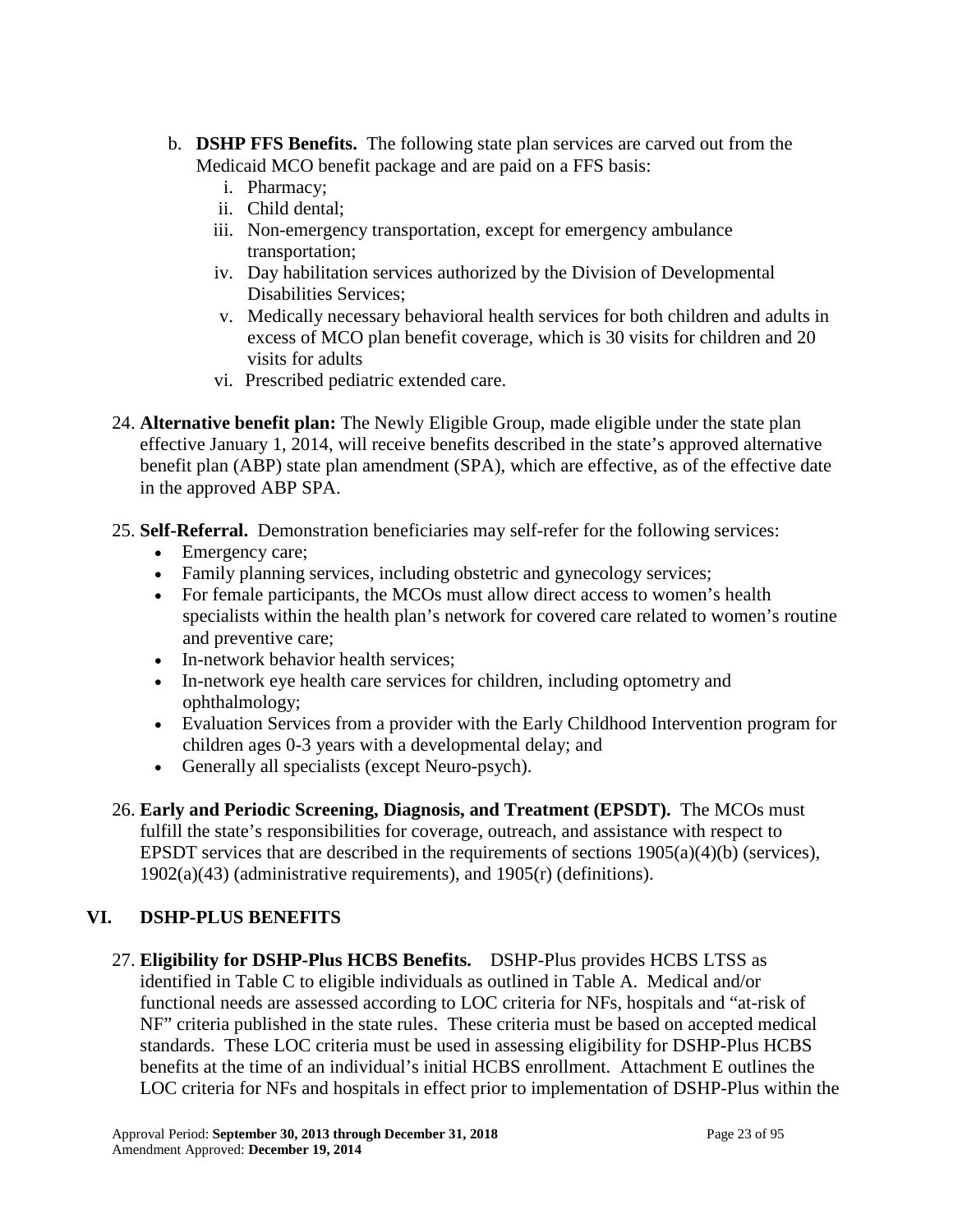b. **DSHP FFS Benefits.** The following state plan services are carved out from the Medicaid MCO benefit package and are paid on a FFS basis:
   i. Pharmacy;
   ii. Child dental;
   iii. Non-emergency transportation, except for emergency ambulance transportation;
   iv. Day habilitation services authorized by the Division of Developmental Disabilities Services;
   v. Medically necessary behavioral health services for both children and adults in excess of MCO plan benefit coverage, which is 30 visits for children and 20 visits for adults
   vi. Prescribed pediatric extended care.

24. **Alternative benefit plan:** The Newly Eligible Group, made eligible under the state plan effective January 1, 2014, will receive benefits described in the state's approved alternative benefit plan (ABP) state plan amendment (SPA), which are effective, as of the effective date in the approved ABP SPA.

25. **Self-Referral.** Demonstration beneficiaries may self-refer for the following services:
    - Emergency care;
    - Family planning services, including obstetric and gynecology services;
    - For female participants, the MCOs must allow direct access to women's health specialists within the health plan's network for covered care related to women's routine and preventive care;
    - In-network behavior health services;
    - In-network eye health care services for children, including optometry and ophthalmology;
    - Evaluation Services from a provider with the Early Childhood Intervention program for children ages 0-3 years with a developmental delay; and
    - Generally all specialists (except Neuro-psych).

26. **Early and Periodic Screening, Diagnosis, and Treatment (EPSDT).** The MCOs must fulfill the state's responsibilities for coverage, outreach, and assistance with respect to EPSDT services that are described in the requirements of sections 1905(a)(4)(b) (services), 1902(a)(43) (administrative requirements), and 1905(r) (definitions).

## VI. DSHP-PLUS BENEFITS

27. **Eligibility for DSHP-Plus HCBS Benefits.** DSHP-Plus provides HCBS LTSS as identified in Table C to eligible individuals as outlined in Table A. Medical and/or functional needs are assessed according to LOC criteria for NFs, hospitals and "at-risk of NF" criteria published in the state rules. These criteria must be based on accepted medical standards. These LOC criteria must be used in assessing eligibility for DSHP-Plus HCBS benefits at the time of an individual's initial HCBS enrollment. Attachment E outlines the LOC criteria for NFs and hospitals in effect prior to implementation of DSHP-Plus within the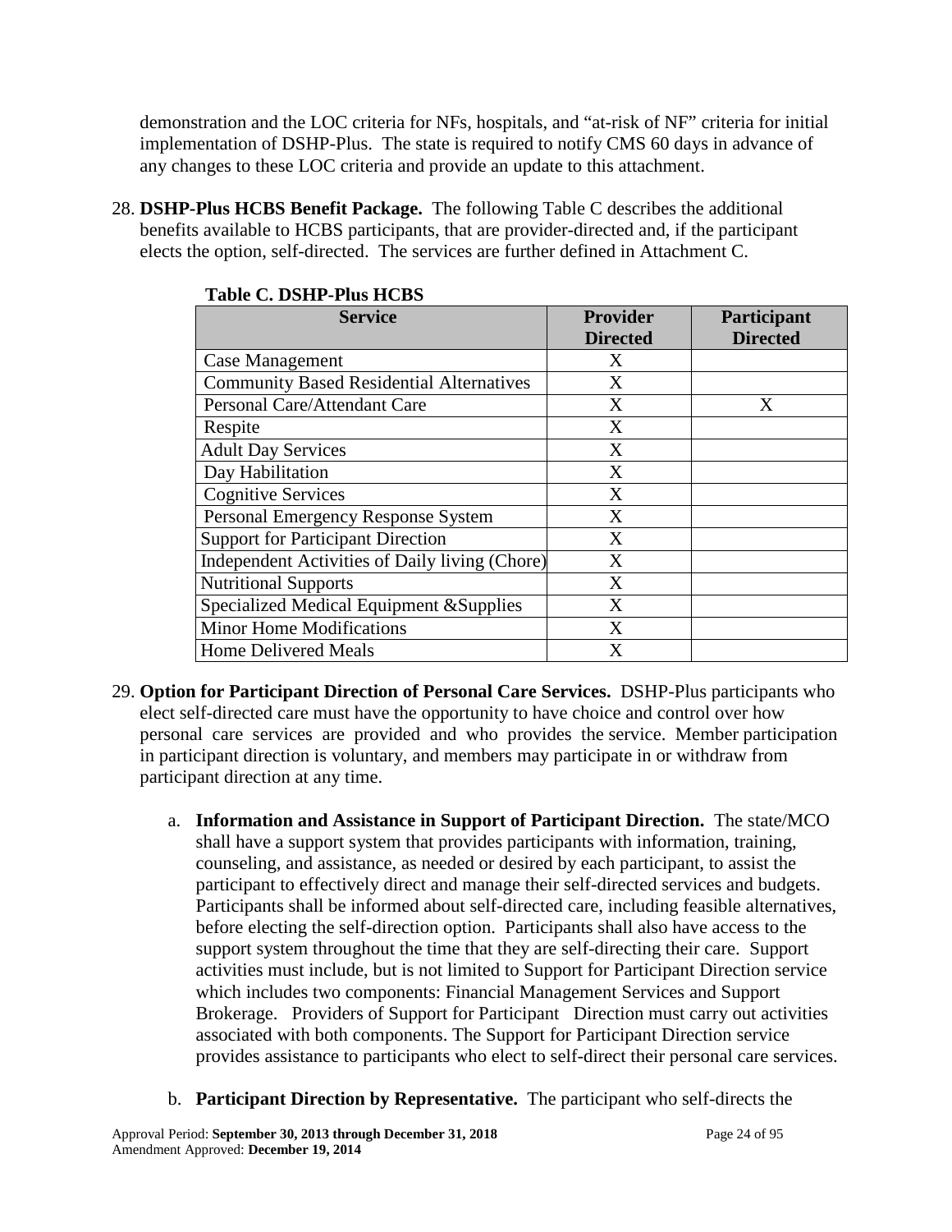demonstration and the LOC criteria for NFs, hospitals, and "at-risk of NF" criteria for initial implementation of DSHP-Plus. The state is required to notify CMS 60 days in advance of any changes to these LOC criteria and provide an update to this attachment.

28. **DSHP-Plus HCBS Benefit Package.** The following Table C describes the additional benefits available to HCBS participants, that are provider-directed and, if the participant elects the option, self-directed. The services are further defined in Attachment C.

**Table C. DSHP-Plus HCBS**

| Service | Provider Directed | Participant Directed |
|---|---|---|
| Case Management | X | |
| Community Based Residential Alternatives | X | |
| Personal Care/Attendant Care | X | X |
| Respite | X | |
| Adult Day Services | X | |
| Day Habilitation | X | |
| Cognitive Services | X | |
| Personal Emergency Response System | X | |
| Support for Participant Direction | X | |
| Independent Activities of Daily living (Chore) | X | |
| Nutritional Supports | X | |
| Specialized Medical Equipment &Supplies | X | |
| Minor Home Modifications | X | |
| Home Delivered Meals | X | |

29. **Option for Participant Direction of Personal Care Services.** DSHP-Plus participants who elect self-directed care must have the opportunity to have choice and control over how personal care services are provided and who provides the service. Member participation in participant direction is voluntary, and members may participate in or withdraw from participant direction at any time.

    a. **Information and Assistance in Support of Participant Direction.** The state/MCO shall have a support system that provides participants with information, training, counseling, and assistance, as needed or desired by each participant, to assist the participant to effectively direct and manage their self-directed services and budgets. Participants shall be informed about self-directed care, including feasible alternatives, before electing the self-direction option. Participants shall also have access to the support system throughout the time that they are self-directing their care. Support activities must include, but is not limited to Support for Participant Direction service which includes two components: Financial Management Services and Support Brokerage. Providers of Support for Participant Direction must carry out activities associated with both components. The Support for Participant Direction service provides assistance to participants who elect to self-direct their personal care services.

    b. **Participant Direction by Representative.** The participant who self-directs the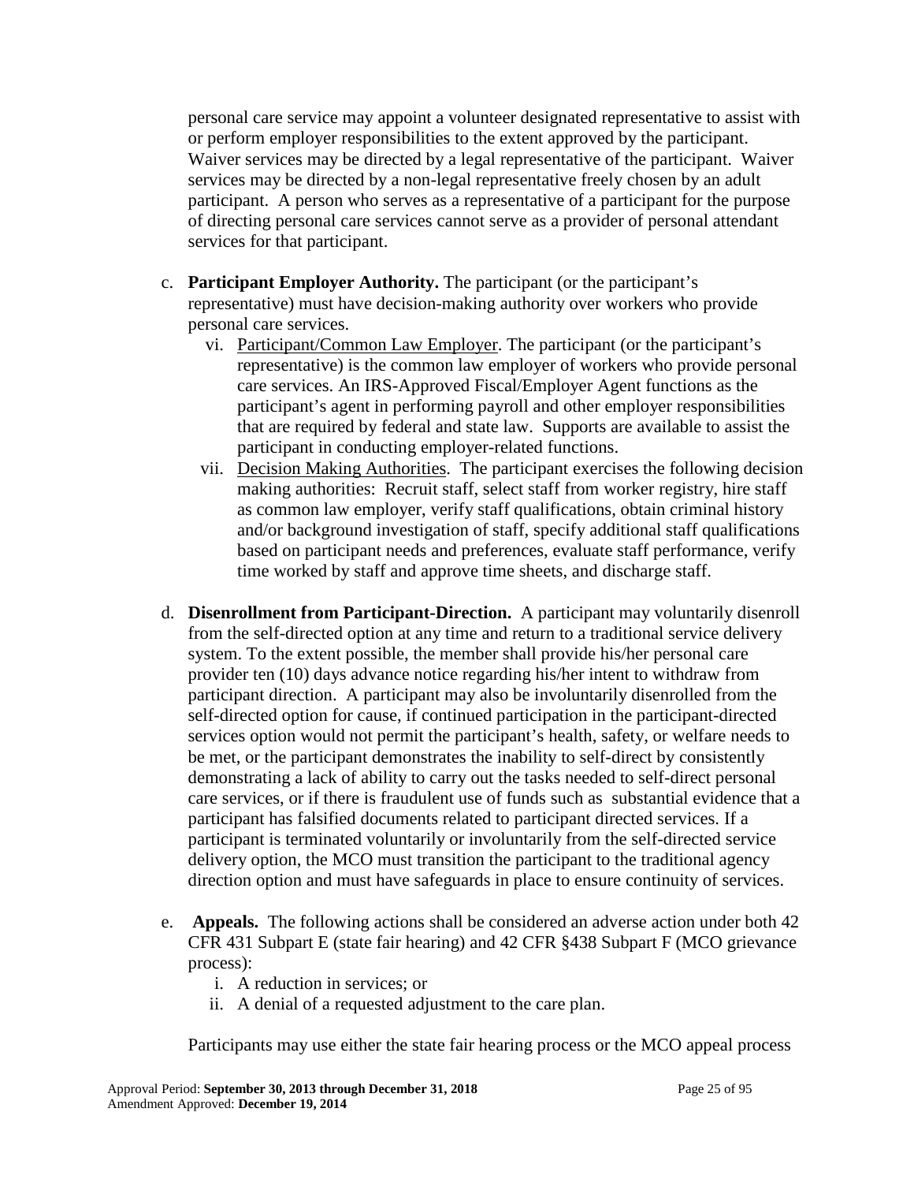personal care service may appoint a volunteer designated representative to assist with or perform employer responsibilities to the extent approved by the participant. Waiver services may be directed by a legal representative of the participant. Waiver services may be directed by a non-legal representative freely chosen by an adult participant. A person who serves as a representative of a participant for the purpose of directing personal care services cannot serve as a provider of personal attendant services for that participant.

c. **Participant Employer Authority.** The participant (or the participant's representative) must have decision-making authority over workers who provide personal care services.

   vi. Participant/Common Law Employer. The participant (or the participant's representative) is the common law employer of workers who provide personal care services. An IRS-Approved Fiscal/Employer Agent functions as the participant's agent in performing payroll and other employer responsibilities that are required by federal and state law. Supports are available to assist the participant in conducting employer-related functions.

   vii. Decision Making Authorities. The participant exercises the following decision making authorities: Recruit staff, select staff from worker registry, hire staff as common law employer, verify staff qualifications, obtain criminal history and/or background investigation of staff, specify additional staff qualifications based on participant needs and preferences, evaluate staff performance, verify time worked by staff and approve time sheets, and discharge staff.

d. **Disenrollment from Participant-Direction.** A participant may voluntarily disenroll from the self-directed option at any time and return to a traditional service delivery system. To the extent possible, the member shall provide his/her personal care provider ten (10) days advance notice regarding his/her intent to withdraw from participant direction. A participant may also be involuntarily disenrolled from the self-directed option for cause, if continued participation in the participant-directed services option would not permit the participant's health, safety, or welfare needs to be met, or the participant demonstrates the inability to self-direct by consistently demonstrating a lack of ability to carry out the tasks needed to self-direct personal care services, or if there is fraudulent use of funds such as substantial evidence that a participant has falsified documents related to participant directed services. If a participant is terminated voluntarily or involuntarily from the self-directed service delivery option, the MCO must transition the participant to the traditional agency direction option and must have safeguards in place to ensure continuity of services.

e. **Appeals.** The following actions shall be considered an adverse action under both 42 CFR 431 Subpart E (state fair hearing) and 42 CFR §438 Subpart F (MCO grievance process):

   i. A reduction in services; or
   ii. A denial of a requested adjustment to the care plan.

   Participants may use either the state fair hearing process or the MCO appeal process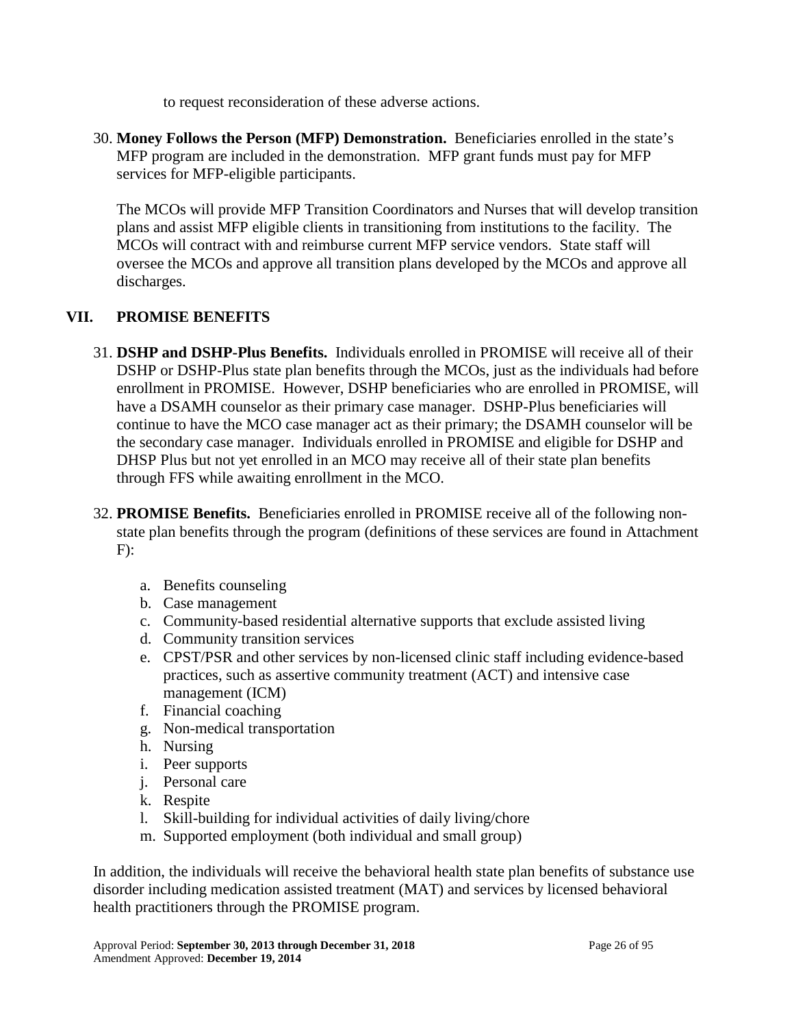to request reconsideration of these adverse actions.

30. **Money Follows the Person (MFP) Demonstration.** Beneficiaries enrolled in the state's MFP program are included in the demonstration. MFP grant funds must pay for MFP services for MFP-eligible participants.

    The MCOs will provide MFP Transition Coordinators and Nurses that will develop transition plans and assist MFP eligible clients in transitioning from institutions to the facility. The MCOs will contract with and reimburse current MFP service vendors. State staff will oversee the MCOs and approve all transition plans developed by the MCOs and approve all discharges.

## VII. PROMISE BENEFITS

31. **DSHP and DSHP-Plus Benefits.** Individuals enrolled in PROMISE will receive all of their DSHP or DSHP-Plus state plan benefits through the MCOs, just as the individuals had before enrollment in PROMISE. However, DSHP beneficiaries who are enrolled in PROMISE, will have a DSAMH counselor as their primary case manager. DSHP-Plus beneficiaries will continue to have the MCO case manager act as their primary; the DSAMH counselor will be the secondary case manager. Individuals enrolled in PROMISE and eligible for DSHP and DHSP Plus but not yet enrolled in an MCO may receive all of their state plan benefits through FFS while awaiting enrollment in the MCO.

32. **PROMISE Benefits.** Beneficiaries enrolled in PROMISE receive all of the following non-state plan benefits through the program (definitions of these services are found in Attachment F):

    a. Benefits counseling
    b. Case management
    c. Community-based residential alternative supports that exclude assisted living
    d. Community transition services
    e. CPST/PSR and other services by non-licensed clinic staff including evidence-based practices, such as assertive community treatment (ACT) and intensive case management (ICM)
    f. Financial coaching
    g. Non-medical transportation
    h. Nursing
    i. Peer supports
    j. Personal care
    k. Respite
    l. Skill-building for individual activities of daily living/chore
    m. Supported employment (both individual and small group)

In addition, the individuals will receive the behavioral health state plan benefits of substance use disorder including medication assisted treatment (MAT) and services by licensed behavioral health practitioners through the PROMISE program.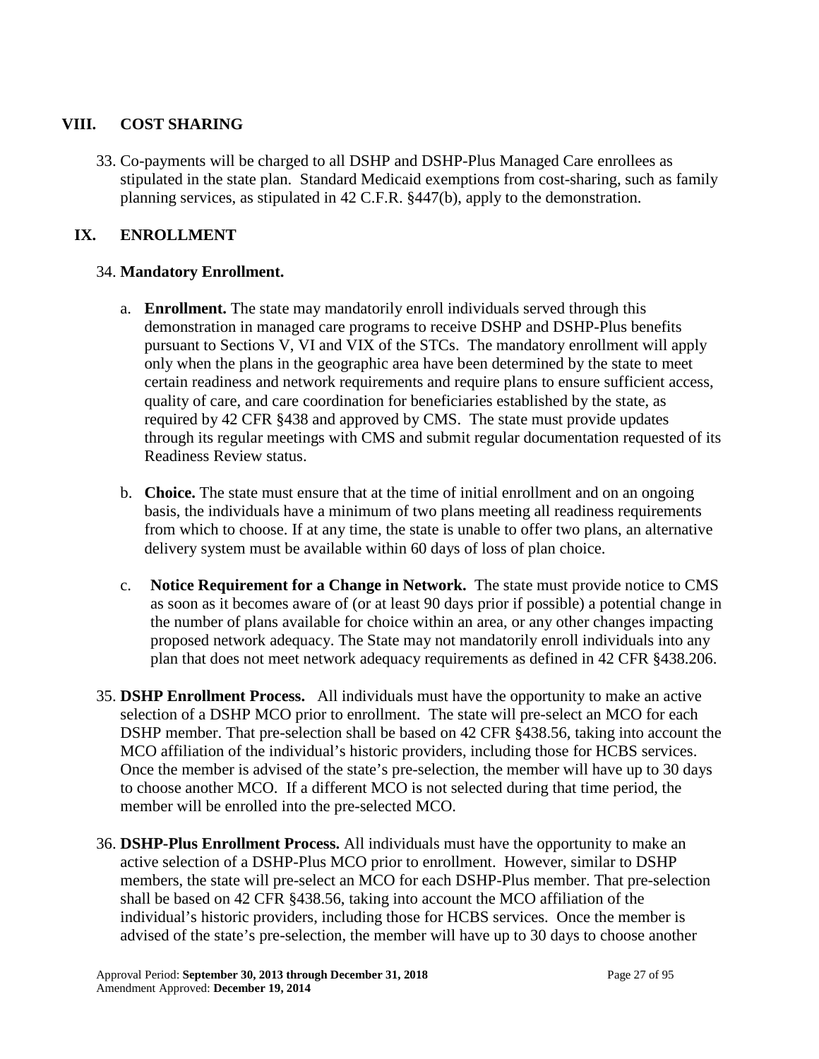## VIII. COST SHARING

33. Co-payments will be charged to all DSHP and DSHP-Plus Managed Care enrollees as stipulated in the state plan. Standard Medicaid exemptions from cost-sharing, such as family planning services, as stipulated in 42 C.F.R. §447(b), apply to the demonstration.

## IX. ENROLLMENT

34. **Mandatory Enrollment.**

    a. **Enrollment.** The state may mandatorily enroll individuals served through this demonstration in managed care programs to receive DSHP and DSHP-Plus benefits pursuant to Sections V, VI and VIX of the STCs. The mandatory enrollment will apply only when the plans in the geographic area have been determined by the state to meet certain readiness and network requirements and require plans to ensure sufficient access, quality of care, and care coordination for beneficiaries established by the state, as required by 42 CFR §438 and approved by CMS. The state must provide updates through its regular meetings with CMS and submit regular documentation requested of its Readiness Review status.

    b. **Choice.** The state must ensure that at the time of initial enrollment and on an ongoing basis, the individuals have a minimum of two plans meeting all readiness requirements from which to choose. If at any time, the state is unable to offer two plans, an alternative delivery system must be available within 60 days of loss of plan choice.

    c. **Notice Requirement for a Change in Network.** The state must provide notice to CMS as soon as it becomes aware of (or at least 90 days prior if possible) a potential change in the number of plans available for choice within an area, or any other changes impacting proposed network adequacy. The State may not mandatorily enroll individuals into any plan that does not meet network adequacy requirements as defined in 42 CFR §438.206.

35. **DSHP Enrollment Process.** All individuals must have the opportunity to make an active selection of a DSHP MCO prior to enrollment. The state will pre-select an MCO for each DSHP member. That pre-selection shall be based on 42 CFR §438.56, taking into account the MCO affiliation of the individual's historic providers, including those for HCBS services. Once the member is advised of the state's pre-selection, the member will have up to 30 days to choose another MCO. If a different MCO is not selected during that time period, the member will be enrolled into the pre-selected MCO.

36. **DSHP-Plus Enrollment Process.** All individuals must have the opportunity to make an active selection of a DSHP-Plus MCO prior to enrollment. However, similar to DSHP members, the state will pre-select an MCO for each DSHP-Plus member. That pre-selection shall be based on 42 CFR §438.56, taking into account the MCO affiliation of the individual's historic providers, including those for HCBS services. Once the member is advised of the state's pre-selection, the member will have up to 30 days to choose another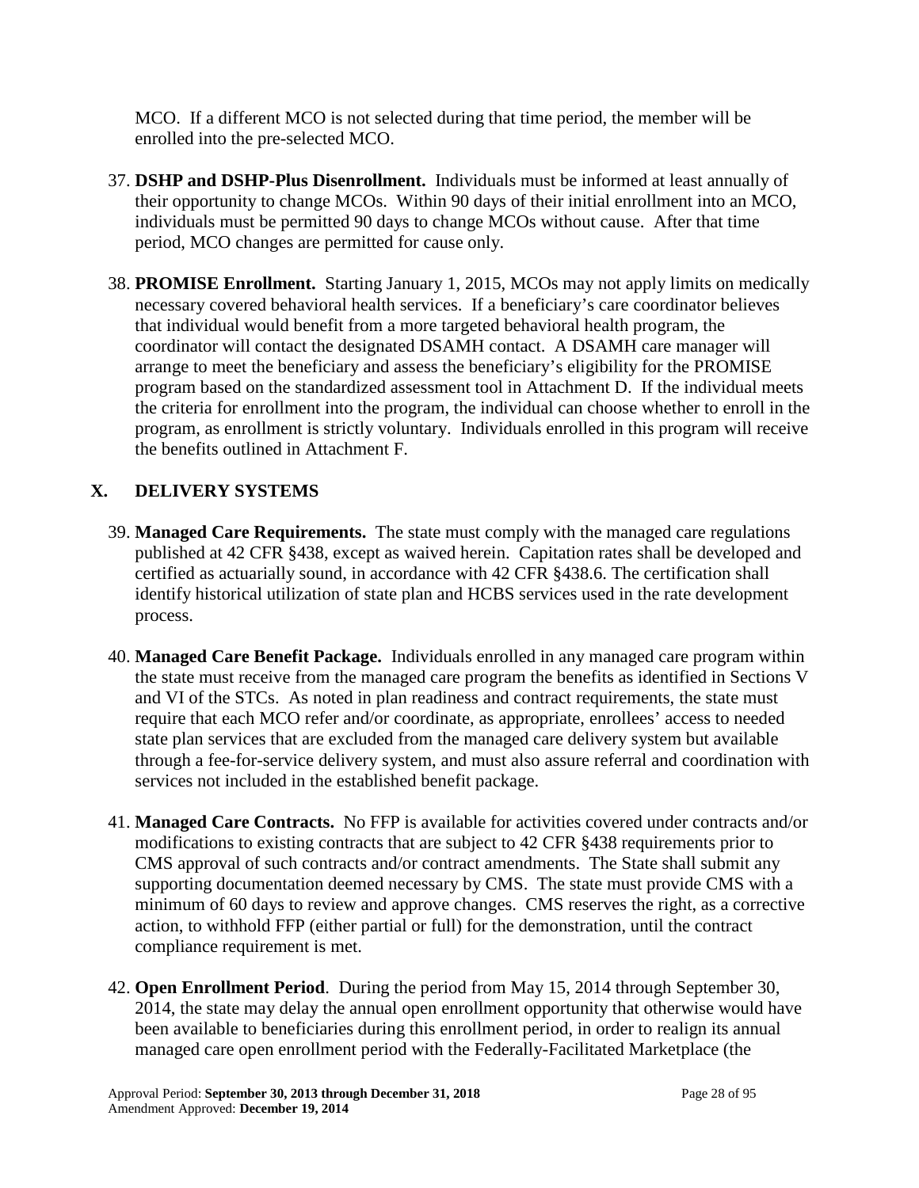MCO. If a different MCO is not selected during that time period, the member will be enrolled into the pre-selected MCO.

37. **DSHP and DSHP-Plus Disenrollment.** Individuals must be informed at least annually of their opportunity to change MCOs. Within 90 days of their initial enrollment into an MCO, individuals must be permitted 90 days to change MCOs without cause. After that time period, MCO changes are permitted for cause only.

38. **PROMISE Enrollment.** Starting January 1, 2015, MCOs may not apply limits on medically necessary covered behavioral health services. If a beneficiary's care coordinator believes that individual would benefit from a more targeted behavioral health program, the coordinator will contact the designated DSAMH contact. A DSAMH care manager will arrange to meet the beneficiary and assess the beneficiary's eligibility for the PROMISE program based on the standardized assessment tool in Attachment D. If the individual meets the criteria for enrollment into the program, the individual can choose whether to enroll in the program, as enrollment is strictly voluntary. Individuals enrolled in this program will receive the benefits outlined in Attachment F.

## X. DELIVERY SYSTEMS

39. **Managed Care Requirements.** The state must comply with the managed care regulations published at 42 CFR §438, except as waived herein. Capitation rates shall be developed and certified as actuarially sound, in accordance with 42 CFR §438.6. The certification shall identify historical utilization of state plan and HCBS services used in the rate development process.

40. **Managed Care Benefit Package.** Individuals enrolled in any managed care program within the state must receive from the managed care program the benefits as identified in Sections V and VI of the STCs. As noted in plan readiness and contract requirements, the state must require that each MCO refer and/or coordinate, as appropriate, enrollees' access to needed state plan services that are excluded from the managed care delivery system but available through a fee-for-service delivery system, and must also assure referral and coordination with services not included in the established benefit package.

41. **Managed Care Contracts.** No FFP is available for activities covered under contracts and/or modifications to existing contracts that are subject to 42 CFR §438 requirements prior to CMS approval of such contracts and/or contract amendments. The State shall submit any supporting documentation deemed necessary by CMS. The state must provide CMS with a minimum of 60 days to review and approve changes. CMS reserves the right, as a corrective action, to withhold FFP (either partial or full) for the demonstration, until the contract compliance requirement is met.

42. **Open Enrollment Period**. During the period from May 15, 2014 through September 30, 2014, the state may delay the annual open enrollment opportunity that otherwise would have been available to beneficiaries during this enrollment period, in order to realign its annual managed care open enrollment period with the Federally-Facilitated Marketplace (the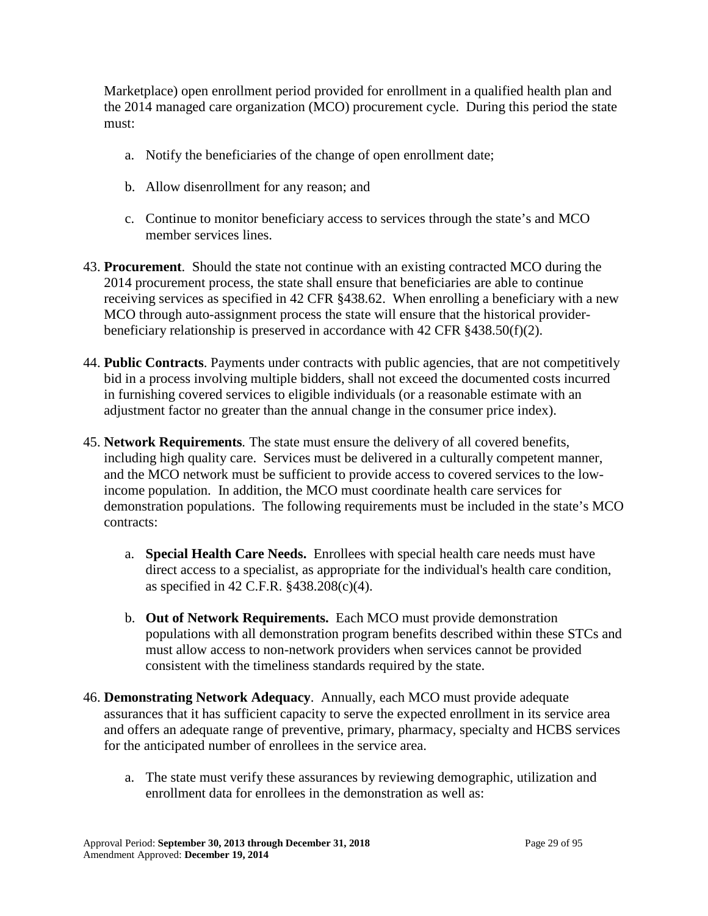Marketplace) open enrollment period provided for enrollment in a qualified health plan and the 2014 managed care organization (MCO) procurement cycle. During this period the state must:

a. Notify the beneficiaries of the change of open enrollment date;

b. Allow disenrollment for any reason; and

c. Continue to monitor beneficiary access to services through the state's and MCO member services lines.

43. **Procurement**. Should the state not continue with an existing contracted MCO during the 2014 procurement process, the state shall ensure that beneficiaries are able to continue receiving services as specified in 42 CFR §438.62. When enrolling a beneficiary with a new MCO through auto-assignment process the state will ensure that the historical provider-beneficiary relationship is preserved in accordance with 42 CFR §438.50(f)(2).

44. **Public Contracts**. Payments under contracts with public agencies, that are not competitively bid in a process involving multiple bidders, shall not exceed the documented costs incurred in furnishing covered services to eligible individuals (or a reasonable estimate with an adjustment factor no greater than the annual change in the consumer price index).

45. **Network Requirements**. The state must ensure the delivery of all covered benefits, including high quality care. Services must be delivered in a culturally competent manner, and the MCO network must be sufficient to provide access to covered services to the low-income population. In addition, the MCO must coordinate health care services for demonstration populations. The following requirements must be included in the state's MCO contracts:

    a. **Special Health Care Needs.** Enrollees with special health care needs must have direct access to a specialist, as appropriate for the individual's health care condition, as specified in 42 C.F.R. §438.208(c)(4).

    b. **Out of Network Requirements.** Each MCO must provide demonstration populations with all demonstration program benefits described within these STCs and must allow access to non-network providers when services cannot be provided consistent with the timeliness standards required by the state.

46. **Demonstrating Network Adequacy**. Annually, each MCO must provide adequate assurances that it has sufficient capacity to serve the expected enrollment in its service area and offers an adequate range of preventive, primary, pharmacy, specialty and HCBS services for the anticipated number of enrollees in the service area.

    a. The state must verify these assurances by reviewing demographic, utilization and enrollment data for enrollees in the demonstration as well as: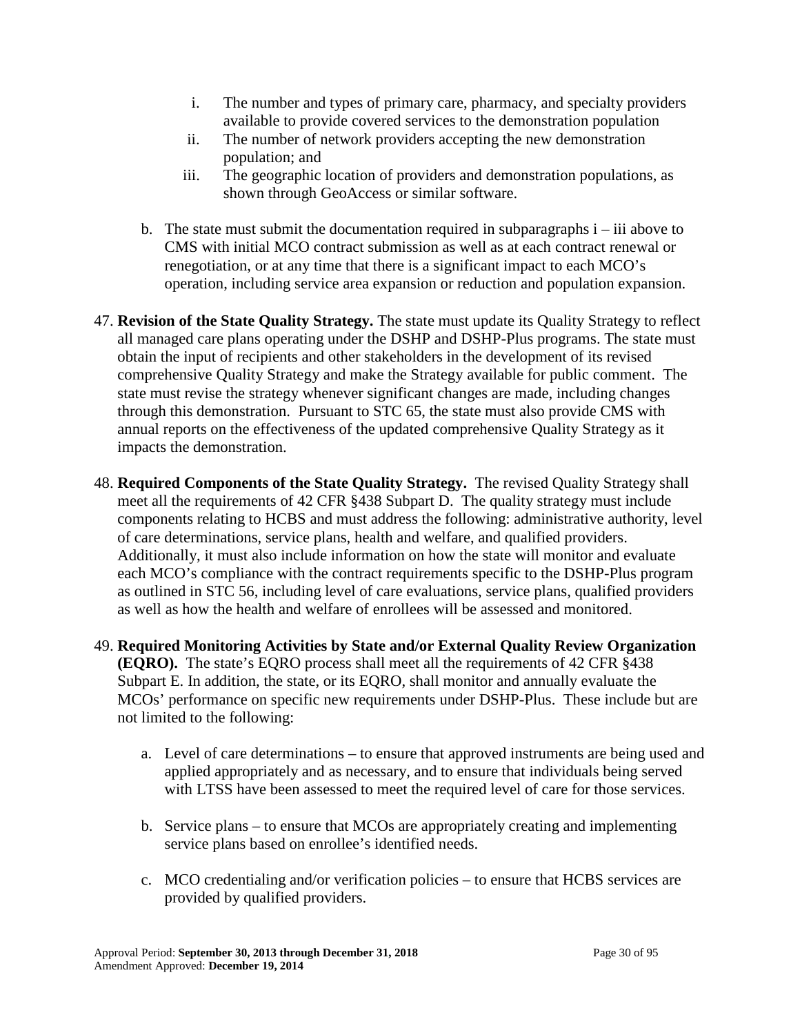i. The number and types of primary care, pharmacy, and specialty providers available to provide covered services to the demonstration population
   ii. The number of network providers accepting the new demonstration population; and
   iii. The geographic location of providers and demonstration populations, as shown through GeoAccess or similar software.

   b. The state must submit the documentation required in subparagraphs i – iii above to CMS with initial MCO contract submission as well as at each contract renewal or renegotiation, or at any time that there is a significant impact to each MCO's operation, including service area expansion or reduction and population expansion.

47. **Revision of the State Quality Strategy.** The state must update its Quality Strategy to reflect all managed care plans operating under the DSHP and DSHP-Plus programs. The state must obtain the input of recipients and other stakeholders in the development of its revised comprehensive Quality Strategy and make the Strategy available for public comment. The state must revise the strategy whenever significant changes are made, including changes through this demonstration. Pursuant to STC 65, the state must also provide CMS with annual reports on the effectiveness of the updated comprehensive Quality Strategy as it impacts the demonstration.

48. **Required Components of the State Quality Strategy.** The revised Quality Strategy shall meet all the requirements of 42 CFR §438 Subpart D. The quality strategy must include components relating to HCBS and must address the following: administrative authority, level of care determinations, service plans, health and welfare, and qualified providers. Additionally, it must also include information on how the state will monitor and evaluate each MCO's compliance with the contract requirements specific to the DSHP-Plus program as outlined in STC 56, including level of care evaluations, service plans, qualified providers as well as how the health and welfare of enrollees will be assessed and monitored.

49. **Required Monitoring Activities by State and/or External Quality Review Organization (EQRO).** The state's EQRO process shall meet all the requirements of 42 CFR §438 Subpart E. In addition, the state, or its EQRO, shall monitor and annually evaluate the MCOs' performance on specific new requirements under DSHP-Plus. These include but are not limited to the following:

   a. Level of care determinations – to ensure that approved instruments are being used and applied appropriately and as necessary, and to ensure that individuals being served with LTSS have been assessed to meet the required level of care for those services.

   b. Service plans – to ensure that MCOs are appropriately creating and implementing service plans based on enrollee's identified needs.

   c. MCO credentialing and/or verification policies – to ensure that HCBS services are provided by qualified providers.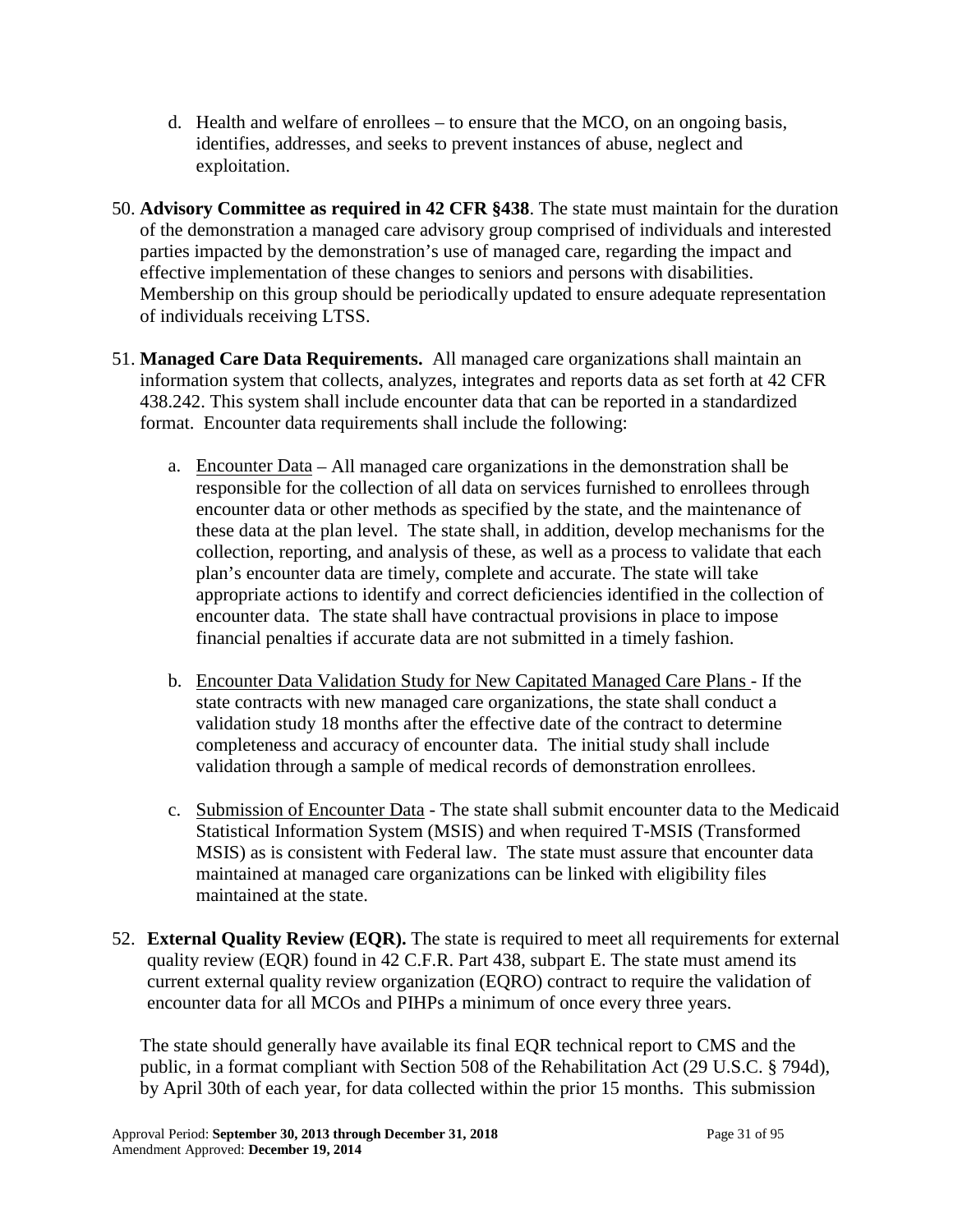d. Health and welfare of enrollees – to ensure that the MCO, on an ongoing basis, identifies, addresses, and seeks to prevent instances of abuse, neglect and exploitation.

50. **Advisory Committee as required in 42 CFR §438**. The state must maintain for the duration of the demonstration a managed care advisory group comprised of individuals and interested parties impacted by the demonstration's use of managed care, regarding the impact and effective implementation of these changes to seniors and persons with disabilities. Membership on this group should be periodically updated to ensure adequate representation of individuals receiving LTSS.

51. **Managed Care Data Requirements.** All managed care organizations shall maintain an information system that collects, analyzes, integrates and reports data as set forth at 42 CFR 438.242. This system shall include encounter data that can be reported in a standardized format. Encounter data requirements shall include the following:

    a. Encounter Data – All managed care organizations in the demonstration shall be responsible for the collection of all data on services furnished to enrollees through encounter data or other methods as specified by the state, and the maintenance of these data at the plan level. The state shall, in addition, develop mechanisms for the collection, reporting, and analysis of these, as well as a process to validate that each plan's encounter data are timely, complete and accurate. The state will take appropriate actions to identify and correct deficiencies identified in the collection of encounter data. The state shall have contractual provisions in place to impose financial penalties if accurate data are not submitted in a timely fashion.

    b. Encounter Data Validation Study for New Capitated Managed Care Plans - If the state contracts with new managed care organizations, the state shall conduct a validation study 18 months after the effective date of the contract to determine completeness and accuracy of encounter data. The initial study shall include validation through a sample of medical records of demonstration enrollees.

    c. Submission of Encounter Data - The state shall submit encounter data to the Medicaid Statistical Information System (MSIS) and when required T-MSIS (Transformed MSIS) as is consistent with Federal law. The state must assure that encounter data maintained at managed care organizations can be linked with eligibility files maintained at the state.

52. **External Quality Review (EQR).** The state is required to meet all requirements for external quality review (EQR) found in 42 C.F.R. Part 438, subpart E. The state must amend its current external quality review organization (EQRO) contract to require the validation of encounter data for all MCOs and PIHPs a minimum of once every three years.

    The state should generally have available its final EQR technical report to CMS and the public, in a format compliant with Section 508 of the Rehabilitation Act (29 U.S.C. § 794d), by April 30th of each year, for data collected within the prior 15 months. This submission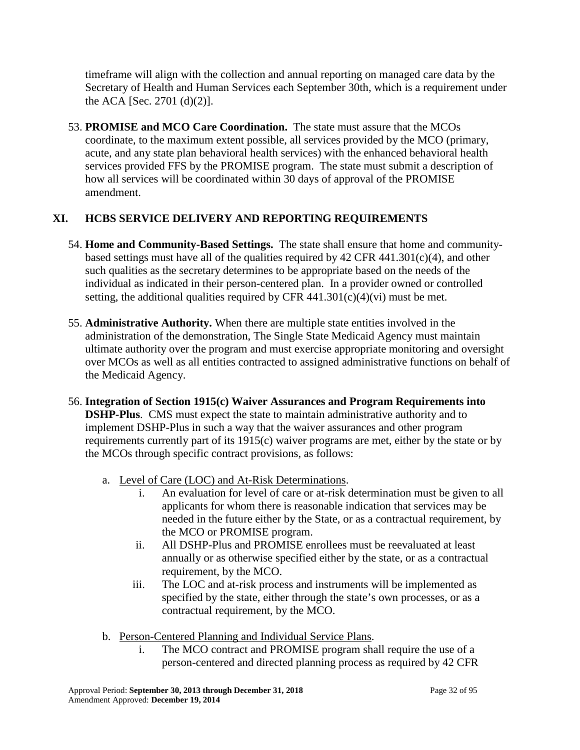timeframe will align with the collection and annual reporting on managed care data by the Secretary of Health and Human Services each September 30th, which is a requirement under the ACA [Sec. 2701 (d)(2)].

53. **PROMISE and MCO Care Coordination.** The state must assure that the MCOs coordinate, to the maximum extent possible, all services provided by the MCO (primary, acute, and any state plan behavioral health services) with the enhanced behavioral health services provided FFS by the PROMISE program. The state must submit a description of how all services will be coordinated within 30 days of approval of the PROMISE amendment.

## XI. HCBS SERVICE DELIVERY AND REPORTING REQUIREMENTS

54. **Home and Community-Based Settings.** The state shall ensure that home and community-based settings must have all of the qualities required by 42 CFR 441.301(c)(4), and other such qualities as the secretary determines to be appropriate based on the needs of the individual as indicated in their person-centered plan. In a provider owned or controlled setting, the additional qualities required by CFR 441.301(c)(4)(vi) must be met.

55. **Administrative Authority.** When there are multiple state entities involved in the administration of the demonstration, The Single State Medicaid Agency must maintain ultimate authority over the program and must exercise appropriate monitoring and oversight over MCOs as well as all entities contracted to assigned administrative functions on behalf of the Medicaid Agency.

56. **Integration of Section 1915(c) Waiver Assurances and Program Requirements into DSHP-Plus**. CMS must expect the state to maintain administrative authority and to implement DSHP-Plus in such a way that the waiver assurances and other program requirements currently part of its 1915(c) waiver programs are met, either by the state or by the MCOs through specific contract provisions, as follows:

    a. Level of Care (LOC) and At-Risk Determinations.
        i. An evaluation for level of care or at-risk determination must be given to all applicants for whom there is reasonable indication that services may be needed in the future either by the State, or as a contractual requirement, by the MCO or PROMISE program.
        ii. All DSHP-Plus and PROMISE enrollees must be reevaluated at least annually or as otherwise specified either by the state, or as a contractual requirement, by the MCO.
        iii. The LOC and at-risk process and instruments will be implemented as specified by the state, either through the state's own processes, or as a contractual requirement, by the MCO.

    b. Person-Centered Planning and Individual Service Plans.
        i. The MCO contract and PROMISE program shall require the use of a person-centered and directed planning process as required by 42 CFR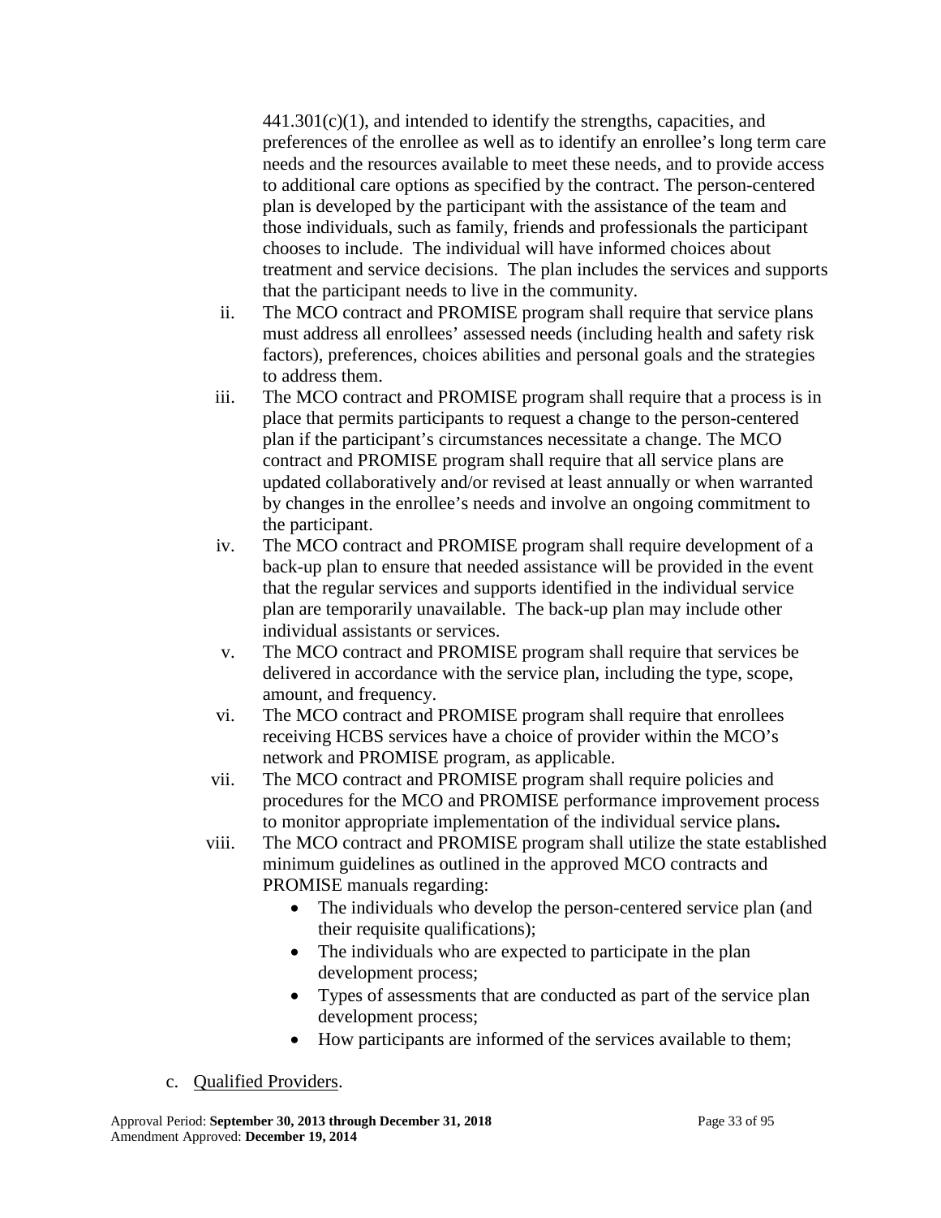441.301(c)(1), and intended to identify the strengths, capacities, and preferences of the enrollee as well as to identify an enrollee's long term care needs and the resources available to meet these needs, and to provide access to additional care options as specified by the contract. The person-centered plan is developed by the participant with the assistance of the team and those individuals, such as family, friends and professionals the participant chooses to include. The individual will have informed choices about treatment and service decisions. The plan includes the services and supports that the participant needs to live in the community.

ii. The MCO contract and PROMISE program shall require that service plans must address all enrollees' assessed needs (including health and safety risk factors), preferences, choices abilities and personal goals and the strategies to address them.

iii. The MCO contract and PROMISE program shall require that a process is in place that permits participants to request a change to the person-centered plan if the participant's circumstances necessitate a change. The MCO contract and PROMISE program shall require that all service plans are updated collaboratively and/or revised at least annually or when warranted by changes in the enrollee's needs and involve an ongoing commitment to the participant.

iv. The MCO contract and PROMISE program shall require development of a back-up plan to ensure that needed assistance will be provided in the event that the regular services and supports identified in the individual service plan are temporarily unavailable. The back-up plan may include other individual assistants or services.

v. The MCO contract and PROMISE program shall require that services be delivered in accordance with the service plan, including the type, scope, amount, and frequency.

vi. The MCO contract and PROMISE program shall require that enrollees receiving HCBS services have a choice of provider within the MCO's network and PROMISE program, as applicable.

vii. The MCO contract and PROMISE program shall require policies and procedures for the MCO and PROMISE performance improvement process to monitor appropriate implementation of the individual service plans**.**

viii. The MCO contract and PROMISE program shall utilize the state established minimum guidelines as outlined in the approved MCO contracts and PROMISE manuals regarding:

- The individuals who develop the person-centered service plan (and their requisite qualifications);
- The individuals who are expected to participate in the plan development process;
- Types of assessments that are conducted as part of the service plan development process;
- How participants are informed of the services available to them;

c. Qualified Providers.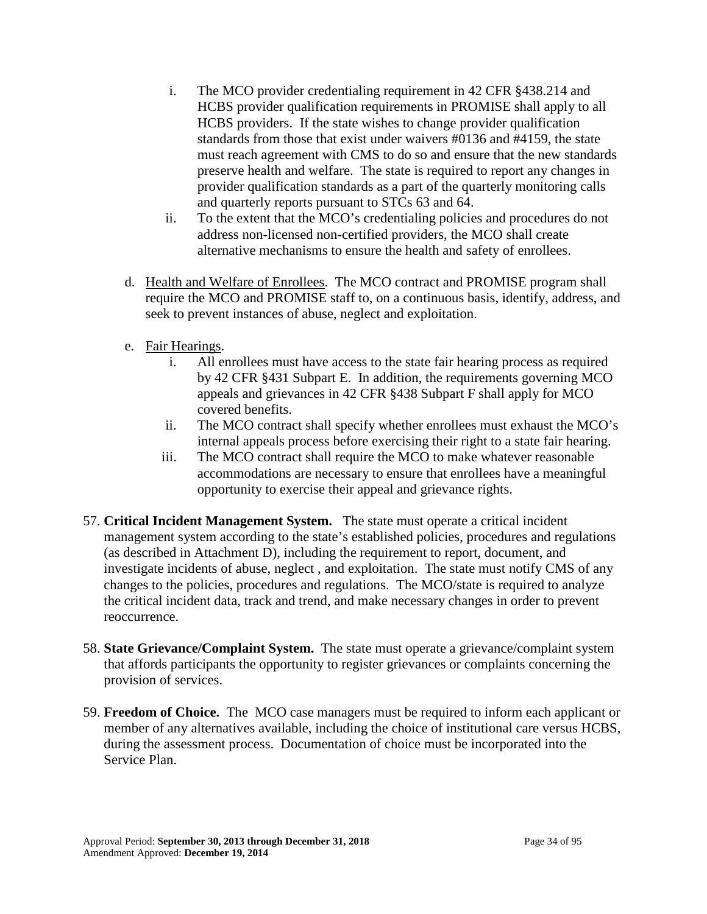i. The MCO provider credentialing requirement in 42 CFR §438.214 and HCBS provider qualification requirements in PROMISE shall apply to all HCBS providers. If the state wishes to change provider qualification standards from those that exist under waivers #0136 and #4159, the state must reach agreement with CMS to do so and ensure that the new standards preserve health and welfare. The state is required to report any changes in provider qualification standards as a part of the quarterly monitoring calls and quarterly reports pursuant to STCs 63 and 64.

ii. To the extent that the MCO's credentialing policies and procedures do not address non-licensed non-certified providers, the MCO shall create alternative mechanisms to ensure the health and safety of enrollees.

d. Health and Welfare of Enrollees. The MCO contract and PROMISE program shall require the MCO and PROMISE staff to, on a continuous basis, identify, address, and seek to prevent instances of abuse, neglect and exploitation.

e. Fair Hearings.

i. All enrollees must have access to the state fair hearing process as required by 42 CFR §431 Subpart E. In addition, the requirements governing MCO appeals and grievances in 42 CFR §438 Subpart F shall apply for MCO covered benefits.

ii. The MCO contract shall specify whether enrollees must exhaust the MCO's internal appeals process before exercising their right to a state fair hearing.

iii. The MCO contract shall require the MCO to make whatever reasonable accommodations are necessary to ensure that enrollees have a meaningful opportunity to exercise their appeal and grievance rights.

57. **Critical Incident Management System.** The state must operate a critical incident management system according to the state's established policies, procedures and regulations (as described in Attachment D), including the requirement to report, document, and investigate incidents of abuse, neglect , and exploitation. The state must notify CMS of any changes to the policies, procedures and regulations. The MCO/state is required to analyze the critical incident data, track and trend, and make necessary changes in order to prevent reoccurrence.

58. **State Grievance/Complaint System.** The state must operate a grievance/complaint system that affords participants the opportunity to register grievances or complaints concerning the provision of services.

59. **Freedom of Choice.** The MCO case managers must be required to inform each applicant or member of any alternatives available, including the choice of institutional care versus HCBS, during the assessment process. Documentation of choice must be incorporated into the Service Plan.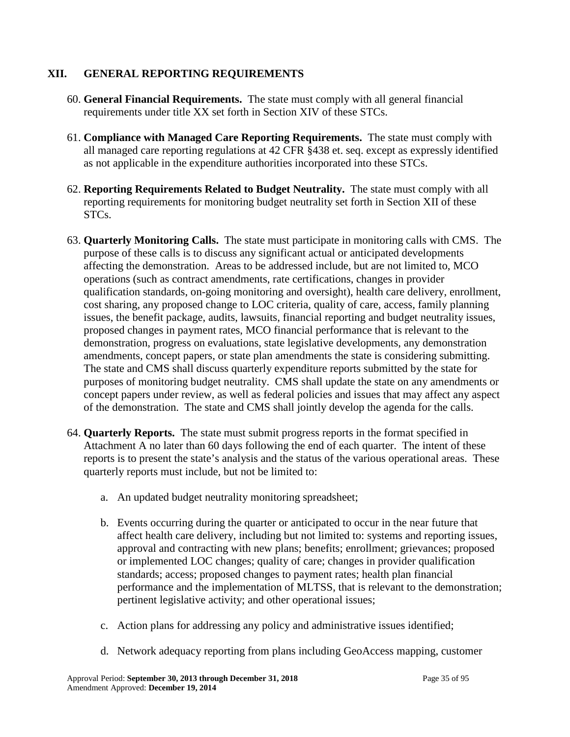## XII. GENERAL REPORTING REQUIREMENTS

60. **General Financial Requirements.** The state must comply with all general financial requirements under title XX set forth in Section XIV of these STCs.

61. **Compliance with Managed Care Reporting Requirements.** The state must comply with all managed care reporting regulations at 42 CFR §438 et. seq. except as expressly identified as not applicable in the expenditure authorities incorporated into these STCs.

62. **Reporting Requirements Related to Budget Neutrality.** The state must comply with all reporting requirements for monitoring budget neutrality set forth in Section XII of these STCs.

63. **Quarterly Monitoring Calls.** The state must participate in monitoring calls with CMS. The purpose of these calls is to discuss any significant actual or anticipated developments affecting the demonstration. Areas to be addressed include, but are not limited to, MCO operations (such as contract amendments, rate certifications, changes in provider qualification standards, on-going monitoring and oversight), health care delivery, enrollment, cost sharing, any proposed change to LOC criteria, quality of care, access, family planning issues, the benefit package, audits, lawsuits, financial reporting and budget neutrality issues, proposed changes in payment rates, MCO financial performance that is relevant to the demonstration, progress on evaluations, state legislative developments, any demonstration amendments, concept papers, or state plan amendments the state is considering submitting. The state and CMS shall discuss quarterly expenditure reports submitted by the state for purposes of monitoring budget neutrality. CMS shall update the state on any amendments or concept papers under review, as well as federal policies and issues that may affect any aspect of the demonstration. The state and CMS shall jointly develop the agenda for the calls.

64. **Quarterly Reports.** The state must submit progress reports in the format specified in Attachment A no later than 60 days following the end of each quarter. The intent of these reports is to present the state's analysis and the status of the various operational areas. These quarterly reports must include, but not be limited to:

    a. An updated budget neutrality monitoring spreadsheet;

    b. Events occurring during the quarter or anticipated to occur in the near future that affect health care delivery, including but not limited to: systems and reporting issues, approval and contracting with new plans; benefits; enrollment; grievances; proposed or implemented LOC changes; quality of care; changes in provider qualification standards; access; proposed changes to payment rates; health plan financial performance and the implementation of MLTSS, that is relevant to the demonstration; pertinent legislative activity; and other operational issues;

    c. Action plans for addressing any policy and administrative issues identified;

    d. Network adequacy reporting from plans including GeoAccess mapping, customer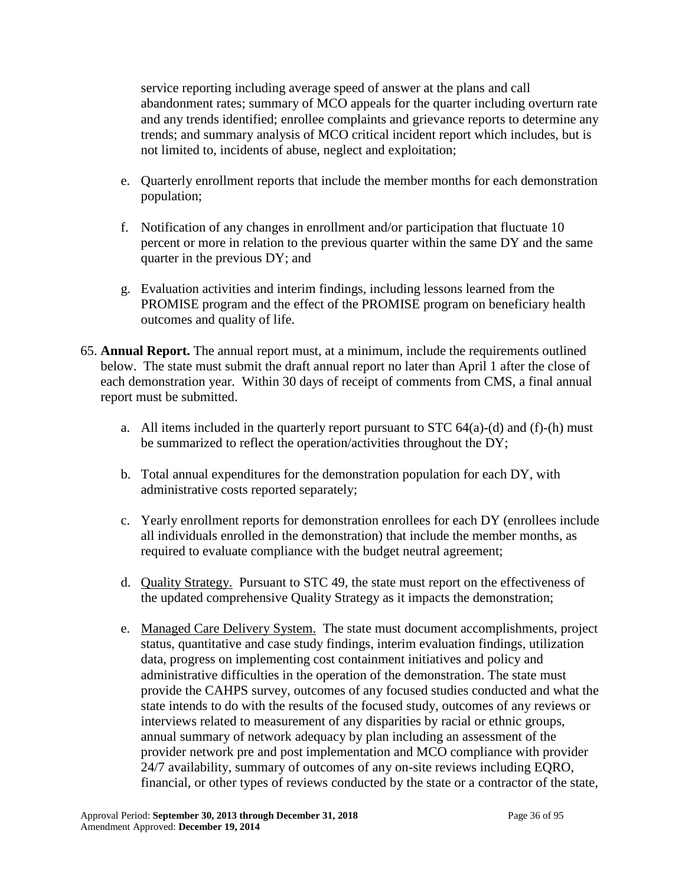service reporting including average speed of answer at the plans and call abandonment rates; summary of MCO appeals for the quarter including overturn rate and any trends identified; enrollee complaints and grievance reports to determine any trends; and summary analysis of MCO critical incident report which includes, but is not limited to, incidents of abuse, neglect and exploitation;

e. Quarterly enrollment reports that include the member months for each demonstration population;

f. Notification of any changes in enrollment and/or participation that fluctuate 10 percent or more in relation to the previous quarter within the same DY and the same quarter in the previous DY; and

g. Evaluation activities and interim findings, including lessons learned from the PROMISE program and the effect of the PROMISE program on beneficiary health outcomes and quality of life.

65. **Annual Report.** The annual report must, at a minimum, include the requirements outlined below. The state must submit the draft annual report no later than April 1 after the close of each demonstration year. Within 30 days of receipt of comments from CMS, a final annual report must be submitted.

   a. All items included in the quarterly report pursuant to STC 64(a)-(d) and (f)-(h) must be summarized to reflect the operation/activities throughout the DY;

   b. Total annual expenditures for the demonstration population for each DY, with administrative costs reported separately;

   c. Yearly enrollment reports for demonstration enrollees for each DY (enrollees include all individuals enrolled in the demonstration) that include the member months, as required to evaluate compliance with the budget neutral agreement;

   d. Quality Strategy. Pursuant to STC 49, the state must report on the effectiveness of the updated comprehensive Quality Strategy as it impacts the demonstration;

   e. Managed Care Delivery System. The state must document accomplishments, project status, quantitative and case study findings, interim evaluation findings, utilization data, progress on implementing cost containment initiatives and policy and administrative difficulties in the operation of the demonstration. The state must provide the CAHPS survey, outcomes of any focused studies conducted and what the state intends to do with the results of the focused study, outcomes of any reviews or interviews related to measurement of any disparities by racial or ethnic groups, annual summary of network adequacy by plan including an assessment of the provider network pre and post implementation and MCO compliance with provider 24/7 availability, summary of outcomes of any on-site reviews including EQRO, financial, or other types of reviews conducted by the state or a contractor of the state,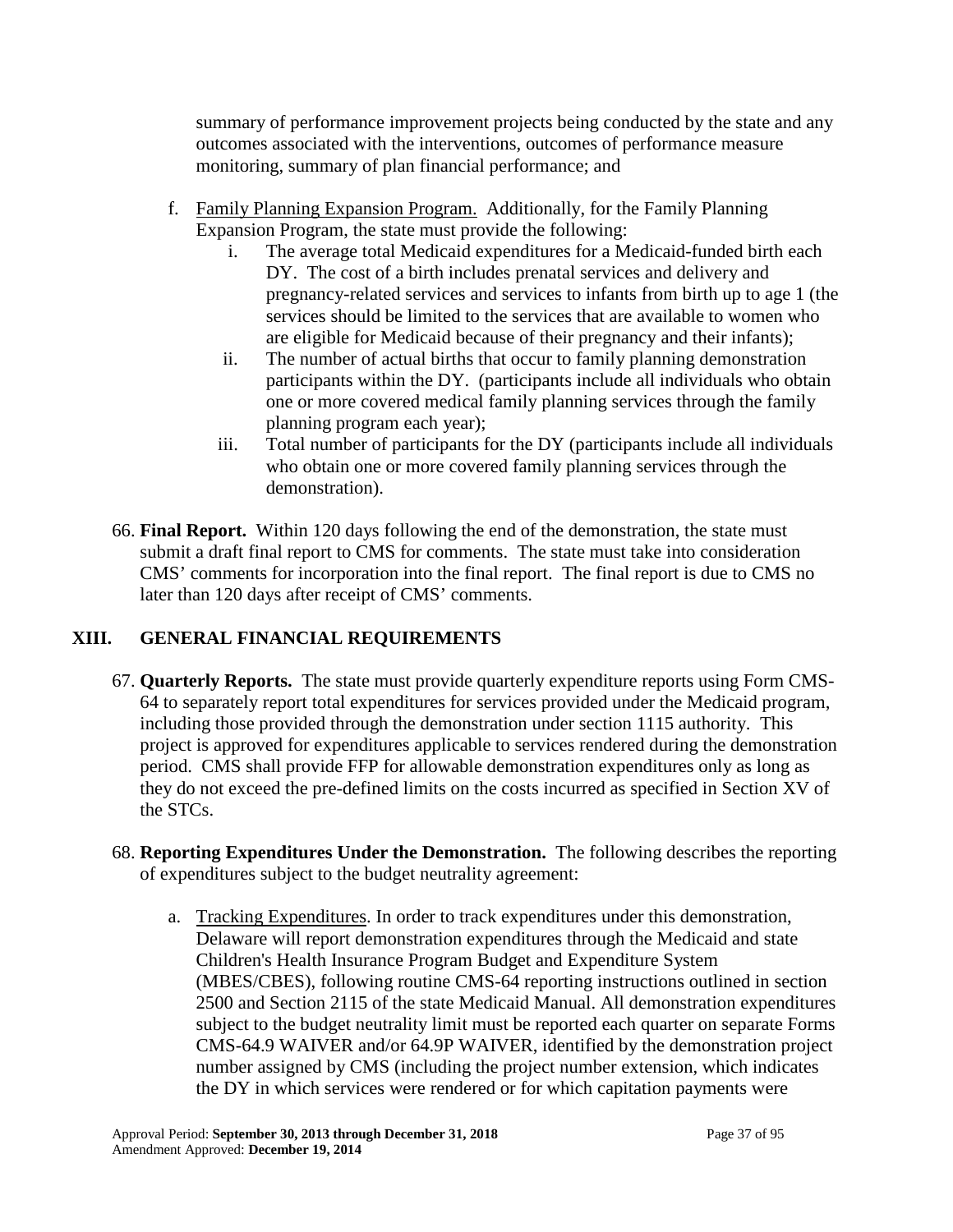summary of performance improvement projects being conducted by the state and any outcomes associated with the interventions, outcomes of performance measure monitoring, summary of plan financial performance; and

f. Family Planning Expansion Program. Additionally, for the Family Planning Expansion Program, the state must provide the following:
   i. The average total Medicaid expenditures for a Medicaid-funded birth each DY. The cost of a birth includes prenatal services and delivery and pregnancy-related services and services to infants from birth up to age 1 (the services should be limited to the services that are available to women who are eligible for Medicaid because of their pregnancy and their infants);
   ii. The number of actual births that occur to family planning demonstration participants within the DY. (participants include all individuals who obtain one or more covered medical family planning services through the family planning program each year);
   iii. Total number of participants for the DY (participants include all individuals who obtain one or more covered family planning services through the demonstration).

66. **Final Report.** Within 120 days following the end of the demonstration, the state must submit a draft final report to CMS for comments. The state must take into consideration CMS' comments for incorporation into the final report. The final report is due to CMS no later than 120 days after receipt of CMS' comments.

## XIII. GENERAL FINANCIAL REQUIREMENTS

67. **Quarterly Reports.** The state must provide quarterly expenditure reports using Form CMS-64 to separately report total expenditures for services provided under the Medicaid program, including those provided through the demonstration under section 1115 authority. This project is approved for expenditures applicable to services rendered during the demonstration period. CMS shall provide FFP for allowable demonstration expenditures only as long as they do not exceed the pre-defined limits on the costs incurred as specified in Section XV of the STCs.

68. **Reporting Expenditures Under the Demonstration.** The following describes the reporting of expenditures subject to the budget neutrality agreement:

   a. Tracking Expenditures. In order to track expenditures under this demonstration, Delaware will report demonstration expenditures through the Medicaid and state Children's Health Insurance Program Budget and Expenditure System (MBES/CBES), following routine CMS-64 reporting instructions outlined in section 2500 and Section 2115 of the state Medicaid Manual. All demonstration expenditures subject to the budget neutrality limit must be reported each quarter on separate Forms CMS-64.9 WAIVER and/or 64.9P WAIVER, identified by the demonstration project number assigned by CMS (including the project number extension, which indicates the DY in which services were rendered or for which capitation payments were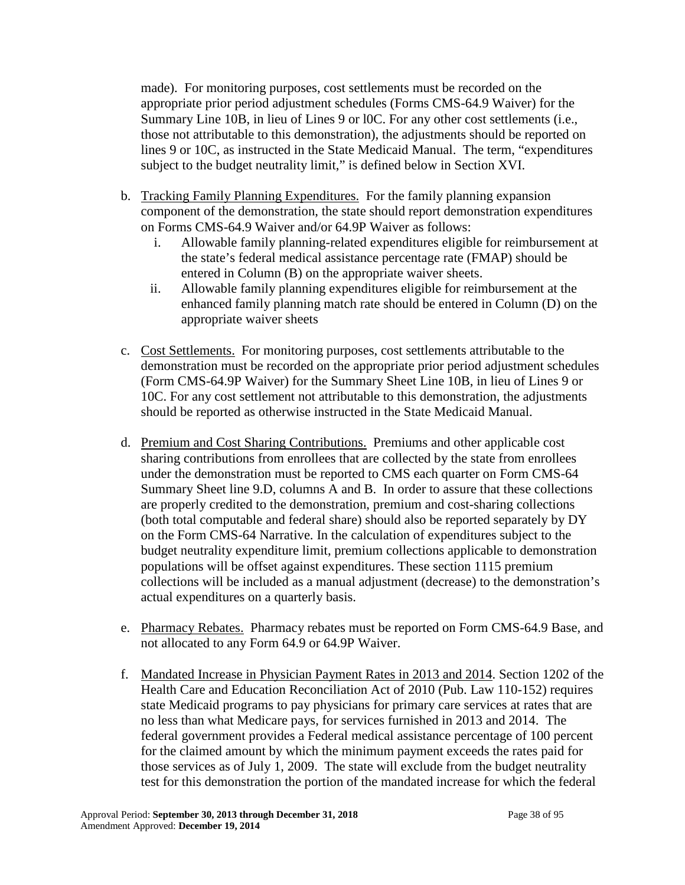made). For monitoring purposes, cost settlements must be recorded on the appropriate prior period adjustment schedules (Forms CMS-64.9 Waiver) for the Summary Line 10B, in lieu of Lines 9 or l0C. For any other cost settlements (i.e., those not attributable to this demonstration), the adjustments should be reported on lines 9 or 10C, as instructed in the State Medicaid Manual. The term, "expenditures subject to the budget neutrality limit," is defined below in Section XVI.

b. Tracking Family Planning Expenditures. For the family planning expansion component of the demonstration, the state should report demonstration expenditures on Forms CMS-64.9 Waiver and/or 64.9P Waiver as follows:
   i. Allowable family planning-related expenditures eligible for reimbursement at the state's federal medical assistance percentage rate (FMAP) should be entered in Column (B) on the appropriate waiver sheets.
   ii. Allowable family planning expenditures eligible for reimbursement at the enhanced family planning match rate should be entered in Column (D) on the appropriate waiver sheets

c. Cost Settlements. For monitoring purposes, cost settlements attributable to the demonstration must be recorded on the appropriate prior period adjustment schedules (Form CMS-64.9P Waiver) for the Summary Sheet Line 10B, in lieu of Lines 9 or 10C. For any cost settlement not attributable to this demonstration, the adjustments should be reported as otherwise instructed in the State Medicaid Manual.

d. Premium and Cost Sharing Contributions. Premiums and other applicable cost sharing contributions from enrollees that are collected by the state from enrollees under the demonstration must be reported to CMS each quarter on Form CMS-64 Summary Sheet line 9.D, columns A and B. In order to assure that these collections are properly credited to the demonstration, premium and cost-sharing collections (both total computable and federal share) should also be reported separately by DY on the Form CMS-64 Narrative. In the calculation of expenditures subject to the budget neutrality expenditure limit, premium collections applicable to demonstration populations will be offset against expenditures. These section 1115 premium collections will be included as a manual adjustment (decrease) to the demonstration's actual expenditures on a quarterly basis.

e. Pharmacy Rebates. Pharmacy rebates must be reported on Form CMS-64.9 Base, and not allocated to any Form 64.9 or 64.9P Waiver.

f. Mandated Increase in Physician Payment Rates in 2013 and 2014. Section 1202 of the Health Care and Education Reconciliation Act of 2010 (Pub. Law 110-152) requires state Medicaid programs to pay physicians for primary care services at rates that are no less than what Medicare pays, for services furnished in 2013 and 2014. The federal government provides a Federal medical assistance percentage of 100 percent for the claimed amount by which the minimum payment exceeds the rates paid for those services as of July 1, 2009. The state will exclude from the budget neutrality test for this demonstration the portion of the mandated increase for which the federal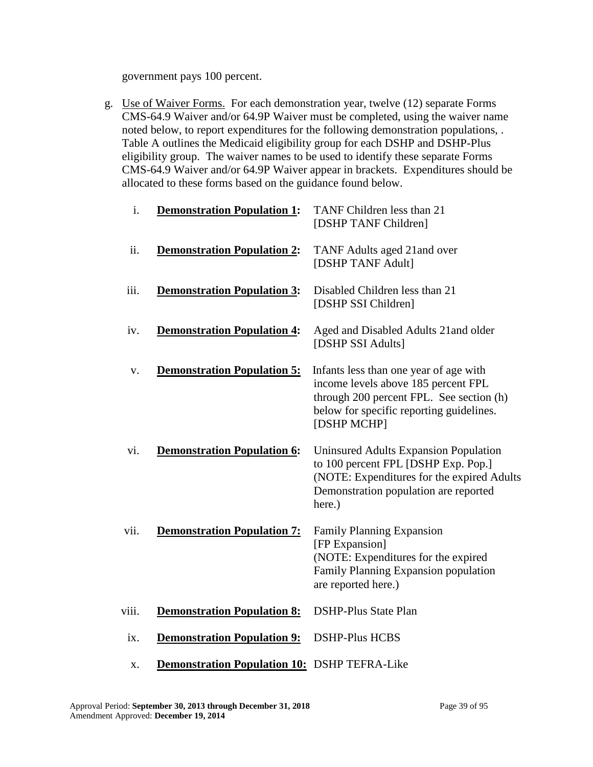government pays 100 percent.

g. Use of Waiver Forms. For each demonstration year, twelve (12) separate Forms CMS-64.9 Waiver and/or 64.9P Waiver must be completed, using the waiver name noted below, to report expenditures for the following demonstration populations, . Table A outlines the Medicaid eligibility group for each DSHP and DSHP-Plus eligibility group. The waiver names to be used to identify these separate Forms CMS-64.9 Waiver and/or 64.9P Waiver appear in brackets. Expenditures should be allocated to these forms based on the guidance found below.

   i. **Demonstration Population 1:** TANF Children less than 21 [DSHP TANF Children]

   ii. **Demonstration Population 2:** TANF Adults aged 21and over [DSHP TANF Adult]

   iii. **Demonstration Population 3:** Disabled Children less than 21 [DSHP SSI Children]

   iv. **Demonstration Population 4:** Aged and Disabled Adults 21and older [DSHP SSI Adults]

   v. **Demonstration Population 5:** Infants less than one year of age with income levels above 185 percent FPL through 200 percent FPL. See section (h) below for specific reporting guidelines. [DSHP MCHP]

   vi. **Demonstration Population 6:** Uninsured Adults Expansion Population to 100 percent FPL [DSHP Exp. Pop.] (NOTE: Expenditures for the expired Adults Demonstration population are reported here.)

   vii. **Demonstration Population 7:** Family Planning Expansion [FP Expansion] (NOTE: Expenditures for the expired Family Planning Expansion population are reported here.)

   viii. **Demonstration Population 8:** DSHP-Plus State Plan

   ix. **Demonstration Population 9:** DSHP-Plus HCBS

   x. **Demonstration Population 10:** DSHP TEFRA-Like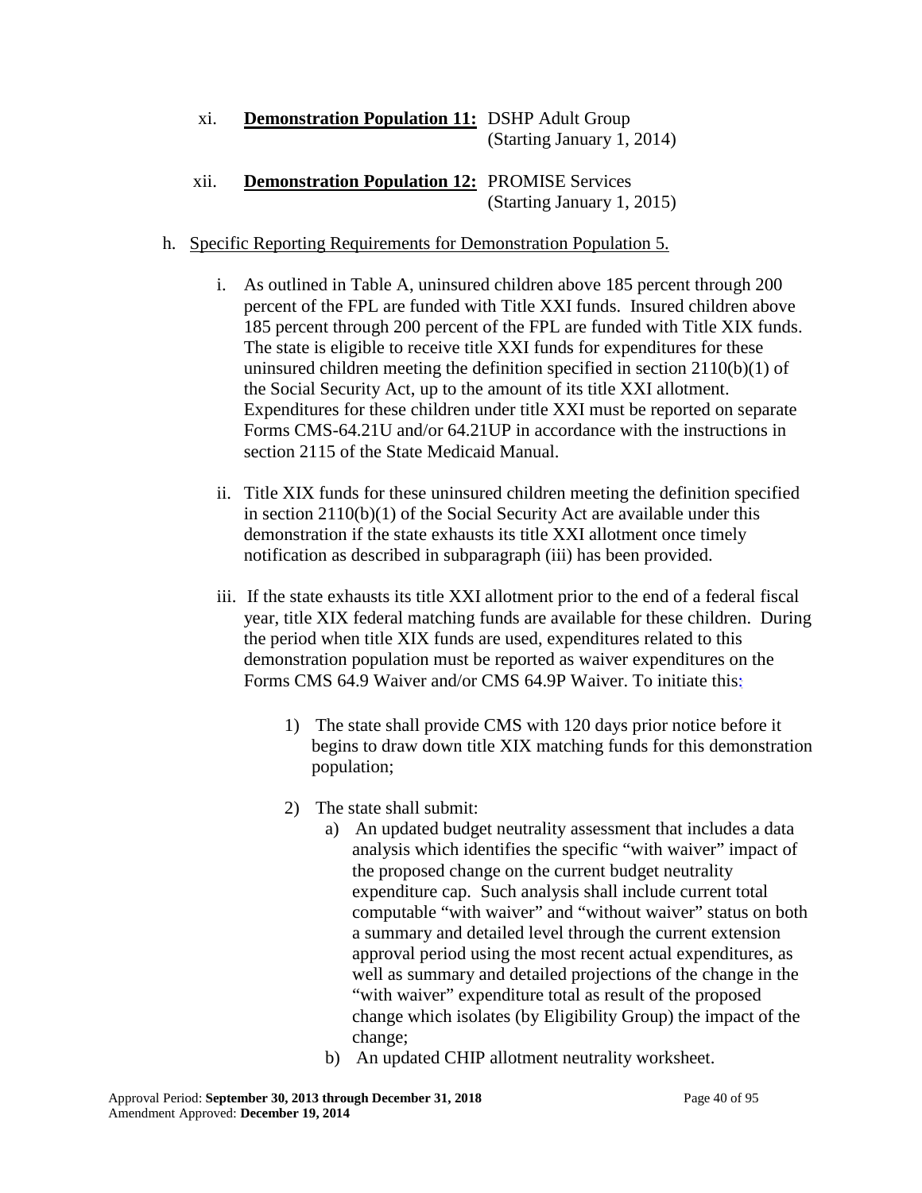xi. **Demonstration Population 11:** DSHP Adult Group (Starting January 1, 2014)

xii. **Demonstration Population 12:** PROMISE Services (Starting January 1, 2015)

h. Specific Reporting Requirements for Demonstration Population 5.

i. As outlined in Table A, uninsured children above 185 percent through 200 percent of the FPL are funded with Title XXI funds. Insured children above 185 percent through 200 percent of the FPL are funded with Title XIX funds. The state is eligible to receive title XXI funds for expenditures for these uninsured children meeting the definition specified in section 2110(b)(1) of the Social Security Act, up to the amount of its title XXI allotment. Expenditures for these children under title XXI must be reported on separate Forms CMS-64.21U and/or 64.21UP in accordance with the instructions in section 2115 of the State Medicaid Manual.

ii. Title XIX funds for these uninsured children meeting the definition specified in section 2110(b)(1) of the Social Security Act are available under this demonstration if the state exhausts its title XXI allotment once timely notification as described in subparagraph (iii) has been provided.

iii. If the state exhausts its title XXI allotment prior to the end of a federal fiscal year, title XIX federal matching funds are available for these children. During the period when title XIX funds are used, expenditures related to this demonstration population must be reported as waiver expenditures on the Forms CMS 64.9 Waiver and/or CMS 64.9P Waiver. To initiate this:

1) The state shall provide CMS with 120 days prior notice before it begins to draw down title XIX matching funds for this demonstration population;

2) The state shall submit:

a) An updated budget neutrality assessment that includes a data analysis which identifies the specific "with waiver" impact of the proposed change on the current budget neutrality expenditure cap. Such analysis shall include current total computable "with waiver" and "without waiver" status on both a summary and detailed level through the current extension approval period using the most recent actual expenditures, as well as summary and detailed projections of the change in the "with waiver" expenditure total as result of the proposed change which isolates (by Eligibility Group) the impact of the change;

b) An updated CHIP allotment neutrality worksheet.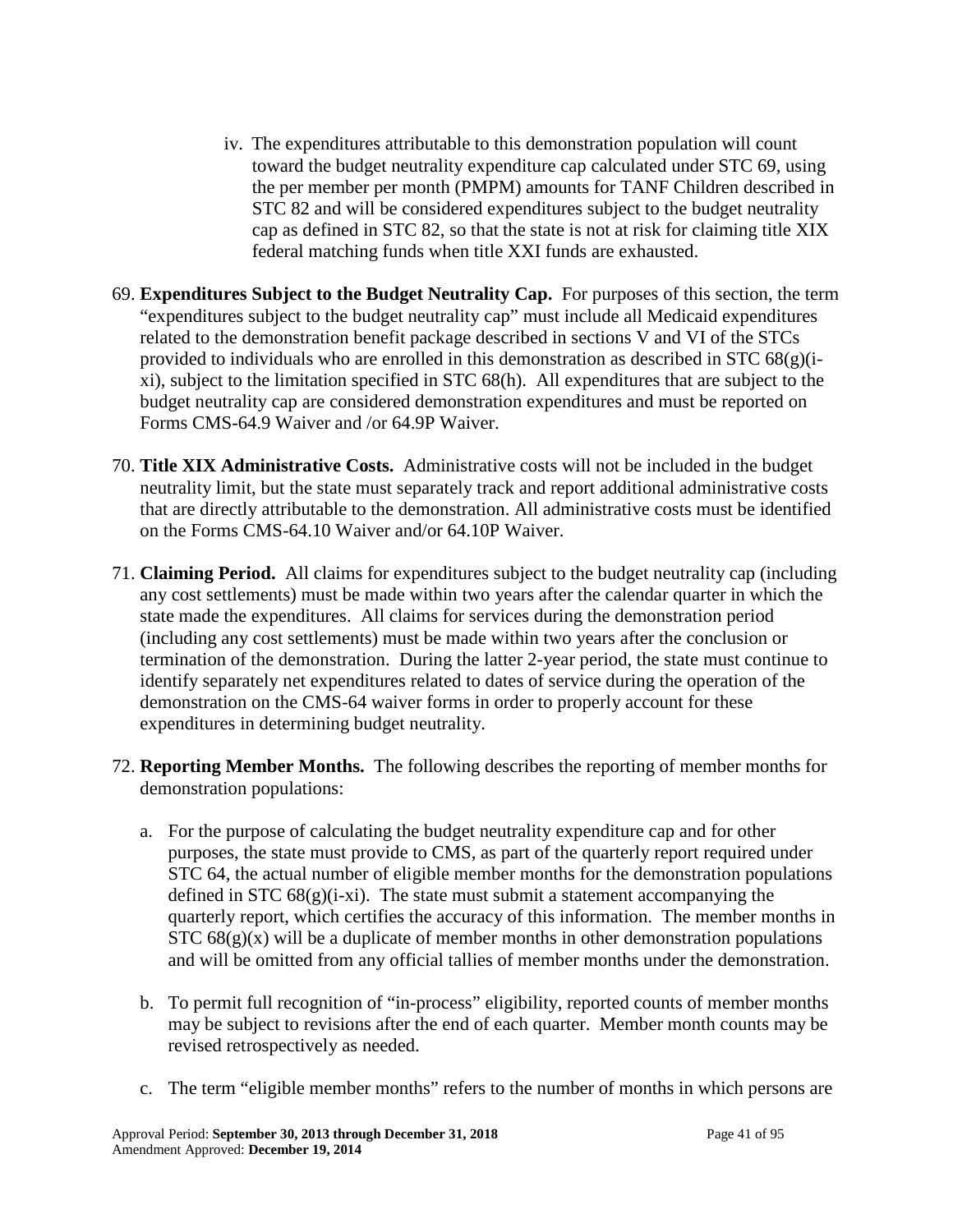iv. The expenditures attributable to this demonstration population will count toward the budget neutrality expenditure cap calculated under STC 69, using the per member per month (PMPM) amounts for TANF Children described in STC 82 and will be considered expenditures subject to the budget neutrality cap as defined in STC 82, so that the state is not at risk for claiming title XIX federal matching funds when title XXI funds are exhausted.

69. **Expenditures Subject to the Budget Neutrality Cap.** For purposes of this section, the term "expenditures subject to the budget neutrality cap" must include all Medicaid expenditures related to the demonstration benefit package described in sections V and VI of the STCs provided to individuals who are enrolled in this demonstration as described in STC 68(g)(i-xi), subject to the limitation specified in STC 68(h). All expenditures that are subject to the budget neutrality cap are considered demonstration expenditures and must be reported on Forms CMS-64.9 Waiver and /or 64.9P Waiver.

70. **Title XIX Administrative Costs.** Administrative costs will not be included in the budget neutrality limit, but the state must separately track and report additional administrative costs that are directly attributable to the demonstration. All administrative costs must be identified on the Forms CMS-64.10 Waiver and/or 64.10P Waiver.

71. **Claiming Period.** All claims for expenditures subject to the budget neutrality cap (including any cost settlements) must be made within two years after the calendar quarter in which the state made the expenditures. All claims for services during the demonstration period (including any cost settlements) must be made within two years after the conclusion or termination of the demonstration. During the latter 2-year period, the state must continue to identify separately net expenditures related to dates of service during the operation of the demonstration on the CMS-64 waiver forms in order to properly account for these expenditures in determining budget neutrality.

72. **Reporting Member Months.** The following describes the reporting of member months for demonstration populations:

    a. For the purpose of calculating the budget neutrality expenditure cap and for other purposes, the state must provide to CMS, as part of the quarterly report required under STC 64, the actual number of eligible member months for the demonstration populations defined in STC 68(g)(i-xi). The state must submit a statement accompanying the quarterly report, which certifies the accuracy of this information. The member months in STC 68(g)(x) will be a duplicate of member months in other demonstration populations and will be omitted from any official tallies of member months under the demonstration.

    b. To permit full recognition of "in-process" eligibility, reported counts of member months may be subject to revisions after the end of each quarter. Member month counts may be revised retrospectively as needed.

    c. The term "eligible member months" refers to the number of months in which persons are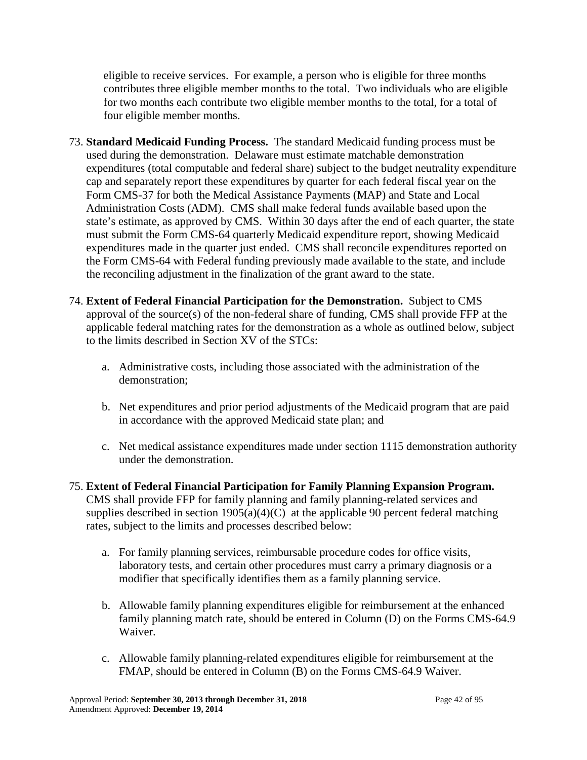eligible to receive services. For example, a person who is eligible for three months contributes three eligible member months to the total. Two individuals who are eligible for two months each contribute two eligible member months to the total, for a total of four eligible member months.

73. **Standard Medicaid Funding Process.** The standard Medicaid funding process must be used during the demonstration. Delaware must estimate matchable demonstration expenditures (total computable and federal share) subject to the budget neutrality expenditure cap and separately report these expenditures by quarter for each federal fiscal year on the Form CMS-37 for both the Medical Assistance Payments (MAP) and State and Local Administration Costs (ADM). CMS shall make federal funds available based upon the state's estimate, as approved by CMS. Within 30 days after the end of each quarter, the state must submit the Form CMS-64 quarterly Medicaid expenditure report, showing Medicaid expenditures made in the quarter just ended. CMS shall reconcile expenditures reported on the Form CMS-64 with Federal funding previously made available to the state, and include the reconciling adjustment in the finalization of the grant award to the state.

74. **Extent of Federal Financial Participation for the Demonstration.** Subject to CMS approval of the source(s) of the non-federal share of funding, CMS shall provide FFP at the applicable federal matching rates for the demonstration as a whole as outlined below, subject to the limits described in Section XV of the STCs:

    a. Administrative costs, including those associated with the administration of the demonstration;

    b. Net expenditures and prior period adjustments of the Medicaid program that are paid in accordance with the approved Medicaid state plan; and

    c. Net medical assistance expenditures made under section 1115 demonstration authority under the demonstration.

75. **Extent of Federal Financial Participation for Family Planning Expansion Program.** CMS shall provide FFP for family planning and family planning-related services and supplies described in section 1905(a)(4)(C) at the applicable 90 percent federal matching rates, subject to the limits and processes described below:

    a. For family planning services, reimbursable procedure codes for office visits, laboratory tests, and certain other procedures must carry a primary diagnosis or a modifier that specifically identifies them as a family planning service.

    b. Allowable family planning expenditures eligible for reimbursement at the enhanced family planning match rate, should be entered in Column (D) on the Forms CMS-64.9 Waiver.

    c. Allowable family planning-related expenditures eligible for reimbursement at the FMAP, should be entered in Column (B) on the Forms CMS-64.9 Waiver.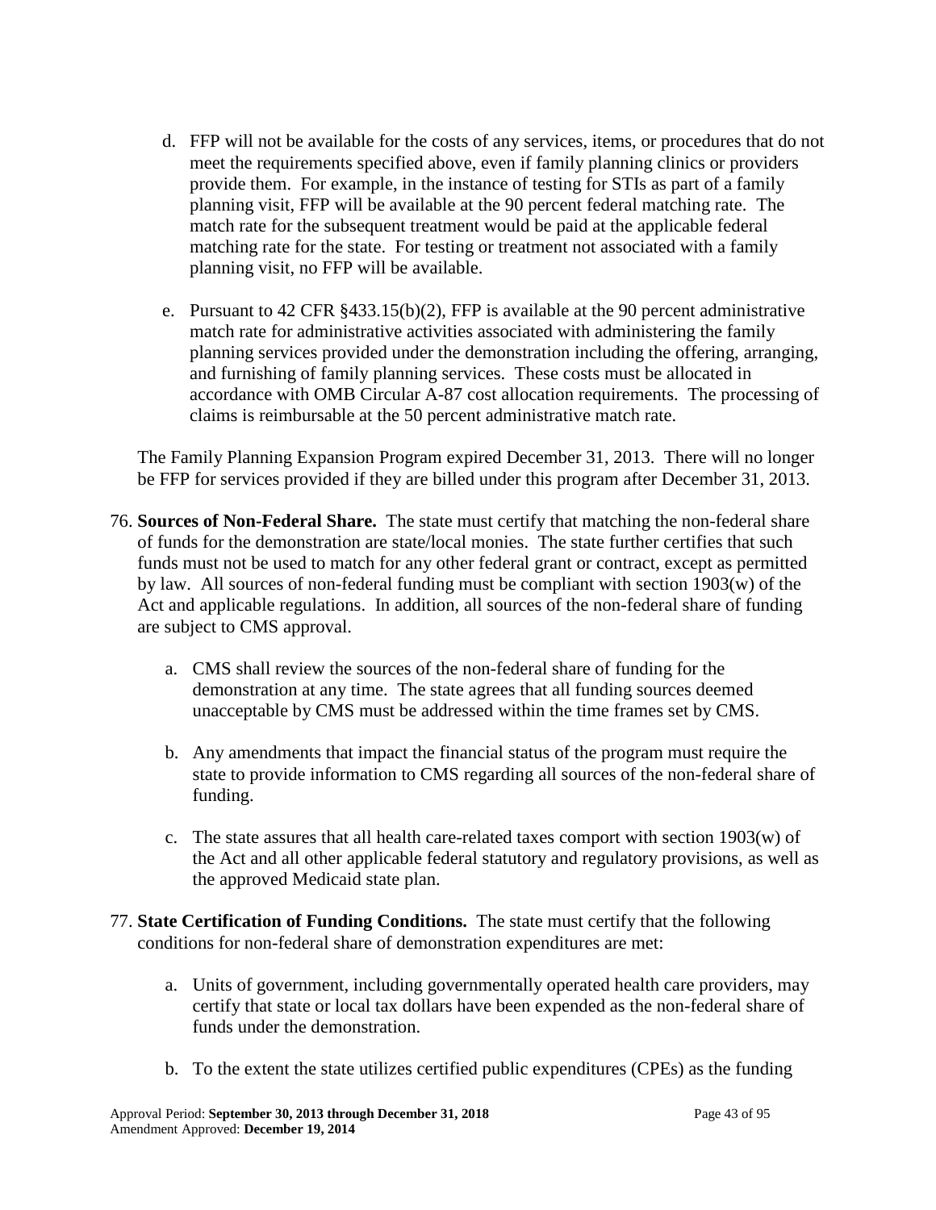d. FFP will not be available for the costs of any services, items, or procedures that do not meet the requirements specified above, even if family planning clinics or providers provide them. For example, in the instance of testing for STIs as part of a family planning visit, FFP will be available at the 90 percent federal matching rate. The match rate for the subsequent treatment would be paid at the applicable federal matching rate for the state. For testing or treatment not associated with a family planning visit, no FFP will be available.

e. Pursuant to 42 CFR §433.15(b)(2), FFP is available at the 90 percent administrative match rate for administrative activities associated with administering the family planning services provided under the demonstration including the offering, arranging, and furnishing of family planning services. These costs must be allocated in accordance with OMB Circular A-87 cost allocation requirements. The processing of claims is reimbursable at the 50 percent administrative match rate.

The Family Planning Expansion Program expired December 31, 2013. There will no longer be FFP for services provided if they are billed under this program after December 31, 2013.

76. **Sources of Non-Federal Share.** The state must certify that matching the non-federal share of funds for the demonstration are state/local monies. The state further certifies that such funds must not be used to match for any other federal grant or contract, except as permitted by law. All sources of non-federal funding must be compliant with section 1903(w) of the Act and applicable regulations. In addition, all sources of the non-federal share of funding are subject to CMS approval.

    a. CMS shall review the sources of the non-federal share of funding for the demonstration at any time. The state agrees that all funding sources deemed unacceptable by CMS must be addressed within the time frames set by CMS.

    b. Any amendments that impact the financial status of the program must require the state to provide information to CMS regarding all sources of the non-federal share of funding.

    c. The state assures that all health care-related taxes comport with section 1903(w) of the Act and all other applicable federal statutory and regulatory provisions, as well as the approved Medicaid state plan.

77. **State Certification of Funding Conditions.** The state must certify that the following conditions for non-federal share of demonstration expenditures are met:

    a. Units of government, including governmentally operated health care providers, may certify that state or local tax dollars have been expended as the non-federal share of funds under the demonstration.

    b. To the extent the state utilizes certified public expenditures (CPEs) as the funding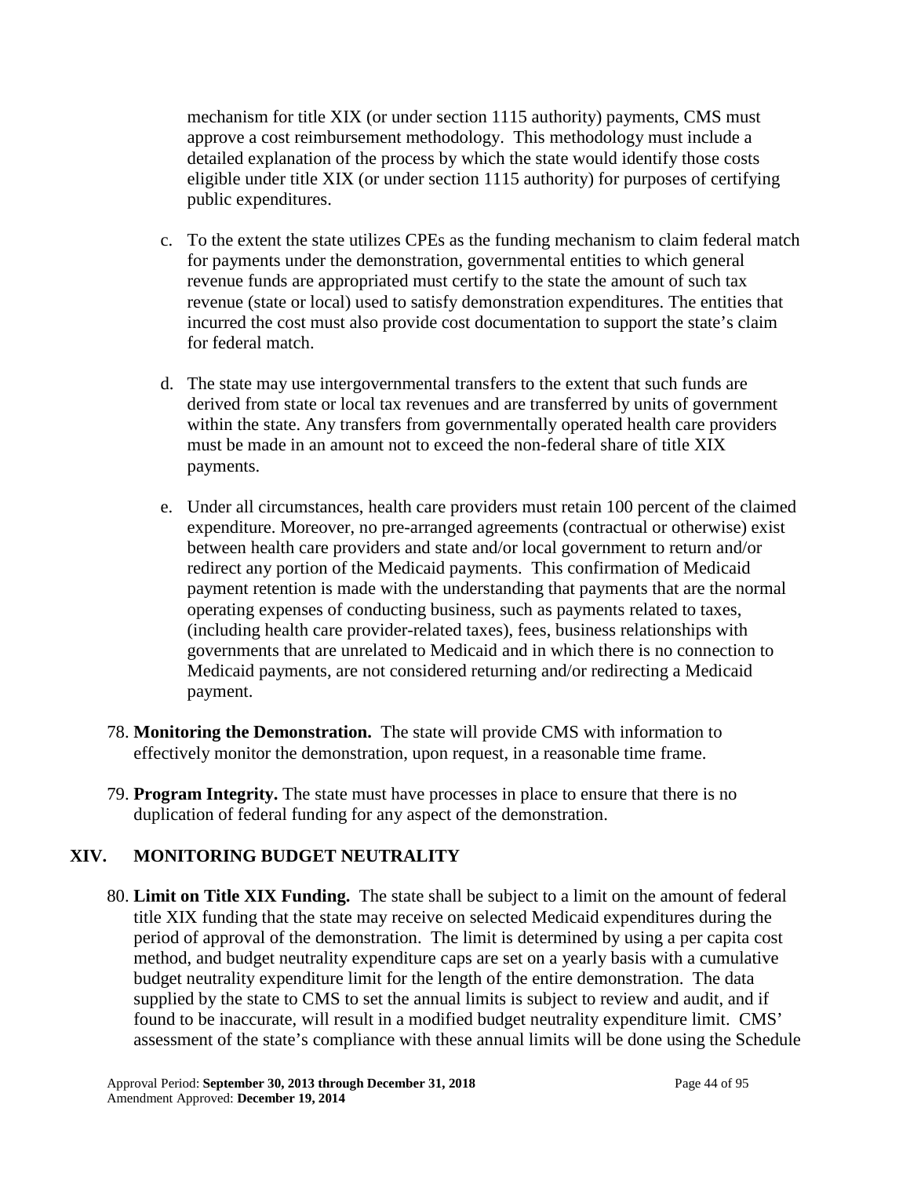mechanism for title XIX (or under section 1115 authority) payments, CMS must approve a cost reimbursement methodology. This methodology must include a detailed explanation of the process by which the state would identify those costs eligible under title XIX (or under section 1115 authority) for purposes of certifying public expenditures.

c. To the extent the state utilizes CPEs as the funding mechanism to claim federal match for payments under the demonstration, governmental entities to which general revenue funds are appropriated must certify to the state the amount of such tax revenue (state or local) used to satisfy demonstration expenditures. The entities that incurred the cost must also provide cost documentation to support the state's claim for federal match.

d. The state may use intergovernmental transfers to the extent that such funds are derived from state or local tax revenues and are transferred by units of government within the state. Any transfers from governmentally operated health care providers must be made in an amount not to exceed the non-federal share of title XIX payments.

e. Under all circumstances, health care providers must retain 100 percent of the claimed expenditure. Moreover, no pre-arranged agreements (contractual or otherwise) exist between health care providers and state and/or local government to return and/or redirect any portion of the Medicaid payments. This confirmation of Medicaid payment retention is made with the understanding that payments that are the normal operating expenses of conducting business, such as payments related to taxes, (including health care provider-related taxes), fees, business relationships with governments that are unrelated to Medicaid and in which there is no connection to Medicaid payments, are not considered returning and/or redirecting a Medicaid payment.

78. **Monitoring the Demonstration.** The state will provide CMS with information to effectively monitor the demonstration, upon request, in a reasonable time frame.

79. **Program Integrity.** The state must have processes in place to ensure that there is no duplication of federal funding for any aspect of the demonstration.

## XIV. MONITORING BUDGET NEUTRALITY

80. **Limit on Title XIX Funding.** The state shall be subject to a limit on the amount of federal title XIX funding that the state may receive on selected Medicaid expenditures during the period of approval of the demonstration. The limit is determined by using a per capita cost method, and budget neutrality expenditure caps are set on a yearly basis with a cumulative budget neutrality expenditure limit for the length of the entire demonstration. The data supplied by the state to CMS to set the annual limits is subject to review and audit, and if found to be inaccurate, will result in a modified budget neutrality expenditure limit. CMS' assessment of the state's compliance with these annual limits will be done using the Schedule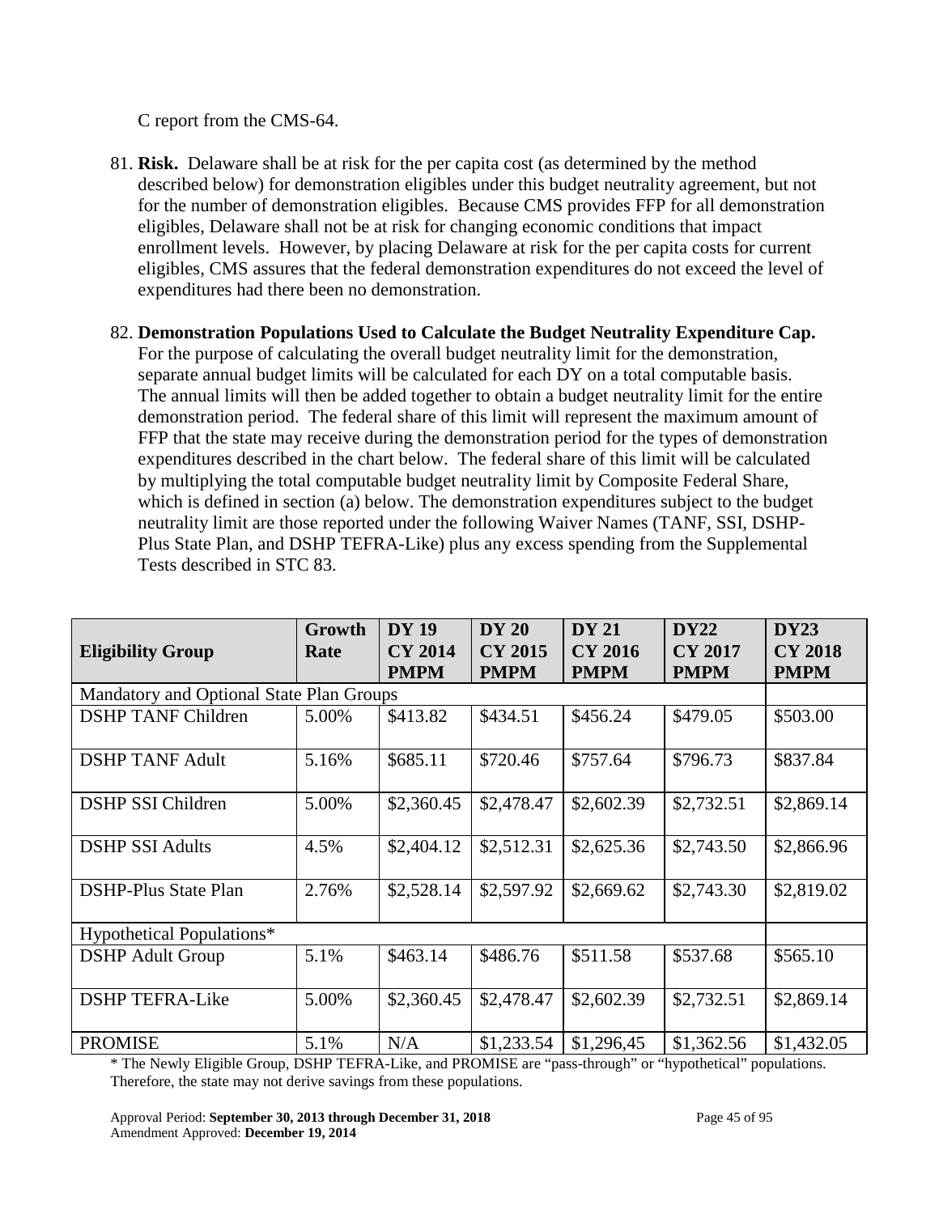C report from the CMS-64.

81. **Risk.** Delaware shall be at risk for the per capita cost (as determined by the method described below) for demonstration eligibles under this budget neutrality agreement, but not for the number of demonstration eligibles. Because CMS provides FFP for all demonstration eligibles, Delaware shall not be at risk for changing economic conditions that impact enrollment levels. However, by placing Delaware at risk for the per capita costs for current eligibles, CMS assures that the federal demonstration expenditures do not exceed the level of expenditures had there been no demonstration.

82. **Demonstration Populations Used to Calculate the Budget Neutrality Expenditure Cap.** For the purpose of calculating the overall budget neutrality limit for the demonstration, separate annual budget limits will be calculated for each DY on a total computable basis. The annual limits will then be added together to obtain a budget neutrality limit for the entire demonstration period. The federal share of this limit will represent the maximum amount of FFP that the state may receive during the demonstration period for the types of demonstration expenditures described in the chart below. The federal share of this limit will be calculated by multiplying the total computable budget neutrality limit by Composite Federal Share, which is defined in section (a) below. The demonstration expenditures subject to the budget neutrality limit are those reported under the following Waiver Names (TANF, SSI, DSHP-Plus State Plan, and DSHP TEFRA-Like) plus any excess spending from the Supplemental Tests described in STC 83.

| **Eligibility Group** | **Growth Rate** | **DY 19 CY 2014 PMPM** | **DY 20 CY 2015 PMPM** | **DY 21 CY 2016 PMPM** | **DY22 CY 2017 PMPM** | **DY23 CY 2018 PMPM** |
|---|---|---|---|---|---|---|
| Mandatory and Optional State Plan Groups | | | | | | |
| DSHP TANF Children | 5.00% | $413.82 | $434.51 | $456.24 | $479.05 | $503.00 |
| DSHP TANF Adult | 5.16% | $685.11 | $720.46 | $757.64 | $796.73 | $837.84 |
| DSHP SSI Children | 5.00% | $2,360.45 | $2,478.47 | $2,602.39 | $2,732.51 | $2,869.14 |
| DSHP SSI Adults | 4.5% | $2,404.12 | $2,512.31 | $2,625.36 | $2,743.50 | $2,866.96 |
| DSHP-Plus State Plan | 2.76% | $2,528.14 | $2,597.92 | $2,669.62 | $2,743.30 | $2,819.02 |
| Hypothetical Populations* | | | | | | |
| DSHP Adult Group | 5.1% | $463.14 | $486.76 | $511.58 | $537.68 | $565.10 |
| DSHP TEFRA-Like | 5.00% | $2,360.45 | $2,478.47 | $2,602.39 | $2,732.51 | $2,869.14 |
| PROMISE | 5.1% | N/A | $1,233.54 | $1,296,45 | $1,362.56 | $1,432.05 |

* The Newly Eligible Group, DSHP TEFRA-Like, and PROMISE are "pass-through" or "hypothetical" populations. Therefore, the state may not derive savings from these populations.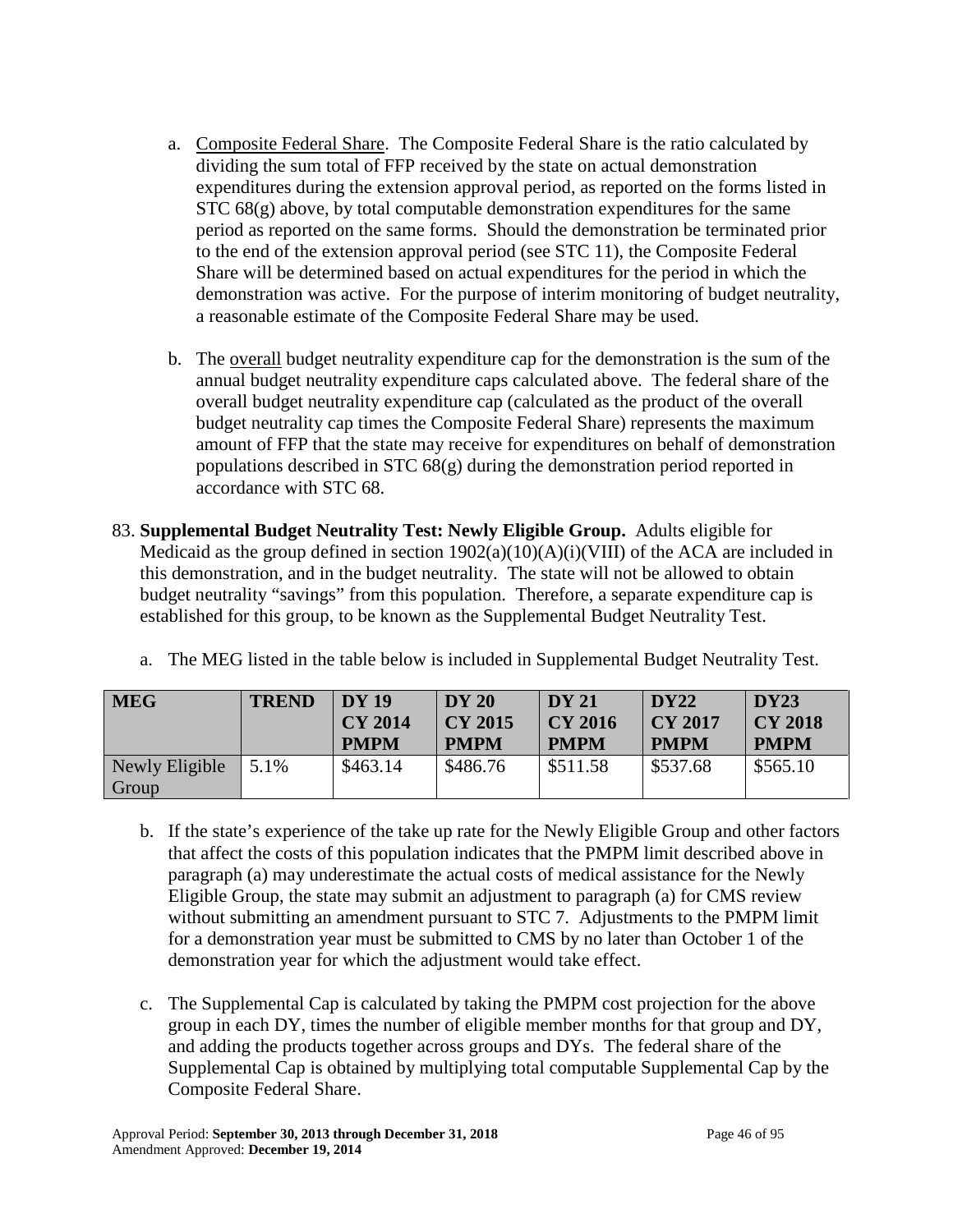a. Composite Federal Share. The Composite Federal Share is the ratio calculated by dividing the sum total of FFP received by the state on actual demonstration expenditures during the extension approval period, as reported on the forms listed in STC 68(g) above, by total computable demonstration expenditures for the same period as reported on the same forms. Should the demonstration be terminated prior to the end of the extension approval period (see STC 11), the Composite Federal Share will be determined based on actual expenditures for the period in which the demonstration was active. For the purpose of interim monitoring of budget neutrality, a reasonable estimate of the Composite Federal Share may be used.

b. The overall budget neutrality expenditure cap for the demonstration is the sum of the annual budget neutrality expenditure caps calculated above. The federal share of the overall budget neutrality expenditure cap (calculated as the product of the overall budget neutrality cap times the Composite Federal Share) represents the maximum amount of FFP that the state may receive for expenditures on behalf of demonstration populations described in STC 68(g) during the demonstration period reported in accordance with STC 68.

83. **Supplemental Budget Neutrality Test: Newly Eligible Group.** Adults eligible for Medicaid as the group defined in section 1902(a)(10)(A)(i)(VIII) of the ACA are included in this demonstration, and in the budget neutrality. The state will not be allowed to obtain budget neutrality "savings" from this population. Therefore, a separate expenditure cap is established for this group, to be known as the Supplemental Budget Neutrality Test.

   a. The MEG listed in the table below is included in Supplemental Budget Neutrality Test.

| MEG | TREND | DY 19 CY 2014 PMPM | DY 20 CY 2015 PMPM | DY 21 CY 2016 PMPM | DY22 CY 2017 PMPM | DY23 CY 2018 PMPM |
|---|---|---|---|---|---|---|
| Newly Eligible Group | 5.1% | $463.14 | $486.76 | $511.58 | $537.68 | $565.10 |

   b. If the state's experience of the take up rate for the Newly Eligible Group and other factors that affect the costs of this population indicates that the PMPM limit described above in paragraph (a) may underestimate the actual costs of medical assistance for the Newly Eligible Group, the state may submit an adjustment to paragraph (a) for CMS review without submitting an amendment pursuant to STC 7. Adjustments to the PMPM limit for a demonstration year must be submitted to CMS by no later than October 1 of the demonstration year for which the adjustment would take effect.

   c. The Supplemental Cap is calculated by taking the PMPM cost projection for the above group in each DY, times the number of eligible member months for that group and DY, and adding the products together across groups and DYs. The federal share of the Supplemental Cap is obtained by multiplying total computable Supplemental Cap by the Composite Federal Share.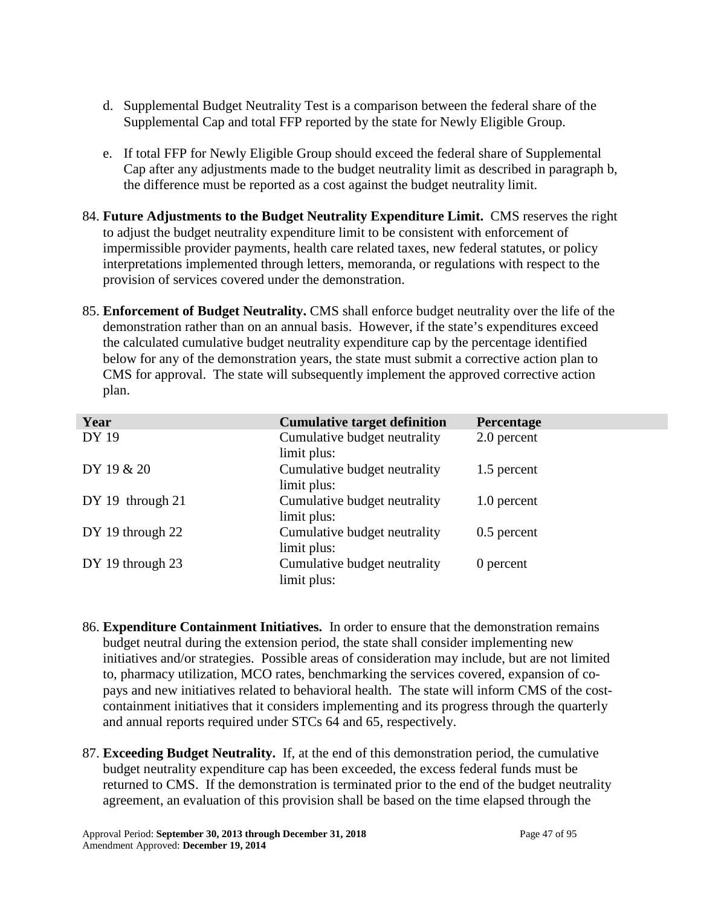d. Supplemental Budget Neutrality Test is a comparison between the federal share of the Supplemental Cap and total FFP reported by the state for Newly Eligible Group.

e. If total FFP for Newly Eligible Group should exceed the federal share of Supplemental Cap after any adjustments made to the budget neutrality limit as described in paragraph b, the difference must be reported as a cost against the budget neutrality limit.

84. **Future Adjustments to the Budget Neutrality Expenditure Limit.** CMS reserves the right to adjust the budget neutrality expenditure limit to be consistent with enforcement of impermissible provider payments, health care related taxes, new federal statutes, or policy interpretations implemented through letters, memoranda, or regulations with respect to the provision of services covered under the demonstration.

85. **Enforcement of Budget Neutrality.** CMS shall enforce budget neutrality over the life of the demonstration rather than on an annual basis. However, if the state's expenditures exceed the calculated cumulative budget neutrality expenditure cap by the percentage identified below for any of the demonstration years, the state must submit a corrective action plan to CMS for approval. The state will subsequently implement the approved corrective action plan.

| Year | Cumulative target definition | Percentage |
|---|---|---|
| DY 19 | Cumulative budget neutrality limit plus: | 2.0 percent |
| DY 19 & 20 | Cumulative budget neutrality limit plus: | 1.5 percent |
| DY 19 through 21 | Cumulative budget neutrality limit plus: | 1.0 percent |
| DY 19 through 22 | Cumulative budget neutrality limit plus: | 0.5 percent |
| DY 19 through 23 | Cumulative budget neutrality limit plus: | 0 percent |

86. **Expenditure Containment Initiatives.** In order to ensure that the demonstration remains budget neutral during the extension period, the state shall consider implementing new initiatives and/or strategies. Possible areas of consideration may include, but are not limited to, pharmacy utilization, MCO rates, benchmarking the services covered, expansion of co-pays and new initiatives related to behavioral health. The state will inform CMS of the cost-containment initiatives that it considers implementing and its progress through the quarterly and annual reports required under STCs 64 and 65, respectively.

87. **Exceeding Budget Neutrality.** If, at the end of this demonstration period, the cumulative budget neutrality expenditure cap has been exceeded, the excess federal funds must be returned to CMS. If the demonstration is terminated prior to the end of the budget neutrality agreement, an evaluation of this provision shall be based on the time elapsed through the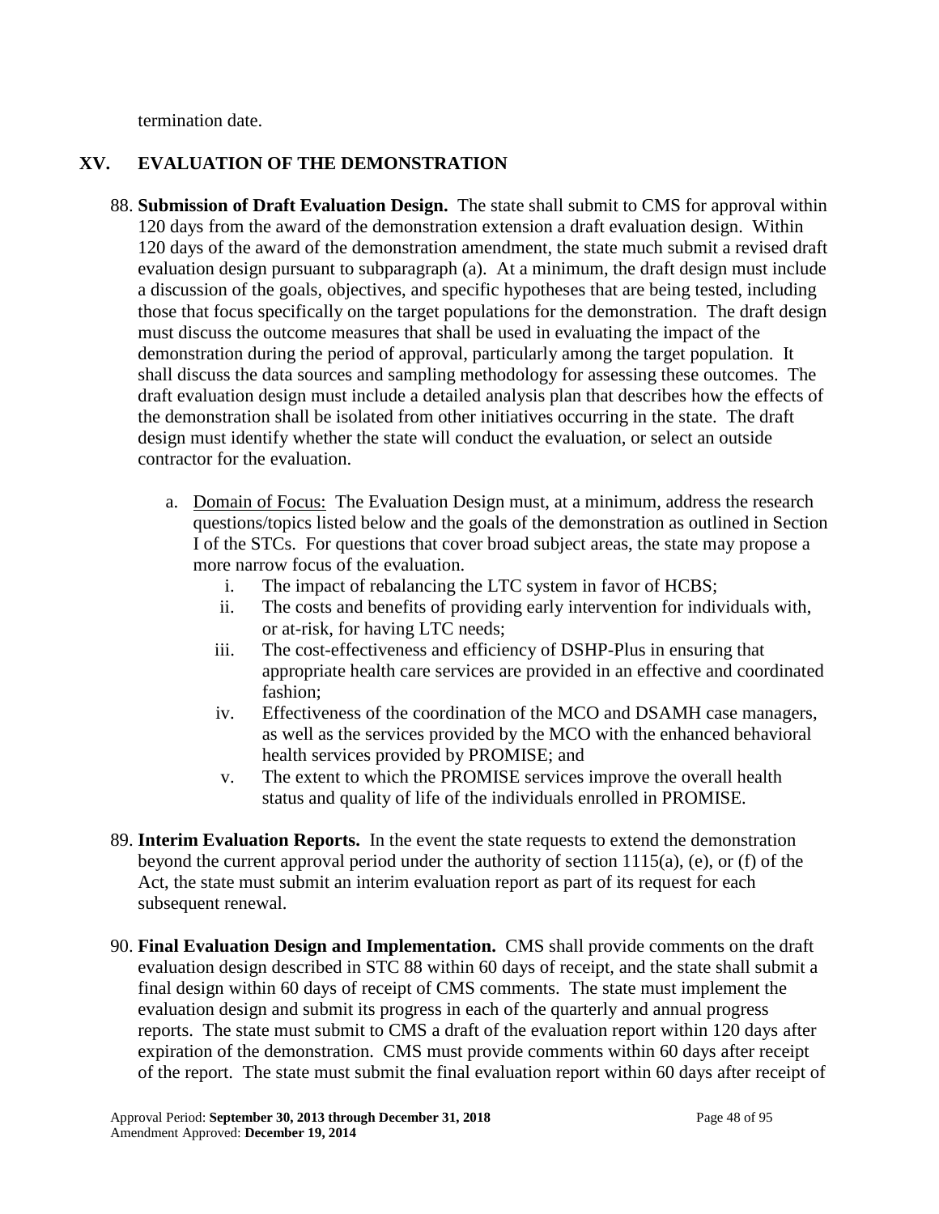termination date.

## XV. EVALUATION OF THE DEMONSTRATION

88. **Submission of Draft Evaluation Design.** The state shall submit to CMS for approval within 120 days from the award of the demonstration extension a draft evaluation design. Within 120 days of the award of the demonstration amendment, the state much submit a revised draft evaluation design pursuant to subparagraph (a). At a minimum, the draft design must include a discussion of the goals, objectives, and specific hypotheses that are being tested, including those that focus specifically on the target populations for the demonstration. The draft design must discuss the outcome measures that shall be used in evaluating the impact of the demonstration during the period of approval, particularly among the target population. It shall discuss the data sources and sampling methodology for assessing these outcomes. The draft evaluation design must include a detailed analysis plan that describes how the effects of the demonstration shall be isolated from other initiatives occurring in the state. The draft design must identify whether the state will conduct the evaluation, or select an outside contractor for the evaluation.

    a. Domain of Focus: The Evaluation Design must, at a minimum, address the research questions/topics listed below and the goals of the demonstration as outlined in Section I of the STCs. For questions that cover broad subject areas, the state may propose a more narrow focus of the evaluation.

        i. The impact of rebalancing the LTC system in favor of HCBS;
        ii. The costs and benefits of providing early intervention for individuals with, or at-risk, for having LTC needs;
        iii. The cost-effectiveness and efficiency of DSHP-Plus in ensuring that appropriate health care services are provided in an effective and coordinated fashion;
        iv. Effectiveness of the coordination of the MCO and DSAMH case managers, as well as the services provided by the MCO with the enhanced behavioral health services provided by PROMISE; and
        v. The extent to which the PROMISE services improve the overall health status and quality of life of the individuals enrolled in PROMISE.

89. **Interim Evaluation Reports.** In the event the state requests to extend the demonstration beyond the current approval period under the authority of section 1115(a), (e), or (f) of the Act, the state must submit an interim evaluation report as part of its request for each subsequent renewal.

90. **Final Evaluation Design and Implementation.** CMS shall provide comments on the draft evaluation design described in STC 88 within 60 days of receipt, and the state shall submit a final design within 60 days of receipt of CMS comments. The state must implement the evaluation design and submit its progress in each of the quarterly and annual progress reports. The state must submit to CMS a draft of the evaluation report within 120 days after expiration of the demonstration. CMS must provide comments within 60 days after receipt of the report. The state must submit the final evaluation report within 60 days after receipt of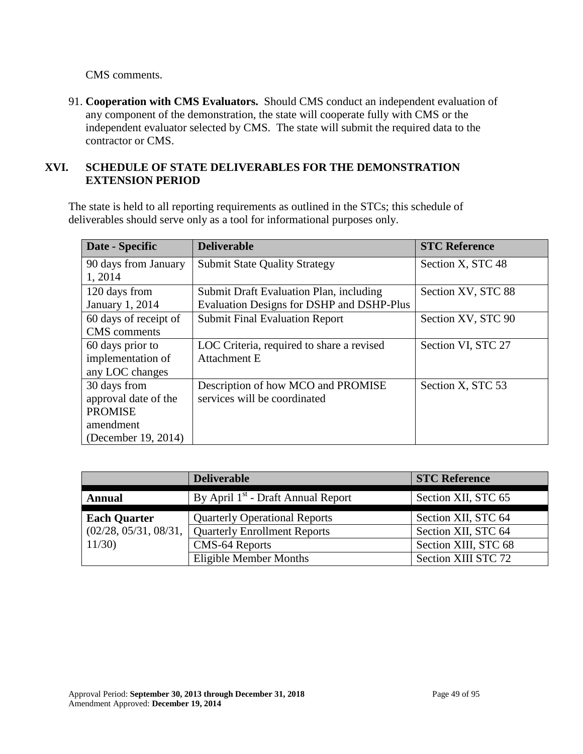CMS comments.

91. **Cooperation with CMS Evaluators.** Should CMS conduct an independent evaluation of any component of the demonstration, the state will cooperate fully with CMS or the independent evaluator selected by CMS. The state will submit the required data to the contractor or CMS.

## XVI. SCHEDULE OF STATE DELIVERABLES FOR THE DEMONSTRATION EXTENSION PERIOD

The state is held to all reporting requirements as outlined in the STCs; this schedule of deliverables should serve only as a tool for informational purposes only.

| Date - Specific | Deliverable | STC Reference |
|---|---|---|
| 90 days from January 1, 2014 | Submit State Quality Strategy | Section X, STC 48 |
| 120 days from January 1, 2014 | Submit Draft Evaluation Plan, including Evaluation Designs for DSHP and DSHP-Plus | Section XV, STC 88 |
| 60 days of receipt of CMS comments | Submit Final Evaluation Report | Section XV, STC 90 |
| 60 days prior to implementation of any LOC changes | LOC Criteria, required to share a revised Attachment E | Section VI, STC 27 |
| 30 days from approval date of the PROMISE amendment (December 19, 2014) | Description of how MCO and PROMISE services will be coordinated | Section X, STC 53 |

| | Deliverable | STC Reference |
|---|---|---|
| **Annual** | By April 1st - Draft Annual Report | Section XII, STC 65 |
| **Each Quarter** (02/28, 05/31, 08/31, 11/30) | Quarterly Operational Reports | Section XII, STC 64 |
| | Quarterly Enrollment Reports | Section XII, STC 64 |
| | CMS-64 Reports | Section XIII, STC 68 |
| | Eligible Member Months | Section XIII STC 72 |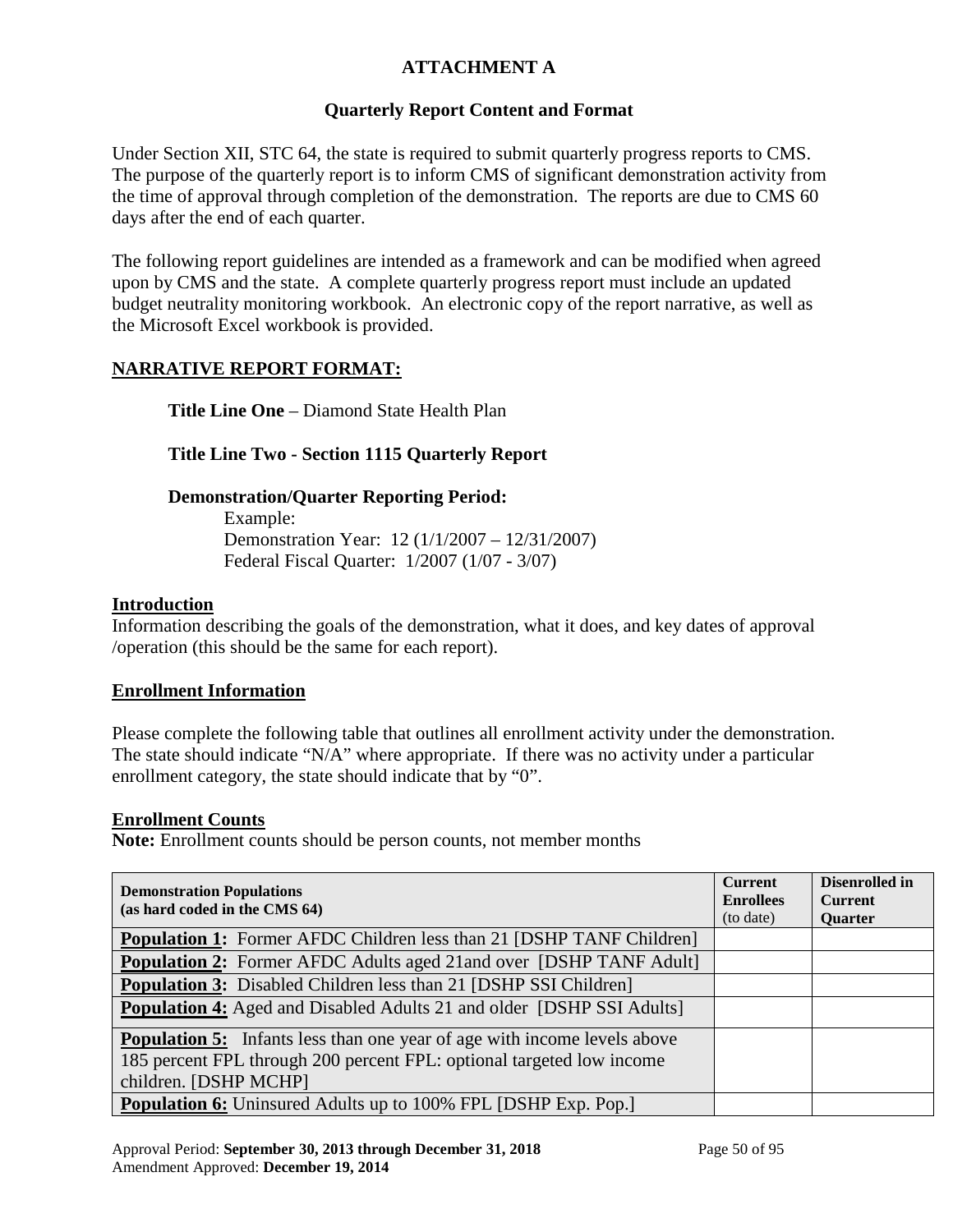# ATTACHMENT A

## Quarterly Report Content and Format

Under Section XII, STC 64, the state is required to submit quarterly progress reports to CMS. The purpose of the quarterly report is to inform CMS of significant demonstration activity from the time of approval through completion of the demonstration. The reports are due to CMS 60 days after the end of each quarter.

The following report guidelines are intended as a framework and can be modified when agreed upon by CMS and the state. A complete quarterly progress report must include an updated budget neutrality monitoring workbook. An electronic copy of the report narrative, as well as the Microsoft Excel workbook is provided.

### NARRATIVE REPORT FORMAT:

**Title Line One** – Diamond State Health Plan

**Title Line Two - Section 1115 Quarterly Report**

**Demonstration/Quarter Reporting Period:**

Example:
Demonstration Year: 12 (1/1/2007 – 12/31/2007)
Federal Fiscal Quarter: 1/2007 (1/07 - 3/07)

### Introduction

Information describing the goals of the demonstration, what it does, and key dates of approval /operation (this should be the same for each report).

### Enrollment Information

Please complete the following table that outlines all enrollment activity under the demonstration. The state should indicate "N/A" where appropriate. If there was no activity under a particular enrollment category, the state should indicate that by "0".

### Enrollment Counts

**Note:** Enrollment counts should be person counts, not member months

| Demonstration Populations (as hard coded in the CMS 64) | Current Enrollees (to date) | Disenrolled in Current Quarter |
|---|---|---|
| **Population 1:** Former AFDC Children less than 21 [DSHP TANF Children] | | |
| **Population 2:** Former AFDC Adults aged 21and over [DSHP TANF Adult] | | |
| **Population 3:** Disabled Children less than 21 [DSHP SSI Children] | | |
| **Population 4:** Aged and Disabled Adults 21 and older [DSHP SSI Adults] | | |
| **Population 5:** Infants less than one year of age with income levels above 185 percent FPL through 200 percent FPL: optional targeted low income children. [DSHP MCHP] | | |
| **Population 6:** Uninsured Adults up to 100% FPL [DSHP Exp. Pop.] | | |

Approval Period: **September 30, 2013 through December 31, 2018**
Amendment Approved: **December 19, 2014**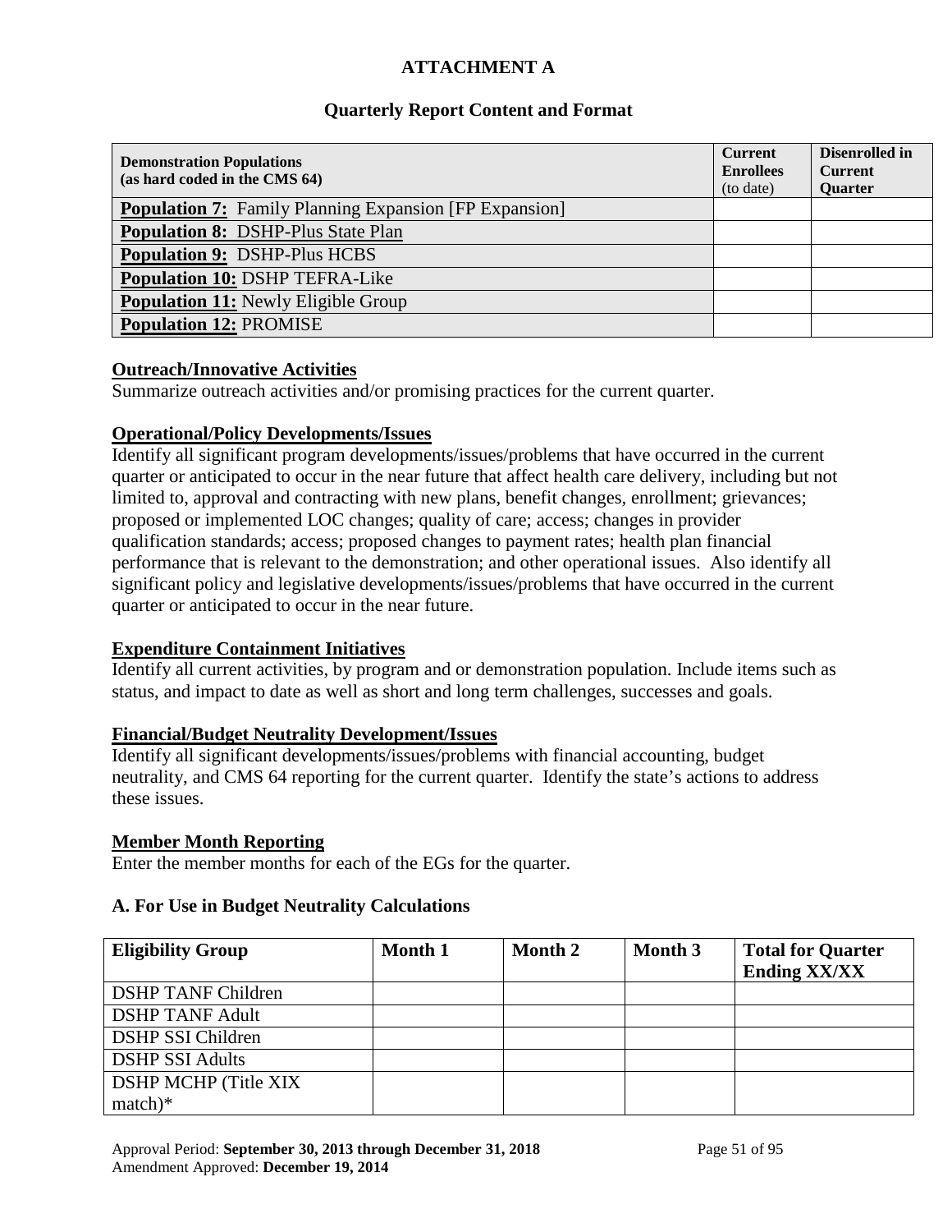**ATTACHMENT A**

**Quarterly Report Content and Format**

| **Demonstration Populations (as hard coded in the CMS 64)** | **Current Enrollees** (to date) | **Disenrolled in Current Quarter** |
|---|---|---|
| **Population 7:** Family Planning Expansion [FP Expansion] | | |
| **Population 8:** DSHP-Plus State Plan | | |
| **Population 9:** DSHP-Plus HCBS | | |
| **Population 10:** DSHP TEFRA-Like | | |
| **Population 11:** Newly Eligible Group | | |
| **Population 12:** PROMISE | | |

**Outreach/Innovative Activities**

Summarize outreach activities and/or promising practices for the current quarter.

**Operational/Policy Developments/Issues**

Identify all significant program developments/issues/problems that have occurred in the current quarter or anticipated to occur in the near future that affect health care delivery, including but not limited to, approval and contracting with new plans, benefit changes, enrollment; grievances; proposed or implemented LOC changes; quality of care; access; changes in provider qualification standards; access; proposed changes to payment rates; health plan financial performance that is relevant to the demonstration; and other operational issues. Also identify all significant policy and legislative developments/issues/problems that have occurred in the current quarter or anticipated to occur in the near future.

**Expenditure Containment Initiatives**

Identify all current activities, by program and or demonstration population. Include items such as status, and impact to date as well as short and long term challenges, successes and goals.

**Financial/Budget Neutrality Development/Issues**

Identify all significant developments/issues/problems with financial accounting, budget neutrality, and CMS 64 reporting for the current quarter. Identify the state's actions to address these issues.

**Member Month Reporting**

Enter the member months for each of the EGs for the quarter.

**A. For Use in Budget Neutrality Calculations**

| **Eligibility Group** | **Month 1** | **Month 2** | **Month 3** | **Total for Quarter Ending XX/XX** |
|---|---|---|---|---|
| DSHP TANF Children | | | | |
| DSHP TANF Adult | | | | |
| DSHP SSI Children | | | | |
| DSHP SSI Adults | | | | |
| DSHP MCHP (Title XIX match)* | | | | |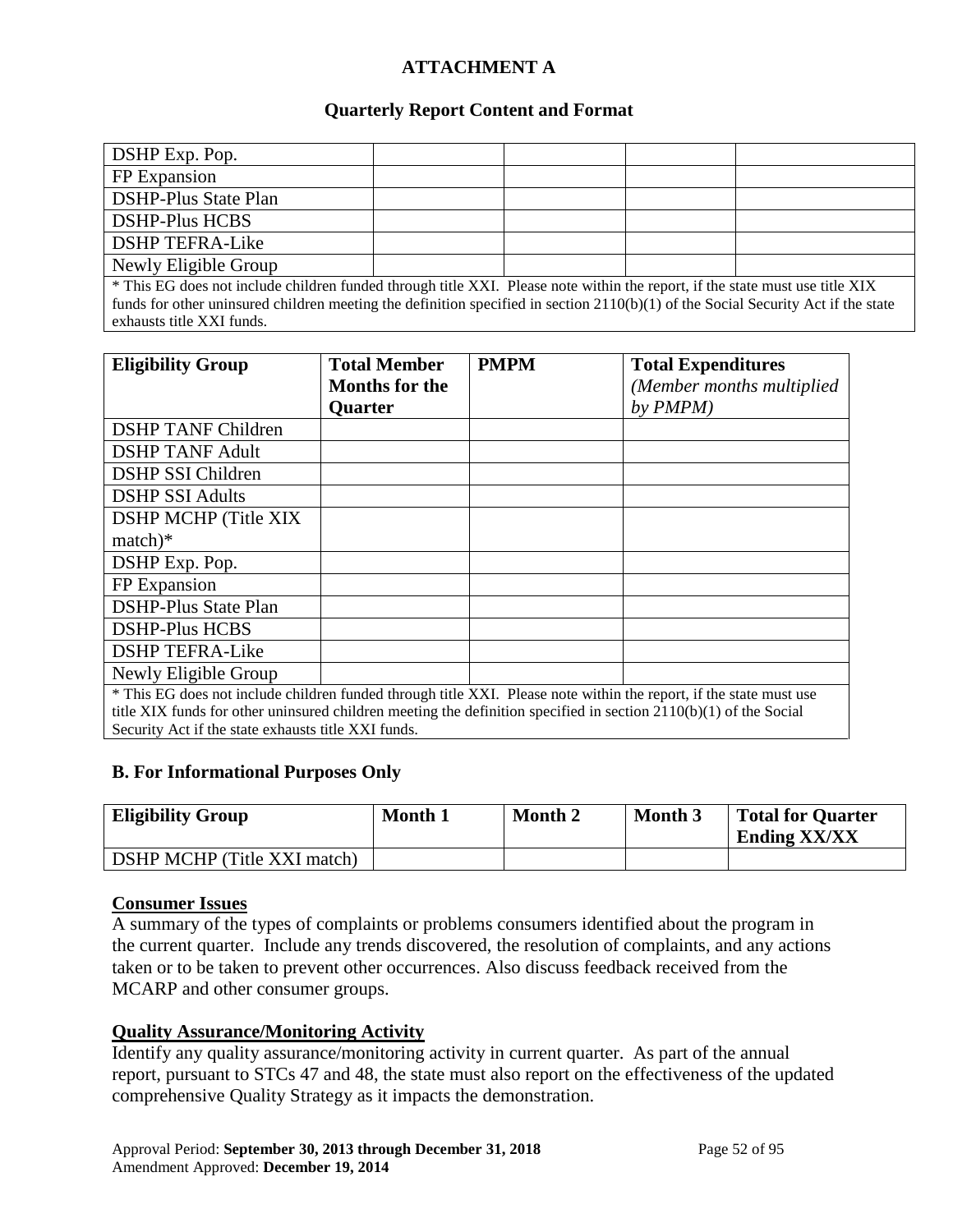**ATTACHMENT A**

**Quarterly Report Content and Format**

| | | | | |
|---|---|---|---|---|
| DSHP Exp. Pop. | | | | |
| FP Expansion | | | | |
| DSHP-Plus State Plan | | | | |
| DSHP-Plus HCBS | | | | |
| DSHP TEFRA-Like | | | | |
| Newly Eligible Group | | | | |
| * This EG does not include children funded through title XXI. Please note within the report, if the state must use title XIX funds for other uninsured children meeting the definition specified in section 2110(b)(1) of the Social Security Act if the state exhausts title XXI funds. | | | | |

| **Eligibility Group** | **Total Member Months for the Quarter** | **PMPM** | **Total Expenditures** *(Member months multiplied by PMPM)* |
|---|---|---|---|
| DSHP TANF Children | | | |
| DSHP TANF Adult | | | |
| DSHP SSI Children | | | |
| DSHP SSI Adults | | | |
| DSHP MCHP (Title XIX match)* | | | |
| DSHP Exp. Pop. | | | |
| FP Expansion | | | |
| DSHP-Plus State Plan | | | |
| DSHP-Plus HCBS | | | |
| DSHP TEFRA-Like | | | |
| Newly Eligible Group | | | |
| * This EG does not include children funded through title XXI. Please note within the report, if the state must use title XIX funds for other uninsured children meeting the definition specified in section 2110(b)(1) of the Social Security Act if the state exhausts title XXI funds. | | | |

**B. For Informational Purposes Only**

| **Eligibility Group** | **Month 1** | **Month 2** | **Month 3** | **Total for Quarter Ending XX/XX** |
|---|---|---|---|---|
| DSHP MCHP (Title XXI match) | | | | |

**Consumer Issues**

A summary of the types of complaints or problems consumers identified about the program in the current quarter. Include any trends discovered, the resolution of complaints, and any actions taken or to be taken to prevent other occurrences. Also discuss feedback received from the MCARP and other consumer groups.

**Quality Assurance/Monitoring Activity**

Identify any quality assurance/monitoring activity in current quarter. As part of the annual report, pursuant to STCs 47 and 48, the state must also report on the effectiveness of the updated comprehensive Quality Strategy as it impacts the demonstration.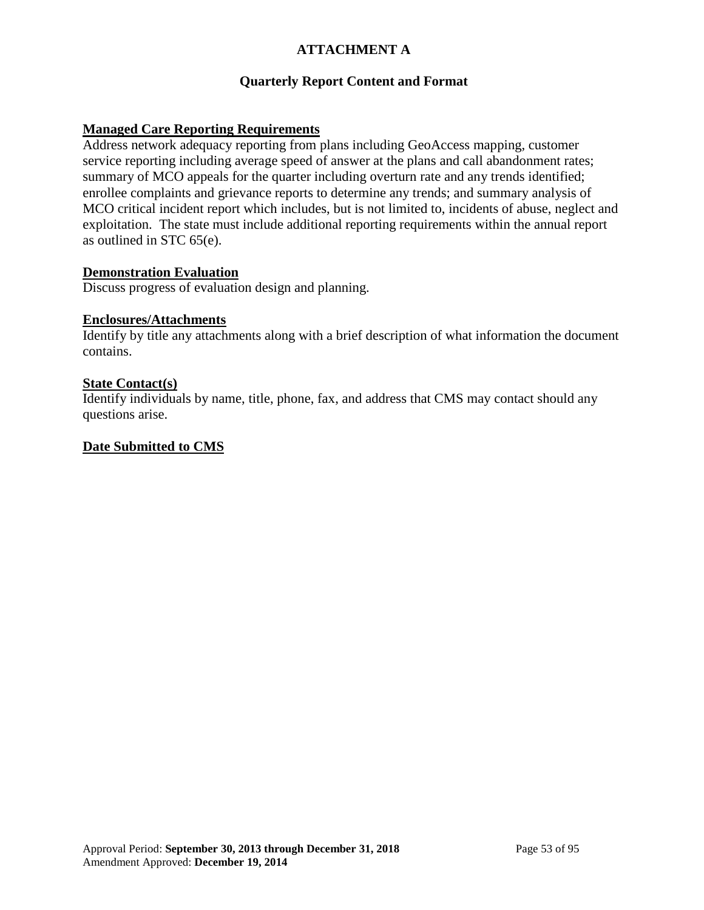# ATTACHMENT A

## Quarterly Report Content and Format

**Managed Care Reporting Requirements**

Address network adequacy reporting from plans including GeoAccess mapping, customer service reporting including average speed of answer at the plans and call abandonment rates; summary of MCO appeals for the quarter including overturn rate and any trends identified; enrollee complaints and grievance reports to determine any trends; and summary analysis of MCO critical incident report which includes, but is not limited to, incidents of abuse, neglect and exploitation. The state must include additional reporting requirements within the annual report as outlined in STC 65(e).

**Demonstration Evaluation**

Discuss progress of evaluation design and planning.

**Enclosures/Attachments**

Identify by title any attachments along with a brief description of what information the document contains.

**State Contact(s)**

Identify individuals by name, title, phone, fax, and address that CMS may contact should any questions arise.

**Date Submitted to CMS**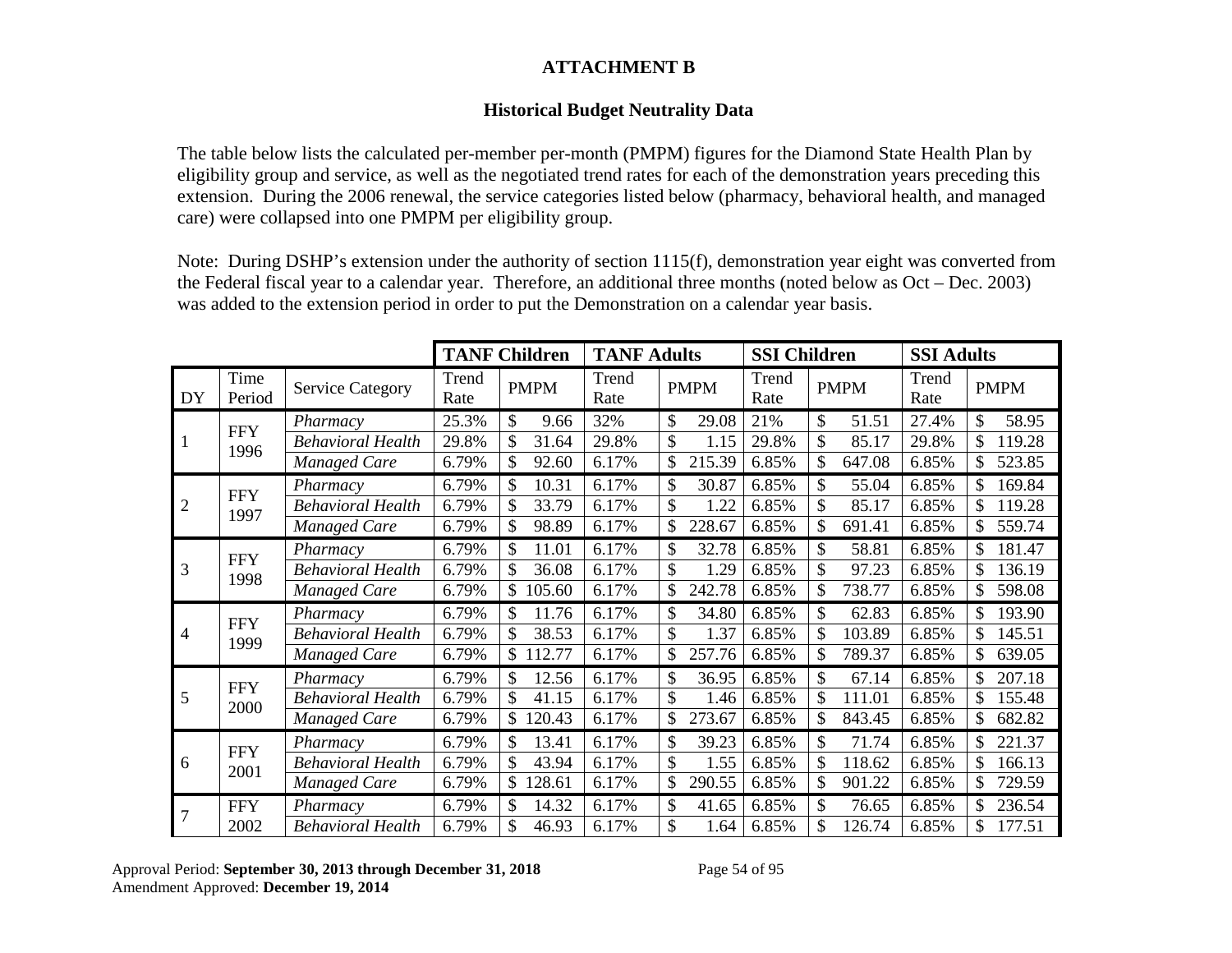**ATTACHMENT B**

**Historical Budget Neutrality Data**

The table below lists the calculated per-member per-month (PMPM) figures for the Diamond State Health Plan by eligibility group and service, as well as the negotiated trend rates for each of the demonstration years preceding this extension. During the 2006 renewal, the service categories listed below (pharmacy, behavioral health, and managed care) were collapsed into one PMPM per eligibility group.

Note: During DSHP's extension under the authority of section 1115(f), demonstration year eight was converted from the Federal fiscal year to a calendar year. Therefore, an additional three months (noted below as Oct – Dec. 2003) was added to the extension period in order to put the Demonstration on a calendar year basis.

| | | | **TANF Children** | | **TANF Adults** | | **SSI Children** | | **SSI Adults** | |
|---|---|---|---|---|---|---|---|---|---|---|
| DY | Time Period | Service Category | Trend Rate | PMPM | Trend Rate | PMPM | Trend Rate | PMPM | Trend Rate | PMPM |
| 1 | FFY 1996 | *Pharmacy* | 25.3% | $ 9.66 | 32% | $ 29.08 | 21% | $ 51.51 | 27.4% | $ 58.95 |
| | | *Behavioral Health* | 29.8% | $ 31.64 | 29.8% | $ 1.15 | 29.8% | $ 85.17 | 29.8% | $ 119.28 |
| | | *Managed Care* | 6.79% | $ 92.60 | 6.17% | $ 215.39 | 6.85% | $ 647.08 | 6.85% | $ 523.85 |
| 2 | FFY 1997 | *Pharmacy* | 6.79% | $ 10.31 | 6.17% | $ 30.87 | 6.85% | $ 55.04 | 6.85% | $ 169.84 |
| | | *Behavioral Health* | 6.79% | $ 33.79 | 6.17% | $ 1.22 | 6.85% | $ 85.17 | 6.85% | $ 119.28 |
| | | *Managed Care* | 6.79% | $ 98.89 | 6.17% | $ 228.67 | 6.85% | $ 691.41 | 6.85% | $ 559.74 |
| 3 | FFY 1998 | *Pharmacy* | 6.79% | $ 11.01 | 6.17% | $ 32.78 | 6.85% | $ 58.81 | 6.85% | $ 181.47 |
| | | *Behavioral Health* | 6.79% | $ 36.08 | 6.17% | $ 1.29 | 6.85% | $ 97.23 | 6.85% | $ 136.19 |
| | | *Managed Care* | 6.79% | $ 105.60 | 6.17% | $ 242.78 | 6.85% | $ 738.77 | 6.85% | $ 598.08 |
| 4 | FFY 1999 | *Pharmacy* | 6.79% | $ 11.76 | 6.17% | $ 34.80 | 6.85% | $ 62.83 | 6.85% | $ 193.90 |
| | | *Behavioral Health* | 6.79% | $ 38.53 | 6.17% | $ 1.37 | 6.85% | $ 103.89 | 6.85% | $ 145.51 |
| | | *Managed Care* | 6.79% | $ 112.77 | 6.17% | $ 257.76 | 6.85% | $ 789.37 | 6.85% | $ 639.05 |
| 5 | FFY 2000 | *Pharmacy* | 6.79% | $ 12.56 | 6.17% | $ 36.95 | 6.85% | $ 67.14 | 6.85% | $ 207.18 |
| | | *Behavioral Health* | 6.79% | $ 41.15 | 6.17% | $ 1.46 | 6.85% | $ 111.01 | 6.85% | $ 155.48 |
| | | *Managed Care* | 6.79% | $ 120.43 | 6.17% | $ 273.67 | 6.85% | $ 843.45 | 6.85% | $ 682.82 |
| 6 | FFY 2001 | *Pharmacy* | 6.79% | $ 13.41 | 6.17% | $ 39.23 | 6.85% | $ 71.74 | 6.85% | $ 221.37 |
| | | *Behavioral Health* | 6.79% | $ 43.94 | 6.17% | $ 1.55 | 6.85% | $ 118.62 | 6.85% | $ 166.13 |
| | | *Managed Care* | 6.79% | $ 128.61 | 6.17% | $ 290.55 | 6.85% | $ 901.22 | 6.85% | $ 729.59 |
| 7 | FFY 2002 | *Pharmacy* | 6.79% | $ 14.32 | 6.17% | $ 41.65 | 6.85% | $ 76.65 | 6.85% | $ 236.54 |
| | | *Behavioral Health* | 6.79% | $ 46.93 | 6.17% | $ 1.64 | 6.85% | $ 126.74 | 6.85% | $ 177.51 |

Approval Period: **September 30, 2013 through December 31, 2018**
Amendment Approved: **December 19, 2014**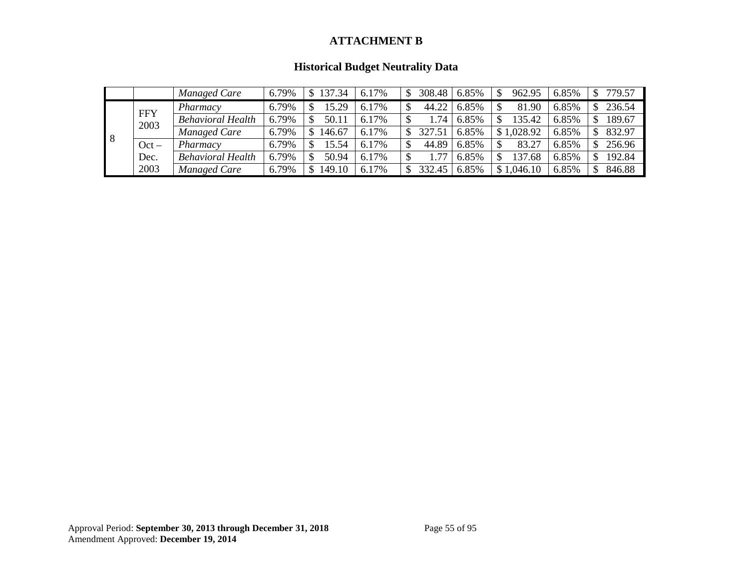**ATTACHMENT B**

**Historical Budget Neutrality Data**

| | | | | | | | | | | |
|---|---|---|---|---|---|---|---|---|---|---|
| | | *Managed Care* | 6.79% | $ 137.34 | 6.17% | $ 308.48 | 6.85% | $ 962.95 | 6.85% | $ 779.57 |
| 8 | FFY 2003 | *Pharmacy* | 6.79% | $ 15.29 | 6.17% | $ 44.22 | 6.85% | $ 81.90 | 6.85% | $ 236.54 |
| | | *Behavioral Health* | 6.79% | $ 50.11 | 6.17% | $ 1.74 | 6.85% | $ 135.42 | 6.85% | $ 189.67 |
| | | *Managed Care* | 6.79% | $ 146.67 | 6.17% | $ 327.51 | 6.85% | $ 1,028.92 | 6.85% | $ 832.97 |
| | Oct – Dec. 2003 | *Pharmacy* | 6.79% | $ 15.54 | 6.17% | $ 44.89 | 6.85% | $ 83.27 | 6.85% | $ 256.96 |
| | | *Behavioral Health* | 6.79% | $ 50.94 | 6.17% | $ 1.77 | 6.85% | $ 137.68 | 6.85% | $ 192.84 |
| | | *Managed Care* | 6.79% | $ 149.10 | 6.17% | $ 332.45 | 6.85% | $ 1,046.10 | 6.85% | $ 846.88 |

Approval Period: **September 30, 2013 through December 31, 2018**
Amendment Approved: **December 19, 2014**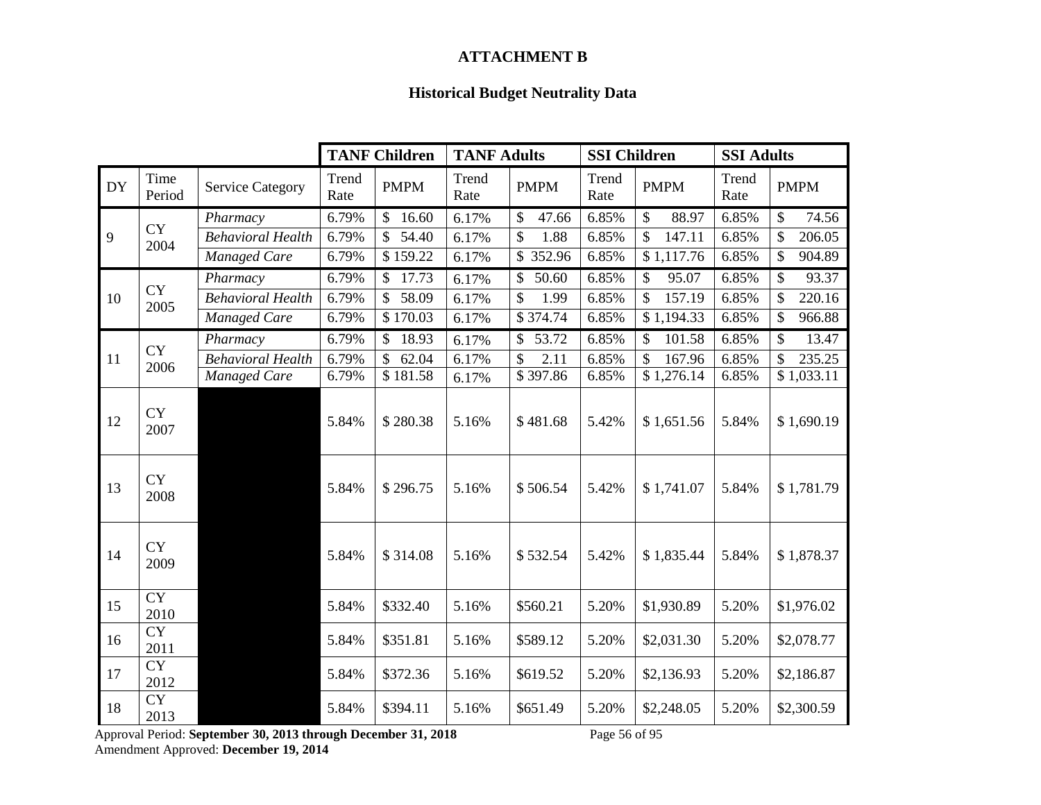**ATTACHMENT B**

**Historical Budget Neutrality Data**

| | | | **TANF Children** | | **TANF Adults** | | **SSI Children** | | **SSI Adults** | |
|---|---|---|---|---|---|---|---|---|---|---|
| DY | Time Period | Service Category | Trend Rate | PMPM | Trend Rate | PMPM | Trend Rate | PMPM | Trend Rate | PMPM |
| 9 | CY 2004 | *Pharmacy* | 6.79% | $ 16.60 | 6.17% | $ 47.66 | 6.85% | $ 88.97 | 6.85% | $ 74.56 |
| | | *Behavioral Health* | 6.79% | $ 54.40 | 6.17% | $ 1.88 | 6.85% | $ 147.11 | 6.85% | $ 206.05 |
| | | *Managed Care* | 6.79% | $ 159.22 | 6.17% | $ 352.96 | 6.85% | $ 1,117.76 | 6.85% | $ 904.89 |
| 10 | CY 2005 | *Pharmacy* | 6.79% | $ 17.73 | 6.17% | $ 50.60 | 6.85% | $ 95.07 | 6.85% | $ 93.37 |
| | | *Behavioral Health* | 6.79% | $ 58.09 | 6.17% | $ 1.99 | 6.85% | $ 157.19 | 6.85% | $ 220.16 |
| | | *Managed Care* | 6.79% | $ 170.03 | 6.17% | $ 374.74 | 6.85% | $ 1,194.33 | 6.85% | $ 966.88 |
| 11 | CY 2006 | *Pharmacy* | 6.79% | $ 18.93 | 6.17% | $ 53.72 | 6.85% | $ 101.58 | 6.85% | $ 13.47 |
| | | *Behavioral Health* | 6.79% | $ 62.04 | 6.17% | $ 2.11 | 6.85% | $ 167.96 | 6.85% | $ 235.25 |
| | | *Managed Care* | 6.79% | $ 181.58 | 6.17% | $ 397.86 | 6.85% | $ 1,276.14 | 6.85% | $ 1,033.11 |
| 12 | CY 2007 | | 5.84% | $ 280.38 | 5.16% | $ 481.68 | 5.42% | $ 1,651.56 | 5.84% | $ 1,690.19 |
| 13 | CY 2008 | | 5.84% | $ 296.75 | 5.16% | $ 506.54 | 5.42% | $ 1,741.07 | 5.84% | $ 1,781.79 |
| 14 | CY 2009 | | 5.84% | $ 314.08 | 5.16% | $ 532.54 | 5.42% | $ 1,835.44 | 5.84% | $ 1,878.37 |
| 15 | CY 2010 | | 5.84% | $332.40 | 5.16% | $560.21 | 5.20% | $1,930.89 | 5.20% | $1,976.02 |
| 16 | CY 2011 | | 5.84% | $351.81 | 5.16% | $589.12 | 5.20% | $2,031.30 | 5.20% | $2,078.77 |
| 17 | CY 2012 | | 5.84% | $372.36 | 5.16% | $619.52 | 5.20% | $2,136.93 | 5.20% | $2,186.87 |
| 18 | CY 2013 | | 5.84% | $394.11 | 5.16% | $651.49 | 5.20% | $2,248.05 | 5.20% | $2,300.59 |

Approval Period: **September 30, 2013 through December 31, 2018**
Amendment Approved: **December 19, 2014**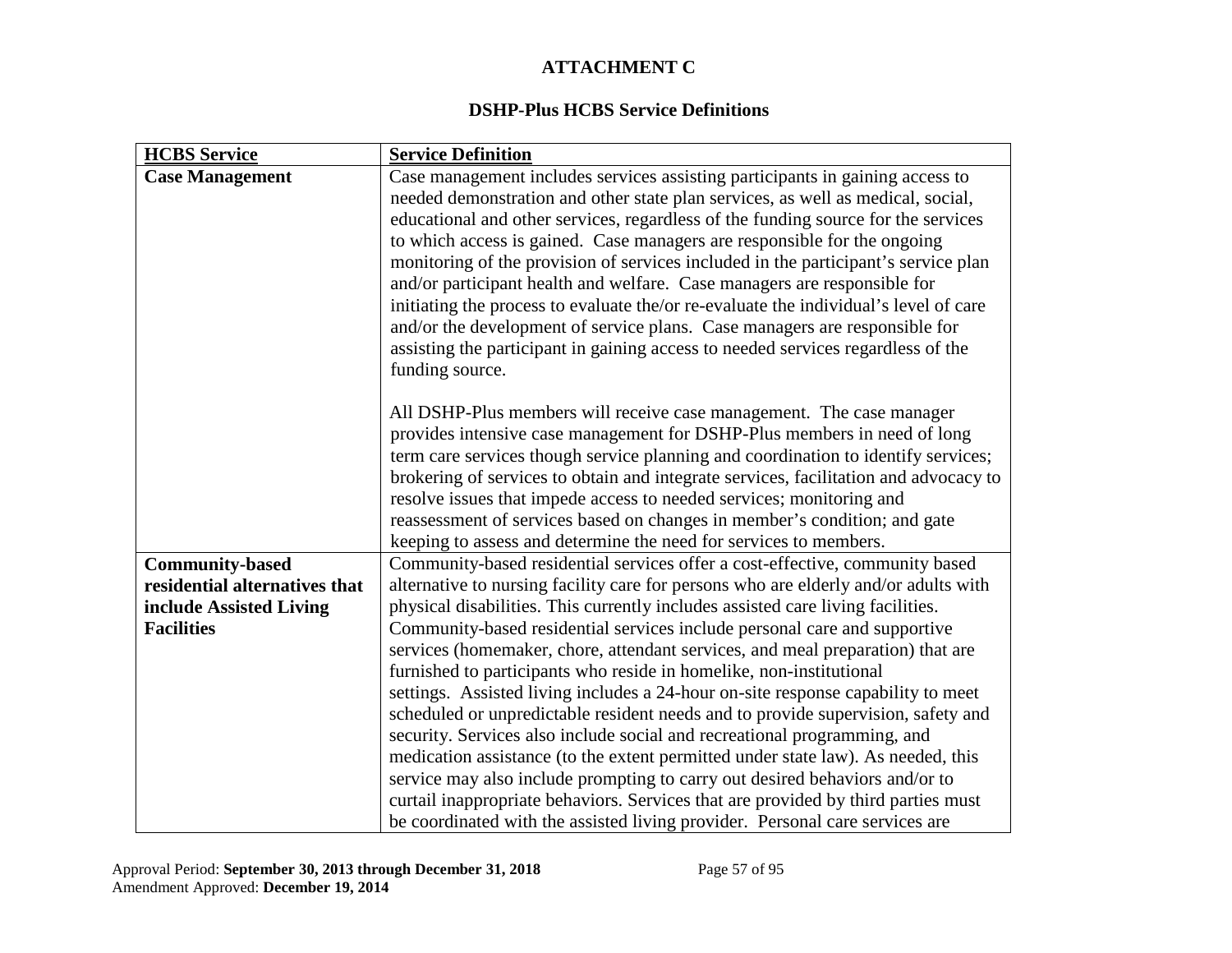**ATTACHMENT C**

**DSHP-Plus HCBS Service Definitions**

| HCBS Service | Service Definition |
|---|---|
| **Case Management** | Case management includes services assisting participants in gaining access to needed demonstration and other state plan services, as well as medical, social, educational and other services, regardless of the funding source for the services to which access is gained. Case managers are responsible for the ongoing monitoring of the provision of services included in the participant's service plan and/or participant health and welfare. Case managers are responsible for initiating the process to evaluate the/or re-evaluate the individual's level of care and/or the development of service plans. Case managers are responsible for assisting the participant in gaining access to needed services regardless of the funding source.<br><br>All DSHP-Plus members will receive case management. The case manager provides intensive case management for DSHP-Plus members in need of long term care services though service planning and coordination to identify services; brokering of services to obtain and integrate services, facilitation and advocacy to resolve issues that impede access to needed services; monitoring and reassessment of services based on changes in member's condition; and gate keeping to assess and determine the need for services to members. |
| **Community-based residential alternatives that include Assisted Living Facilities** | Community-based residential services offer a cost-effective, community based alternative to nursing facility care for persons who are elderly and/or adults with physical disabilities. This currently includes assisted care living facilities. Community-based residential services include personal care and supportive services (homemaker, chore, attendant services, and meal preparation) that are furnished to participants who reside in homelike, non-institutional settings. Assisted living includes a 24-hour on-site response capability to meet scheduled or unpredictable resident needs and to provide supervision, safety and security. Services also include social and recreational programming, and medication assistance (to the extent permitted under state law). As needed, this service may also include prompting to carry out desired behaviors and/or to curtail inappropriate behaviors. Services that are provided by third parties must be coordinated with the assisted living provider. Personal care services are |

Approval Period: **September 30, 2013 through December 31, 2018**
Amendment Approved: **December 19, 2014**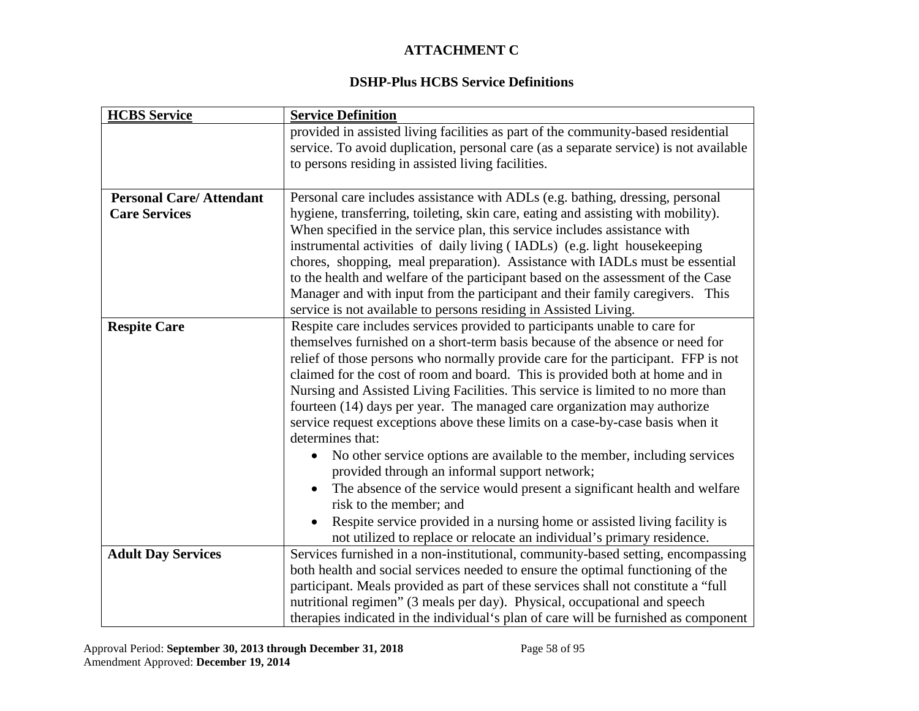**ATTACHMENT C**

**DSHP-Plus HCBS Service Definitions**

| HCBS Service | Service Definition |
|---|---|
| | provided in assisted living facilities as part of the community-based residential service. To avoid duplication, personal care (as a separate service) is not available to persons residing in assisted living facilities. |
| **Personal Care/ Attendant Care Services** | Personal care includes assistance with ADLs (e.g. bathing, dressing, personal hygiene, transferring, toileting, skin care, eating and assisting with mobility). When specified in the service plan, this service includes assistance with instrumental activities of daily living ( IADLs) (e.g. light housekeeping chores, shopping, meal preparation). Assistance with IADLs must be essential to the health and welfare of the participant based on the assessment of the Case Manager and with input from the participant and their family caregivers. This service is not available to persons residing in Assisted Living. |
| **Respite Care** | Respite care includes services provided to participants unable to care for themselves furnished on a short-term basis because of the absence or need for relief of those persons who normally provide care for the participant. FFP is not claimed for the cost of room and board. This is provided both at home and in Nursing and Assisted Living Facilities. This service is limited to no more than fourteen (14) days per year. The managed care organization may authorize service request exceptions above these limits on a case-by-case basis when it determines that:<br>• No other service options are available to the member, including services provided through an informal support network;<br>• The absence of the service would present a significant health and welfare risk to the member; and<br>• Respite service provided in a nursing home or assisted living facility is not utilized to replace or relocate an individual's primary residence. |
| **Adult Day Services** | Services furnished in a non-institutional, community-based setting, encompassing both health and social services needed to ensure the optimal functioning of the participant. Meals provided as part of these services shall not constitute a "full nutritional regimen" (3 meals per day). Physical, occupational and speech therapies indicated in the individual's plan of care will be furnished as component |

Approval Period: **September 30, 2013 through December 31, 2018**
Amendment Approved: **December 19, 2014**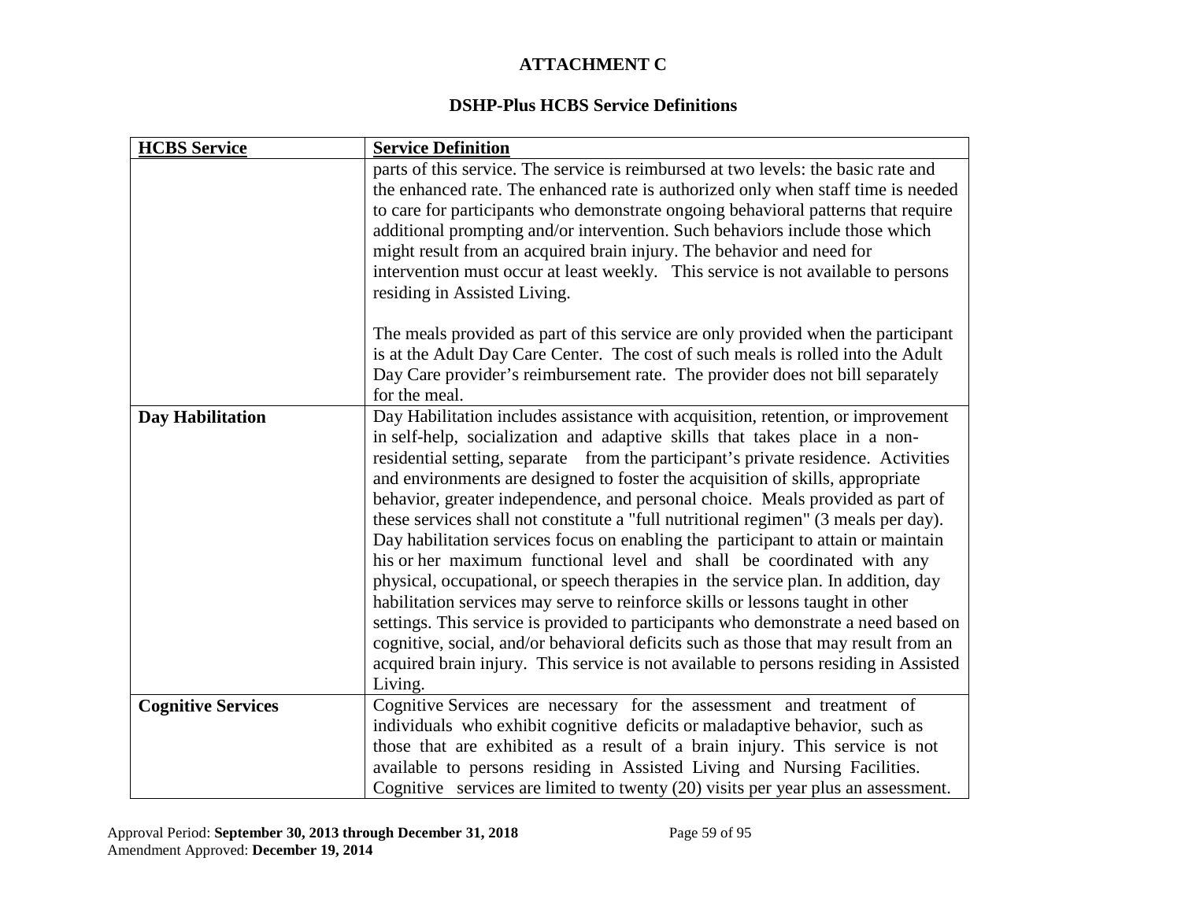**ATTACHMENT C**

**DSHP-Plus HCBS Service Definitions**

| HCBS Service | Service Definition |
|---|---|
| | parts of this service. The service is reimbursed at two levels: the basic rate and the enhanced rate. The enhanced rate is authorized only when staff time is needed to care for participants who demonstrate ongoing behavioral patterns that require additional prompting and/or intervention. Such behaviors include those which might result from an acquired brain injury. The behavior and need for intervention must occur at least weekly. This service is not available to persons residing in Assisted Living.<br><br>The meals provided as part of this service are only provided when the participant is at the Adult Day Care Center. The cost of such meals is rolled into the Adult Day Care provider's reimbursement rate. The provider does not bill separately for the meal. |
| **Day Habilitation** | Day Habilitation includes assistance with acquisition, retention, or improvement in self-help, socialization and adaptive skills that takes place in a non-residential setting, separate from the participant's private residence. Activities and environments are designed to foster the acquisition of skills, appropriate behavior, greater independence, and personal choice. Meals provided as part of these services shall not constitute a "full nutritional regimen" (3 meals per day). Day habilitation services focus on enabling the participant to attain or maintain his or her maximum functional level and shall be coordinated with any physical, occupational, or speech therapies in the service plan. In addition, day habilitation services may serve to reinforce skills or lessons taught in other settings. This service is provided to participants who demonstrate a need based on cognitive, social, and/or behavioral deficits such as those that may result from an acquired brain injury. This service is not available to persons residing in Assisted Living. |
| **Cognitive Services** | Cognitive Services are necessary for the assessment and treatment of individuals who exhibit cognitive deficits or maladaptive behavior, such as those that are exhibited as a result of a brain injury. This service is not available to persons residing in Assisted Living and Nursing Facilities. Cognitive services are limited to twenty (20) visits per year plus an assessment. |

Approval Period: **September 30, 2013 through December 31, 2018**
Amendment Approved: **December 19, 2014**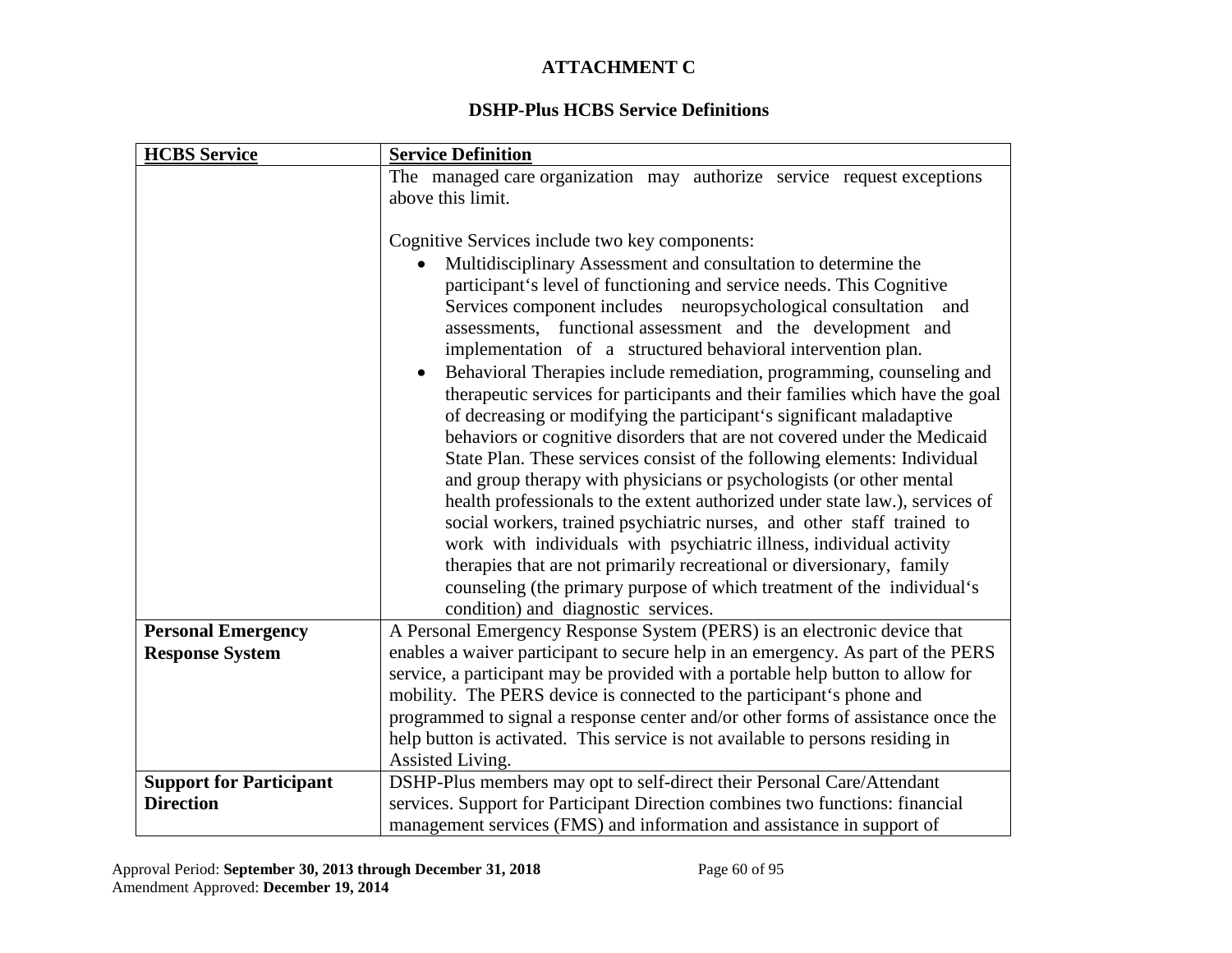**ATTACHMENT C**

**DSHP-Plus HCBS Service Definitions**

| **HCBS Service** | **Service Definition** |
|---|---|
| | The managed care organization may authorize service request exceptions above this limit.<br><br>Cognitive Services include two key components:<br>• Multidisciplinary Assessment and consultation to determine the participant's level of functioning and service needs. This Cognitive Services component includes neuropsychological consultation and assessments, functional assessment and the development and implementation of a structured behavioral intervention plan.<br>• Behavioral Therapies include remediation, programming, counseling and therapeutic services for participants and their families which have the goal of decreasing or modifying the participant's significant maladaptive behaviors or cognitive disorders that are not covered under the Medicaid State Plan. These services consist of the following elements: Individual and group therapy with physicians or psychologists (or other mental health professionals to the extent authorized under state law.), services of social workers, trained psychiatric nurses, and other staff trained to work with individuals with psychiatric illness, individual activity therapies that are not primarily recreational or diversionary, family counseling (the primary purpose of which treatment of the individual's condition) and diagnostic services. |
| **Personal Emergency Response System** | A Personal Emergency Response System (PERS) is an electronic device that enables a waiver participant to secure help in an emergency. As part of the PERS service, a participant may be provided with a portable help button to allow for mobility. The PERS device is connected to the participant's phone and programmed to signal a response center and/or other forms of assistance once the help button is activated. This service is not available to persons residing in Assisted Living. |
| **Support for Participant Direction** | DSHP-Plus members may opt to self-direct their Personal Care/Attendant services. Support for Participant Direction combines two functions: financial management services (FMS) and information and assistance in support of |

Approval Period: **September 30, 2013 through December 31, 2018**
Amendment Approved: **December 19, 2014**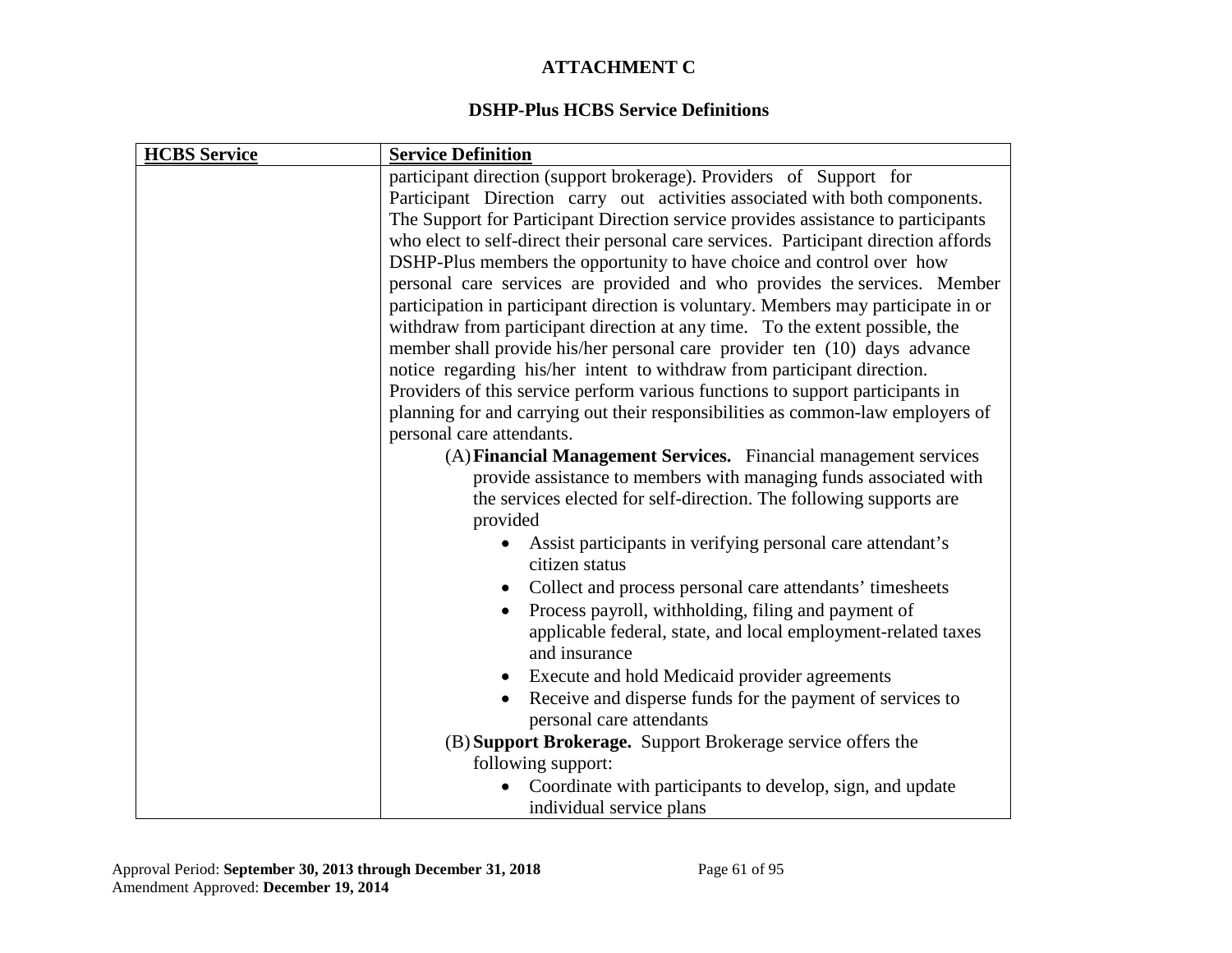# ATTACHMENT C

## DSHP-Plus HCBS Service Definitions

| HCBS Service | Service Definition |
|---|---|
| | participant direction (support brokerage). Providers of Support for Participant Direction carry out activities associated with both components. The Support for Participant Direction service provides assistance to participants who elect to self-direct their personal care services. Participant direction affords DSHP-Plus members the opportunity to have choice and control over how personal care services are provided and who provides the services. Member participation in participant direction is voluntary. Members may participate in or withdraw from participant direction at any time. To the extent possible, the member shall provide his/her personal care provider ten (10) days advance notice regarding his/her intent to withdraw from participant direction. Providers of this service perform various functions to support participants in planning for and carrying out their responsibilities as common-law employers of personal care attendants.<br>(A) **Financial Management Services.** Financial management services provide assistance to members with managing funds associated with the services elected for self-direction. The following supports are provided<br>• Assist participants in verifying personal care attendant's citizen status<br>• Collect and process personal care attendants' timesheets<br>• Process payroll, withholding, filing and payment of applicable federal, state, and local employment-related taxes and insurance<br>• Execute and hold Medicaid provider agreements<br>• Receive and disperse funds for the payment of services to personal care attendants<br>(B) **Support Brokerage.** Support Brokerage service offers the following support:<br>• Coordinate with participants to develop, sign, and update individual service plans |

Approval Period: **September 30, 2013 through December 31, 2018**
Amendment Approved: **December 19, 2014**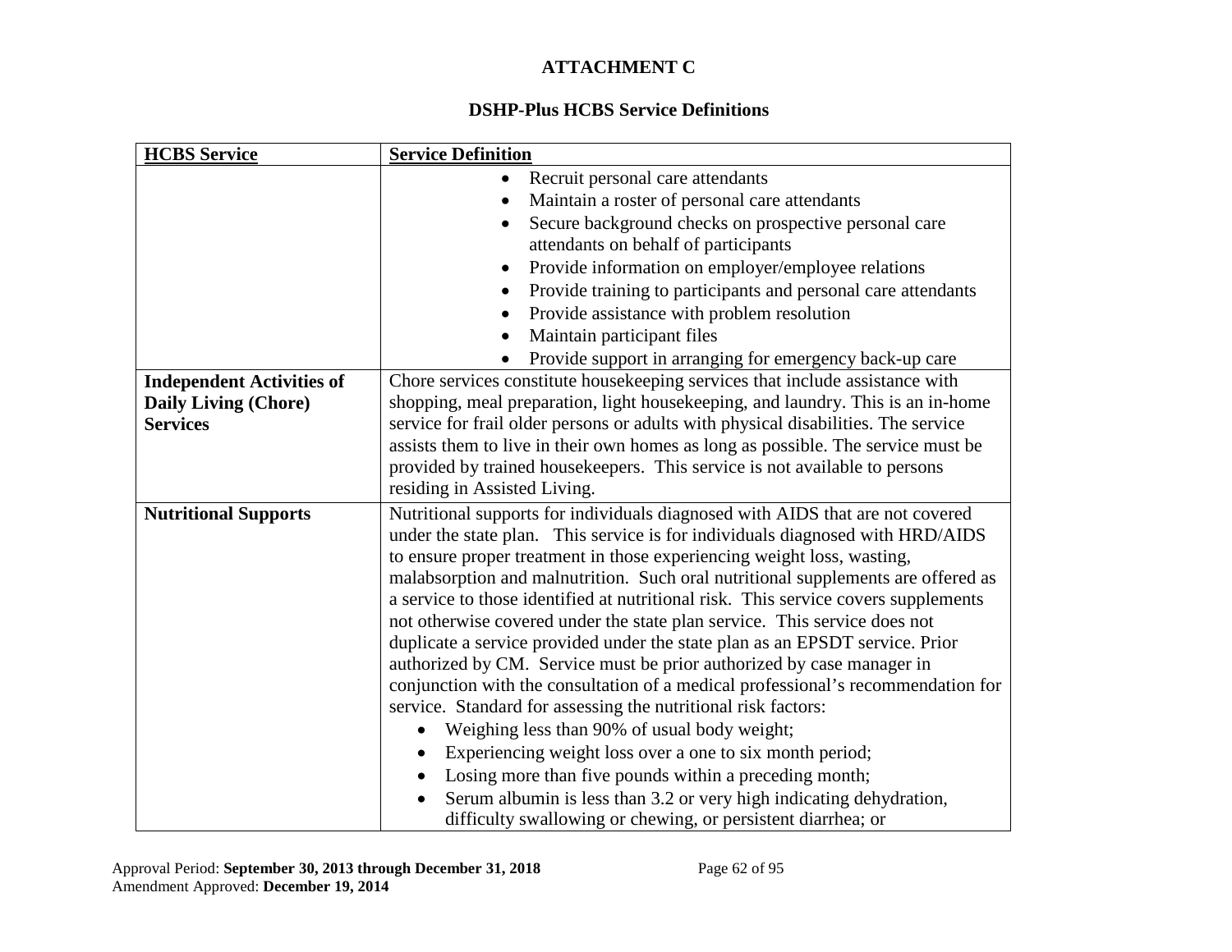**ATTACHMENT C**

**DSHP-Plus HCBS Service Definitions**

| HCBS Service | Service Definition |
|---|---|
| | • Recruit personal care attendants<br>• Maintain a roster of personal care attendants<br>• Secure background checks on prospective personal care attendants on behalf of participants<br>• Provide information on employer/employee relations<br>• Provide training to participants and personal care attendants<br>• Provide assistance with problem resolution<br>• Maintain participant files<br>• Provide support in arranging for emergency back-up care |
| **Independent Activities of Daily Living (Chore) Services** | Chore services constitute housekeeping services that include assistance with shopping, meal preparation, light housekeeping, and laundry. This is an in-home service for frail older persons or adults with physical disabilities. The service assists them to live in their own homes as long as possible. The service must be provided by trained housekeepers. This service is not available to persons residing in Assisted Living. |
| **Nutritional Supports** | Nutritional supports for individuals diagnosed with AIDS that are not covered under the state plan. This service is for individuals diagnosed with HRD/AIDS to ensure proper treatment in those experiencing weight loss, wasting, malabsorption and malnutrition. Such oral nutritional supplements are offered as a service to those identified at nutritional risk. This service covers supplements not otherwise covered under the state plan service. This service does not duplicate a service provided under the state plan as an EPSDT service. Prior authorized by CM. Service must be prior authorized by case manager in conjunction with the consultation of a medical professional's recommendation for service. Standard for assessing the nutritional risk factors:<br>• Weighing less than 90% of usual body weight;<br>• Experiencing weight loss over a one to six month period;<br>• Losing more than five pounds within a preceding month;<br>• Serum albumin is less than 3.2 or very high indicating dehydration, difficulty swallowing or chewing, or persistent diarrhea; or |

Approval Period: **September 30, 2013 through December 31, 2018**
Amendment Approved: **December 19, 2014**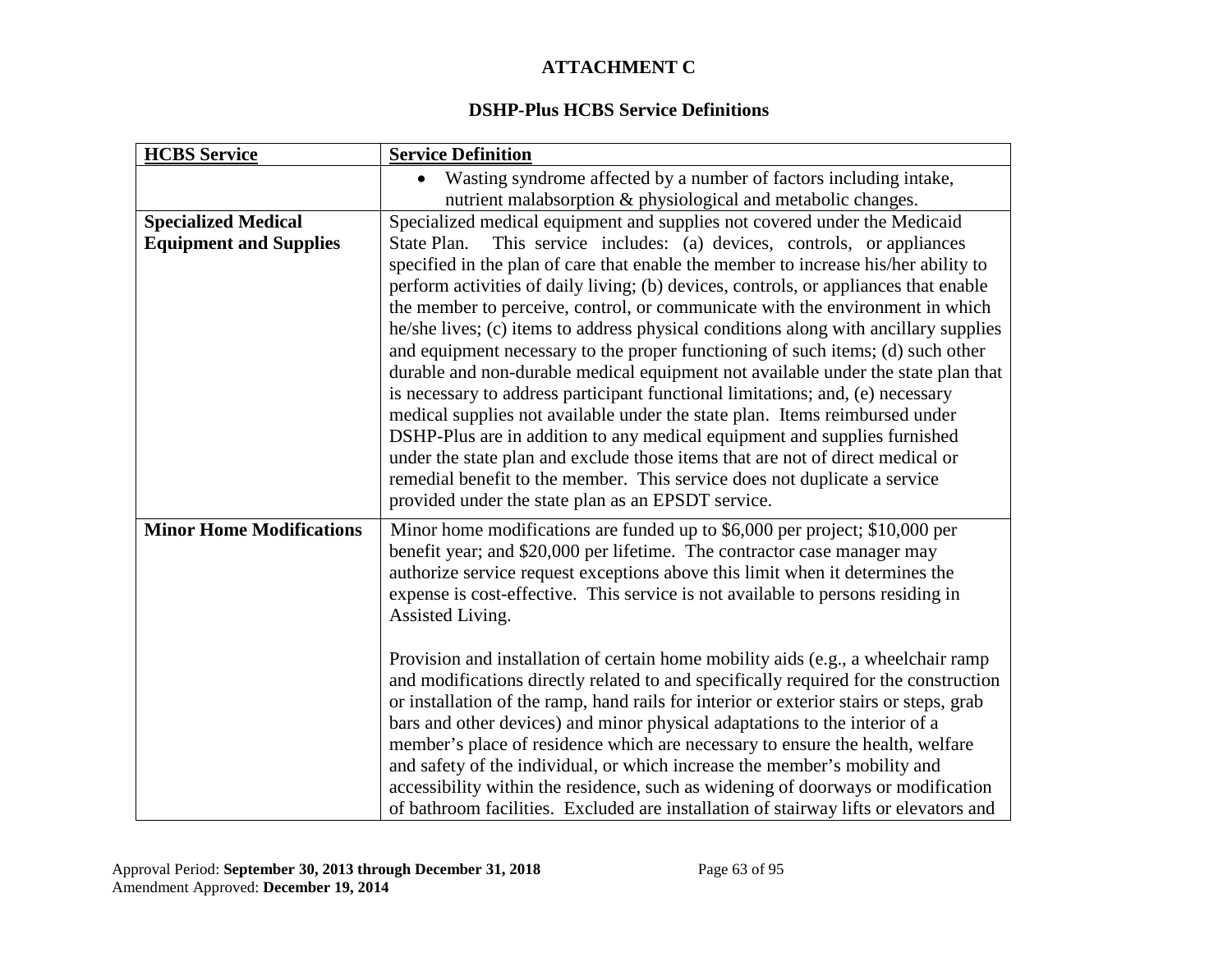**ATTACHMENT C**

**DSHP-Plus HCBS Service Definitions**

| HCBS Service | Service Definition |
|---|---|
| | • Wasting syndrome affected by a number of factors including intake, nutrient malabsorption & physiological and metabolic changes. |
| **Specialized Medical Equipment and Supplies** | Specialized medical equipment and supplies not covered under the Medicaid State Plan. This service includes: (a) devices, controls, or appliances specified in the plan of care that enable the member to increase his/her ability to perform activities of daily living; (b) devices, controls, or appliances that enable the member to perceive, control, or communicate with the environment in which he/she lives; (c) items to address physical conditions along with ancillary supplies and equipment necessary to the proper functioning of such items; (d) such other durable and non-durable medical equipment not available under the state plan that is necessary to address participant functional limitations; and, (e) necessary medical supplies not available under the state plan. Items reimbursed under DSHP-Plus are in addition to any medical equipment and supplies furnished under the state plan and exclude those items that are not of direct medical or remedial benefit to the member. This service does not duplicate a service provided under the state plan as an EPSDT service. |
| **Minor Home Modifications** | Minor home modifications are funded up to $6,000 per project; $10,000 per benefit year; and $20,000 per lifetime. The contractor case manager may authorize service request exceptions above this limit when it determines the expense is cost-effective. This service is not available to persons residing in Assisted Living.<br><br>Provision and installation of certain home mobility aids (e.g., a wheelchair ramp and modifications directly related to and specifically required for the construction or installation of the ramp, hand rails for interior or exterior stairs or steps, grab bars and other devices) and minor physical adaptations to the interior of a member's place of residence which are necessary to ensure the health, welfare and safety of the individual, or which increase the member's mobility and accessibility within the residence, such as widening of doorways or modification of bathroom facilities. Excluded are installation of stairway lifts or elevators and |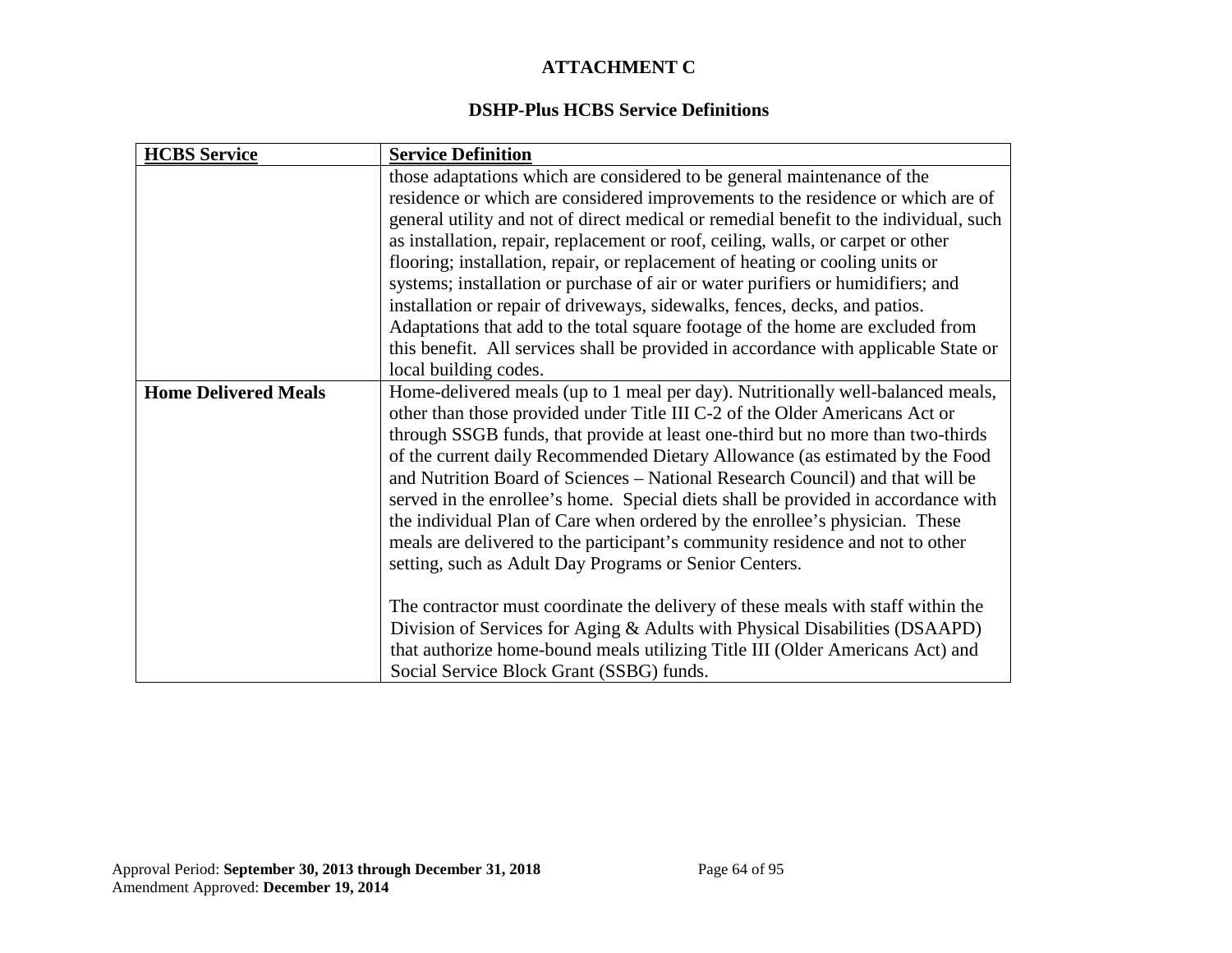## ATTACHMENT C

### DSHP-Plus HCBS Service Definitions

| HCBS Service | Service Definition |
|---|---|
| | those adaptations which are considered to be general maintenance of the residence or which are considered improvements to the residence or which are of general utility and not of direct medical or remedial benefit to the individual, such as installation, repair, replacement or roof, ceiling, walls, or carpet or other flooring; installation, repair, or replacement of heating or cooling units or systems; installation or purchase of air or water purifiers or humidifiers; and installation or repair of driveways, sidewalks, fences, decks, and patios. Adaptations that add to the total square footage of the home are excluded from this benefit. All services shall be provided in accordance with applicable State or local building codes. |
| **Home Delivered Meals** | Home-delivered meals (up to 1 meal per day). Nutritionally well-balanced meals, other than those provided under Title III C-2 of the Older Americans Act or through SSGB funds, that provide at least one-third but no more than two-thirds of the current daily Recommended Dietary Allowance (as estimated by the Food and Nutrition Board of Sciences – National Research Council) and that will be served in the enrollee's home. Special diets shall be provided in accordance with the individual Plan of Care when ordered by the enrollee's physician. These meals are delivered to the participant's community residence and not to other setting, such as Adult Day Programs or Senior Centers.<br><br>The contractor must coordinate the delivery of these meals with staff within the Division of Services for Aging & Adults with Physical Disabilities (DSAAPD) that authorize home-bound meals utilizing Title III (Older Americans Act) and Social Service Block Grant (SSBG) funds. |

Approval Period: **September 30, 2013 through December 31, 2018**
Amendment Approved: **December 19, 2014**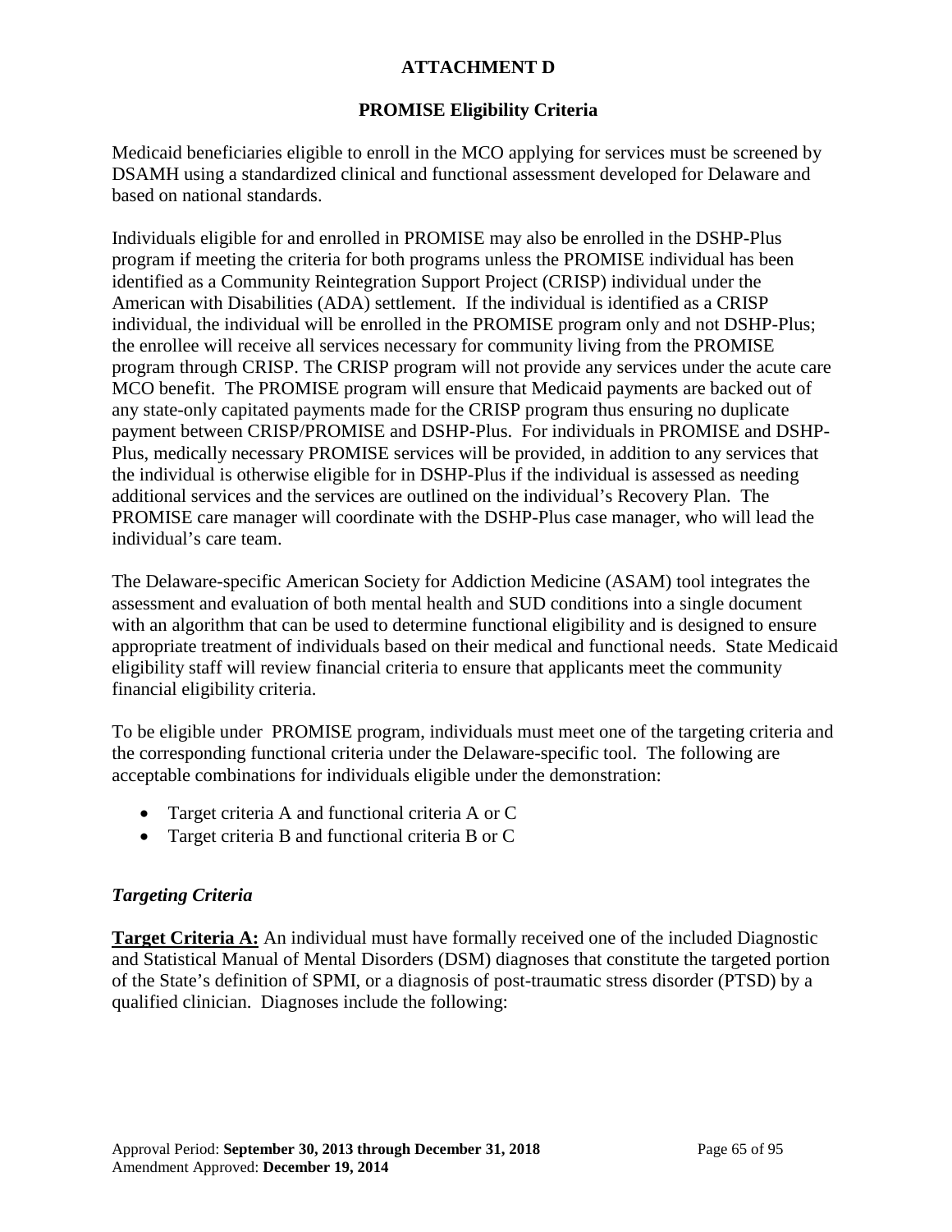## ATTACHMENT D

### PROMISE Eligibility Criteria

Medicaid beneficiaries eligible to enroll in the MCO applying for services must be screened by DSAMH using a standardized clinical and functional assessment developed for Delaware and based on national standards.

Individuals eligible for and enrolled in PROMISE may also be enrolled in the DSHP-Plus program if meeting the criteria for both programs unless the PROMISE individual has been identified as a Community Reintegration Support Project (CRISP) individual under the American with Disabilities (ADA) settlement. If the individual is identified as a CRISP individual, the individual will be enrolled in the PROMISE program only and not DSHP-Plus; the enrollee will receive all services necessary for community living from the PROMISE program through CRISP. The CRISP program will not provide any services under the acute care MCO benefit. The PROMISE program will ensure that Medicaid payments are backed out of any state-only capitated payments made for the CRISP program thus ensuring no duplicate payment between CRISP/PROMISE and DSHP-Plus. For individuals in PROMISE and DSHP-Plus, medically necessary PROMISE services will be provided, in addition to any services that the individual is otherwise eligible for in DSHP-Plus if the individual is assessed as needing additional services and the services are outlined on the individual's Recovery Plan. The PROMISE care manager will coordinate with the DSHP-Plus case manager, who will lead the individual's care team.

The Delaware-specific American Society for Addiction Medicine (ASAM) tool integrates the assessment and evaluation of both mental health and SUD conditions into a single document with an algorithm that can be used to determine functional eligibility and is designed to ensure appropriate treatment of individuals based on their medical and functional needs. State Medicaid eligibility staff will review financial criteria to ensure that applicants meet the community financial eligibility criteria.

To be eligible under PROMISE program, individuals must meet one of the targeting criteria and the corresponding functional criteria under the Delaware-specific tool. The following are acceptable combinations for individuals eligible under the demonstration:

- Target criteria A and functional criteria A or C
- Target criteria B and functional criteria B or C

#### *Targeting Criteria*

**Target Criteria A:** An individual must have formally received one of the included Diagnostic and Statistical Manual of Mental Disorders (DSM) diagnoses that constitute the targeted portion of the State's definition of SPMI, or a diagnosis of post-traumatic stress disorder (PTSD) by a qualified clinician. Diagnoses include the following: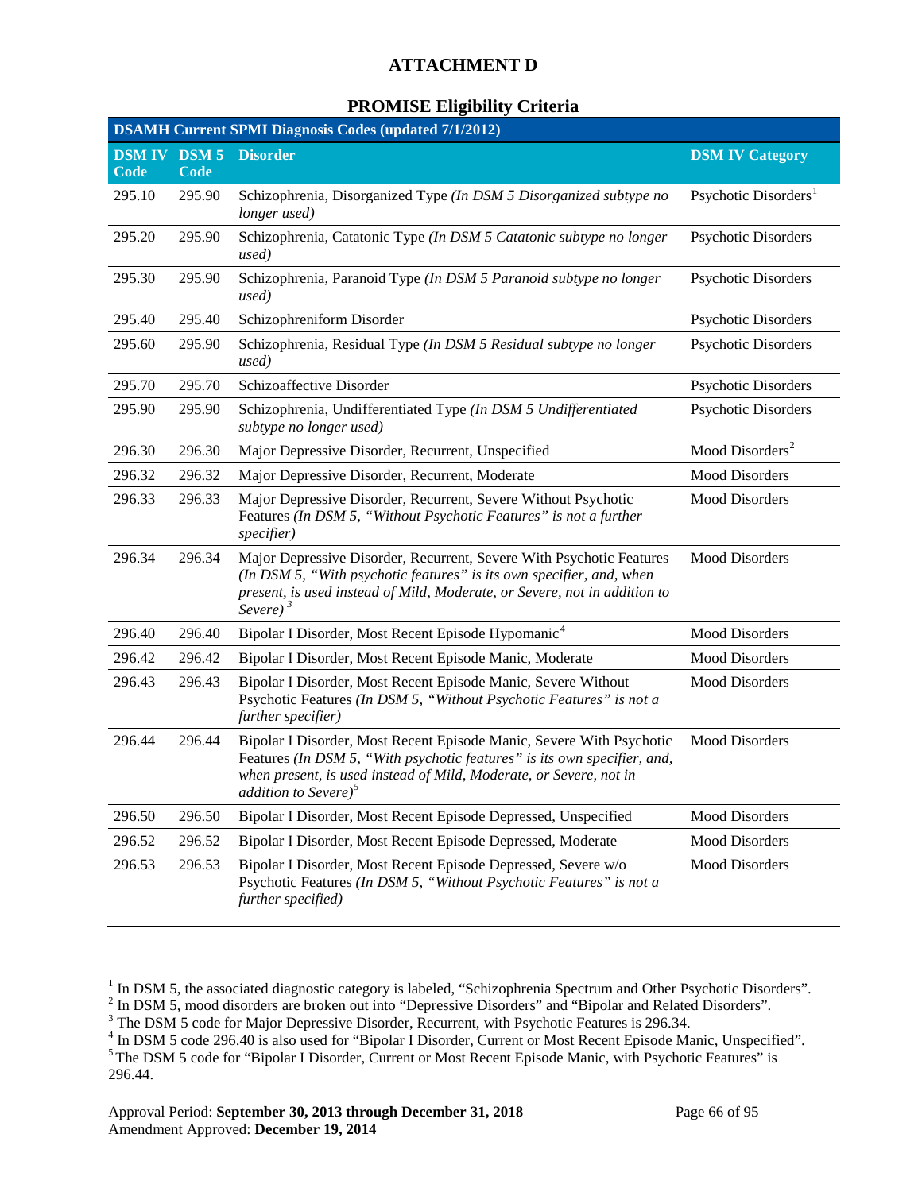# ATTACHMENT D

## PROMISE Eligibility Criteria

| DSAMH Current SPMI Diagnosis Codes (updated 7/1/2012) | | | |
|---|---|---|---|
| **DSM IV Code** | **DSM 5 Code** | **Disorder** | **DSM IV Category** |
| 295.10 | 295.90 | Schizophrenia, Disorganized Type *(In DSM 5 Disorganized subtype no longer used)* | Psychotic Disorders[1] |
| 295.20 | 295.90 | Schizophrenia, Catatonic Type *(In DSM 5 Catatonic subtype no longer used)* | Psychotic Disorders |
| 295.30 | 295.90 | Schizophrenia, Paranoid Type *(In DSM 5 Paranoid subtype no longer used)* | Psychotic Disorders |
| 295.40 | 295.40 | Schizophreniform Disorder | Psychotic Disorders |
| 295.60 | 295.90 | Schizophrenia, Residual Type *(In DSM 5 Residual subtype no longer used)* | Psychotic Disorders |
| 295.70 | 295.70 | Schizoaffective Disorder | Psychotic Disorders |
| 295.90 | 295.90 | Schizophrenia, Undifferentiated Type *(In DSM 5 Undifferentiated subtype no longer used)* | Psychotic Disorders |
| 296.30 | 296.30 | Major Depressive Disorder, Recurrent, Unspecified | Mood Disorders[2] |
| 296.32 | 296.32 | Major Depressive Disorder, Recurrent, Moderate | Mood Disorders |
| 296.33 | 296.33 | Major Depressive Disorder, Recurrent, Severe Without Psychotic Features *(In DSM 5, "Without Psychotic Features" is not a further specifier)* | Mood Disorders |
| 296.34 | 296.34 | Major Depressive Disorder, Recurrent, Severe With Psychotic Features *(In DSM 5, "With psychotic features" is its own specifier, and, when present, is used instead of Mild, Moderate, or Severe, not in addition to Severe)*[3] | Mood Disorders |
| 296.40 | 296.40 | Bipolar I Disorder, Most Recent Episode Hypomanic[4] | Mood Disorders |
| 296.42 | 296.42 | Bipolar I Disorder, Most Recent Episode Manic, Moderate | Mood Disorders |
| 296.43 | 296.43 | Bipolar I Disorder, Most Recent Episode Manic, Severe Without Psychotic Features *(In DSM 5, "Without Psychotic Features" is not a further specifier)* | Mood Disorders |
| 296.44 | 296.44 | Bipolar I Disorder, Most Recent Episode Manic, Severe With Psychotic Features *(In DSM 5, "With psychotic features" is its own specifier, and, when present, is used instead of Mild, Moderate, or Severe, not in addition to Severe)*[5] | Mood Disorders |
| 296.50 | 296.50 | Bipolar I Disorder, Most Recent Episode Depressed, Unspecified | Mood Disorders |
| 296.52 | 296.52 | Bipolar I Disorder, Most Recent Episode Depressed, Moderate | Mood Disorders |
| 296.53 | 296.53 | Bipolar I Disorder, Most Recent Episode Depressed, Severe w/o Psychotic Features *(In DSM 5, "Without Psychotic Features" is not a further specified)* | Mood Disorders |

[1] In DSM 5, the associated diagnostic category is labeled, "Schizophrenia Spectrum and Other Psychotic Disorders".
[2] In DSM 5, mood disorders are broken out into "Depressive Disorders" and "Bipolar and Related Disorders".
[3] The DSM 5 code for Major Depressive Disorder, Recurrent, with Psychotic Features is 296.34.
[4] In DSM 5 code 296.40 is also used for "Bipolar I Disorder, Current or Most Recent Episode Manic, Unspecified".
[5] The DSM 5 code for "Bipolar I Disorder, Current or Most Recent Episode Manic, with Psychotic Features" is 296.44.

Approval Period: **September 30, 2013 through December 31, 2018**
Amendment Approved: **December 19, 2014**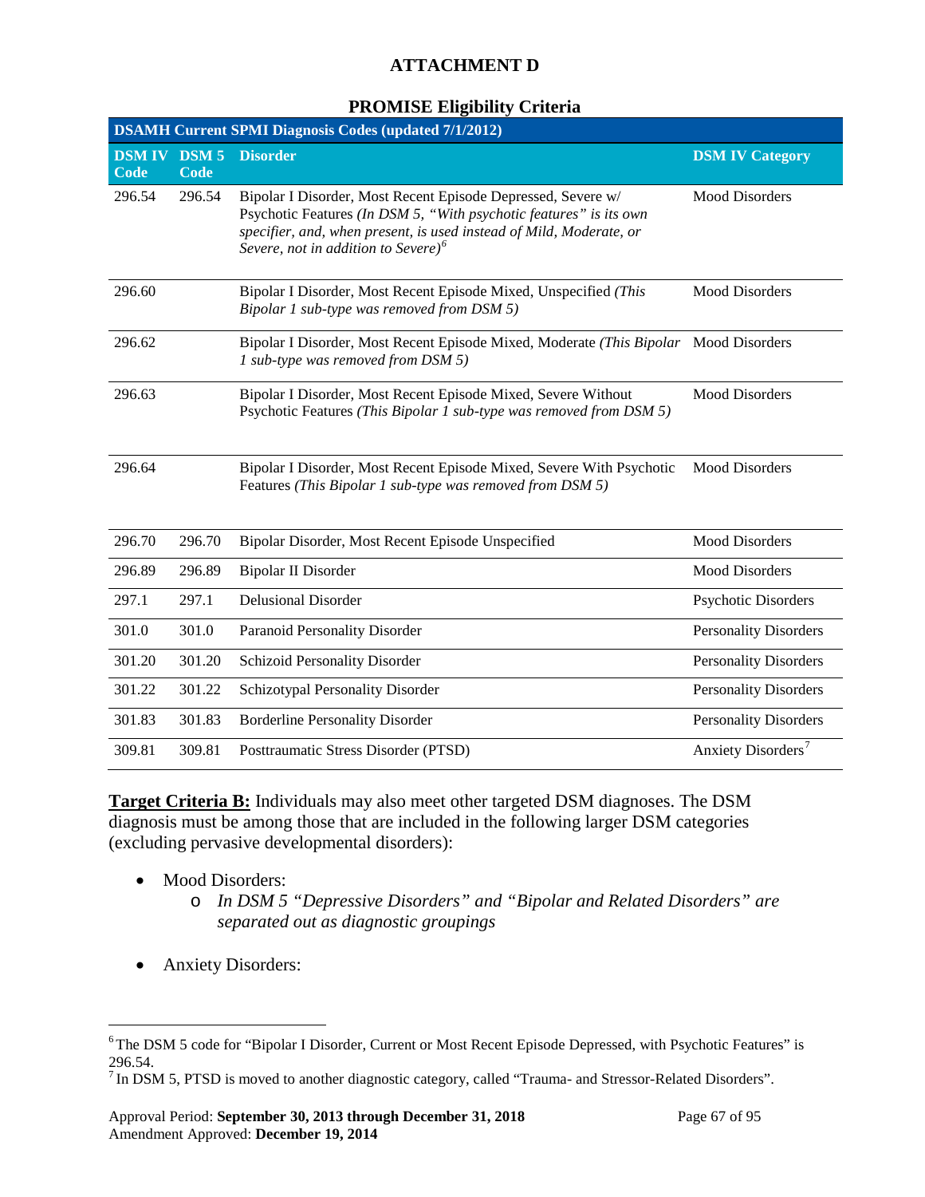**ATTACHMENT D**

**PROMISE Eligibility Criteria**

| DSAMH Current SPMI Diagnosis Codes (updated 7/1/2012) | | | |
|---|---|---|---|
| **DSM IV Code** | **DSM 5 Code** | **Disorder** | **DSM IV Category** |
| 296.54 | 296.54 | Bipolar I Disorder, Most Recent Episode Depressed, Severe w/ Psychotic Features *(In DSM 5, "With psychotic features" is its own specifier, and, when present, is used instead of Mild, Moderate, or Severe, not in addition to Severe)*[6] | Mood Disorders |
| 296.60 | | Bipolar I Disorder, Most Recent Episode Mixed, Unspecified *(This Bipolar 1 sub-type was removed from DSM 5)* | Mood Disorders |
| 296.62 | | Bipolar I Disorder, Most Recent Episode Mixed, Moderate *(This Bipolar 1 sub-type was removed from DSM 5)* | Mood Disorders |
| 296.63 | | Bipolar I Disorder, Most Recent Episode Mixed, Severe Without Psychotic Features *(This Bipolar 1 sub-type was removed from DSM 5)* | Mood Disorders |
| 296.64 | | Bipolar I Disorder, Most Recent Episode Mixed, Severe With Psychotic Features *(This Bipolar 1 sub-type was removed from DSM 5)* | Mood Disorders |
| 296.70 | 296.70 | Bipolar Disorder, Most Recent Episode Unspecified | Mood Disorders |
| 296.89 | 296.89 | Bipolar II Disorder | Mood Disorders |
| 297.1 | 297.1 | Delusional Disorder | Psychotic Disorders |
| 301.0 | 301.0 | Paranoid Personality Disorder | Personality Disorders |
| 301.20 | 301.20 | Schizoid Personality Disorder | Personality Disorders |
| 301.22 | 301.22 | Schizotypal Personality Disorder | Personality Disorders |
| 301.83 | 301.83 | Borderline Personality Disorder | Personality Disorders |
| 309.81 | 309.81 | Posttraumatic Stress Disorder (PTSD) | Anxiety Disorders[7] |

**Target Criteria B:** Individuals may also meet other targeted DSM diagnoses. The DSM diagnosis must be among those that are included in the following larger DSM categories (excluding pervasive developmental disorders):

- Mood Disorders:
  - *In DSM 5 "Depressive Disorders" and "Bipolar and Related Disorders" are separated out as diagnostic groupings*
- Anxiety Disorders:

---

[6] The DSM 5 code for "Bipolar I Disorder, Current or Most Recent Episode Depressed, with Psychotic Features" is 296.54.

[7] In DSM 5, PTSD is moved to another diagnostic category, called "Trauma- and Stressor-Related Disorders".

Approval Period: **September 30, 2013 through December 31, 2018**
Amendment Approved: **December 19, 2014**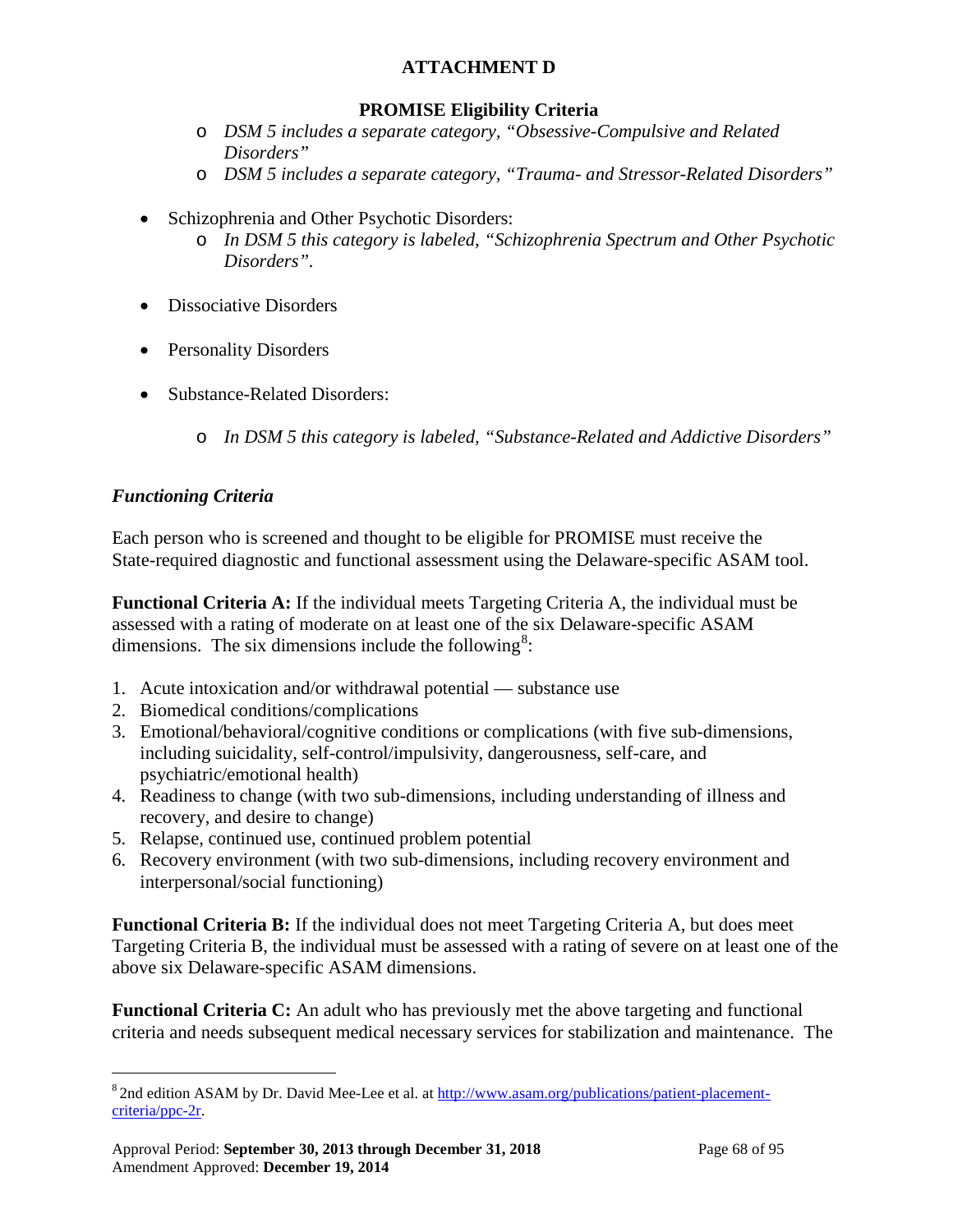**ATTACHMENT D**

**PROMISE Eligibility Criteria**

   - *DSM 5 includes a separate category, "Obsessive-Compulsive and Related Disorders"*
   - *DSM 5 includes a separate category, "Trauma- and Stressor-Related Disorders"*

- Schizophrenia and Other Psychotic Disorders:
   - *In DSM 5 this category is labeled, "Schizophrenia Spectrum and Other Psychotic Disorders".*

- Dissociative Disorders

- Personality Disorders

- Substance-Related Disorders:

   - *In DSM 5 this category is labeled, "Substance-Related and Addictive Disorders"*

***Functioning Criteria***

Each person who is screened and thought to be eligible for PROMISE must receive the State-required diagnostic and functional assessment using the Delaware-specific ASAM tool.

**Functional Criteria A:** If the individual meets Targeting Criteria A, the individual must be assessed with a rating of moderate on at least one of the six Delaware-specific ASAM dimensions. The six dimensions include the following[8]:

1. Acute intoxication and/or withdrawal potential — substance use
2. Biomedical conditions/complications
3. Emotional/behavioral/cognitive conditions or complications (with five sub-dimensions, including suicidality, self-control/impulsivity, dangerousness, self-care, and psychiatric/emotional health)
4. Readiness to change (with two sub-dimensions, including understanding of illness and recovery, and desire to change)
5. Relapse, continued use, continued problem potential
6. Recovery environment (with two sub-dimensions, including recovery environment and interpersonal/social functioning)

**Functional Criteria B:** If the individual does not meet Targeting Criteria A, but does meet Targeting Criteria B, the individual must be assessed with a rating of severe on at least one of the above six Delaware-specific ASAM dimensions.

**Functional Criteria C:** An adult who has previously met the above targeting and functional criteria and needs subsequent medical necessary services for stabilization and maintenance. The

---

[8] 2nd edition ASAM by Dr. David Mee-Lee et al. at [http://www.asam.org/publications/patient-placement-criteria/ppc-2r](http://www.asam.org/publications/patient-placement-criteria/ppc-2r).

Approval Period: **September 30, 2013 through December 31, 2018**
Amendment Approved: **December 19, 2014**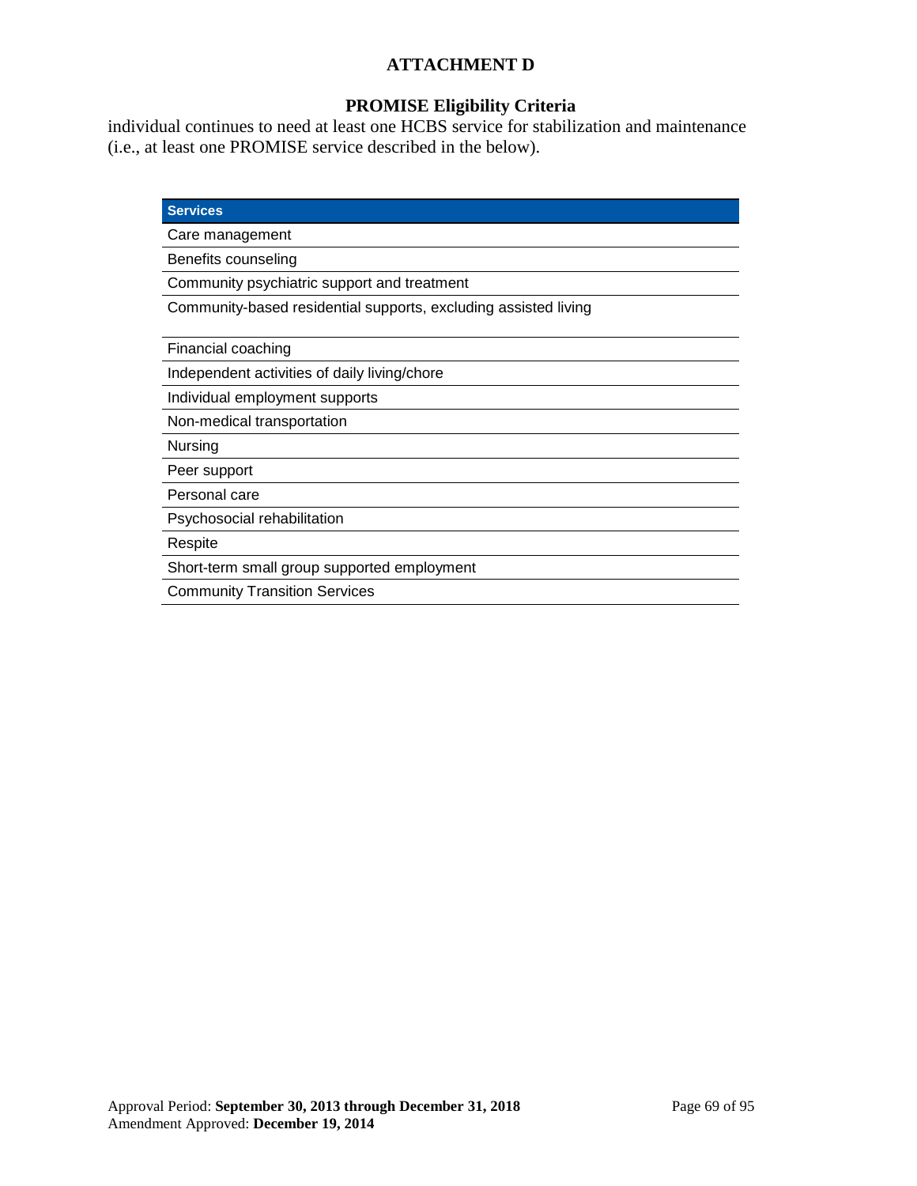## ATTACHMENT D

### PROMISE Eligibility Criteria

individual continues to need at least one HCBS service for stabilization and maintenance (i.e., at least one PROMISE service described in the below).

| Services |
|---|
| Care management |
| Benefits counseling |
| Community psychiatric support and treatment |
| Community-based residential supports, excluding assisted living |
| Financial coaching |
| Independent activities of daily living/chore |
| Individual employment supports |
| Non-medical transportation |
| Nursing |
| Peer support |
| Personal care |
| Psychosocial rehabilitation |
| Respite |
| Short-term small group supported employment |
| Community Transition Services |

Approval Period: **September 30, 2013 through December 31, 2018**
Amendment Approved: **December 19, 2014**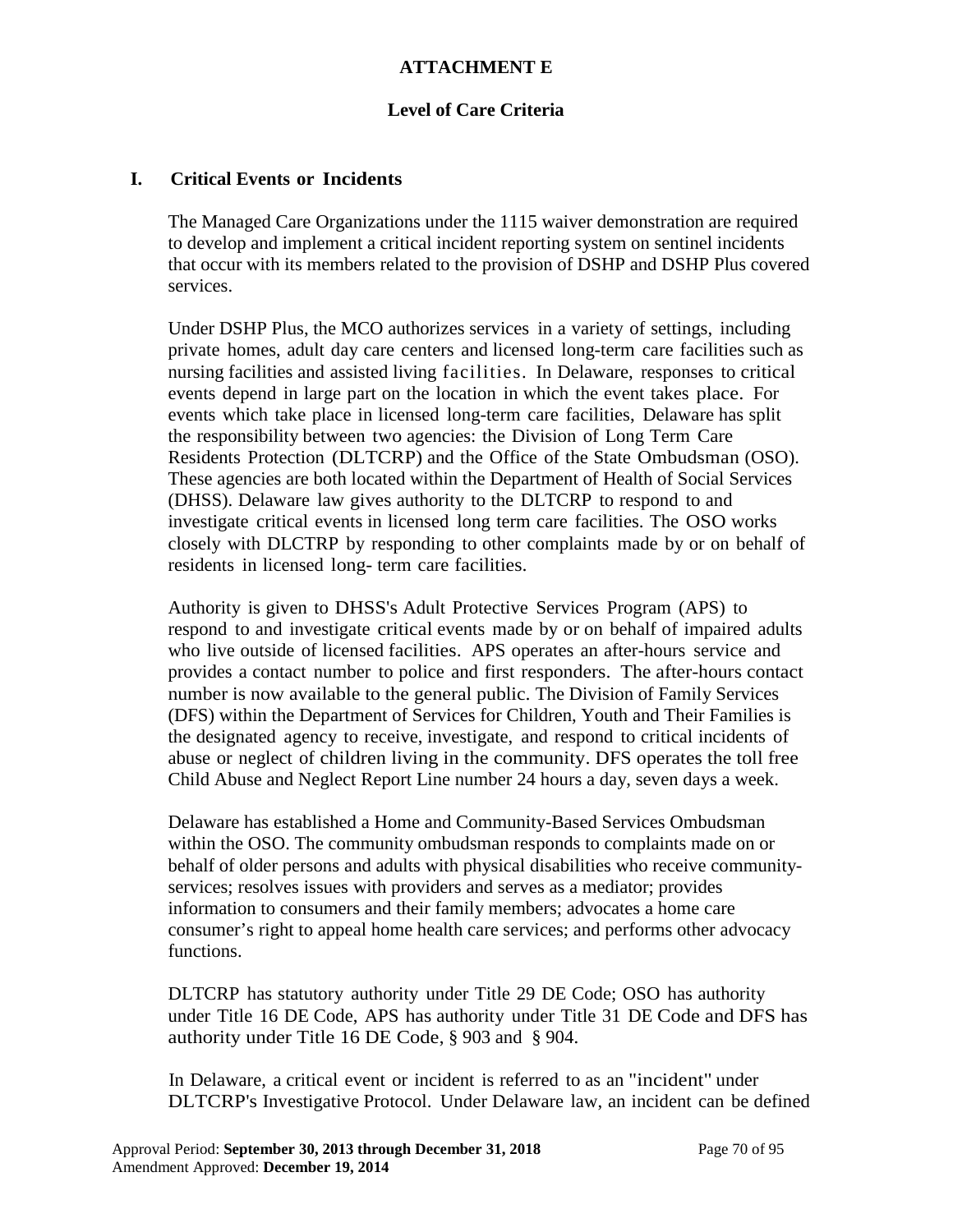# ATTACHMENT E

## Level of Care Criteria

### I. Critical Events or Incidents

The Managed Care Organizations under the 1115 waiver demonstration are required to develop and implement a critical incident reporting system on sentinel incidents that occur with its members related to the provision of DSHP and DSHP Plus covered services.

Under DSHP Plus, the MCO authorizes services in a variety of settings, including private homes, adult day care centers and licensed long-term care facilities such as nursing facilities and assisted living facilities. In Delaware, responses to critical events depend in large part on the location in which the event takes place. For events which take place in licensed long-term care facilities, Delaware has split the responsibility between two agencies: the Division of Long Term Care Residents Protection (DLTCRP) and the Office of the State Ombudsman (OSO). These agencies are both located within the Department of Health of Social Services (DHSS). Delaware law gives authority to the DLTCRP to respond to and investigate critical events in licensed long term care facilities. The OSO works closely with DLCTRP by responding to other complaints made by or on behalf of residents in licensed long- term care facilities.

Authority is given to DHSS's Adult Protective Services Program (APS) to respond to and investigate critical events made by or on behalf of impaired adults who live outside of licensed facilities. APS operates an after-hours service and provides a contact number to police and first responders. The after-hours contact number is now available to the general public. The Division of Family Services (DFS) within the Department of Services for Children, Youth and Their Families is the designated agency to receive, investigate, and respond to critical incidents of abuse or neglect of children living in the community. DFS operates the toll free Child Abuse and Neglect Report Line number 24 hours a day, seven days a week.

Delaware has established a Home and Community-Based Services Ombudsman within the OSO. The community ombudsman responds to complaints made on or behalf of older persons and adults with physical disabilities who receive community-services; resolves issues with providers and serves as a mediator; provides information to consumers and their family members; advocates a home care consumer's right to appeal home health care services; and performs other advocacy functions.

DLTCRP has statutory authority under Title 29 DE Code; OSO has authority under Title 16 DE Code, APS has authority under Title 31 DE Code and DFS has authority under Title 16 DE Code, § 903 and § 904.

In Delaware, a critical event or incident is referred to as an "incident" under DLTCRP's Investigative Protocol. Under Delaware law, an incident can be defined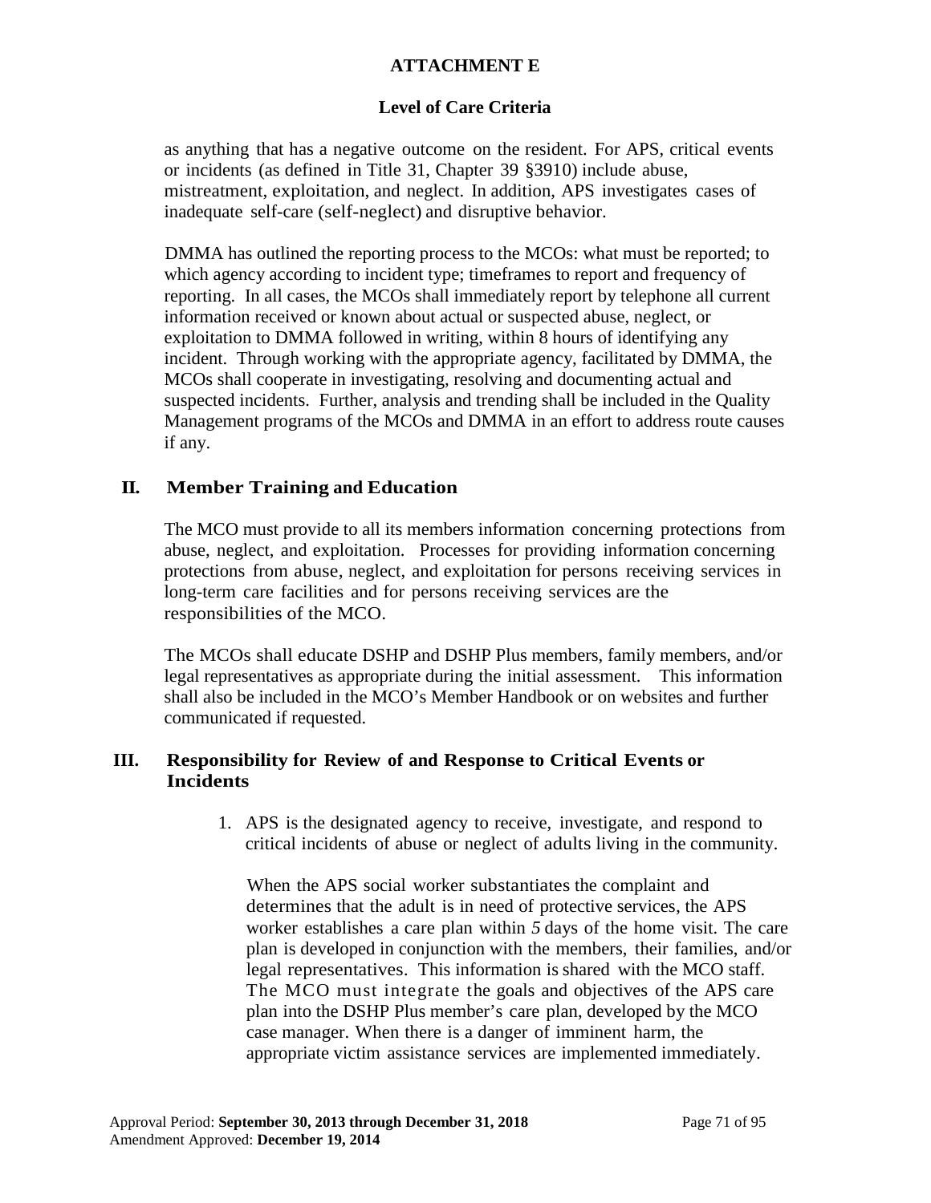as anything that has a negative outcome on the resident. For APS, critical events or incidents (as defined in Title 31, Chapter 39 §3910) include abuse, mistreatment, exploitation, and neglect. In addition, APS investigates cases of inadequate self-care (self-neglect) and disruptive behavior.

DMMA has outlined the reporting process to the MCOs: what must be reported; to which agency according to incident type; timeframes to report and frequency of reporting. In all cases, the MCOs shall immediately report by telephone all current information received or known about actual or suspected abuse, neglect, or exploitation to DMMA followed in writing, within 8 hours of identifying any incident. Through working with the appropriate agency, facilitated by DMMA, the MCOs shall cooperate in investigating, resolving and documenting actual and suspected incidents. Further, analysis and trending shall be included in the Quality Management programs of the MCOs and DMMA in an effort to address route causes if any.

## II. Member Training and Education

The MCO must provide to all its members information concerning protections from abuse, neglect, and exploitation. Processes for providing information concerning protections from abuse, neglect, and exploitation for persons receiving services in long-term care facilities and for persons receiving services are the responsibilities of the MCO.

The MCOs shall educate DSHP and DSHP Plus members, family members, and/or legal representatives as appropriate during the initial assessment. This information shall also be included in the MCO's Member Handbook or on websites and further communicated if requested.

## III. Responsibility for Review of and Response to Critical Events or Incidents

1. APS is the designated agency to receive, investigate, and respond to critical incidents of abuse or neglect of adults living in the community.

   When the APS social worker substantiates the complaint and determines that the adult is in need of protective services, the APS worker establishes a care plan within *5* days of the home visit. The care plan is developed in conjunction with the members, their families, and/or legal representatives. This information is shared with the MCO staff. The MCO must integrate the goals and objectives of the APS care plan into the DSHP Plus member's care plan, developed by the MCO case manager. When there is a danger of imminent harm, the appropriate victim assistance services are implemented immediately.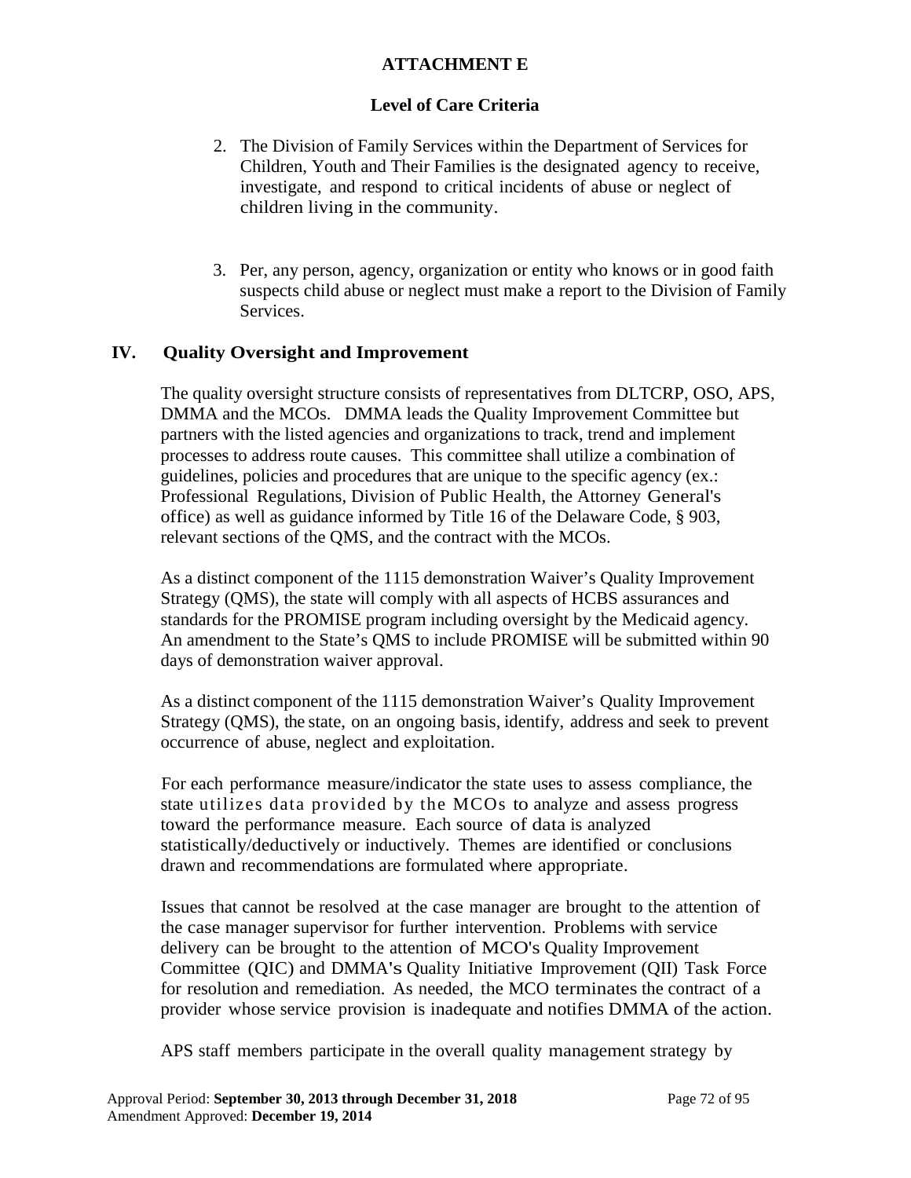**ATTACHMENT E**

**Level of Care Criteria**

2. The Division of Family Services within the Department of Services for Children, Youth and Their Families is the designated agency to receive, investigate, and respond to critical incidents of abuse or neglect of children living in the community.

3. Per, any person, agency, organization or entity who knows or in good faith suspects child abuse or neglect must make a report to the Division of Family Services.

## IV. Quality Oversight and Improvement

The quality oversight structure consists of representatives from DLTCRP, OSO, APS, DMMA and the MCOs. DMMA leads the Quality Improvement Committee but partners with the listed agencies and organizations to track, trend and implement processes to address route causes. This committee shall utilize a combination of guidelines, policies and procedures that are unique to the specific agency (ex.: Professional Regulations, Division of Public Health, the Attorney General's office) as well as guidance informed by Title 16 of the Delaware Code, § 903, relevant sections of the QMS, and the contract with the MCOs.

As a distinct component of the 1115 demonstration Waiver's Quality Improvement Strategy (QMS), the state will comply with all aspects of HCBS assurances and standards for the PROMISE program including oversight by the Medicaid agency. An amendment to the State's QMS to include PROMISE will be submitted within 90 days of demonstration waiver approval.

As a distinct component of the 1115 demonstration Waiver's Quality Improvement Strategy (QMS), the state, on an ongoing basis, identify, address and seek to prevent occurrence of abuse, neglect and exploitation.

For each performance measure/indicator the state uses to assess compliance, the state utilizes data provided by the MCOs to analyze and assess progress toward the performance measure. Each source of data is analyzed statistically/deductively or inductively. Themes are identified or conclusions drawn and recommendations are formulated where appropriate.

Issues that cannot be resolved at the case manager are brought to the attention of the case manager supervisor for further intervention. Problems with service delivery can be brought to the attention of MCO's Quality Improvement Committee (QIC) and DMMA's Quality Initiative Improvement (QII) Task Force for resolution and remediation. As needed, the MCO terminates the contract of a provider whose service provision is inadequate and notifies DMMA of the action.

APS staff members participate in the overall quality management strategy by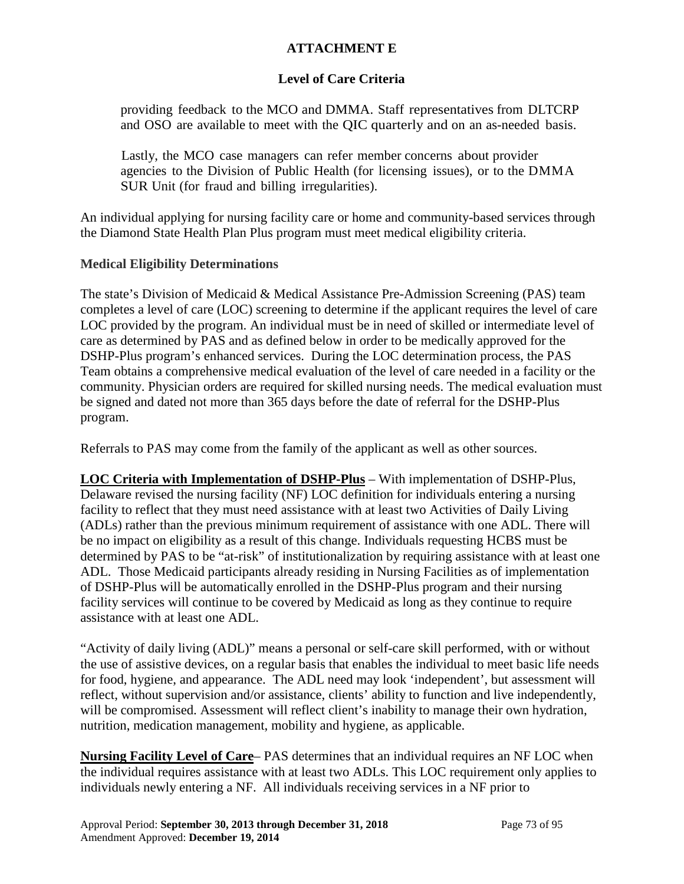**ATTACHMENT E**

**Level of Care Criteria**

providing feedback to the MCO and DMMA. Staff representatives from DLTCRP and OSO are available to meet with the QIC quarterly and on an as-needed basis.

Lastly, the MCO case managers can refer member concerns about provider agencies to the Division of Public Health (for licensing issues), or to the DMMA SUR Unit (for fraud and billing irregularities).

An individual applying for nursing facility care or home and community-based services through the Diamond State Health Plan Plus program must meet medical eligibility criteria.

**Medical Eligibility Determinations**

The state's Division of Medicaid & Medical Assistance Pre-Admission Screening (PAS) team completes a level of care (LOC) screening to determine if the applicant requires the level of care LOC provided by the program. An individual must be in need of skilled or intermediate level of care as determined by PAS and as defined below in order to be medically approved for the DSHP-Plus program's enhanced services. During the LOC determination process, the PAS Team obtains a comprehensive medical evaluation of the level of care needed in a facility or the community. Physician orders are required for skilled nursing needs. The medical evaluation must be signed and dated not more than 365 days before the date of referral for the DSHP-Plus program.

Referrals to PAS may come from the family of the applicant as well as other sources.

**LOC Criteria with Implementation of DSHP-Plus** – With implementation of DSHP-Plus, Delaware revised the nursing facility (NF) LOC definition for individuals entering a nursing facility to reflect that they must need assistance with at least two Activities of Daily Living (ADLs) rather than the previous minimum requirement of assistance with one ADL. There will be no impact on eligibility as a result of this change. Individuals requesting HCBS must be determined by PAS to be "at-risk" of institutionalization by requiring assistance with at least one ADL. Those Medicaid participants already residing in Nursing Facilities as of implementation of DSHP-Plus will be automatically enrolled in the DSHP-Plus program and their nursing facility services will continue to be covered by Medicaid as long as they continue to require assistance with at least one ADL.

"Activity of daily living (ADL)" means a personal or self-care skill performed, with or without the use of assistive devices, on a regular basis that enables the individual to meet basic life needs for food, hygiene, and appearance. The ADL need may look 'independent', but assessment will reflect, without supervision and/or assistance, clients' ability to function and live independently, will be compromised. Assessment will reflect client's inability to manage their own hydration, nutrition, medication management, mobility and hygiene, as applicable.

**Nursing Facility Level of Care**– PAS determines that an individual requires an NF LOC when the individual requires assistance with at least two ADLs. This LOC requirement only applies to individuals newly entering a NF. All individuals receiving services in a NF prior to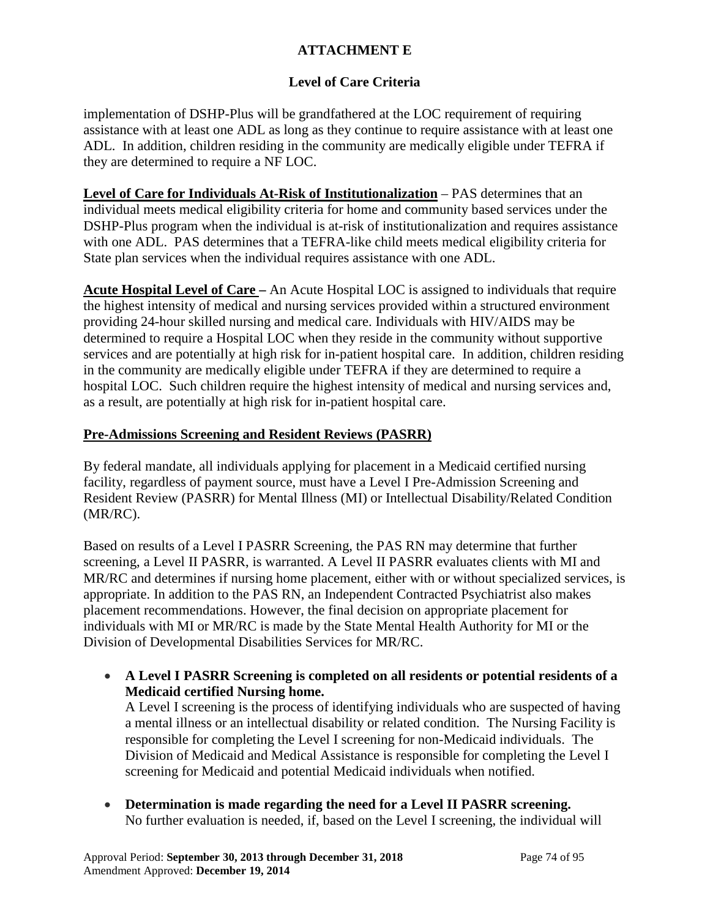# ATTACHMENT E

## Level of Care Criteria

implementation of DSHP-Plus will be grandfathered at the LOC requirement of requiring assistance with at least one ADL as long as they continue to require assistance with at least one ADL. In addition, children residing in the community are medically eligible under TEFRA if they are determined to require a NF LOC.

**Level of Care for Individuals At-Risk of Institutionalization** – PAS determines that an individual meets medical eligibility criteria for home and community based services under the DSHP-Plus program when the individual is at-risk of institutionalization and requires assistance with one ADL. PAS determines that a TEFRA-like child meets medical eligibility criteria for State plan services when the individual requires assistance with one ADL.

**Acute Hospital Level of Care –** An Acute Hospital LOC is assigned to individuals that require the highest intensity of medical and nursing services provided within a structured environment providing 24-hour skilled nursing and medical care. Individuals with HIV/AIDS may be determined to require a Hospital LOC when they reside in the community without supportive services and are potentially at high risk for in-patient hospital care. In addition, children residing in the community are medically eligible under TEFRA if they are determined to require a hospital LOC. Such children require the highest intensity of medical and nursing services and, as a result, are potentially at high risk for in-patient hospital care.

**Pre-Admissions Screening and Resident Reviews (PASRR)**

By federal mandate, all individuals applying for placement in a Medicaid certified nursing facility, regardless of payment source, must have a Level I Pre-Admission Screening and Resident Review (PASRR) for Mental Illness (MI) or Intellectual Disability/Related Condition (MR/RC).

Based on results of a Level I PASRR Screening, the PAS RN may determine that further screening, a Level II PASRR, is warranted. A Level II PASRR evaluates clients with MI and MR/RC and determines if nursing home placement, either with or without specialized services, is appropriate. In addition to the PAS RN, an Independent Contracted Psychiatrist also makes placement recommendations. However, the final decision on appropriate placement for individuals with MI or MR/RC is made by the State Mental Health Authority for MI or the Division of Developmental Disabilities Services for MR/RC.

- **A Level I PASRR Screening is completed on all residents or potential residents of a Medicaid certified Nursing home.**
  A Level I screening is the process of identifying individuals who are suspected of having a mental illness or an intellectual disability or related condition. The Nursing Facility is responsible for completing the Level I screening for non-Medicaid individuals. The Division of Medicaid and Medical Assistance is responsible for completing the Level I screening for Medicaid and potential Medicaid individuals when notified.

- **Determination is made regarding the need for a Level II PASRR screening.**
  No further evaluation is needed, if, based on the Level I screening, the individual will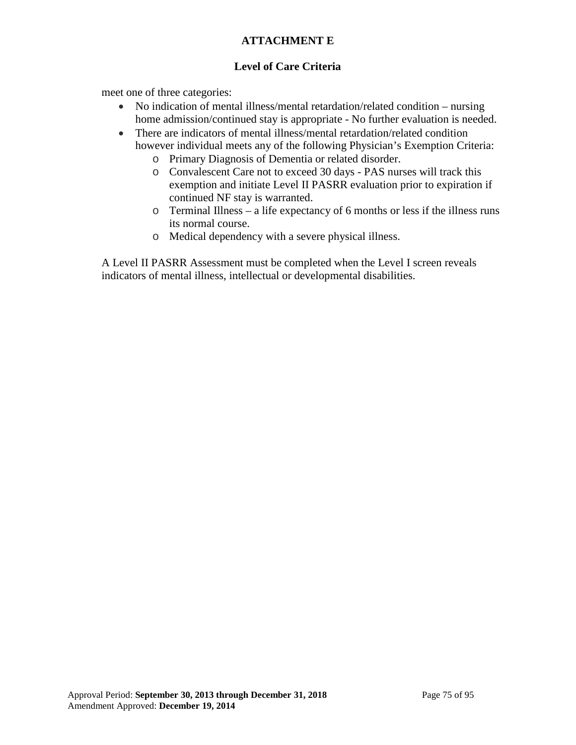# ATTACHMENT E

## Level of Care Criteria

meet one of three categories:

- No indication of mental illness/mental retardation/related condition – nursing home admission/continued stay is appropriate - No further evaluation is needed.
- There are indicators of mental illness/mental retardation/related condition however individual meets any of the following Physician's Exemption Criteria:
  - Primary Diagnosis of Dementia or related disorder.
  - Convalescent Care not to exceed 30 days - PAS nurses will track this exemption and initiate Level II PASRR evaluation prior to expiration if continued NF stay is warranted.
  - Terminal Illness – a life expectancy of 6 months or less if the illness runs its normal course.
  - Medical dependency with a severe physical illness.

A Level II PASRR Assessment must be completed when the Level I screen reveals indicators of mental illness, intellectual or developmental disabilities.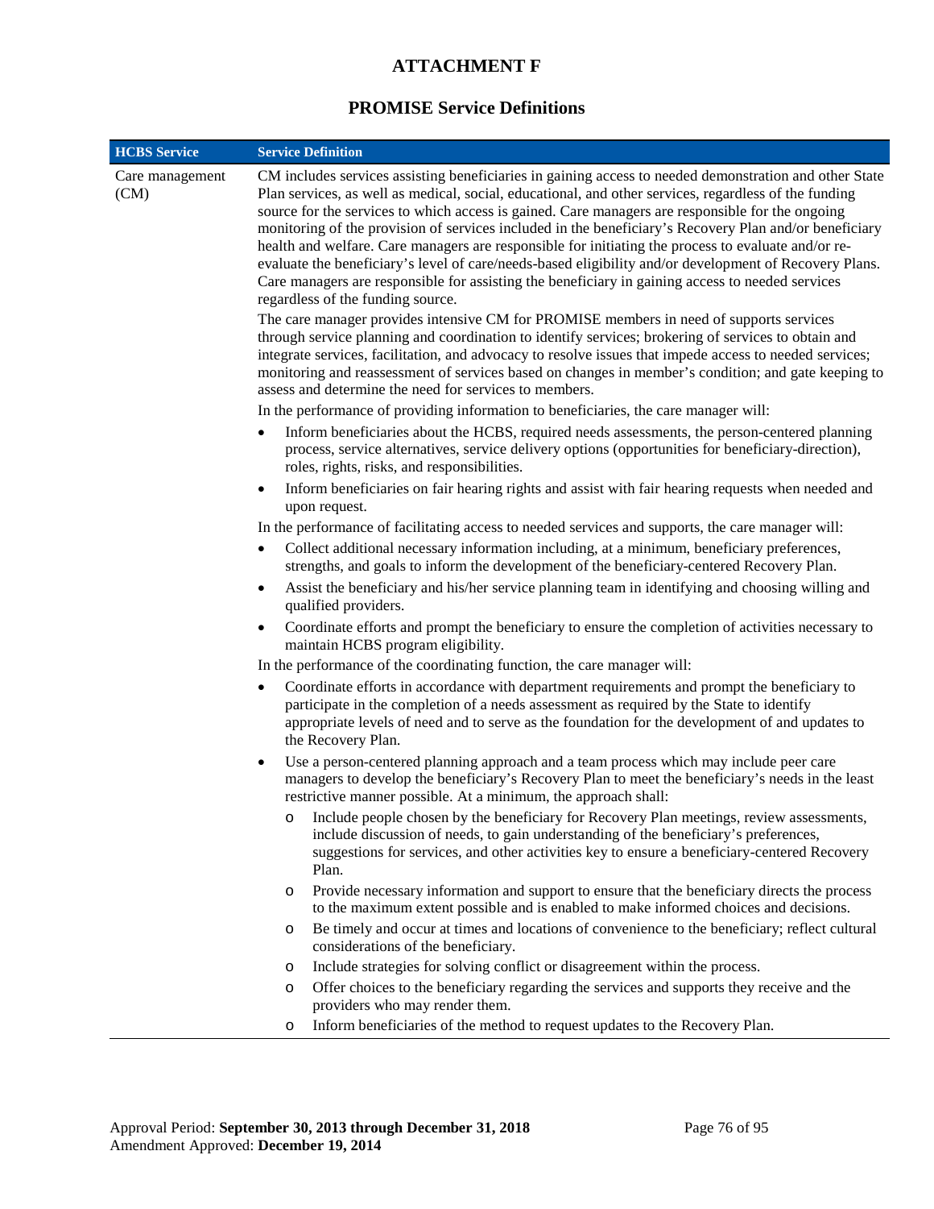# ATTACHMENT F

## PROMISE Service Definitions

| HCBS Service | Service Definition |
|---|---|
| Care management (CM) | CM includes services assisting beneficiaries in gaining access to needed demonstration and other State Plan services, as well as medical, social, educational, and other services, regardless of the funding source for the services to which access is gained. Care managers are responsible for the ongoing monitoring of the provision of services included in the beneficiary's Recovery Plan and/or beneficiary health and welfare. Care managers are responsible for initiating the process to evaluate and/or re-evaluate the beneficiary's level of care/needs-based eligibility and/or development of Recovery Plans. Care managers are responsible for assisting the beneficiary in gaining access to needed services regardless of the funding source.<br><br>The care manager provides intensive CM for PROMISE members in need of supports services through service planning and coordination to identify services; brokering of services to obtain and integrate services, facilitation, and advocacy to resolve issues that impede access to needed services; monitoring and reassessment of services based on changes in member's condition; and gate keeping to assess and determine the need for services to members.<br><br>In the performance of providing information to beneficiaries, the care manager will:<br><br>• Inform beneficiaries about the HCBS, required needs assessments, the person-centered planning process, service alternatives, service delivery options (opportunities for beneficiary-direction), roles, rights, risks, and responsibilities.<br>• Inform beneficiaries on fair hearing rights and assist with fair hearing requests when needed and upon request.<br><br>In the performance of facilitating access to needed services and supports, the care manager will:<br><br>• Collect additional necessary information including, at a minimum, beneficiary preferences, strengths, and goals to inform the development of the beneficiary-centered Recovery Plan.<br>• Assist the beneficiary and his/her service planning team in identifying and choosing willing and qualified providers.<br>• Coordinate efforts and prompt the beneficiary to ensure the completion of activities necessary to maintain HCBS program eligibility.<br><br>In the performance of the coordinating function, the care manager will:<br><br>• Coordinate efforts in accordance with department requirements and prompt the beneficiary to participate in the completion of a needs assessment as required by the State to identify appropriate levels of need and to serve as the foundation for the development of and updates to the Recovery Plan.<br>• Use a person-centered planning approach and a team process which may include peer care managers to develop the beneficiary's Recovery Plan to meet the beneficiary's needs in the least restrictive manner possible. At a minimum, the approach shall:<br>  o Include people chosen by the beneficiary for Recovery Plan meetings, review assessments, include discussion of needs, to gain understanding of the beneficiary's preferences, suggestions for services, and other activities key to ensure a beneficiary-centered Recovery Plan.<br>  o Provide necessary information and support to ensure that the beneficiary directs the process to the maximum extent possible and is enabled to make informed choices and decisions.<br>  o Be timely and occur at times and locations of convenience to the beneficiary; reflect cultural considerations of the beneficiary.<br>  o Include strategies for solving conflict or disagreement within the process.<br>  o Offer choices to the beneficiary regarding the services and supports they receive and the providers who may render them.<br>  o Inform beneficiaries of the method to request updates to the Recovery Plan. |

Approval Period: **September 30, 2013 through December 31, 2018**
Amendment Approved: **December 19, 2014**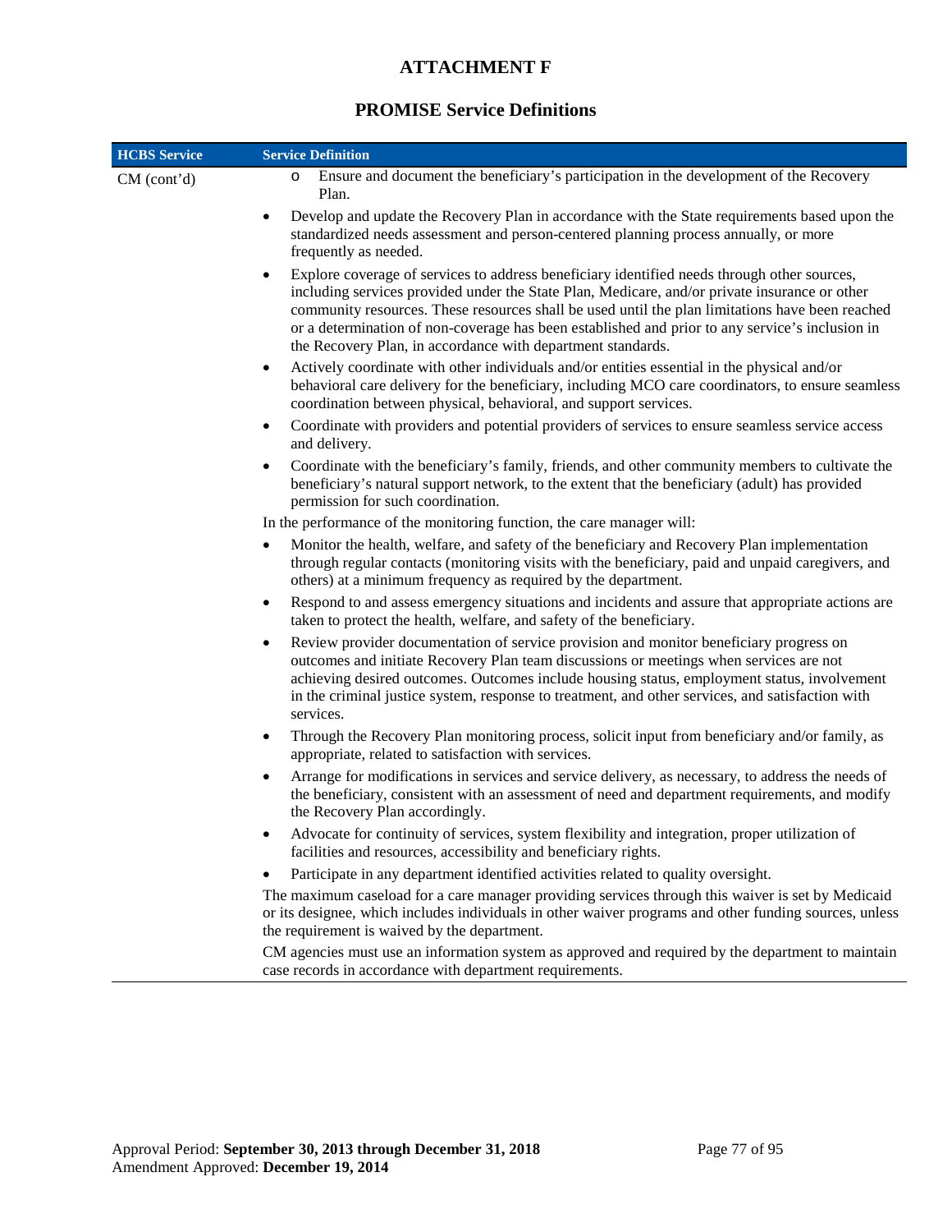# ATTACHMENT F

## PROMISE Service Definitions

| HCBS Service | Service Definition |
|---|---|
| CM (cont'd) | o Ensure and document the beneficiary's participation in the development of the Recovery Plan.<br>• Develop and update the Recovery Plan in accordance with the State requirements based upon the standardized needs assessment and person-centered planning process annually, or more frequently as needed.<br>• Explore coverage of services to address beneficiary identified needs through other sources, including services provided under the State Plan, Medicare, and/or private insurance or other community resources. These resources shall be used until the plan limitations have been reached or a determination of non-coverage has been established and prior to any service's inclusion in the Recovery Plan, in accordance with department standards.<br>• Actively coordinate with other individuals and/or entities essential in the physical and/or behavioral care delivery for the beneficiary, including MCO care coordinators, to ensure seamless coordination between physical, behavioral, and support services.<br>• Coordinate with providers and potential providers of services to ensure seamless service access and delivery.<br>• Coordinate with the beneficiary's family, friends, and other community members to cultivate the beneficiary's natural support network, to the extent that the beneficiary (adult) has provided permission for such coordination.<br>In the performance of the monitoring function, the care manager will:<br>• Monitor the health, welfare, and safety of the beneficiary and Recovery Plan implementation through regular contacts (monitoring visits with the beneficiary, paid and unpaid caregivers, and others) at a minimum frequency as required by the department.<br>• Respond to and assess emergency situations and incidents and assure that appropriate actions are taken to protect the health, welfare, and safety of the beneficiary.<br>• Review provider documentation of service provision and monitor beneficiary progress on outcomes and initiate Recovery Plan team discussions or meetings when services are not achieving desired outcomes. Outcomes include housing status, employment status, involvement in the criminal justice system, response to treatment, and other services, and satisfaction with services.<br>• Through the Recovery Plan monitoring process, solicit input from beneficiary and/or family, as appropriate, related to satisfaction with services.<br>• Arrange for modifications in services and service delivery, as necessary, to address the needs of the beneficiary, consistent with an assessment of need and department requirements, and modify the Recovery Plan accordingly.<br>• Advocate for continuity of services, system flexibility and integration, proper utilization of facilities and resources, accessibility and beneficiary rights.<br>• Participate in any department identified activities related to quality oversight.<br>The maximum caseload for a care manager providing services through this waiver is set by Medicaid or its designee, which includes individuals in other waiver programs and other funding sources, unless the requirement is waived by the department.<br>CM agencies must use an information system as approved and required by the department to maintain case records in accordance with department requirements. |

Approval Period: **September 30, 2013 through December 31, 2018**
Amendment Approved: **December 19, 2014**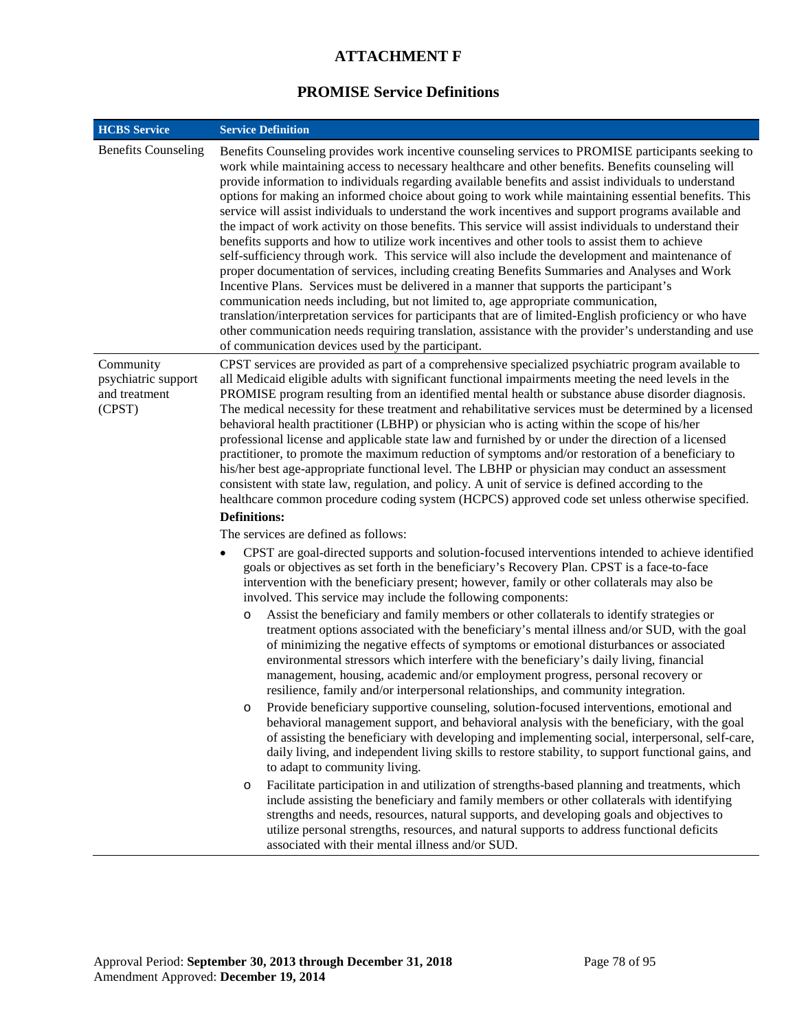# ATTACHMENT F

## PROMISE Service Definitions

| HCBS Service | Service Definition |
|---|---|
| Benefits Counseling | Benefits Counseling provides work incentive counseling services to PROMISE participants seeking to work while maintaining access to necessary healthcare and other benefits. Benefits counseling will provide information to individuals regarding available benefits and assist individuals to understand options for making an informed choice about going to work while maintaining essential benefits. This service will assist individuals to understand the work incentives and support programs available and the impact of work activity on those benefits. This service will assist individuals to understand their benefits supports and how to utilize work incentives and other tools to assist them to achieve self-sufficiency through work. This service will also include the development and maintenance of proper documentation of services, including creating Benefits Summaries and Analyses and Work Incentive Plans. Services must be delivered in a manner that supports the participant's communication needs including, but not limited to, age appropriate communication, translation/interpretation services for participants that are of limited-English proficiency or who have other communication needs requiring translation, assistance with the provider's understanding and use of communication devices used by the participant. |
| Community psychiatric support and treatment (CPST) | CPST services are provided as part of a comprehensive specialized psychiatric program available to all Medicaid eligible adults with significant functional impairments meeting the need levels in the PROMISE program resulting from an identified mental health or substance abuse disorder diagnosis. The medical necessity for these treatment and rehabilitative services must be determined by a licensed behavioral health practitioner (LBHP) or physician who is acting within the scope of his/her professional license and applicable state law and furnished by or under the direction of a licensed practitioner, to promote the maximum reduction of symptoms and/or restoration of a beneficiary to his/her best age-appropriate functional level. The LBHP or physician may conduct an assessment consistent with state law, regulation, and policy. A unit of service is defined according to the healthcare common procedure coding system (HCPCS) approved code set unless otherwise specified.<br><br>**Definitions:**<br><br>The services are defined as follows:<br><br>• CPST are goal-directed supports and solution-focused interventions intended to achieve identified goals or objectives as set forth in the beneficiary's Recovery Plan. CPST is a face-to-face intervention with the beneficiary present; however, family or other collaterals may also be involved. This service may include the following components:<br>  o Assist the beneficiary and family members or other collaterals to identify strategies or treatment options associated with the beneficiary's mental illness and/or SUD, with the goal of minimizing the negative effects of symptoms or emotional disturbances or associated environmental stressors which interfere with the beneficiary's daily living, financial management, housing, academic and/or employment progress, personal recovery or resilience, family and/or interpersonal relationships, and community integration.<br>  o Provide beneficiary supportive counseling, solution-focused interventions, emotional and behavioral management support, and behavioral analysis with the beneficiary, with the goal of assisting the beneficiary with developing and implementing social, interpersonal, self-care, daily living, and independent living skills to restore stability, to support functional gains, and to adapt to community living.<br>  o Facilitate participation in and utilization of strengths-based planning and treatments, which include assisting the beneficiary and family members or other collaterals with identifying strengths and needs, resources, natural supports, and developing goals and objectives to utilize personal strengths, resources, and natural supports to address functional deficits associated with their mental illness and/or SUD. |

Approval Period: **September 30, 2013 through December 31, 2018**
Amendment Approved: **December 19, 2014**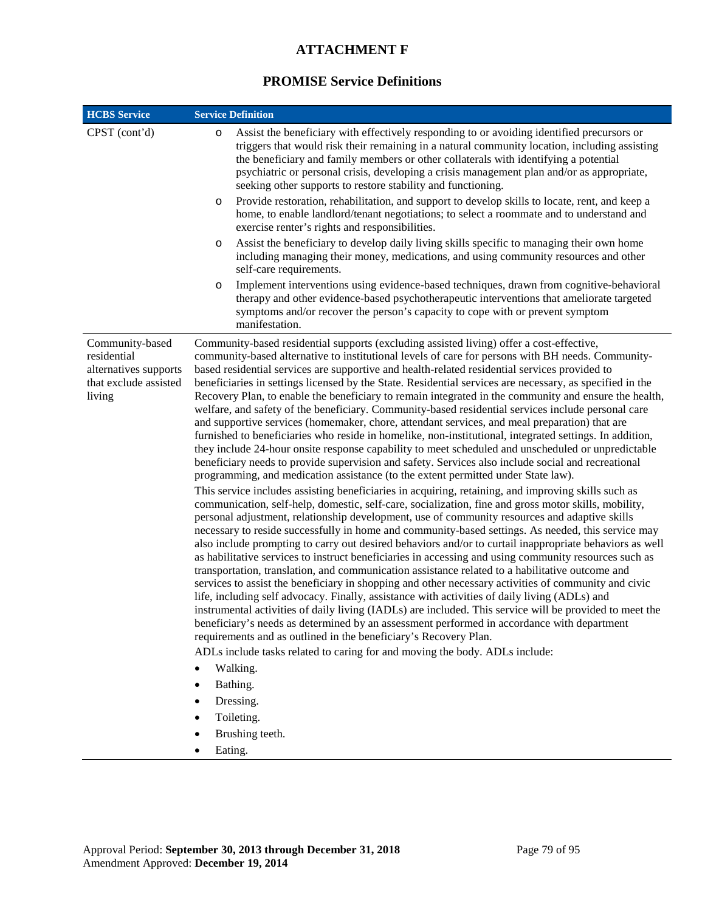# ATTACHMENT F

## PROMISE Service Definitions

| HCBS Service | Service Definition |
|---|---|
| CPST (cont'd) | o Assist the beneficiary with effectively responding to or avoiding identified precursors or triggers that would risk their remaining in a natural community location, including assisting the beneficiary and family members or other collaterals with identifying a potential psychiatric or personal crisis, developing a crisis management plan and/or as appropriate, seeking other supports to restore stability and functioning.<br>o Provide restoration, rehabilitation, and support to develop skills to locate, rent, and keep a home, to enable landlord/tenant negotiations; to select a roommate and to understand and exercise renter's rights and responsibilities.<br>o Assist the beneficiary to develop daily living skills specific to managing their own home including managing their money, medications, and using community resources and other self-care requirements.<br>o Implement interventions using evidence-based techniques, drawn from cognitive-behavioral therapy and other evidence-based psychotherapeutic interventions that ameliorate targeted symptoms and/or recover the person's capacity to cope with or prevent symptom manifestation. |
| Community-based residential alternatives supports that exclude assisted living | Community-based residential supports (excluding assisted living) offer a cost-effective, community-based alternative to institutional levels of care for persons with BH needs. Community-based residential services are supportive and health-related residential services provided to beneficiaries in settings licensed by the State. Residential services are necessary, as specified in the Recovery Plan, to enable the beneficiary to remain integrated in the community and ensure the health, welfare, and safety of the beneficiary. Community-based residential services include personal care and supportive services (homemaker, chore, attendant services, and meal preparation) that are furnished to beneficiaries who reside in homelike, non-institutional, integrated settings. In addition, they include 24-hour onsite response capability to meet scheduled and unscheduled or unpredictable beneficiary needs to provide supervision and safety. Services also include social and recreational programming, and medication assistance (to the extent permitted under State law).<br>This service includes assisting beneficiaries in acquiring, retaining, and improving skills such as communication, self-help, domestic, self-care, socialization, fine and gross motor skills, mobility, personal adjustment, relationship development, use of community resources and adaptive skills necessary to reside successfully in home and community-based settings. As needed, this service may also include prompting to carry out desired behaviors and/or to curtail inappropriate behaviors as well as habilitative services to instruct beneficiaries in accessing and using community resources such as transportation, translation, and communication assistance related to a habilitative outcome and services to assist the beneficiary in shopping and other necessary activities of community and civic life, including self advocacy. Finally, assistance with activities of daily living (ADLs) and instrumental activities of daily living (IADLs) are included. This service will be provided to meet the beneficiary's needs as determined by an assessment performed in accordance with department requirements and as outlined in the beneficiary's Recovery Plan.<br>ADLs include tasks related to caring for and moving the body. ADLs include:<br>• Walking.<br>• Bathing.<br>• Dressing.<br>• Toileting.<br>• Brushing teeth.<br>• Eating. |

Approval Period: **September 30, 2013 through December 31, 2018**
Amendment Approved: **December 19, 2014**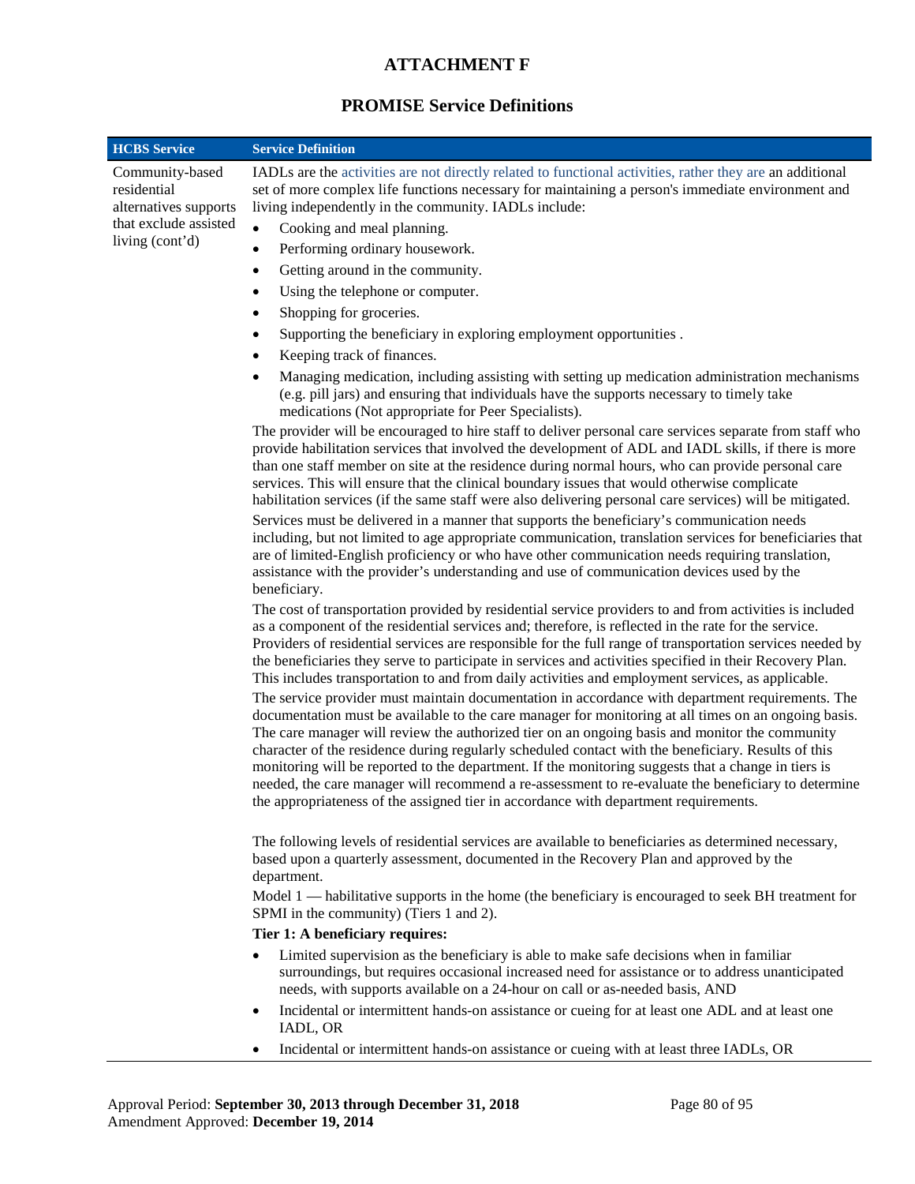# ATTACHMENT F

## PROMISE Service Definitions

| HCBS Service | Service Definition |
|---|---|
| Community-based residential alternatives supports that exclude assisted living (cont'd) | IADLs are the activities are not directly related to functional activities, rather they are an additional set of more complex life functions necessary for maintaining a person's immediate environment and living independently in the community. IADLs include:<br><br>• Cooking and meal planning.<br>• Performing ordinary housework.<br>• Getting around in the community.<br>• Using the telephone or computer.<br>• Shopping for groceries.<br>• Supporting the beneficiary in exploring employment opportunities .<br>• Keeping track of finances.<br>• Managing medication, including assisting with setting up medication administration mechanisms (e.g. pill jars) and ensuring that individuals have the supports necessary to timely take medications (Not appropriate for Peer Specialists).<br><br>The provider will be encouraged to hire staff to deliver personal care services separate from staff who provide habilitation services that involved the development of ADL and IADL skills, if there is more than one staff member on site at the residence during normal hours, who can provide personal care services. This will ensure that the clinical boundary issues that would otherwise complicate habilitation services (if the same staff were also delivering personal care services) will be mitigated.<br><br>Services must be delivered in a manner that supports the beneficiary's communication needs including, but not limited to age appropriate communication, translation services for beneficiaries that are of limited-English proficiency or who have other communication needs requiring translation, assistance with the provider's understanding and use of communication devices used by the beneficiary.<br><br>The cost of transportation provided by residential service providers to and from activities is included as a component of the residential services and; therefore, is reflected in the rate for the service. Providers of residential services are responsible for the full range of transportation services needed by the beneficiaries they serve to participate in services and activities specified in their Recovery Plan. This includes transportation to and from daily activities and employment services, as applicable.<br><br>The service provider must maintain documentation in accordance with department requirements. The documentation must be available to the care manager for monitoring at all times on an ongoing basis. The care manager will review the authorized tier on an ongoing basis and monitor the community character of the residence during regularly scheduled contact with the beneficiary. Results of this monitoring will be reported to the department. If the monitoring suggests that a change in tiers is needed, the care manager will recommend a re-assessment to re-evaluate the beneficiary to determine the appropriateness of the assigned tier in accordance with department requirements.<br><br>The following levels of residential services are available to beneficiaries as determined necessary, based upon a quarterly assessment, documented in the Recovery Plan and approved by the department.<br><br>Model 1 — habilitative supports in the home (the beneficiary is encouraged to seek BH treatment for SPMI in the community) (Tiers 1 and 2).<br><br>**Tier 1: A beneficiary requires:**<br><br>• Limited supervision as the beneficiary is able to make safe decisions when in familiar surroundings, but requires occasional increased need for assistance or to address unanticipated needs, with supports available on a 24-hour on call or as-needed basis, AND<br>• Incidental or intermittent hands-on assistance or cueing for at least one ADL and at least one IADL, OR<br>• Incidental or intermittent hands-on assistance or cueing with at least three IADLs, OR |

Approval Period: **September 30, 2013 through December 31, 2018**
Amendment Approved: **December 19, 2014**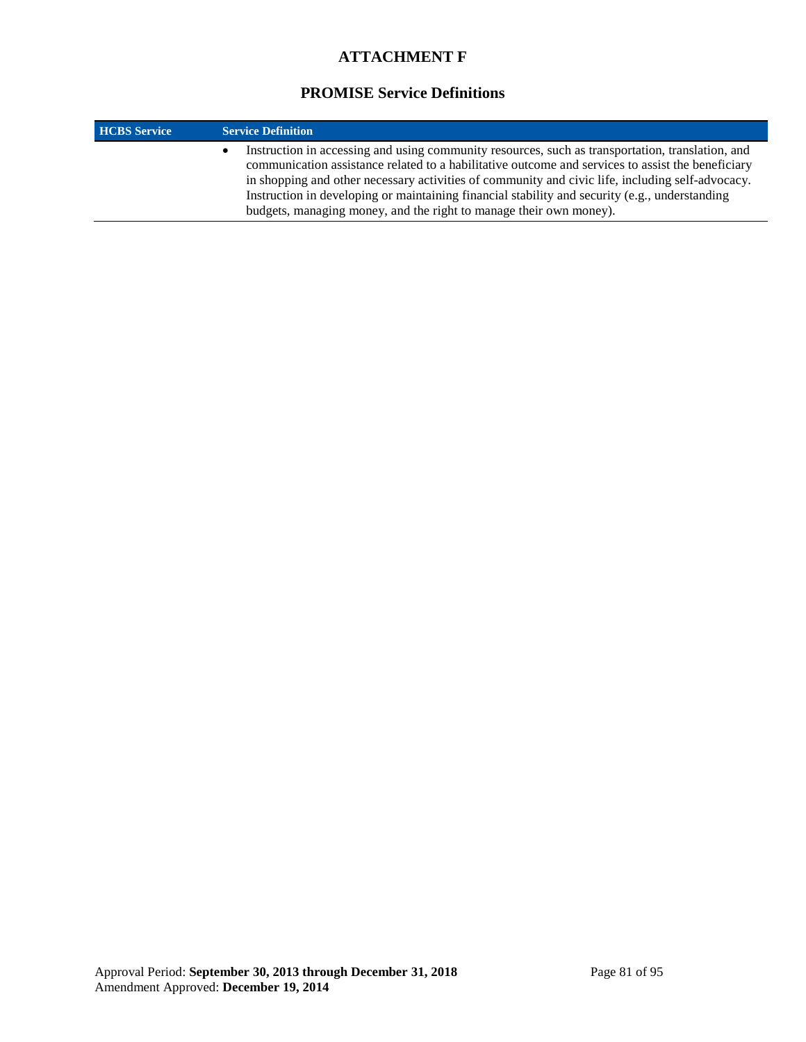# ATTACHMENT F

## PROMISE Service Definitions

| HCBS Service | Service Definition |
|---|---|
| | • Instruction in accessing and using community resources, such as transportation, translation, and communication assistance related to a habilitative outcome and services to assist the beneficiary in shopping and other necessary activities of community and civic life, including self-advocacy. Instruction in developing or maintaining financial stability and security (e.g., understanding budgets, managing money, and the right to manage their own money). |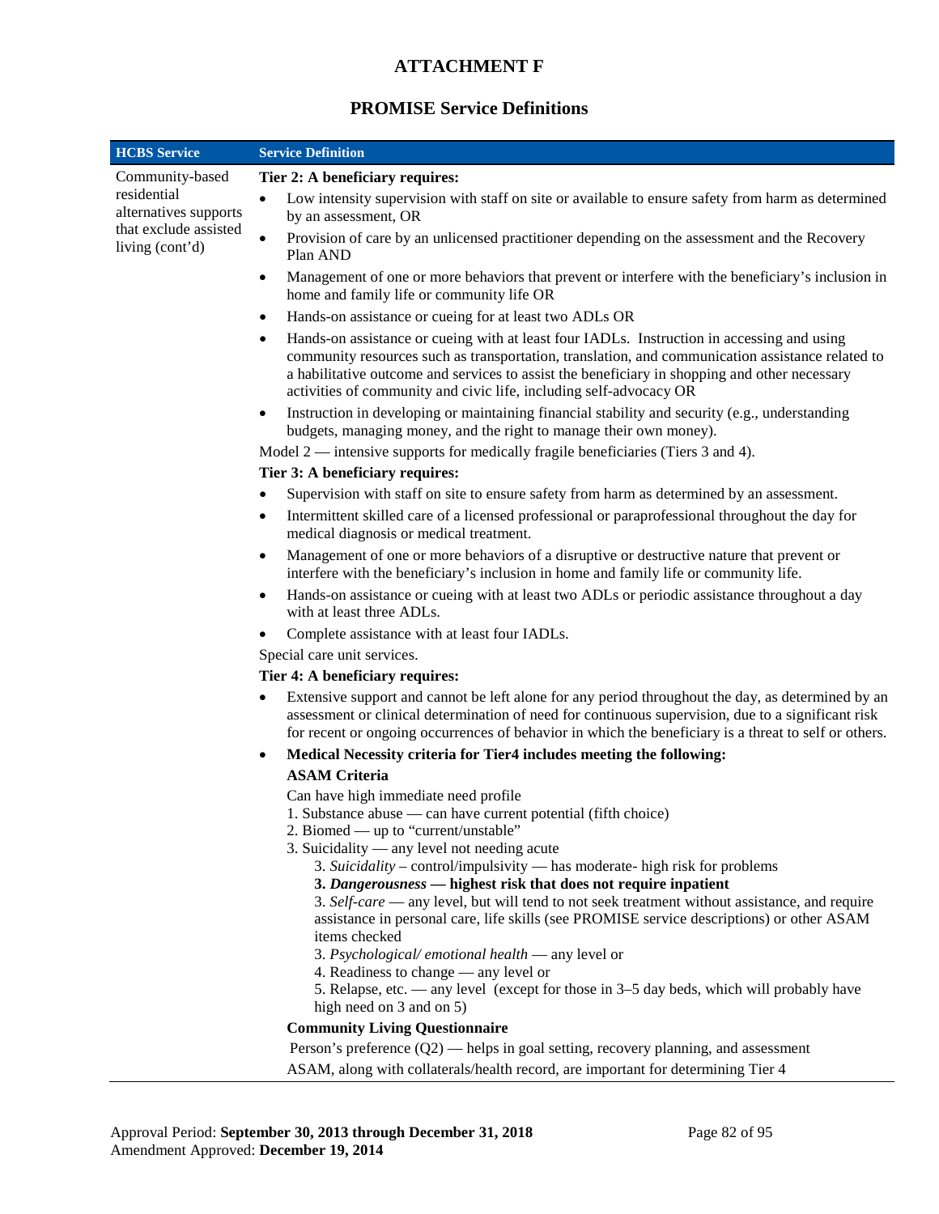# ATTACHMENT F

## PROMISE Service Definitions

| HCBS Service | Service Definition |
|---|---|
| Community-based residential alternatives supports that exclude assisted living (cont'd) | **Tier 2: A beneficiary requires:**<br>• Low intensity supervision with staff on site or available to ensure safety from harm as determined by an assessment, OR<br>• Provision of care by an unlicensed practitioner depending on the assessment and the Recovery Plan AND<br>• Management of one or more behaviors that prevent or interfere with the beneficiary's inclusion in home and family life or community life OR<br>• Hands-on assistance or cueing for at least two ADLs OR<br>• Hands-on assistance or cueing with at least four IADLs. Instruction in accessing and using community resources such as transportation, translation, and communication assistance related to a habilitative outcome and services to assist the beneficiary in shopping and other necessary activities of community and civic life, including self-advocacy OR<br>• Instruction in developing or maintaining financial stability and security (e.g., understanding budgets, managing money, and the right to manage their own money).<br>Model 2 — intensive supports for medically fragile beneficiaries (Tiers 3 and 4).<br>**Tier 3: A beneficiary requires:**<br>• Supervision with staff on site to ensure safety from harm as determined by an assessment.<br>• Intermittent skilled care of a licensed professional or paraprofessional throughout the day for medical diagnosis or medical treatment.<br>• Management of one or more behaviors of a disruptive or destructive nature that prevent or interfere with the beneficiary's inclusion in home and family life or community life.<br>• Hands-on assistance or cueing with at least two ADLs or periodic assistance throughout a day with at least three ADLs.<br>• Complete assistance with at least four IADLs.<br>Special care unit services.<br>**Tier 4: A beneficiary requires:**<br>• Extensive support and cannot be left alone for any period throughout the day, as determined by an assessment or clinical determination of need for continuous supervision, due to a significant risk for recent or ongoing occurrences of behavior in which the beneficiary is a threat to self or others.<br>• **Medical Necessity criteria for Tier4 includes meeting the following:**<br>**ASAM Criteria**<br>Can have high immediate need profile<br>1. Substance abuse — can have current potential (fifth choice)<br>2. Biomed — up to "current/unstable"<br>3. Suicidality — any level not needing acute<br>3. *Suicidality* – control/impulsivity — has moderate- high risk for problems<br>**3. *Dangerousness* — highest risk that does not require inpatient**<br>3. *Self-care* — any level, but will tend to not seek treatment without assistance, and require assistance in personal care, life skills (see PROMISE service descriptions) or other ASAM items checked<br>3. *Psychological/ emotional health* — any level or<br>4. Readiness to change — any level or<br>5. Relapse, etc. — any level (except for those in 3–5 day beds, which will probably have high need on 3 and on 5)<br>**Community Living Questionnaire**<br>Person's preference (Q2) — helps in goal setting, recovery planning, and assessment<br>ASAM, along with collaterals/health record, are important for determining Tier 4 |

Approval Period: **September 30, 2013 through December 31, 2018**
Amendment Approved: **December 19, 2014**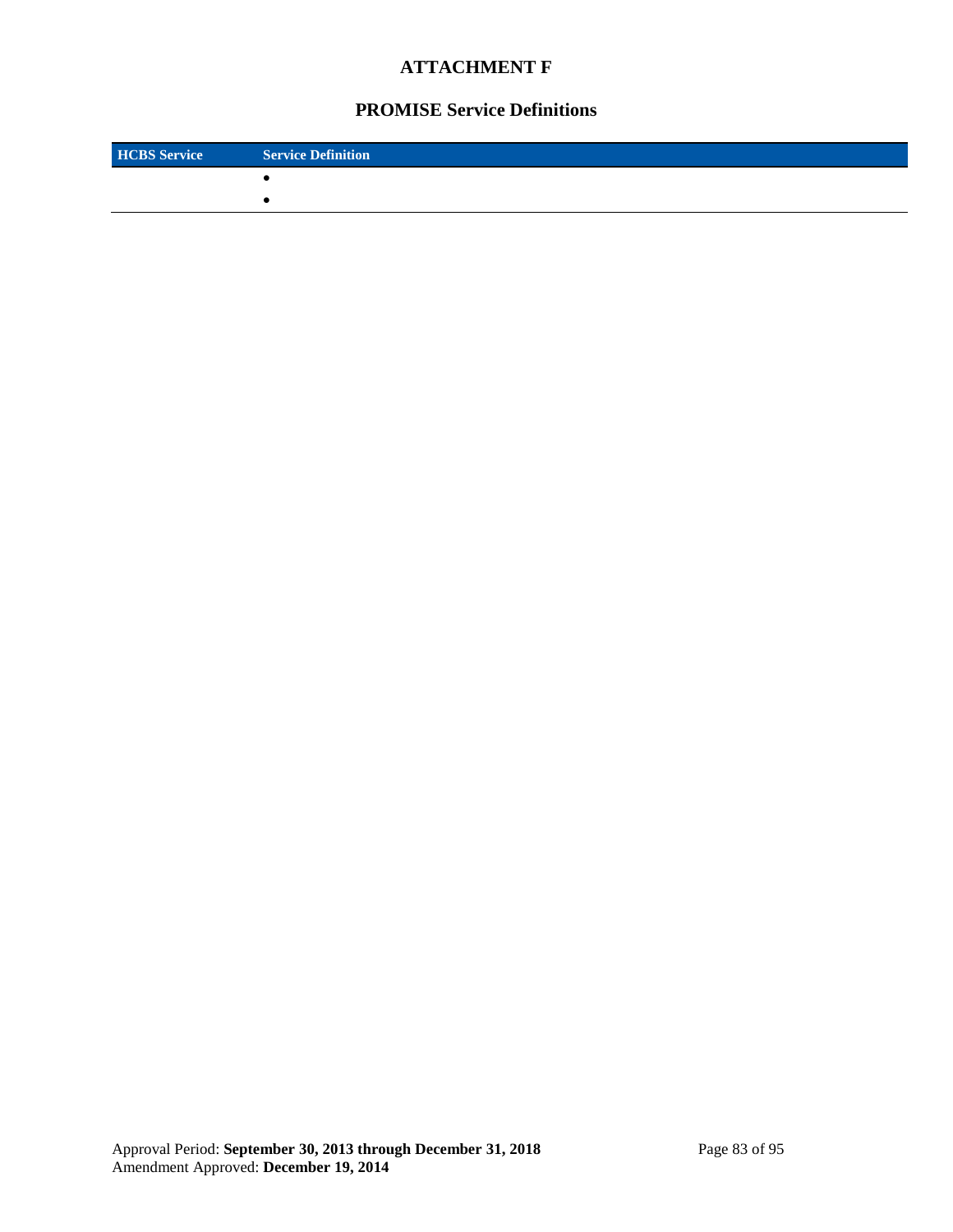## ATTACHMENT F

## PROMISE Service Definitions

| HCBS Service | Service Definition |
|---|---|
| | • |
| | • |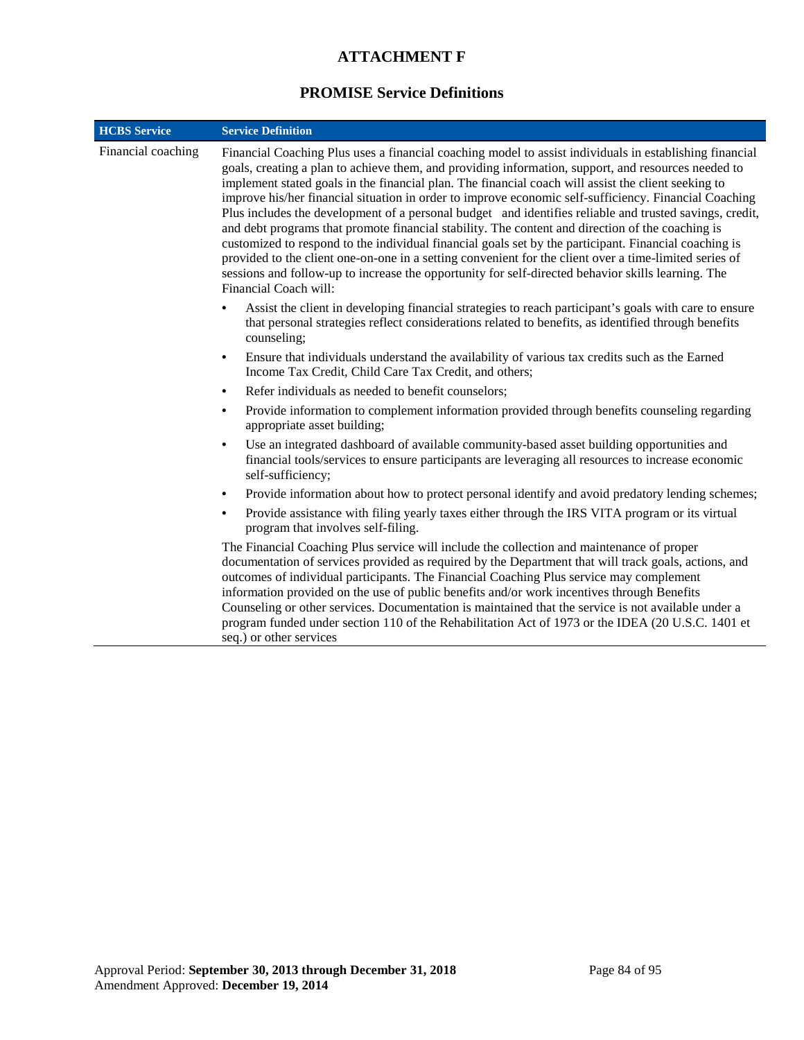# ATTACHMENT F

## PROMISE Service Definitions

| HCBS Service | Service Definition |
|---|---|
| Financial coaching | Financial Coaching Plus uses a financial coaching model to assist individuals in establishing financial goals, creating a plan to achieve them, and providing information, support, and resources needed to implement stated goals in the financial plan. The financial coach will assist the client seeking to improve his/her financial situation in order to improve economic self-sufficiency. Financial Coaching Plus includes the development of a personal budget and identifies reliable and trusted savings, credit, and debt programs that promote financial stability. The content and direction of the coaching is customized to respond to the individual financial goals set by the participant. Financial coaching is provided to the client one-on-one in a setting convenient for the client over a time-limited series of sessions and follow-up to increase the opportunity for self-directed behavior skills learning. The Financial Coach will:<br>• Assist the client in developing financial strategies to reach participant's goals with care to ensure that personal strategies reflect considerations related to benefits, as identified through benefits counseling;<br>• Ensure that individuals understand the availability of various tax credits such as the Earned Income Tax Credit, Child Care Tax Credit, and others;<br>• Refer individuals as needed to benefit counselors;<br>• Provide information to complement information provided through benefits counseling regarding appropriate asset building;<br>• Use an integrated dashboard of available community-based asset building opportunities and financial tools/services to ensure participants are leveraging all resources to increase economic self-sufficiency;<br>• Provide information about how to protect personal identify and avoid predatory lending schemes;<br>• Provide assistance with filing yearly taxes either through the IRS VITA program or its virtual program that involves self-filing.<br>The Financial Coaching Plus service will include the collection and maintenance of proper documentation of services provided as required by the Department that will track goals, actions, and outcomes of individual participants. The Financial Coaching Plus service may complement information provided on the use of public benefits and/or work incentives through Benefits Counseling or other services. Documentation is maintained that the service is not available under a program funded under section 110 of the Rehabilitation Act of 1973 or the IDEA (20 U.S.C. 1401 et seq.) or other services |

Approval Period: **September 30, 2013 through December 31, 2018**
Amendment Approved: **December 19, 2014**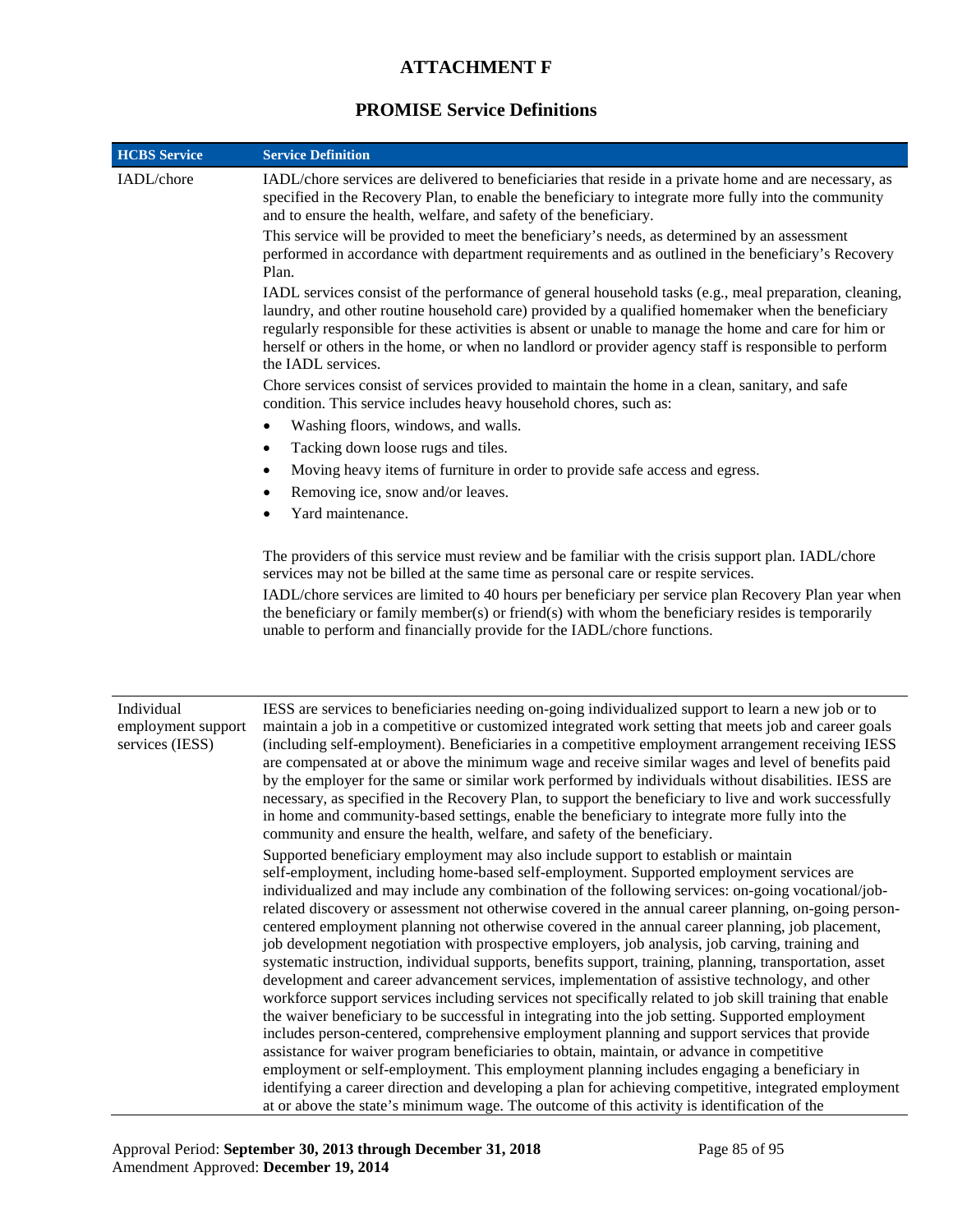# ATTACHMENT F

## PROMISE Service Definitions

| HCBS Service | Service Definition |
|---|---|
| IADL/chore | IADL/chore services are delivered to beneficiaries that reside in a private home and are necessary, as specified in the Recovery Plan, to enable the beneficiary to integrate more fully into the community and to ensure the health, welfare, and safety of the beneficiary.<br><br>This service will be provided to meet the beneficiary's needs, as determined by an assessment performed in accordance with department requirements and as outlined in the beneficiary's Recovery Plan.<br><br>IADL services consist of the performance of general household tasks (e.g., meal preparation, cleaning, laundry, and other routine household care) provided by a qualified homemaker when the beneficiary regularly responsible for these activities is absent or unable to manage the home and care for him or herself or others in the home, or when no landlord or provider agency staff is responsible to perform the IADL services.<br><br>Chore services consist of services provided to maintain the home in a clean, sanitary, and safe condition. This service includes heavy household chores, such as:<br>• Washing floors, windows, and walls.<br>• Tacking down loose rugs and tiles.<br>• Moving heavy items of furniture in order to provide safe access and egress.<br>• Removing ice, snow and/or leaves.<br>• Yard maintenance.<br><br>The providers of this service must review and be familiar with the crisis support plan. IADL/chore services may not be billed at the same time as personal care or respite services.<br><br>IADL/chore services are limited to 40 hours per beneficiary per service plan Recovery Plan year when the beneficiary or family member(s) or friend(s) with whom the beneficiary resides is temporarily unable to perform and financially provide for the IADL/chore functions. |
| Individual employment support services (IESS) | IESS are services to beneficiaries needing on-going individualized support to learn a new job or to maintain a job in a competitive or customized integrated work setting that meets job and career goals (including self-employment). Beneficiaries in a competitive employment arrangement receiving IESS are compensated at or above the minimum wage and receive similar wages and level of benefits paid by the employer for the same or similar work performed by individuals without disabilities. IESS are necessary, as specified in the Recovery Plan, to support the beneficiary to live and work successfully in home and community-based settings, enable the beneficiary to integrate more fully into the community and ensure the health, welfare, and safety of the beneficiary.<br><br>Supported beneficiary employment may also include support to establish or maintain self-employment, including home-based self-employment. Supported employment services are individualized and may include any combination of the following services: on-going vocational/job-related discovery or assessment not otherwise covered in the annual career planning, on-going person-centered employment planning not otherwise covered in the annual career planning, job placement, job development negotiation with prospective employers, job analysis, job carving, training and systematic instruction, individual supports, benefits support, training, planning, transportation, asset development and career advancement services, implementation of assistive technology, and other workforce support services including services not specifically related to job skill training that enable the waiver beneficiary to be successful in integrating into the job setting. Supported employment includes person-centered, comprehensive employment planning and support services that provide assistance for waiver program beneficiaries to obtain, maintain, or advance in competitive employment or self-employment. This employment planning includes engaging a beneficiary in identifying a career direction and developing a plan for achieving competitive, integrated employment at or above the state's minimum wage. The outcome of this activity is identification of the |

Approval Period: **September 30, 2013 through December 31, 2018**
Amendment Approved: **December 19, 2014**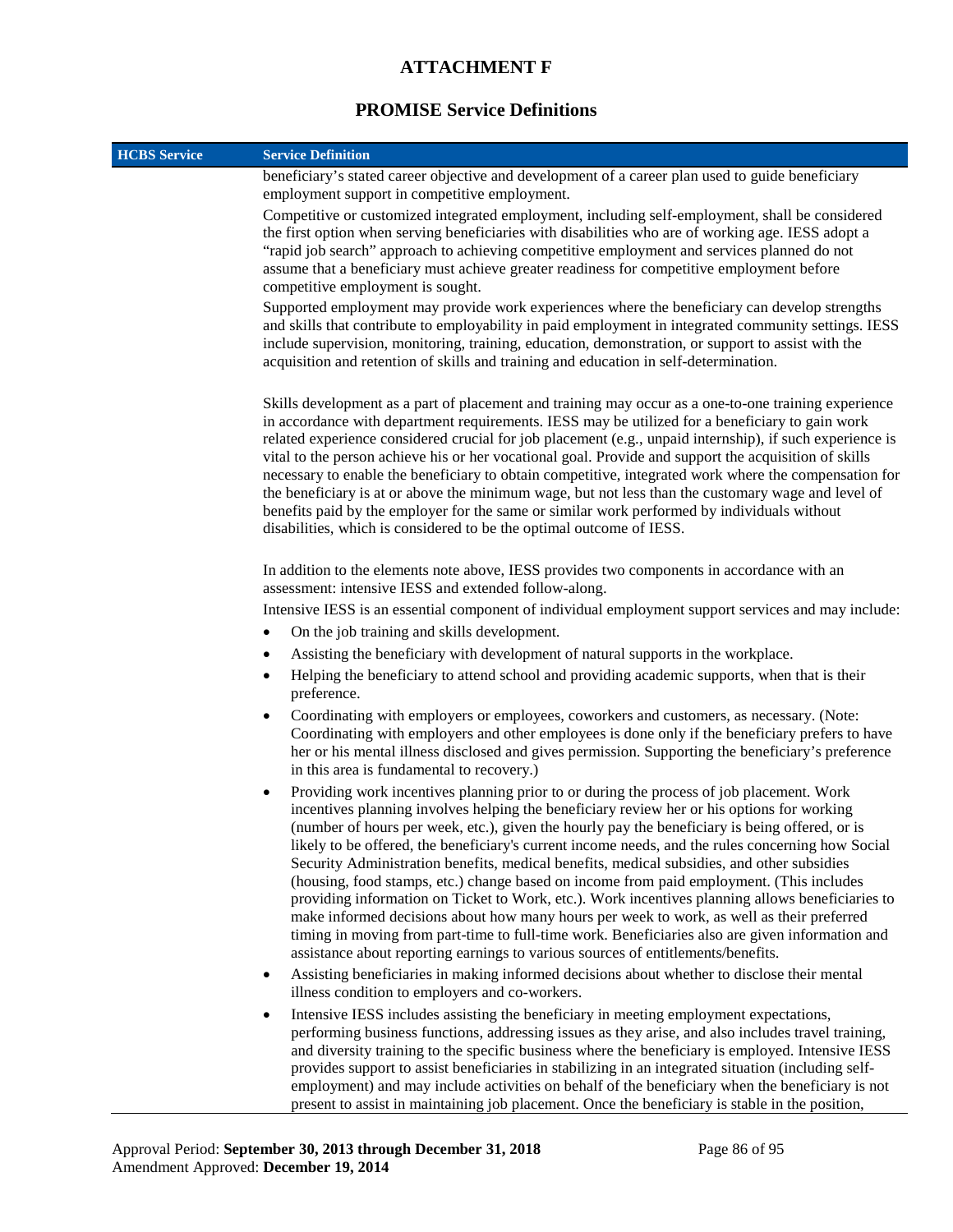# ATTACHMENT F

## PROMISE Service Definitions

| HCBS Service | Service Definition |
|---|---|
| | beneficiary's stated career objective and development of a career plan used to guide beneficiary employment support in competitive employment.<br><br>Competitive or customized integrated employment, including self-employment, shall be considered the first option when serving beneficiaries with disabilities who are of working age. IESS adopt a "rapid job search" approach to achieving competitive employment and services planned do not assume that a beneficiary must achieve greater readiness for competitive employment before competitive employment is sought.<br><br>Supported employment may provide work experiences where the beneficiary can develop strengths and skills that contribute to employability in paid employment in integrated community settings. IESS include supervision, monitoring, training, education, demonstration, or support to assist with the acquisition and retention of skills and training and education in self-determination.<br><br>Skills development as a part of placement and training may occur as a one-to-one training experience in accordance with department requirements. IESS may be utilized for a beneficiary to gain work related experience considered crucial for job placement (e.g., unpaid internship), if such experience is vital to the person achieve his or her vocational goal. Provide and support the acquisition of skills necessary to enable the beneficiary to obtain competitive, integrated work where the compensation for the beneficiary is at or above the minimum wage, but not less than the customary wage and level of benefits paid by the employer for the same or similar work performed by individuals without disabilities, which is considered to be the optimal outcome of IESS.<br><br>In addition to the elements note above, IESS provides two components in accordance with an assessment: intensive IESS and extended follow-along.<br><br>Intensive IESS is an essential component of individual employment support services and may include:<br>• On the job training and skills development.<br>• Assisting the beneficiary with development of natural supports in the workplace.<br>• Helping the beneficiary to attend school and providing academic supports, when that is their preference.<br>• Coordinating with employers or employees, coworkers and customers, as necessary. (Note: Coordinating with employers and other employees is done only if the beneficiary prefers to have her or his mental illness disclosed and gives permission. Supporting the beneficiary's preference in this area is fundamental to recovery.)<br>• Providing work incentives planning prior to or during the process of job placement. Work incentives planning involves helping the beneficiary review her or his options for working (number of hours per week, etc.), given the hourly pay the beneficiary is being offered, or is likely to be offered, the beneficiary's current income needs, and the rules concerning how Social Security Administration benefits, medical benefits, medical subsidies, and other subsidies (housing, food stamps, etc.) change based on income from paid employment. (This includes providing information on Ticket to Work, etc.). Work incentives planning allows beneficiaries to make informed decisions about how many hours per week to work, as well as their preferred timing in moving from part-time to full-time work. Beneficiaries also are given information and assistance about reporting earnings to various sources of entitlements/benefits.<br>• Assisting beneficiaries in making informed decisions about whether to disclose their mental illness condition to employers and co-workers.<br>• Intensive IESS includes assisting the beneficiary in meeting employment expectations, performing business functions, addressing issues as they arise, and also includes travel training, and diversity training to the specific business where the beneficiary is employed. Intensive IESS provides support to assist beneficiaries in stabilizing in an integrated situation (including self-employment) and may include activities on behalf of the beneficiary when the beneficiary is not present to assist in maintaining job placement. Once the beneficiary is stable in the position, |

Approval Period: **September 30, 2013 through December 31, 2018**
Amendment Approved: **December 19, 2014**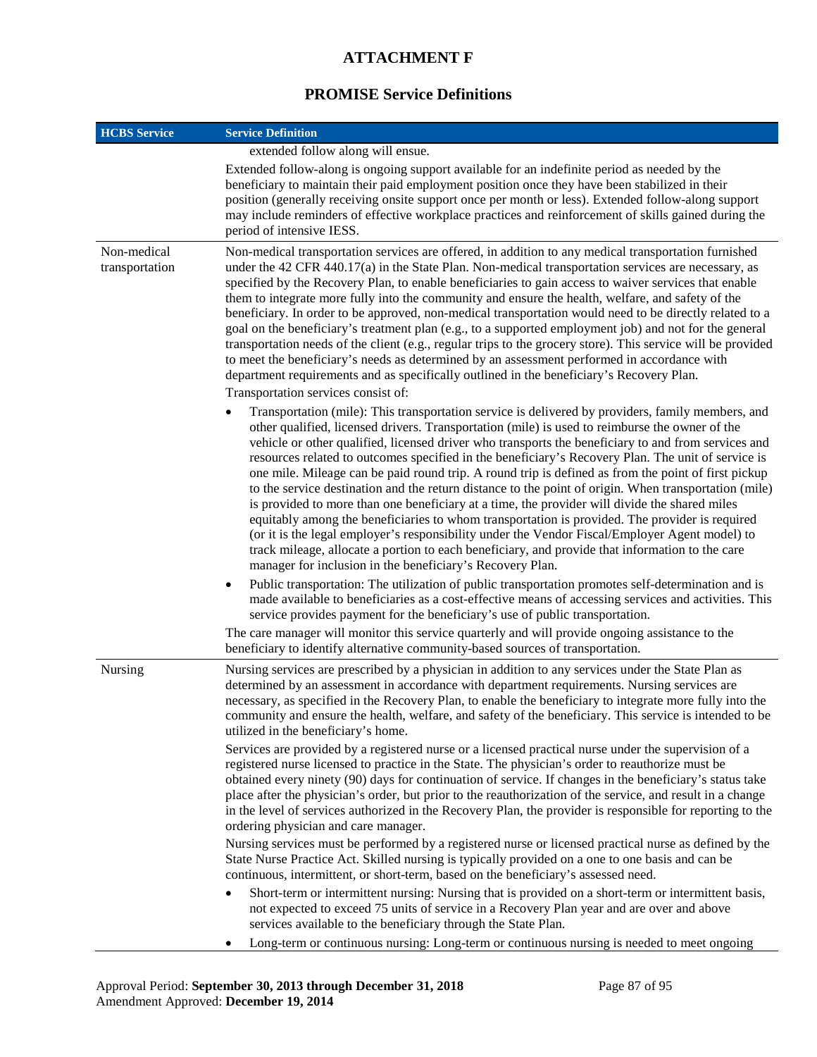## ATTACHMENT F

## PROMISE Service Definitions

| HCBS Service | Service Definition |
| --- | --- |
| | extended follow along will ensue.<br><br>Extended follow-along is ongoing support available for an indefinite period as needed by the beneficiary to maintain their paid employment position once they have been stabilized in their position (generally receiving onsite support once per month or less). Extended follow-along support may include reminders of effective workplace practices and reinforcement of skills gained during the period of intensive IESS. |
| Non-medical transportation | Non-medical transportation services are offered, in addition to any medical transportation furnished under the 42 CFR 440.17(a) in the State Plan. Non-medical transportation services are necessary, as specified by the Recovery Plan, to enable beneficiaries to gain access to waiver services that enable them to integrate more fully into the community and ensure the health, welfare, and safety of the beneficiary. In order to be approved, non-medical transportation would need to be directly related to a goal on the beneficiary's treatment plan (e.g., to a supported employment job) and not for the general transportation needs of the client (e.g., regular trips to the grocery store). This service will be provided to meet the beneficiary's needs as determined by an assessment performed in accordance with department requirements and as specifically outlined in the beneficiary's Recovery Plan.<br><br>Transportation services consist of:<br><br>• Transportation (mile): This transportation service is delivered by providers, family members, and other qualified, licensed drivers. Transportation (mile) is used to reimburse the owner of the vehicle or other qualified, licensed driver who transports the beneficiary to and from services and resources related to outcomes specified in the beneficiary's Recovery Plan. The unit of service is one mile. Mileage can be paid round trip. A round trip is defined as from the point of first pickup to the service destination and the return distance to the point of origin. When transportation (mile) is provided to more than one beneficiary at a time, the provider will divide the shared miles equitably among the beneficiaries to whom transportation is provided. The provider is required (or it is the legal employer's responsibility under the Vendor Fiscal/Employer Agent model) to track mileage, allocate a portion to each beneficiary, and provide that information to the care manager for inclusion in the beneficiary's Recovery Plan.<br><br>• Public transportation: The utilization of public transportation promotes self-determination and is made available to beneficiaries as a cost-effective means of accessing services and activities. This service provides payment for the beneficiary's use of public transportation.<br><br>The care manager will monitor this service quarterly and will provide ongoing assistance to the beneficiary to identify alternative community-based sources of transportation. |
| Nursing | Nursing services are prescribed by a physician in addition to any services under the State Plan as determined by an assessment in accordance with department requirements. Nursing services are necessary, as specified in the Recovery Plan, to enable the beneficiary to integrate more fully into the community and ensure the health, welfare, and safety of the beneficiary. This service is intended to be utilized in the beneficiary's home.<br><br>Services are provided by a registered nurse or a licensed practical nurse under the supervision of a registered nurse licensed to practice in the State. The physician's order to reauthorize must be obtained every ninety (90) days for continuation of service. If changes in the beneficiary's status take place after the physician's order, but prior to the reauthorization of the service, and result in a change in the level of services authorized in the Recovery Plan, the provider is responsible for reporting to the ordering physician and care manager.<br><br>Nursing services must be performed by a registered nurse or licensed practical nurse as defined by the State Nurse Practice Act. Skilled nursing is typically provided on a one to one basis and can be continuous, intermittent, or short-term, based on the beneficiary's assessed need.<br><br>• Short-term or intermittent nursing: Nursing that is provided on a short-term or intermittent basis, not expected to exceed 75 units of service in a Recovery Plan year and are over and above services available to the beneficiary through the State Plan.<br><br>• Long-term or continuous nursing: Long-term or continuous nursing is needed to meet ongoing |

Approval Period: **September 30, 2013 through December 31, 2018**
Amendment Approved: **December 19, 2014**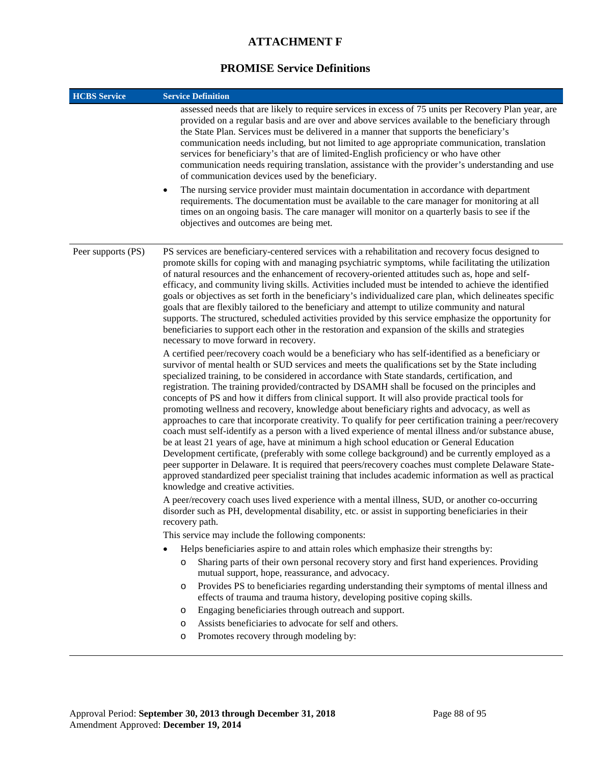# ATTACHMENT F

## PROMISE Service Definitions

| HCBS Service | Service Definition |
|---|---|
| | assessed needs that are likely to require services in excess of 75 units per Recovery Plan year, are provided on a regular basis and are over and above services available to the beneficiary through the State Plan. Services must be delivered in a manner that supports the beneficiary's communication needs including, but not limited to age appropriate communication, translation services for beneficiary's that are of limited-English proficiency or who have other communication needs requiring translation, assistance with the provider's understanding and use of communication devices used by the beneficiary.<br>• The nursing service provider must maintain documentation in accordance with department requirements. The documentation must be available to the care manager for monitoring at all times on an ongoing basis. The care manager will monitor on a quarterly basis to see if the objectives and outcomes are being met. |
| Peer supports (PS) | PS services are beneficiary-centered services with a rehabilitation and recovery focus designed to promote skills for coping with and managing psychiatric symptoms, while facilitating the utilization of natural resources and the enhancement of recovery-oriented attitudes such as, hope and self-efficacy, and community living skills. Activities included must be intended to achieve the identified goals or objectives as set forth in the beneficiary's individualized care plan, which delineates specific goals that are flexibly tailored to the beneficiary and attempt to utilize community and natural supports. The structured, scheduled activities provided by this service emphasize the opportunity for beneficiaries to support each other in the restoration and expansion of the skills and strategies necessary to move forward in recovery.<br>A certified peer/recovery coach would be a beneficiary who has self-identified as a beneficiary or survivor of mental health or SUD services and meets the qualifications set by the State including specialized training, to be considered in accordance with State standards, certification, and registration. The training provided/contracted by DSAMH shall be focused on the principles and concepts of PS and how it differs from clinical support. It will also provide practical tools for promoting wellness and recovery, knowledge about beneficiary rights and advocacy, as well as approaches to care that incorporate creativity. To qualify for peer certification training a peer/recovery coach must self-identify as a person with a lived experience of mental illness and/or substance abuse, be at least 21 years of age, have at minimum a high school education or General Education Development certificate, (preferably with some college background) and be currently employed as a peer supporter in Delaware. It is required that peers/recovery coaches must complete Delaware State-approved standardized peer specialist training that includes academic information as well as practical knowledge and creative activities.<br>A peer/recovery coach uses lived experience with a mental illness, SUD, or another co-occurring disorder such as PH, developmental disability, etc. or assist in supporting beneficiaries in their recovery path.<br>This service may include the following components:<br>• Helps beneficiaries aspire to and attain roles which emphasize their strengths by:<br>&nbsp;&nbsp;o Sharing parts of their own personal recovery story and first hand experiences. Providing mutual support, hope, reassurance, and advocacy.<br>&nbsp;&nbsp;o Provides PS to beneficiaries regarding understanding their symptoms of mental illness and effects of trauma and trauma history, developing positive coping skills.<br>&nbsp;&nbsp;o Engaging beneficiaries through outreach and support.<br>&nbsp;&nbsp;o Assists beneficiaries to advocate for self and others.<br>&nbsp;&nbsp;o Promotes recovery through modeling by: |

Approval Period: **September 30, 2013 through December 31, 2018**
Amendment Approved: **December 19, 2014**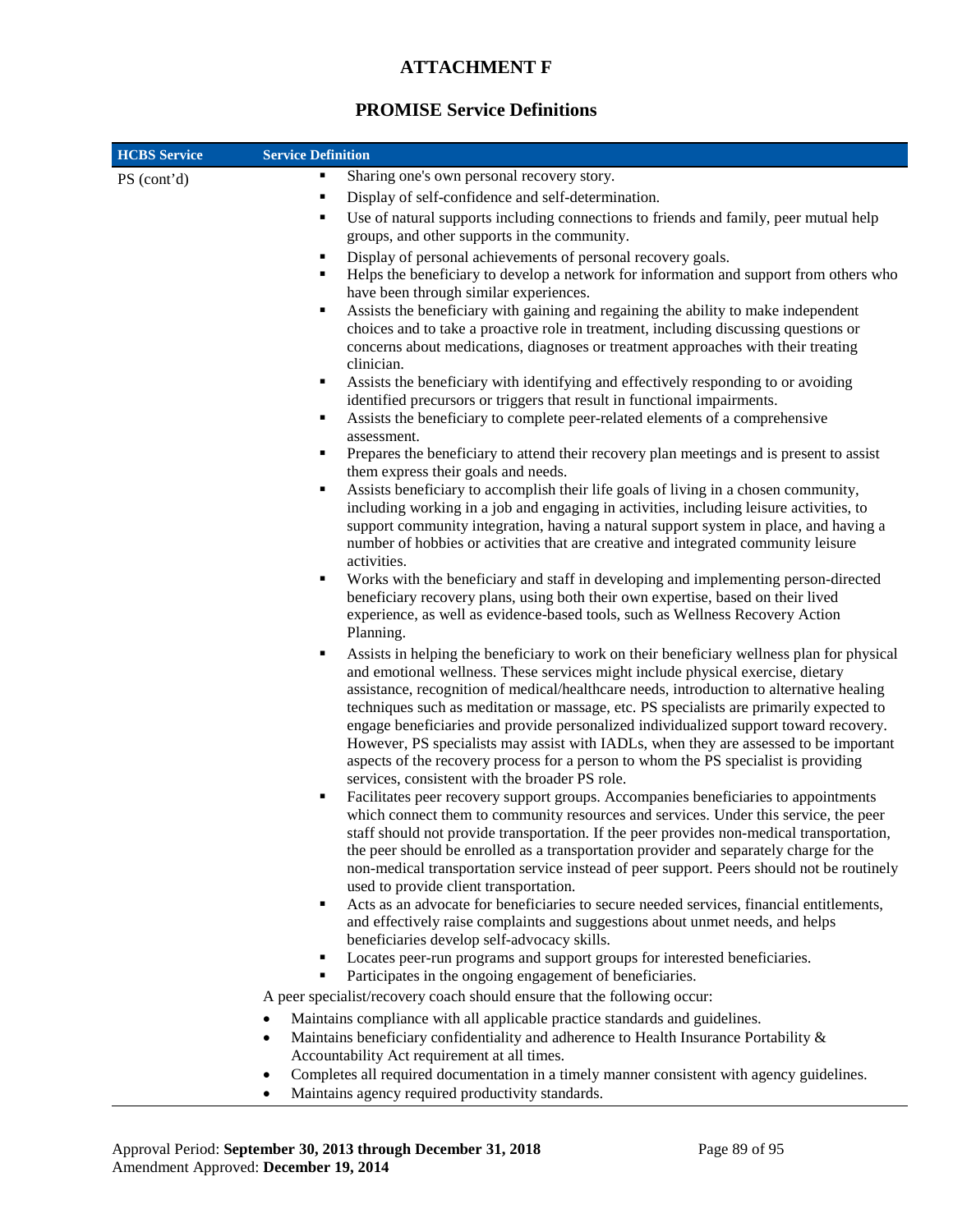# ATTACHMENT F

## PROMISE Service Definitions

| HCBS Service | Service Definition |
|---|---|
| PS (cont'd) | ▪ Sharing one's own personal recovery story.<br>▪ Display of self-confidence and self-determination.<br>▪ Use of natural supports including connections to friends and family, peer mutual help groups, and other supports in the community.<br>▪ Display of personal achievements of personal recovery goals.<br>▪ Helps the beneficiary to develop a network for information and support from others who have been through similar experiences.<br>▪ Assists the beneficiary with gaining and regaining the ability to make independent choices and to take a proactive role in treatment, including discussing questions or concerns about medications, diagnoses or treatment approaches with their treating clinician.<br>▪ Assists the beneficiary with identifying and effectively responding to or avoiding identified precursors or triggers that result in functional impairments.<br>▪ Assists the beneficiary to complete peer-related elements of a comprehensive assessment.<br>▪ Prepares the beneficiary to attend their recovery plan meetings and is present to assist them express their goals and needs.<br>▪ Assists beneficiary to accomplish their life goals of living in a chosen community, including working in a job and engaging in activities, including leisure activities, to support community integration, having a natural support system in place, and having a number of hobbies or activities that are creative and integrated community leisure activities.<br>▪ Works with the beneficiary and staff in developing and implementing person-directed beneficiary recovery plans, using both their own expertise, based on their lived experience, as well as evidence-based tools, such as Wellness Recovery Action Planning.<br>▪ Assists in helping the beneficiary to work on their beneficiary wellness plan for physical and emotional wellness. These services might include physical exercise, dietary assistance, recognition of medical/healthcare needs, introduction to alternative healing techniques such as meditation or massage, etc. PS specialists are primarily expected to engage beneficiaries and provide personalized individualized support toward recovery. However, PS specialists may assist with IADLs, when they are assessed to be important aspects of the recovery process for a person to whom the PS specialist is providing services, consistent with the broader PS role.<br>▪ Facilitates peer recovery support groups. Accompanies beneficiaries to appointments which connect them to community resources and services. Under this service, the peer staff should not provide transportation. If the peer provides non-medical transportation, the peer should be enrolled as a transportation provider and separately charge for the non-medical transportation service instead of peer support. Peers should not be routinely used to provide client transportation.<br>▪ Acts as an advocate for beneficiaries to secure needed services, financial entitlements, and effectively raise complaints and suggestions about unmet needs, and helps beneficiaries develop self-advocacy skills.<br>▪ Locates peer-run programs and support groups for interested beneficiaries.<br>▪ Participates in the ongoing engagement of beneficiaries.<br><br>A peer specialist/recovery coach should ensure that the following occur:<br>• Maintains compliance with all applicable practice standards and guidelines.<br>• Maintains beneficiary confidentiality and adherence to Health Insurance Portability & Accountability Act requirement at all times.<br>• Completes all required documentation in a timely manner consistent with agency guidelines.<br>• Maintains agency required productivity standards. |

Approval Period: **September 30, 2013 through December 31, 2018**
Amendment Approved: **December 19, 2014**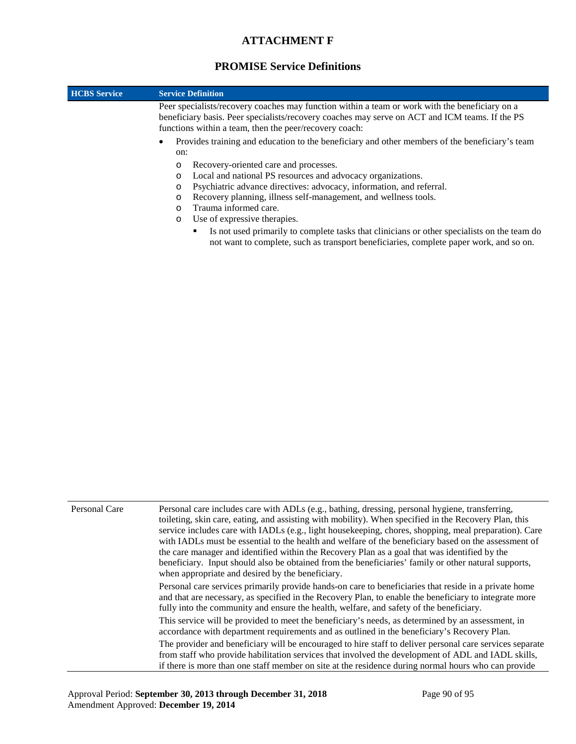## ATTACHMENT F

## PROMISE Service Definitions

| HCBS Service | Service Definition |
|---|---|
| | Peer specialists/recovery coaches may function within a team or work with the beneficiary on a beneficiary basis. Peer specialists/recovery coaches may serve on ACT and ICM teams. If the PS functions within a team, then the peer/recovery coach:<br>• Provides training and education to the beneficiary and other members of the beneficiary's team on:<br>o Recovery-oriented care and processes.<br>o Local and national PS resources and advocacy organizations.<br>o Psychiatric advance directives: advocacy, information, and referral.<br>o Recovery planning, illness self-management, and wellness tools.<br>o Trauma informed care.<br>o Use of expressive therapies.<br>▪ Is not used primarily to complete tasks that clinicians or other specialists on the team do not want to complete, such as transport beneficiaries, complete paper work, and so on. |
| Personal Care | Personal care includes care with ADLs (e.g., bathing, dressing, personal hygiene, transferring, toileting, skin care, eating, and assisting with mobility). When specified in the Recovery Plan, this service includes care with IADLs (e.g., light housekeeping, chores, shopping, meal preparation). Care with IADLs must be essential to the health and welfare of the beneficiary based on the assessment of the care manager and identified within the Recovery Plan as a goal that was identified by the beneficiary. Input should also be obtained from the beneficiaries' family or other natural supports, when appropriate and desired by the beneficiary.<br>Personal care services primarily provide hands-on care to beneficiaries that reside in a private home and that are necessary, as specified in the Recovery Plan, to enable the beneficiary to integrate more fully into the community and ensure the health, welfare, and safety of the beneficiary.<br>This service will be provided to meet the beneficiary's needs, as determined by an assessment, in accordance with department requirements and as outlined in the beneficiary's Recovery Plan.<br>The provider and beneficiary will be encouraged to hire staff to deliver personal care services separate from staff who provide habilitation services that involved the development of ADL and IADL skills, if there is more than one staff member on site at the residence during normal hours who can provide |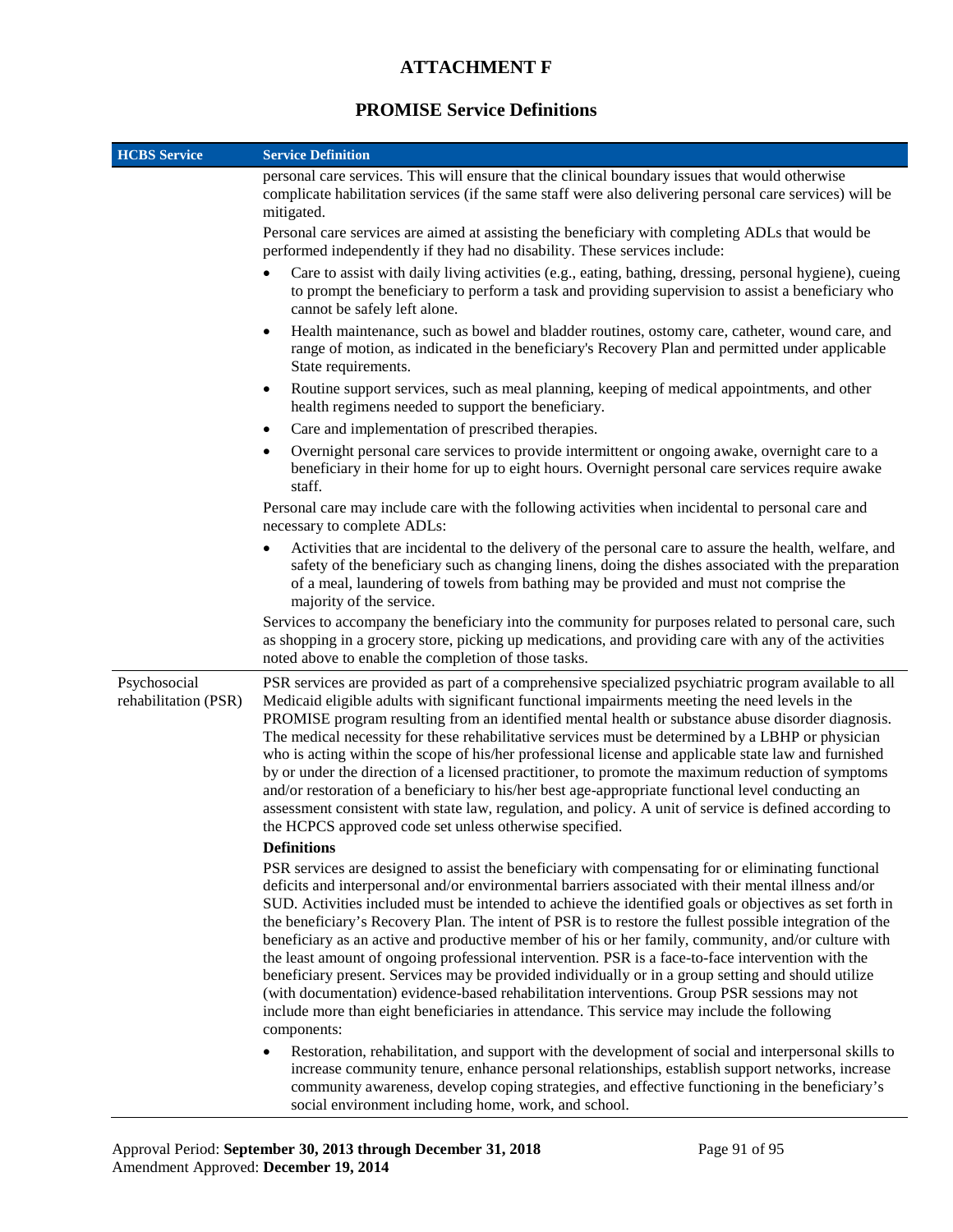## ATTACHMENT F

## PROMISE Service Definitions

| HCBS Service | Service Definition |
|---|---|
| | personal care services. This will ensure that the clinical boundary issues that would otherwise complicate habilitation services (if the same staff were also delivering personal care services) will be mitigated.<br><br>Personal care services are aimed at assisting the beneficiary with completing ADLs that would be performed independently if they had no disability. These services include:<br><br>• Care to assist with daily living activities (e.g., eating, bathing, dressing, personal hygiene), cueing to prompt the beneficiary to perform a task and providing supervision to assist a beneficiary who cannot be safely left alone.<br>• Health maintenance, such as bowel and bladder routines, ostomy care, catheter, wound care, and range of motion, as indicated in the beneficiary's Recovery Plan and permitted under applicable State requirements.<br>• Routine support services, such as meal planning, keeping of medical appointments, and other health regimens needed to support the beneficiary.<br>• Care and implementation of prescribed therapies.<br>• Overnight personal care services to provide intermittent or ongoing awake, overnight care to a beneficiary in their home for up to eight hours. Overnight personal care services require awake staff.<br><br>Personal care may include care with the following activities when incidental to personal care and necessary to complete ADLs:<br><br>• Activities that are incidental to the delivery of the personal care to assure the health, welfare, and safety of the beneficiary such as changing linens, doing the dishes associated with the preparation of a meal, laundering of towels from bathing may be provided and must not comprise the majority of the service.<br><br>Services to accompany the beneficiary into the community for purposes related to personal care, such as shopping in a grocery store, picking up medications, and providing care with any of the activities noted above to enable the completion of those tasks. |
| Psychosocial rehabilitation (PSR) | PSR services are provided as part of a comprehensive specialized psychiatric program available to all Medicaid eligible adults with significant functional impairments meeting the need levels in the PROMISE program resulting from an identified mental health or substance abuse disorder diagnosis. The medical necessity for these rehabilitative services must be determined by a LBHP or physician who is acting within the scope of his/her professional license and applicable state law and furnished by or under the direction of a licensed practitioner, to promote the maximum reduction of symptoms and/or restoration of a beneficiary to his/her best age-appropriate functional level conducting an assessment consistent with state law, regulation, and policy. A unit of service is defined according to the HCPCS approved code set unless otherwise specified.<br><br>**Definitions**<br><br>PSR services are designed to assist the beneficiary with compensating for or eliminating functional deficits and interpersonal and/or environmental barriers associated with their mental illness and/or SUD. Activities included must be intended to achieve the identified goals or objectives as set forth in the beneficiary's Recovery Plan. The intent of PSR is to restore the fullest possible integration of the beneficiary as an active and productive member of his or her family, community, and/or culture with the least amount of ongoing professional intervention. PSR is a face-to-face intervention with the beneficiary present. Services may be provided individually or in a group setting and should utilize (with documentation) evidence-based rehabilitation interventions. Group PSR sessions may not include more than eight beneficiaries in attendance. This service may include the following components:<br><br>• Restoration, rehabilitation, and support with the development of social and interpersonal skills to increase community tenure, enhance personal relationships, establish support networks, increase community awareness, develop coping strategies, and effective functioning in the beneficiary's social environment including home, work, and school. |

Approval Period: **September 30, 2013 through December 31, 2018**
Amendment Approved: **December 19, 2014**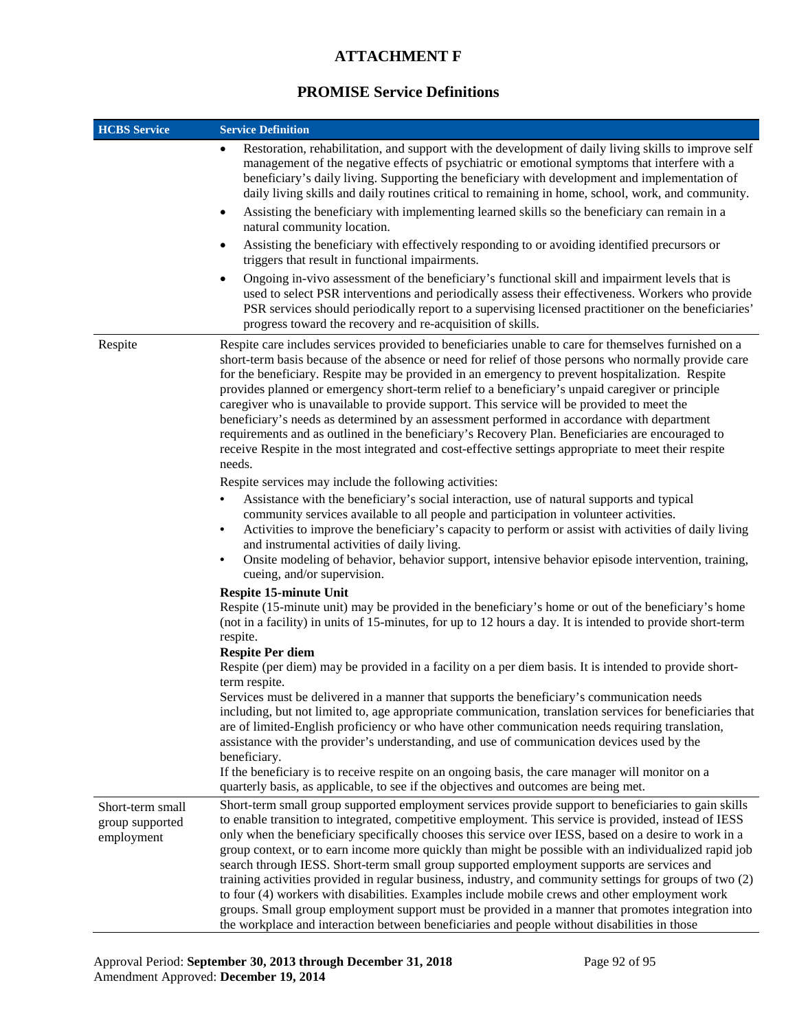## ATTACHMENT F

## PROMISE Service Definitions

| HCBS Service | Service Definition |
|---|---|
| | • Restoration, rehabilitation, and support with the development of daily living skills to improve self management of the negative effects of psychiatric or emotional symptoms that interfere with a beneficiary's daily living. Supporting the beneficiary with development and implementation of daily living skills and daily routines critical to remaining in home, school, work, and community.<br>• Assisting the beneficiary with implementing learned skills so the beneficiary can remain in a natural community location.<br>• Assisting the beneficiary with effectively responding to or avoiding identified precursors or triggers that result in functional impairments.<br>• Ongoing in-vivo assessment of the beneficiary's functional skill and impairment levels that is used to select PSR interventions and periodically assess their effectiveness. Workers who provide PSR services should periodically report to a supervising licensed practitioner on the beneficiaries' progress toward the recovery and re-acquisition of skills. |
| Respite | Respite care includes services provided to beneficiaries unable to care for themselves furnished on a short-term basis because of the absence or need for relief of those persons who normally provide care for the beneficiary. Respite may be provided in an emergency to prevent hospitalization. Respite provides planned or emergency short-term relief to a beneficiary's unpaid caregiver or principle caregiver who is unavailable to provide support. This service will be provided to meet the beneficiary's needs as determined by an assessment performed in accordance with department requirements and as outlined in the beneficiary's Recovery Plan. Beneficiaries are encouraged to receive Respite in the most integrated and cost-effective settings appropriate to meet their respite needs.<br><br>Respite services may include the following activities:<br>• Assistance with the beneficiary's social interaction, use of natural supports and typical community services available to all people and participation in volunteer activities.<br>• Activities to improve the beneficiary's capacity to perform or assist with activities of daily living and instrumental activities of daily living.<br>• Onsite modeling of behavior, behavior support, intensive behavior episode intervention, training, cueing, and/or supervision.<br><br>**Respite 15-minute Unit**<br>Respite (15-minute unit) may be provided in the beneficiary's home or out of the beneficiary's home (not in a facility) in units of 15-minutes, for up to 12 hours a day. It is intended to provide short-term respite.<br>**Respite Per diem**<br>Respite (per diem) may be provided in a facility on a per diem basis. It is intended to provide short-term respite.<br>Services must be delivered in a manner that supports the beneficiary's communication needs including, but not limited to, age appropriate communication, translation services for beneficiaries that are of limited-English proficiency or who have other communication needs requiring translation, assistance with the provider's understanding, and use of communication devices used by the beneficiary.<br>If the beneficiary is to receive respite on an ongoing basis, the care manager will monitor on a quarterly basis, as applicable, to see if the objectives and outcomes are being met. |
| Short-term small group supported employment | Short-term small group supported employment services provide support to beneficiaries to gain skills to enable transition to integrated, competitive employment. This service is provided, instead of IESS only when the beneficiary specifically chooses this service over IESS, based on a desire to work in a group context, or to earn income more quickly than might be possible with an individualized rapid job search through IESS. Short-term small group supported employment supports are services and training activities provided in regular business, industry, and community settings for groups of two (2) to four (4) workers with disabilities. Examples include mobile crews and other employment work groups. Small group employment support must be provided in a manner that promotes integration into the workplace and interaction between beneficiaries and people without disabilities in those |

Approval Period: **September 30, 2013 through December 31, 2018**
Amendment Approved: **December 19, 2014**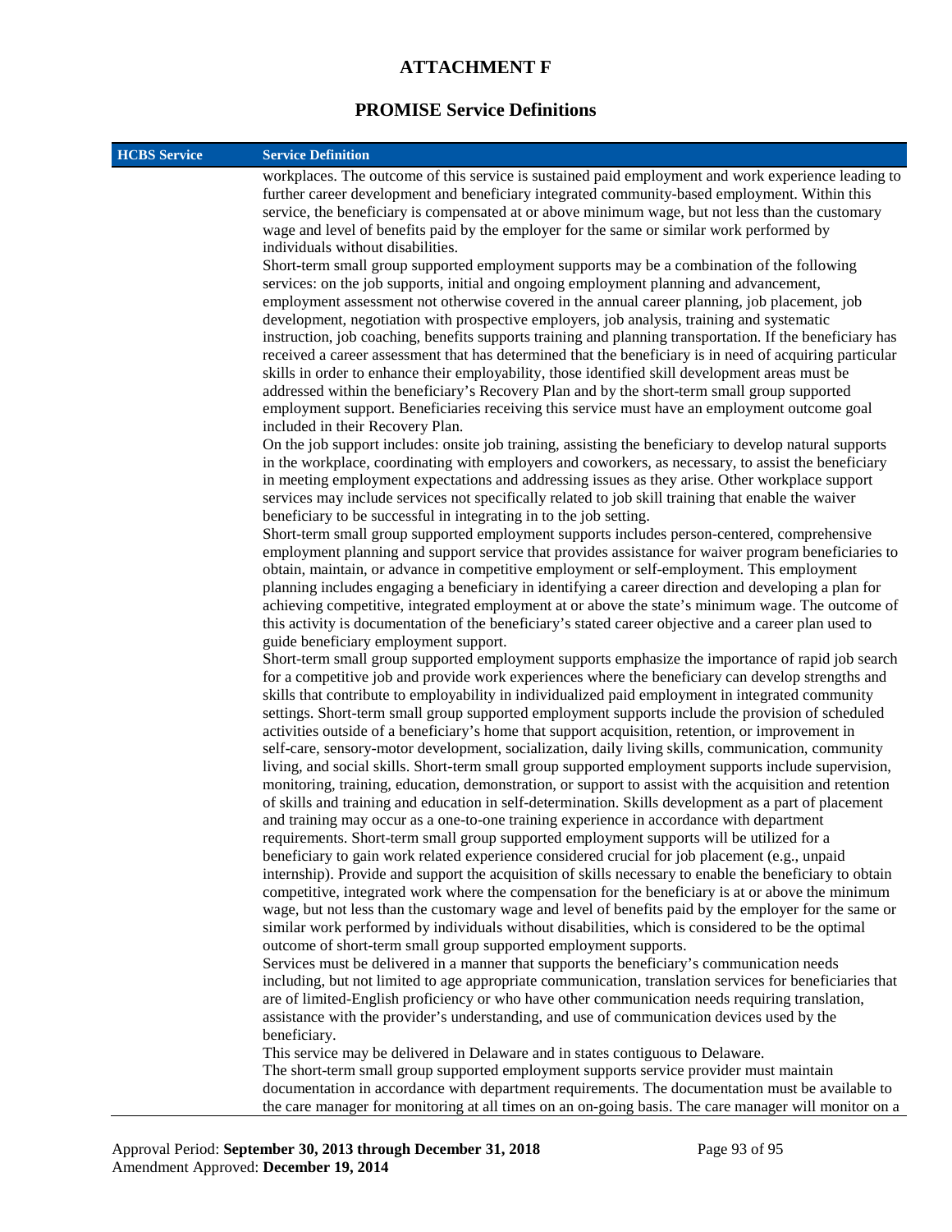## ATTACHMENT F

## PROMISE Service Definitions

| HCBS Service | Service Definition |
|---|---|
| | workplaces. The outcome of this service is sustained paid employment and work experience leading to further career development and beneficiary integrated community-based employment. Within this service, the beneficiary is compensated at or above minimum wage, but not less than the customary wage and level of benefits paid by the employer for the same or similar work performed by individuals without disabilities.<br>Short-term small group supported employment supports may be a combination of the following services: on the job supports, initial and ongoing employment planning and advancement, employment assessment not otherwise covered in the annual career planning, job placement, job development, negotiation with prospective employers, job analysis, training and systematic instruction, job coaching, benefits supports training and planning transportation. If the beneficiary has received a career assessment that has determined that the beneficiary is in need of acquiring particular skills in order to enhance their employability, those identified skill development areas must be addressed within the beneficiary's Recovery Plan and by the short-term small group supported employment support. Beneficiaries receiving this service must have an employment outcome goal included in their Recovery Plan.<br>On the job support includes: onsite job training, assisting the beneficiary to develop natural supports in the workplace, coordinating with employers and coworkers, as necessary, to assist the beneficiary in meeting employment expectations and addressing issues as they arise. Other workplace support services may include services not specifically related to job skill training that enable the waiver beneficiary to be successful in integrating in to the job setting.<br>Short-term small group supported employment supports includes person-centered, comprehensive employment planning and support service that provides assistance for waiver program beneficiaries to obtain, maintain, or advance in competitive employment or self-employment. This employment planning includes engaging a beneficiary in identifying a career direction and developing a plan for achieving competitive, integrated employment at or above the state's minimum wage. The outcome of this activity is documentation of the beneficiary's stated career objective and a career plan used to guide beneficiary employment support.<br>Short-term small group supported employment supports emphasize the importance of rapid job search for a competitive job and provide work experiences where the beneficiary can develop strengths and skills that contribute to employability in individualized paid employment in integrated community settings. Short-term small group supported employment supports include the provision of scheduled activities outside of a beneficiary's home that support acquisition, retention, or improvement in self-care, sensory-motor development, socialization, daily living skills, communication, community living, and social skills. Short-term small group supported employment supports include supervision, monitoring, training, education, demonstration, or support to assist with the acquisition and retention of skills and training and education in self-determination. Skills development as a part of placement and training may occur as a one-to-one training experience in accordance with department requirements. Short-term small group supported employment supports will be utilized for a beneficiary to gain work related experience considered crucial for job placement (e.g., unpaid internship). Provide and support the acquisition of skills necessary to enable the beneficiary to obtain competitive, integrated work where the compensation for the beneficiary is at or above the minimum wage, but not less than the customary wage and level of benefits paid by the employer for the same or similar work performed by individuals without disabilities, which is considered to be the optimal outcome of short-term small group supported employment supports.<br>Services must be delivered in a manner that supports the beneficiary's communication needs including, but not limited to age appropriate communication, translation services for beneficiaries that are of limited-English proficiency or who have other communication needs requiring translation, assistance with the provider's understanding, and use of communication devices used by the beneficiary.<br>This service may be delivered in Delaware and in states contiguous to Delaware.<br>The short-term small group supported employment supports service provider must maintain documentation in accordance with department requirements. The documentation must be available to the care manager for monitoring at all times on an on-going basis. The care manager will monitor on a |

Approval Period: **September 30, 2013 through December 31, 2018**
Amendment Approved: **December 19, 2014**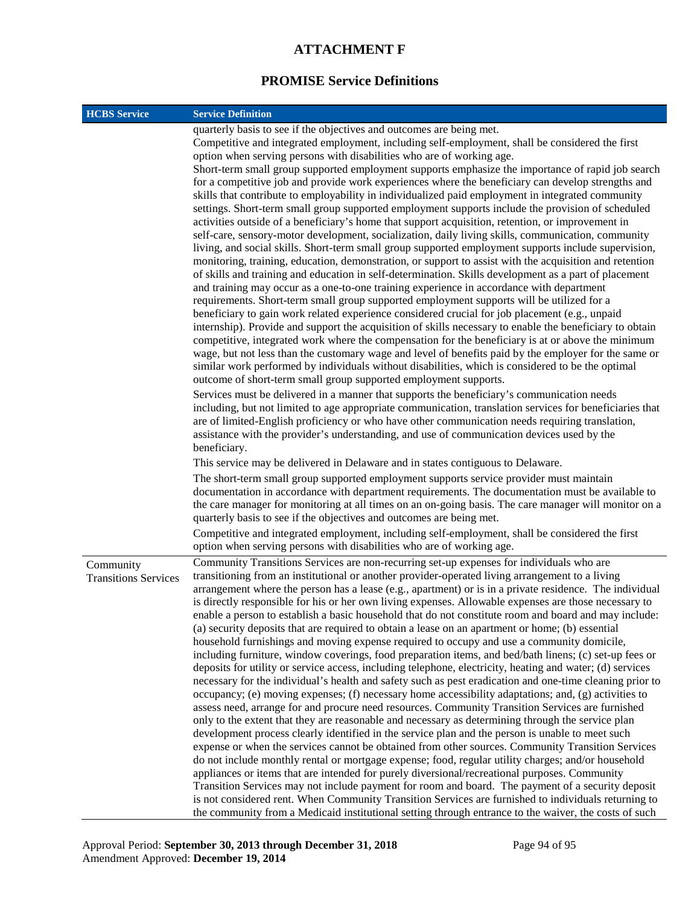# ATTACHMENT F

## PROMISE Service Definitions

| HCBS Service | Service Definition |
|---|---|
| | quarterly basis to see if the objectives and outcomes are being met.<br>Competitive and integrated employment, including self-employment, shall be considered the first option when serving persons with disabilities who are of working age.<br>Short-term small group supported employment supports emphasize the importance of rapid job search for a competitive job and provide work experiences where the beneficiary can develop strengths and skills that contribute to employability in individualized paid employment in integrated community settings. Short-term small group supported employment supports include the provision of scheduled activities outside of a beneficiary's home that support acquisition, retention, or improvement in self-care, sensory-motor development, socialization, daily living skills, communication, community living, and social skills. Short-term small group supported employment supports include supervision, monitoring, training, education, demonstration, or support to assist with the acquisition and retention of skills and training and education in self-determination. Skills development as a part of placement and training may occur as a one-to-one training experience in accordance with department requirements. Short-term small group supported employment supports will be utilized for a beneficiary to gain work related experience considered crucial for job placement (e.g., unpaid internship). Provide and support the acquisition of skills necessary to enable the beneficiary to obtain competitive, integrated work where the compensation for the beneficiary is at or above the minimum wage, but not less than the customary wage and level of benefits paid by the employer for the same or similar work performed by individuals without disabilities, which is considered to be the optimal outcome of short-term small group supported employment supports.<br>Services must be delivered in a manner that supports the beneficiary's communication needs including, but not limited to age appropriate communication, translation services for beneficiaries that are of limited-English proficiency or who have other communication needs requiring translation, assistance with the provider's understanding, and use of communication devices used by the beneficiary.<br>This service may be delivered in Delaware and in states contiguous to Delaware.<br>The short-term small group supported employment supports service provider must maintain documentation in accordance with department requirements. The documentation must be available to the care manager for monitoring at all times on an on-going basis. The care manager will monitor on a quarterly basis to see if the objectives and outcomes are being met.<br>Competitive and integrated employment, including self-employment, shall be considered the first option when serving persons with disabilities who are of working age. |
| Community Transitions Services | Community Transitions Services are non-recurring set-up expenses for individuals who are transitioning from an institutional or another provider-operated living arrangement to a living arrangement where the person has a lease (e.g., apartment) or is in a private residence. The individual is directly responsible for his or her own living expenses. Allowable expenses are those necessary to enable a person to establish a basic household that do not constitute room and board and may include: (a) security deposits that are required to obtain a lease on an apartment or home; (b) essential household furnishings and moving expense required to occupy and use a community domicile, including furniture, window coverings, food preparation items, and bed/bath linens; (c) set-up fees or deposits for utility or service access, including telephone, electricity, heating and water; (d) services necessary for the individual's health and safety such as pest eradication and one-time cleaning prior to occupancy; (e) moving expenses; (f) necessary home accessibility adaptations; and, (g) activities to assess need, arrange for and procure need resources. Community Transition Services are furnished only to the extent that they are reasonable and necessary as determining through the service plan development process clearly identified in the service plan and the person is unable to meet such expense or when the services cannot be obtained from other sources. Community Transition Services do not include monthly rental or mortgage expense; food, regular utility charges; and/or household appliances or items that are intended for purely diversional/recreational purposes. Community Transition Services may not include payment for room and board. The payment of a security deposit is not considered rent. When Community Transition Services are furnished to individuals returning to the community from a Medicaid institutional setting through entrance to the waiver, the costs of such |

Approval Period: **September 30, 2013 through December 31, 2018**
Amendment Approved: **December 19, 2014**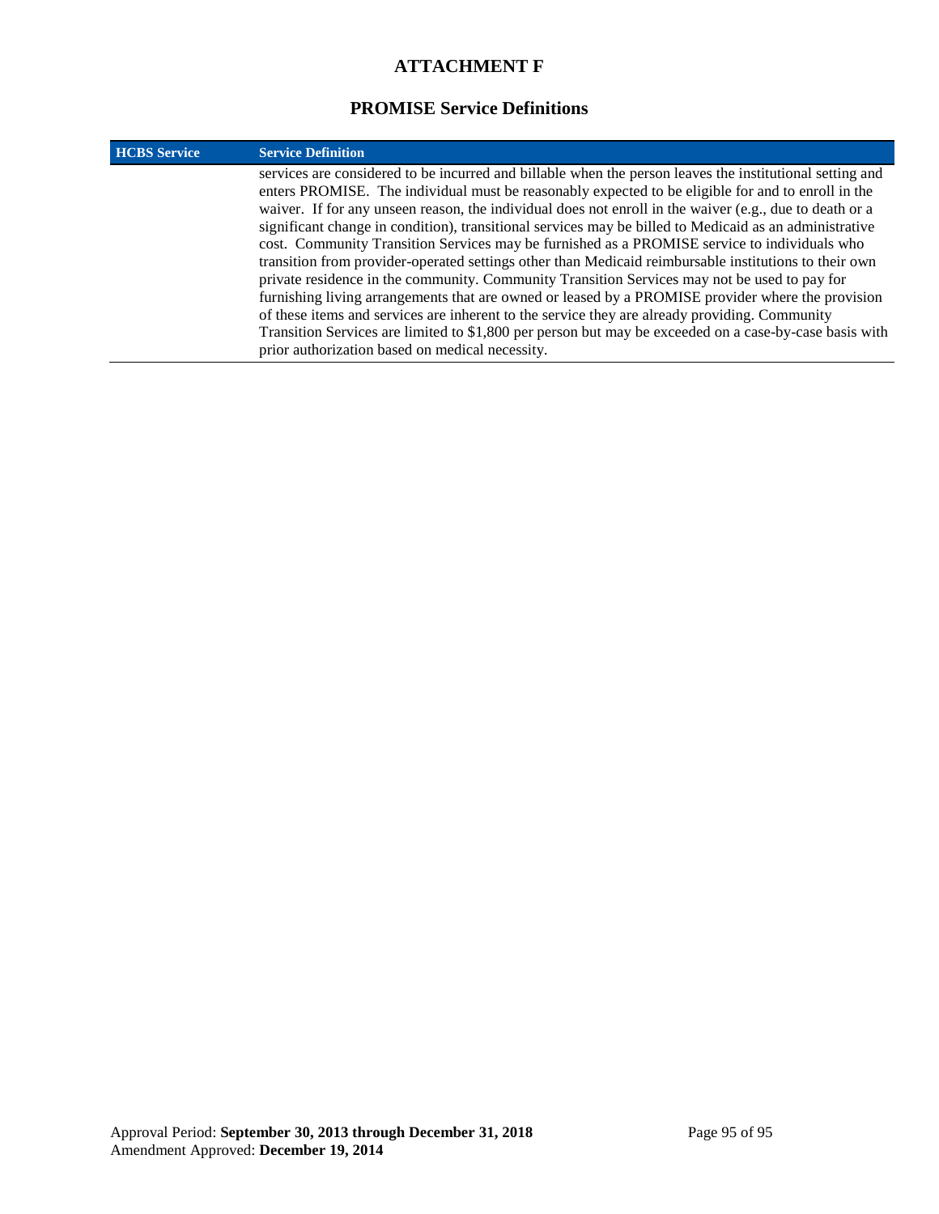# ATTACHMENT F

## PROMISE Service Definitions

| HCBS Service | Service Definition |
|---|---|
| | services are considered to be incurred and billable when the person leaves the institutional setting and enters PROMISE. The individual must be reasonably expected to be eligible for and to enroll in the waiver. If for any unseen reason, the individual does not enroll in the waiver (e.g., due to death or a significant change in condition), transitional services may be billed to Medicaid as an administrative cost. Community Transition Services may be furnished as a PROMISE service to individuals who transition from provider-operated settings other than Medicaid reimbursable institutions to their own private residence in the community. Community Transition Services may not be used to pay for furnishing living arrangements that are owned or leased by a PROMISE provider where the provision of these items and services are inherent to the service they are already providing. Community Transition Services are limited to $1,800 per person but may be exceeded on a case-by-case basis with prior authorization based on medical necessity. |

Approval Period: **September 30, 2013 through December 31, 2018**
Amendment Approved: **December 19, 2014**